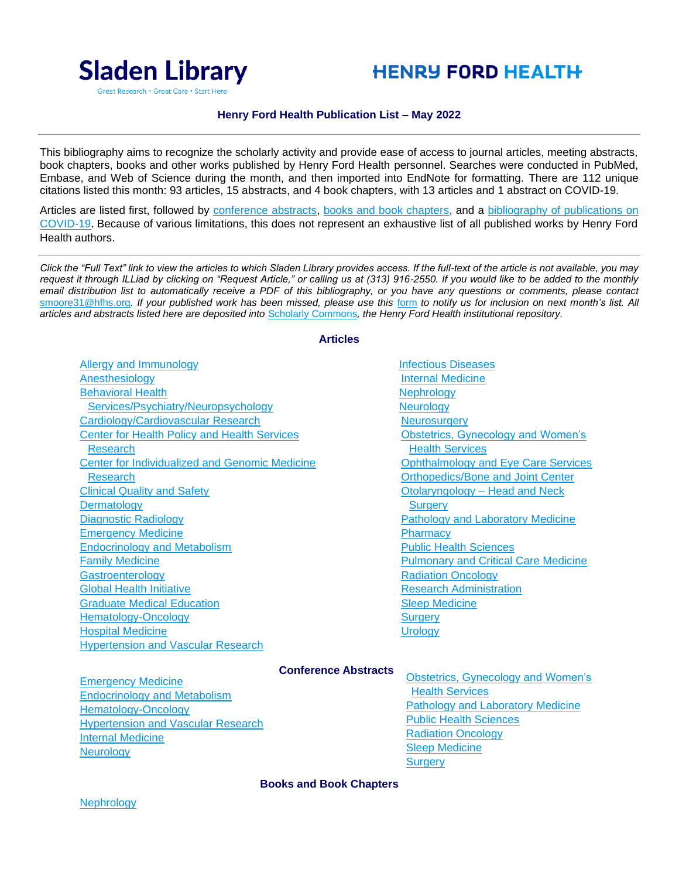Sladen Library

Great Research • Great Care • Start Here

HENRY FORD HEALTH

## Henry Ford Health Publication List – May 2022

This bibliography aims to recognize the scholarly activity and provide ease of access to journal articles, meeting abstracts, book chapters, books and other works published by Henry Ford Health personnel. Searches were conducted in PubMed, Embase, and Web of Science during the month, and then imported into EndNote for formatting. There are 112 unique citations listed this month: 93 articles, 15 abstracts, and 4 book chapters, with 13 articles and 1 abstract on COVID-19.

Articles are listed first, followed by conference abstracts, books and book chapters, and a bibliography of publications on COVID-19. Because of various limitations, this does not represent an exhaustive list of all published works by Henry Ford Health authors.

*Click the "Full Text" link to view the articles to which Sladen Library provides access. If the full-text of the article is not available, you may request it through ILLiad by clicking on "Request Article," or calling us at (313) 916-2550. If you would like to be added to the monthly email distribution list to automatically receive a PDF of this bibliography, or you have any questions or comments, please contact* smoore31@hfhs.org*. If your published work has been missed, please use this* form *to notify us for inclusion on next month's list. All articles and abstracts listed here are deposited into* Scholarly Commons*, the Henry Ford Health institutional repository.*

### Articles

- Allergy and Immunology
- Anesthesiology
- Behavioral Health Services/Psychiatry/Neuropsychology
- Cardiology/Cardiovascular Research
- Center for Health Policy and Health Services Research
- Center for Individualized and Genomic Medicine Research
- Clinical Quality and Safety
- Dermatology
- Diagnostic Radiology
- Emergency Medicine
- Endocrinology and Metabolism
- Family Medicine
- Gastroenterology
- Global Health Initiative
- Graduate Medical Education
- Hematology-Oncology
- Hospital Medicine
- Hypertension and Vascular Research
- Infectious Diseases
- Internal Medicine
- Nephrology
- Neurology
- Neurosurgery
- Obstetrics, Gynecology and Women's Health Services
- Ophthalmology and Eye Care Services
- Orthopedics/Bone and Joint Center
- Otolaryngology – Head and Neck Surgery
- Pathology and Laboratory Medicine
- Pharmacy
- Public Health Sciences
- Pulmonary and Critical Care Medicine
- Radiation Oncology
- Research Administration
- Sleep Medicine
- Surgery
- Urology

### Conference Abstracts

- Emergency Medicine
- Endocrinology and Metabolism
- Hematology-Oncology
- Hypertension and Vascular Research
- Internal Medicine
- Neurology
- Obstetrics, Gynecology and Women's Health Services
- Pathology and Laboratory Medicine
- Public Health Sciences
- Radiation Oncology
- Sleep Medicine
- Surgery

### Books and Book Chapters

- Nephrology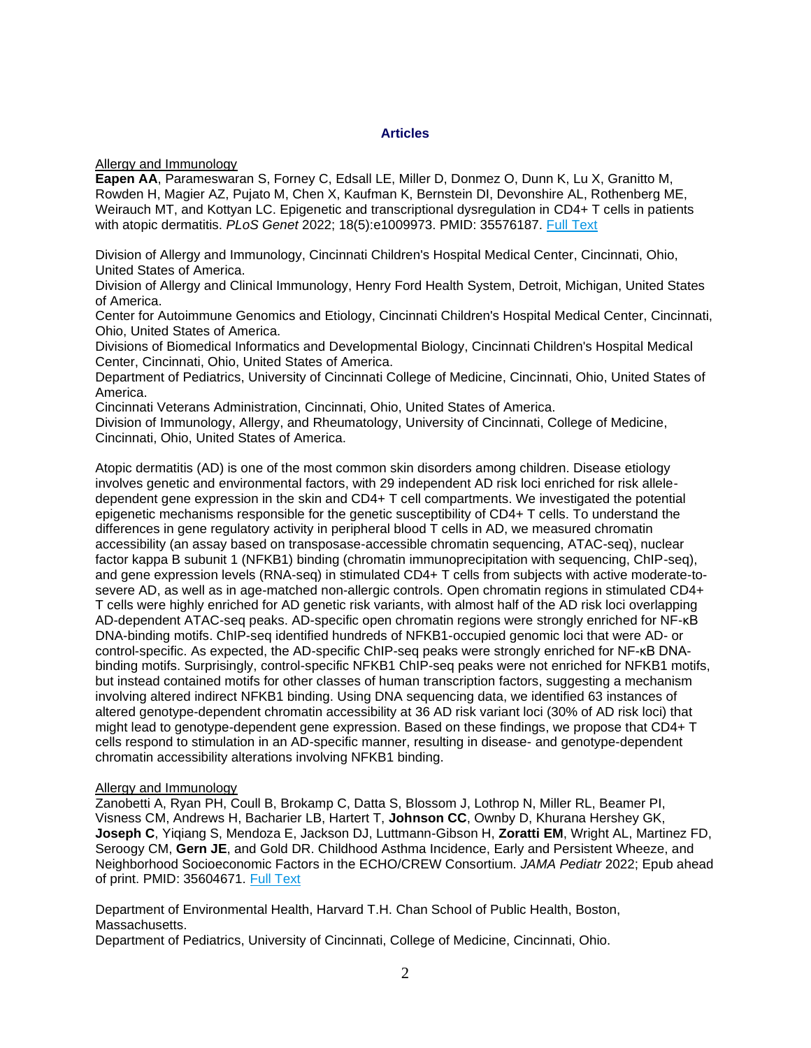## Articles

Allergy and Immunology

**Eapen AA**, Parameswaran S, Forney C, Edsall LE, Miller D, Donmez O, Dunn K, Lu X, Granitto M, Rowden H, Magier AZ, Pujato M, Chen X, Kaufman K, Bernstein DI, Devonshire AL, Rothenberg ME, Weirauch MT, and Kottyan LC. Epigenetic and transcriptional dysregulation in CD4+ T cells in patients with atopic dermatitis. *PLoS Genet* 2022; 18(5):e1009973. PMID: 35576187. Full Text

Division of Allergy and Immunology, Cincinnati Children's Hospital Medical Center, Cincinnati, Ohio, United States of America.
Division of Allergy and Clinical Immunology, Henry Ford Health System, Detroit, Michigan, United States of America.
Center for Autoimmune Genomics and Etiology, Cincinnati Children's Hospital Medical Center, Cincinnati, Ohio, United States of America.
Divisions of Biomedical Informatics and Developmental Biology, Cincinnati Children's Hospital Medical Center, Cincinnati, Ohio, United States of America.
Department of Pediatrics, University of Cincinnati College of Medicine, Cincinnati, Ohio, United States of America.
Cincinnati Veterans Administration, Cincinnati, Ohio, United States of America.
Division of Immunology, Allergy, and Rheumatology, University of Cincinnati, College of Medicine, Cincinnati, Ohio, United States of America.

Atopic dermatitis (AD) is one of the most common skin disorders among children. Disease etiology involves genetic and environmental factors, with 29 independent AD risk loci enriched for risk allele-dependent gene expression in the skin and CD4+ T cell compartments. We investigated the potential epigenetic mechanisms responsible for the genetic susceptibility of CD4+ T cells. To understand the differences in gene regulatory activity in peripheral blood T cells in AD, we measured chromatin accessibility (an assay based on transposase-accessible chromatin sequencing, ATAC-seq), nuclear factor kappa B subunit 1 (NFKB1) binding (chromatin immunoprecipitation with sequencing, ChIP-seq), and gene expression levels (RNA-seq) in stimulated CD4+ T cells from subjects with active moderate-to-severe AD, as well as in age-matched non-allergic controls. Open chromatin regions in stimulated CD4+ T cells were highly enriched for AD genetic risk variants, with almost half of the AD risk loci overlapping AD-dependent ATAC-seq peaks. AD-specific open chromatin regions were strongly enriched for NF-κB DNA-binding motifs. ChIP-seq identified hundreds of NFKB1-occupied genomic loci that were AD- or control-specific. As expected, the AD-specific ChIP-seq peaks were strongly enriched for NF-κB DNA-binding motifs. Surprisingly, control-specific NFKB1 ChIP-seq peaks were not enriched for NFKB1 motifs, but instead contained motifs for other classes of human transcription factors, suggesting a mechanism involving altered indirect NFKB1 binding. Using DNA sequencing data, we identified 63 instances of altered genotype-dependent chromatin accessibility at 36 AD risk variant loci (30% of AD risk loci) that might lead to genotype-dependent gene expression. Based on these findings, we propose that CD4+ T cells respond to stimulation in an AD-specific manner, resulting in disease- and genotype-dependent chromatin accessibility alterations involving NFKB1 binding.

Allergy and Immunology

Zanobetti A, Ryan PH, Coull B, Brokamp C, Datta S, Blossom J, Lothrop N, Miller RL, Beamer PI, Visness CM, Andrews H, Bacharier LB, Hartert T, **Johnson CC**, Ownby D, Khurana Hershey GK, **Joseph C**, Yiqiang S, Mendoza E, Jackson DJ, Luttmann-Gibson H, **Zoratti EM**, Wright AL, Martinez FD, Seroogy CM, **Gern JE**, and Gold DR. Childhood Asthma Incidence, Early and Persistent Wheeze, and Neighborhood Socioeconomic Factors in the ECHO/CREW Consortium. *JAMA Pediatr* 2022; Epub ahead of print. PMID: 35604671. Full Text

Department of Environmental Health, Harvard T.H. Chan School of Public Health, Boston, Massachusetts.
Department of Pediatrics, University of Cincinnati, College of Medicine, Cincinnati, Ohio.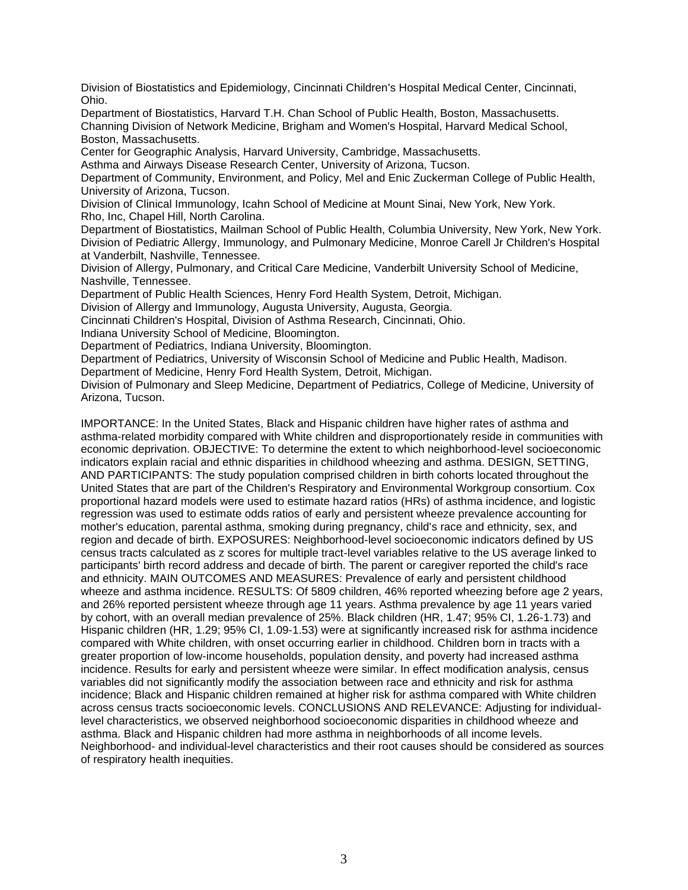Division of Biostatistics and Epidemiology, Cincinnati Children's Hospital Medical Center, Cincinnati, Ohio.
Department of Biostatistics, Harvard T.H. Chan School of Public Health, Boston, Massachusetts.
Channing Division of Network Medicine, Brigham and Women's Hospital, Harvard Medical School, Boston, Massachusetts.
Center for Geographic Analysis, Harvard University, Cambridge, Massachusetts.
Asthma and Airways Disease Research Center, University of Arizona, Tucson.
Department of Community, Environment, and Policy, Mel and Enic Zuckerman College of Public Health, University of Arizona, Tucson.
Division of Clinical Immunology, Icahn School of Medicine at Mount Sinai, New York, New York.
Rho, Inc, Chapel Hill, North Carolina.
Department of Biostatistics, Mailman School of Public Health, Columbia University, New York, New York.
Division of Pediatric Allergy, Immunology, and Pulmonary Medicine, Monroe Carell Jr Children's Hospital at Vanderbilt, Nashville, Tennessee.
Division of Allergy, Pulmonary, and Critical Care Medicine, Vanderbilt University School of Medicine, Nashville, Tennessee.
Department of Public Health Sciences, Henry Ford Health System, Detroit, Michigan.
Division of Allergy and Immunology, Augusta University, Augusta, Georgia.
Cincinnati Children's Hospital, Division of Asthma Research, Cincinnati, Ohio.
Indiana University School of Medicine, Bloomington.
Department of Pediatrics, Indiana University, Bloomington.
Department of Pediatrics, University of Wisconsin School of Medicine and Public Health, Madison.
Department of Medicine, Henry Ford Health System, Detroit, Michigan.
Division of Pulmonary and Sleep Medicine, Department of Pediatrics, College of Medicine, University of Arizona, Tucson.

IMPORTANCE: In the United States, Black and Hispanic children have higher rates of asthma and asthma-related morbidity compared with White children and disproportionately reside in communities with economic deprivation. OBJECTIVE: To determine the extent to which neighborhood-level socioeconomic indicators explain racial and ethnic disparities in childhood wheezing and asthma. DESIGN, SETTING, AND PARTICIPANTS: The study population comprised children in birth cohorts located throughout the United States that are part of the Children's Respiratory and Environmental Workgroup consortium. Cox proportional hazard models were used to estimate hazard ratios (HRs) of asthma incidence, and logistic regression was used to estimate odds ratios of early and persistent wheeze prevalence accounting for mother's education, parental asthma, smoking during pregnancy, child's race and ethnicity, sex, and region and decade of birth. EXPOSURES: Neighborhood-level socioeconomic indicators defined by US census tracts calculated as z scores for multiple tract-level variables relative to the US average linked to participants' birth record address and decade of birth. The parent or caregiver reported the child's race and ethnicity. MAIN OUTCOMES AND MEASURES: Prevalence of early and persistent childhood wheeze and asthma incidence. RESULTS: Of 5809 children, 46% reported wheezing before age 2 years, and 26% reported persistent wheeze through age 11 years. Asthma prevalence by age 11 years varied by cohort, with an overall median prevalence of 25%. Black children (HR, 1.47; 95% CI, 1.26-1.73) and Hispanic children (HR, 1.29; 95% CI, 1.09-1.53) were at significantly increased risk for asthma incidence compared with White children, with onset occurring earlier in childhood. Children born in tracts with a greater proportion of low-income households, population density, and poverty had increased asthma incidence. Results for early and persistent wheeze were similar. In effect modification analysis, census variables did not significantly modify the association between race and ethnicity and risk for asthma incidence; Black and Hispanic children remained at higher risk for asthma compared with White children across census tracts socioeconomic levels. CONCLUSIONS AND RELEVANCE: Adjusting for individual-level characteristics, we observed neighborhood socioeconomic disparities in childhood wheeze and asthma. Black and Hispanic children had more asthma in neighborhoods of all income levels. Neighborhood- and individual-level characteristics and their root causes should be considered as sources of respiratory health inequities.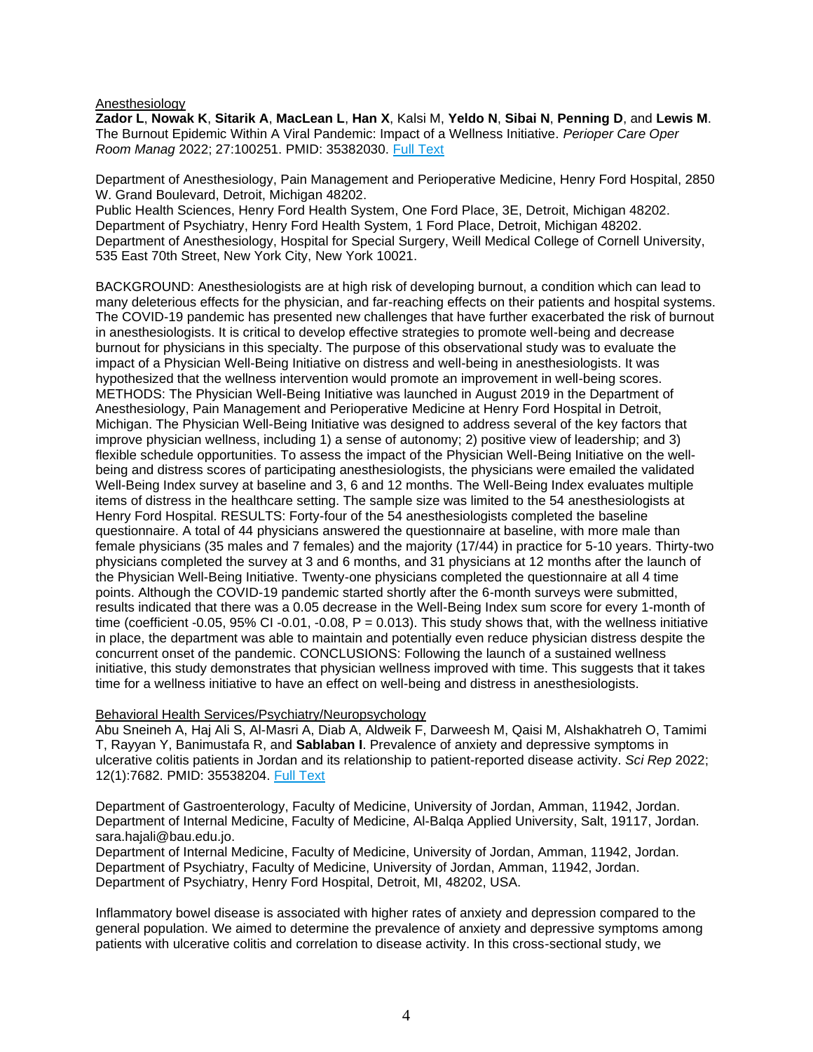<u>Anesthesiology</u>
**Zador L**, **Nowak K**, **Sitarik A**, **MacLean L**, **Han X**, Kalsi M, **Yeldo N**, **Sibai N**, **Penning D**, and **Lewis M**. The Burnout Epidemic Within A Viral Pandemic: Impact of a Wellness Initiative. *Perioper Care Oper Room Manag* 2022; 27:100251. PMID: 35382030. [Full Text]

Department of Anesthesiology, Pain Management and Perioperative Medicine, Henry Ford Hospital, 2850 W. Grand Boulevard, Detroit, Michigan 48202.
Public Health Sciences, Henry Ford Health System, One Ford Place, 3E, Detroit, Michigan 48202.
Department of Psychiatry, Henry Ford Health System, 1 Ford Place, Detroit, Michigan 48202.
Department of Anesthesiology, Hospital for Special Surgery, Weill Medical College of Cornell University, 535 East 70th Street, New York City, New York 10021.

BACKGROUND: Anesthesiologists are at high risk of developing burnout, a condition which can lead to many deleterious effects for the physician, and far-reaching effects on their patients and hospital systems. The COVID-19 pandemic has presented new challenges that have further exacerbated the risk of burnout in anesthesiologists. It is critical to develop effective strategies to promote well-being and decrease burnout for physicians in this specialty. The purpose of this observational study was to evaluate the impact of a Physician Well-Being Initiative on distress and well-being in anesthesiologists. It was hypothesized that the wellness intervention would promote an improvement in well-being scores. METHODS: The Physician Well-Being Initiative was launched in August 2019 in the Department of Anesthesiology, Pain Management and Perioperative Medicine at Henry Ford Hospital in Detroit, Michigan. The Physician Well-Being Initiative was designed to address several of the key factors that improve physician wellness, including 1) a sense of autonomy; 2) positive view of leadership; and 3) flexible schedule opportunities. To assess the impact of the Physician Well-Being Initiative on the well-being and distress scores of participating anesthesiologists, the physicians were emailed the validated Well-Being Index survey at baseline and 3, 6 and 12 months. The Well-Being Index evaluates multiple items of distress in the healthcare setting. The sample size was limited to the 54 anesthesiologists at Henry Ford Hospital. RESULTS: Forty-four of the 54 anesthesiologists completed the baseline questionnaire. A total of 44 physicians answered the questionnaire at baseline, with more male than female physicians (35 males and 7 females) and the majority (17/44) in practice for 5-10 years. Thirty-two physicians completed the survey at 3 and 6 months, and 31 physicians at 12 months after the launch of the Physician Well-Being Initiative. Twenty-one physicians completed the questionnaire at all 4 time points. Although the COVID-19 pandemic started shortly after the 6-month surveys were submitted, results indicated that there was a 0.05 decrease in the Well-Being Index sum score for every 1-month of time (coefficient -0.05, 95% CI -0.01, -0.08, P = 0.013). This study shows that, with the wellness initiative in place, the department was able to maintain and potentially even reduce physician distress despite the concurrent onset of the pandemic. CONCLUSIONS: Following the launch of a sustained wellness initiative, this study demonstrates that physician wellness improved with time. This suggests that it takes time for a wellness initiative to have an effect on well-being and distress in anesthesiologists.

<u>Behavioral Health Services/Psychiatry/Neuropsychology</u>
Abu Sneineh A, Haj Ali S, Al-Masri A, Diab A, Aldweik F, Darweesh M, Qaisi M, Alshakhatreh O, Tamimi T, Rayyan Y, Banimustafa R, and **Sablaban I**. Prevalence of anxiety and depressive symptoms in ulcerative colitis patients in Jordan and its relationship to patient-reported disease activity. *Sci Rep* 2022; 12(1):7682. PMID: 35538204. [Full Text]

Department of Gastroenterology, Faculty of Medicine, University of Jordan, Amman, 11942, Jordan.
Department of Internal Medicine, Faculty of Medicine, Al-Balqa Applied University, Salt, 19117, Jordan. sara.hajali@bau.edu.jo.
Department of Internal Medicine, Faculty of Medicine, University of Jordan, Amman, 11942, Jordan.
Department of Psychiatry, Faculty of Medicine, University of Jordan, Amman, 11942, Jordan.
Department of Psychiatry, Henry Ford Hospital, Detroit, MI, 48202, USA.

Inflammatory bowel disease is associated with higher rates of anxiety and depression compared to the general population. We aimed to determine the prevalence of anxiety and depressive symptoms among patients with ulcerative colitis and correlation to disease activity. In this cross-sectional study, we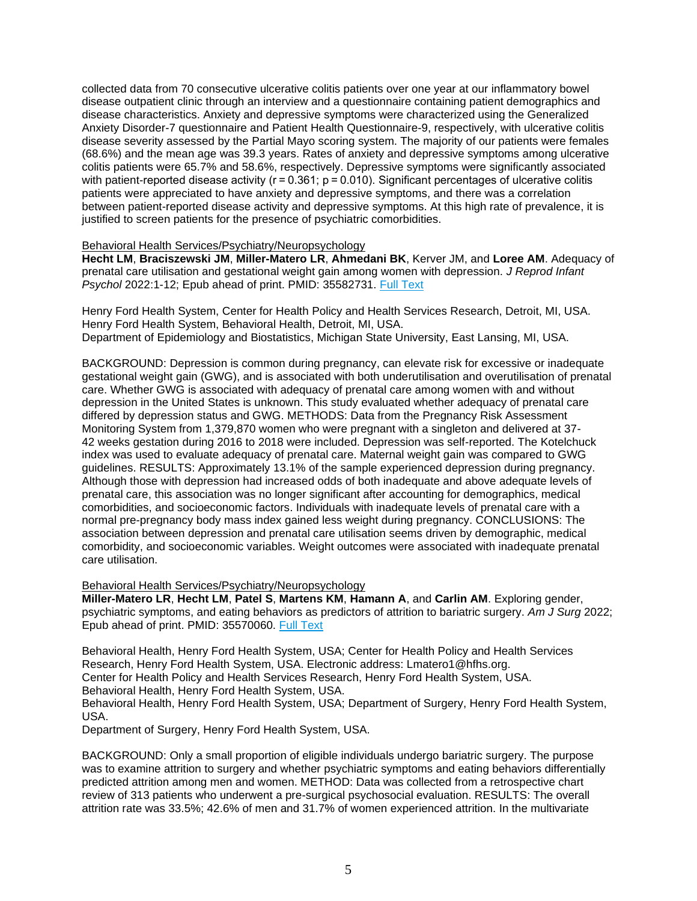collected data from 70 consecutive ulcerative colitis patients over one year at our inflammatory bowel disease outpatient clinic through an interview and a questionnaire containing patient demographics and disease characteristics. Anxiety and depressive symptoms were characterized using the Generalized Anxiety Disorder-7 questionnaire and Patient Health Questionnaire-9, respectively, with ulcerative colitis disease severity assessed by the Partial Mayo scoring system. The majority of our patients were females (68.6%) and the mean age was 39.3 years. Rates of anxiety and depressive symptoms among ulcerative colitis patients were 65.7% and 58.6%, respectively. Depressive symptoms were significantly associated with patient-reported disease activity ($r = 0.361$; $p = 0.010$). Significant percentages of ulcerative colitis patients were appreciated to have anxiety and depressive symptoms, and there was a correlation between patient-reported disease activity and depressive symptoms. At this high rate of prevalence, it is justified to screen patients for the presence of psychiatric comorbidities.

Behavioral Health Services/Psychiatry/Neuropsychology

**Hecht LM**, **Braciszewski JM**, **Miller-Matero LR**, **Ahmedani BK**, Kerver JM, and **Loree AM**. Adequacy of prenatal care utilisation and gestational weight gain among women with depression. *J Reprod Infant Psychol* 2022:1-12; Epub ahead of print. PMID: 35582731. Full Text

Henry Ford Health System, Center for Health Policy and Health Services Research, Detroit, MI, USA.
Henry Ford Health System, Behavioral Health, Detroit, MI, USA.
Department of Epidemiology and Biostatistics, Michigan State University, East Lansing, MI, USA.

BACKGROUND: Depression is common during pregnancy, can elevate risk for excessive or inadequate gestational weight gain (GWG), and is associated with both underutilisation and overutilisation of prenatal care. Whether GWG is associated with adequacy of prenatal care among women with and without depression in the United States is unknown. This study evaluated whether adequacy of prenatal care differed by depression status and GWG. METHODS: Data from the Pregnancy Risk Assessment Monitoring System from 1,379,870 women who were pregnant with a singleton and delivered at 37-42 weeks gestation during 2016 to 2018 were included. Depression was self-reported. The Kotelchuck index was used to evaluate adequacy of prenatal care. Maternal weight gain was compared to GWG guidelines. RESULTS: Approximately 13.1% of the sample experienced depression during pregnancy. Although those with depression had increased odds of both inadequate and above adequate levels of prenatal care, this association was no longer significant after accounting for demographics, medical comorbidities, and socioeconomic factors. Individuals with inadequate levels of prenatal care with a normal pre-pregnancy body mass index gained less weight during pregnancy. CONCLUSIONS: The association between depression and prenatal care utilisation seems driven by demographic, medical comorbidity, and socioeconomic variables. Weight outcomes were associated with inadequate prenatal care utilisation.

Behavioral Health Services/Psychiatry/Neuropsychology

**Miller-Matero LR**, **Hecht LM**, **Patel S**, **Martens KM**, **Hamann A**, and **Carlin AM**. Exploring gender, psychiatric symptoms, and eating behaviors as predictors of attrition to bariatric surgery. *Am J Surg* 2022; Epub ahead of print. PMID: 35570060. Full Text

Behavioral Health, Henry Ford Health System, USA; Center for Health Policy and Health Services Research, Henry Ford Health System, USA. Electronic address: Lmatero1@hfhs.org.
Center for Health Policy and Health Services Research, Henry Ford Health System, USA.
Behavioral Health, Henry Ford Health System, USA.
Behavioral Health, Henry Ford Health System, USA; Department of Surgery, Henry Ford Health System, USA.
Department of Surgery, Henry Ford Health System, USA.

BACKGROUND: Only a small proportion of eligible individuals undergo bariatric surgery. The purpose was to examine attrition to surgery and whether psychiatric symptoms and eating behaviors differentially predicted attrition among men and women. METHOD: Data was collected from a retrospective chart review of 313 patients who underwent a pre-surgical psychosocial evaluation. RESULTS: The overall attrition rate was 33.5%; 42.6% of men and 31.7% of women experienced attrition. In the multivariate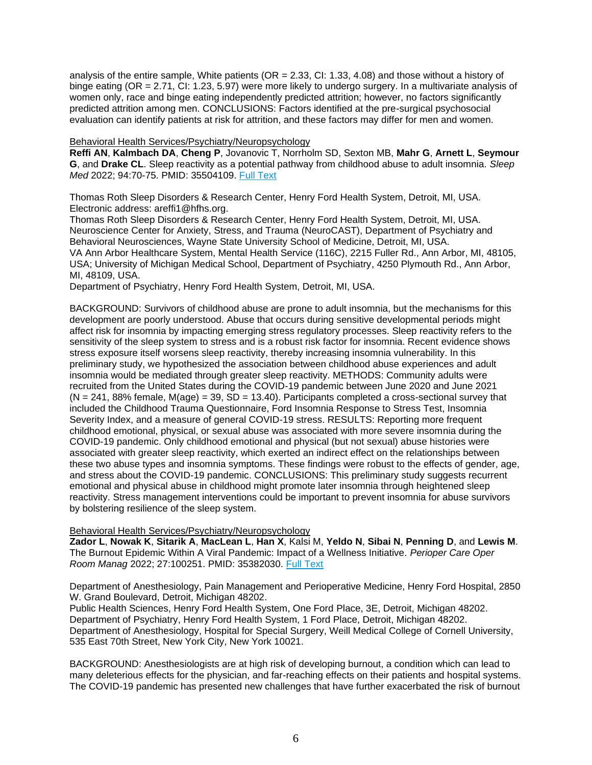analysis of the entire sample, White patients (OR = 2.33, CI: 1.33, 4.08) and those without a history of binge eating (OR = 2.71, CI: 1.23, 5.97) were more likely to undergo surgery. In a multivariate analysis of women only, race and binge eating independently predicted attrition; however, no factors significantly predicted attrition among men. CONCLUSIONS: Factors identified at the pre-surgical psychosocial evaluation can identify patients at risk for attrition, and these factors may differ for men and women.

Behavioral Health Services/Psychiatry/Neuropsychology

**Reffi AN**, **Kalmbach DA**, **Cheng P**, Jovanovic T, Norrholm SD, Sexton MB, **Mahr G**, **Arnett L**, **Seymour G**, and **Drake CL**. Sleep reactivity as a potential pathway from childhood abuse to adult insomnia. *Sleep Med* 2022; 94:70-75. PMID: 35504109. Full Text

Thomas Roth Sleep Disorders & Research Center, Henry Ford Health System, Detroit, MI, USA. Electronic address: areffi1@hfhs.org.
Thomas Roth Sleep Disorders & Research Center, Henry Ford Health System, Detroit, MI, USA.
Neuroscience Center for Anxiety, Stress, and Trauma (NeuroCAST), Department of Psychiatry and Behavioral Neurosciences, Wayne State University School of Medicine, Detroit, MI, USA.
VA Ann Arbor Healthcare System, Mental Health Service (116C), 2215 Fuller Rd., Ann Arbor, MI, 48105, USA; University of Michigan Medical School, Department of Psychiatry, 4250 Plymouth Rd., Ann Arbor, MI, 48109, USA.
Department of Psychiatry, Henry Ford Health System, Detroit, MI, USA.

BACKGROUND: Survivors of childhood abuse are prone to adult insomnia, but the mechanisms for this development are poorly understood. Abuse that occurs during sensitive developmental periods might affect risk for insomnia by impacting emerging stress regulatory processes. Sleep reactivity refers to the sensitivity of the sleep system to stress and is a robust risk factor for insomnia. Recent evidence shows stress exposure itself worsens sleep reactivity, thereby increasing insomnia vulnerability. In this preliminary study, we hypothesized the association between childhood abuse experiences and adult insomnia would be mediated through greater sleep reactivity. METHODS: Community adults were recruited from the United States during the COVID-19 pandemic between June 2020 and June 2021 (N = 241, 88% female, M(age) = 39, SD = 13.40). Participants completed a cross-sectional survey that included the Childhood Trauma Questionnaire, Ford Insomnia Response to Stress Test, Insomnia Severity Index, and a measure of general COVID-19 stress. RESULTS: Reporting more frequent childhood emotional, physical, or sexual abuse was associated with more severe insomnia during the COVID-19 pandemic. Only childhood emotional and physical (but not sexual) abuse histories were associated with greater sleep reactivity, which exerted an indirect effect on the relationships between these two abuse types and insomnia symptoms. These findings were robust to the effects of gender, age, and stress about the COVID-19 pandemic. CONCLUSIONS: This preliminary study suggests recurrent emotional and physical abuse in childhood might promote later insomnia through heightened sleep reactivity. Stress management interventions could be important to prevent insomnia for abuse survivors by bolstering resilience of the sleep system.

Behavioral Health Services/Psychiatry/Neuropsychology

**Zador L**, **Nowak K**, **Sitarik A**, **MacLean L**, **Han X**, Kalsi M, **Yeldo N**, **Sibai N**, **Penning D**, and **Lewis M**. The Burnout Epidemic Within A Viral Pandemic: Impact of a Wellness Initiative. *Perioper Care Oper Room Manag* 2022; 27:100251. PMID: 35382030. Full Text

Department of Anesthesiology, Pain Management and Perioperative Medicine, Henry Ford Hospital, 2850 W. Grand Boulevard, Detroit, Michigan 48202.
Public Health Sciences, Henry Ford Health System, One Ford Place, 3E, Detroit, Michigan 48202.
Department of Psychiatry, Henry Ford Health System, 1 Ford Place, Detroit, Michigan 48202.
Department of Anesthesiology, Hospital for Special Surgery, Weill Medical College of Cornell University, 535 East 70th Street, New York City, New York 10021.

BACKGROUND: Anesthesiologists are at high risk of developing burnout, a condition which can lead to many deleterious effects for the physician, and far-reaching effects on their patients and hospital systems. The COVID-19 pandemic has presented new challenges that have further exacerbated the risk of burnout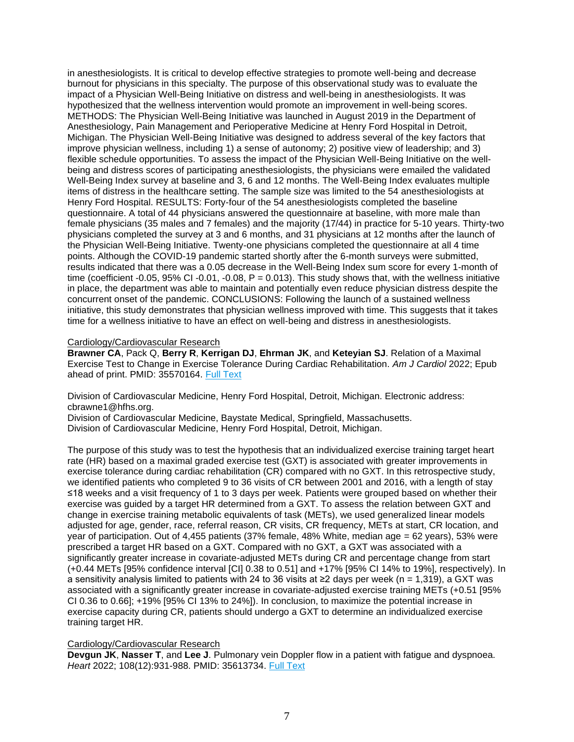in anesthesiologists. It is critical to develop effective strategies to promote well-being and decrease burnout for physicians in this specialty. The purpose of this observational study was to evaluate the impact of a Physician Well-Being Initiative on distress and well-being in anesthesiologists. It was hypothesized that the wellness intervention would promote an improvement in well-being scores. METHODS: The Physician Well-Being Initiative was launched in August 2019 in the Department of Anesthesiology, Pain Management and Perioperative Medicine at Henry Ford Hospital in Detroit, Michigan. The Physician Well-Being Initiative was designed to address several of the key factors that improve physician wellness, including 1) a sense of autonomy; 2) positive view of leadership; and 3) flexible schedule opportunities. To assess the impact of the Physician Well-Being Initiative on the well-being and distress scores of participating anesthesiologists, the physicians were emailed the validated Well-Being Index survey at baseline and 3, 6 and 12 months. The Well-Being Index evaluates multiple items of distress in the healthcare setting. The sample size was limited to the 54 anesthesiologists at Henry Ford Hospital. RESULTS: Forty-four of the 54 anesthesiologists completed the baseline questionnaire. A total of 44 physicians answered the questionnaire at baseline, with more male than female physicians (35 males and 7 females) and the majority (17/44) in practice for 5-10 years. Thirty-two physicians completed the survey at 3 and 6 months, and 31 physicians at 12 months after the launch of the Physician Well-Being Initiative. Twenty-one physicians completed the questionnaire at all 4 time points. Although the COVID-19 pandemic started shortly after the 6-month surveys were submitted, results indicated that there was a 0.05 decrease in the Well-Being Index sum score for every 1-month of time (coefficient -0.05, 95% CI -0.01, -0.08, P = 0.013). This study shows that, with the wellness initiative in place, the department was able to maintain and potentially even reduce physician distress despite the concurrent onset of the pandemic. CONCLUSIONS: Following the launch of a sustained wellness initiative, this study demonstrates that physician wellness improved with time. This suggests that it takes time for a wellness initiative to have an effect on well-being and distress in anesthesiologists.

Cardiology/Cardiovascular Research

**Brawner CA**, Pack Q, **Berry R**, **Kerrigan DJ**, **Ehrman JK**, and **Keteyian SJ**. Relation of a Maximal Exercise Test to Change in Exercise Tolerance During Cardiac Rehabilitation. *Am J Cardiol* 2022; Epub ahead of print. PMID: 35570164. Full Text

Division of Cardiovascular Medicine, Henry Ford Hospital, Detroit, Michigan. Electronic address: cbrawne1@hfhs.org.
Division of Cardiovascular Medicine, Baystate Medical, Springfield, Massachusetts.
Division of Cardiovascular Medicine, Henry Ford Hospital, Detroit, Michigan.

The purpose of this study was to test the hypothesis that an individualized exercise training target heart rate (HR) based on a maximal graded exercise test (GXT) is associated with greater improvements in exercise tolerance during cardiac rehabilitation (CR) compared with no GXT. In this retrospective study, we identified patients who completed 9 to 36 visits of CR between 2001 and 2016, with a length of stay ≤18 weeks and a visit frequency of 1 to 3 days per week. Patients were grouped based on whether their exercise was guided by a target HR determined from a GXT. To assess the relation between GXT and change in exercise training metabolic equivalents of task (METs), we used generalized linear models adjusted for age, gender, race, referral reason, CR visits, CR frequency, METs at start, CR location, and year of participation. Out of 4,455 patients (37% female, 48% White, median age = 62 years), 53% were prescribed a target HR based on a GXT. Compared with no GXT, a GXT was associated with a significantly greater increase in covariate-adjusted METs during CR and percentage change from start (+0.44 METs [95% confidence interval [CI] 0.38 to 0.51] and +17% [95% CI 14% to 19%], respectively). In a sensitivity analysis limited to patients with 24 to 36 visits at ≥2 days per week (n = 1,319), a GXT was associated with a significantly greater increase in covariate-adjusted exercise training METs (+0.51 [95% CI 0.36 to 0.66]; +19% [95% CI 13% to 24%]). In conclusion, to maximize the potential increase in exercise capacity during CR, patients should undergo a GXT to determine an individualized exercise training target HR.

Cardiology/Cardiovascular Research

**Devgun JK**, **Nasser T**, and **Lee J**. Pulmonary vein Doppler flow in a patient with fatigue and dyspnoea. *Heart* 2022; 108(12):931-988. PMID: 35613734. Full Text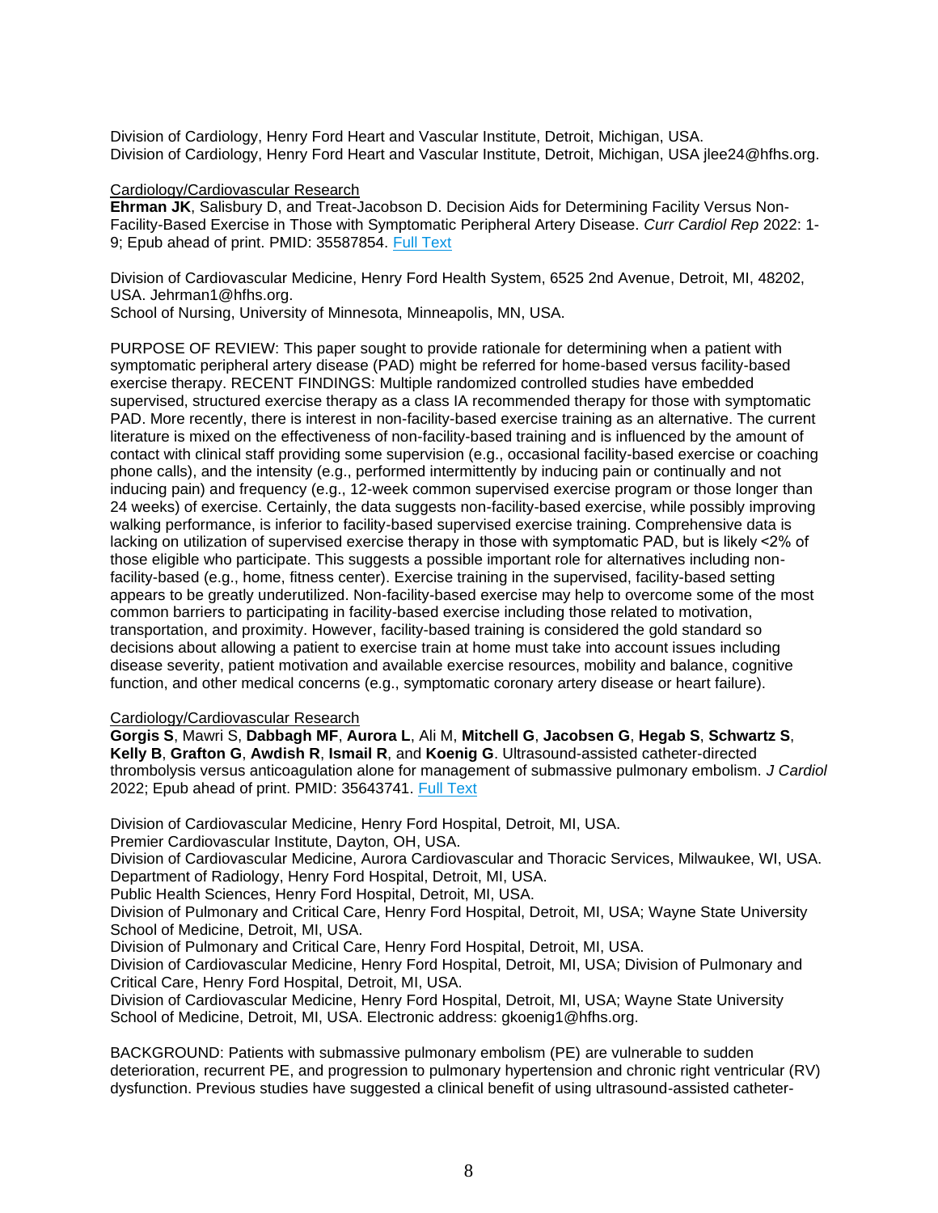Division of Cardiology, Henry Ford Heart and Vascular Institute, Detroit, Michigan, USA.
Division of Cardiology, Henry Ford Heart and Vascular Institute, Detroit, Michigan, USA jlee24@hfhs.org.

Cardiology/Cardiovascular Research
**Ehrman JK**, Salisbury D, and Treat-Jacobson D. Decision Aids for Determining Facility Versus Non-Facility-Based Exercise in Those with Symptomatic Peripheral Artery Disease. *Curr Cardiol Rep* 2022: 1-9; Epub ahead of print. PMID: 35587854. Full Text

Division of Cardiovascular Medicine, Henry Ford Health System, 6525 2nd Avenue, Detroit, MI, 48202, USA. Jehrman1@hfhs.org.
School of Nursing, University of Minnesota, Minneapolis, MN, USA.

PURPOSE OF REVIEW: This paper sought to provide rationale for determining when a patient with symptomatic peripheral artery disease (PAD) might be referred for home-based versus facility-based exercise therapy. RECENT FINDINGS: Multiple randomized controlled studies have embedded supervised, structured exercise therapy as a class IA recommended therapy for those with symptomatic PAD. More recently, there is interest in non-facility-based exercise training as an alternative. The current literature is mixed on the effectiveness of non-facility-based training and is influenced by the amount of contact with clinical staff providing some supervision (e.g., occasional facility-based exercise or coaching phone calls), and the intensity (e.g., performed intermittently by inducing pain or continually and not inducing pain) and frequency (e.g., 12-week common supervised exercise program or those longer than 24 weeks) of exercise. Certainly, the data suggests non-facility-based exercise, while possibly improving walking performance, is inferior to facility-based supervised exercise training. Comprehensive data is lacking on utilization of supervised exercise therapy in those with symptomatic PAD, but is likely <2% of those eligible who participate. This suggests a possible important role for alternatives including non-facility-based (e.g., home, fitness center). Exercise training in the supervised, facility-based setting appears to be greatly underutilized. Non-facility-based exercise may help to overcome some of the most common barriers to participating in facility-based exercise including those related to motivation, transportation, and proximity. However, facility-based training is considered the gold standard so decisions about allowing a patient to exercise train at home must take into account issues including disease severity, patient motivation and available exercise resources, mobility and balance, cognitive function, and other medical concerns (e.g., symptomatic coronary artery disease or heart failure).

Cardiology/Cardiovascular Research
**Gorgis S**, Mawri S, **Dabbagh MF**, **Aurora L**, Ali M, **Mitchell G**, **Jacobsen G**, **Hegab S**, **Schwartz S**, **Kelly B**, **Grafton G**, **Awdish R**, **Ismail R**, and **Koenig G**. Ultrasound-assisted catheter-directed thrombolysis versus anticoagulation alone for management of submassive pulmonary embolism. *J Cardiol* 2022; Epub ahead of print. PMID: 35643741. Full Text

Division of Cardiovascular Medicine, Henry Ford Hospital, Detroit, MI, USA.
Premier Cardiovascular Institute, Dayton, OH, USA.
Division of Cardiovascular Medicine, Aurora Cardiovascular and Thoracic Services, Milwaukee, WI, USA.
Department of Radiology, Henry Ford Hospital, Detroit, MI, USA.
Public Health Sciences, Henry Ford Hospital, Detroit, MI, USA.
Division of Pulmonary and Critical Care, Henry Ford Hospital, Detroit, MI, USA; Wayne State University School of Medicine, Detroit, MI, USA.
Division of Pulmonary and Critical Care, Henry Ford Hospital, Detroit, MI, USA.
Division of Cardiovascular Medicine, Henry Ford Hospital, Detroit, MI, USA; Division of Pulmonary and Critical Care, Henry Ford Hospital, Detroit, MI, USA.
Division of Cardiovascular Medicine, Henry Ford Hospital, Detroit, MI, USA; Wayne State University School of Medicine, Detroit, MI, USA. Electronic address: gkoenig1@hfhs.org.

BACKGROUND: Patients with submassive pulmonary embolism (PE) are vulnerable to sudden deterioration, recurrent PE, and progression to pulmonary hypertension and chronic right ventricular (RV) dysfunction. Previous studies have suggested a clinical benefit of using ultrasound-assisted catheter-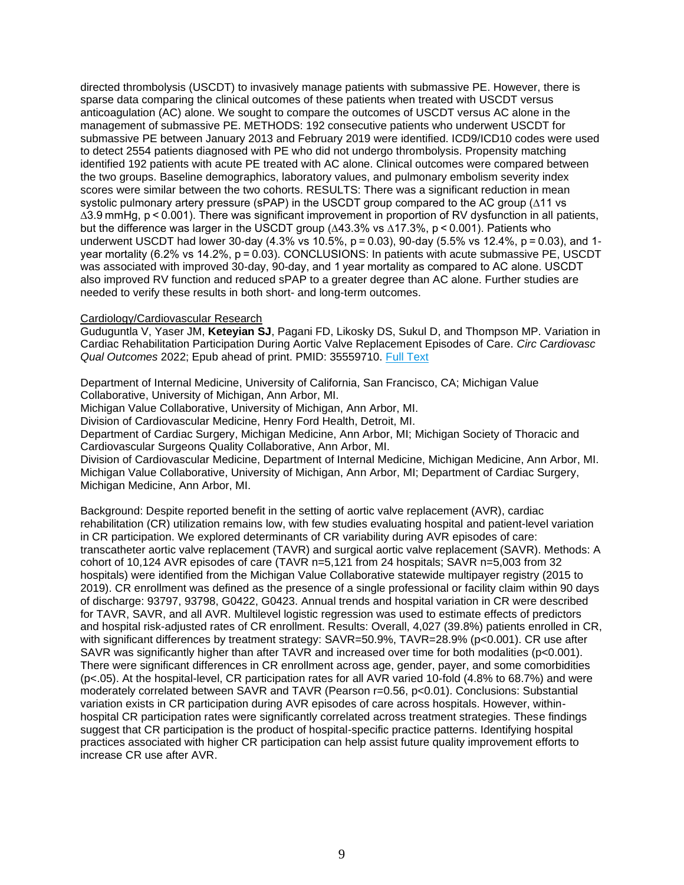directed thrombolysis (USCDT) to invasively manage patients with submassive PE. However, there is sparse data comparing the clinical outcomes of these patients when treated with USCDT versus anticoagulation (AC) alone. We sought to compare the outcomes of USCDT versus AC alone in the management of submassive PE. METHODS: 192 consecutive patients who underwent USCDT for submassive PE between January 2013 and February 2019 were identified. ICD9/ICD10 codes were used to detect 2554 patients diagnosed with PE who did not undergo thrombolysis. Propensity matching identified 192 patients with acute PE treated with AC alone. Clinical outcomes were compared between the two groups. Baseline demographics, laboratory values, and pulmonary embolism severity index scores were similar between the two cohorts. RESULTS: There was a significant reduction in mean systolic pulmonary artery pressure (sPAP) in the USCDT group compared to the AC group (∆11 vs ∆3.9 mmHg, $p < 0.001$). There was significant improvement in proportion of RV dysfunction in all patients, but the difference was larger in the USCDT group (∆43.3% vs ∆17.3%, $p < 0.001$). Patients who underwent USCDT had lower 30-day (4.3% vs 10.5%, $p = 0.03$), 90-day (5.5% vs 12.4%, $p = 0.03$), and 1-year mortality (6.2% vs 14.2%, $p = 0.03$). CONCLUSIONS: In patients with acute submassive PE, USCDT was associated with improved 30-day, 90-day, and 1 year mortality as compared to AC alone. USCDT also improved RV function and reduced sPAP to a greater degree than AC alone. Further studies are needed to verify these results in both short- and long-term outcomes.

Cardiology/Cardiovascular Research

Guduguntla V, Yaser JM, **Keteyian SJ**, Pagani FD, Likosky DS, Sukul D, and Thompson MP. Variation in Cardiac Rehabilitation Participation During Aortic Valve Replacement Episodes of Care. *Circ Cardiovasc Qual Outcomes* 2022; Epub ahead of print. PMID: 35559710. Full Text

Department of Internal Medicine, University of California, San Francisco, CA; Michigan Value Collaborative, University of Michigan, Ann Arbor, MI.
Michigan Value Collaborative, University of Michigan, Ann Arbor, MI.
Division of Cardiovascular Medicine, Henry Ford Health, Detroit, MI.
Department of Cardiac Surgery, Michigan Medicine, Ann Arbor, MI; Michigan Society of Thoracic and Cardiovascular Surgeons Quality Collaborative, Ann Arbor, MI.
Division of Cardiovascular Medicine, Department of Internal Medicine, Michigan Medicine, Ann Arbor, MI.
Michigan Value Collaborative, University of Michigan, Ann Arbor, MI; Department of Cardiac Surgery, Michigan Medicine, Ann Arbor, MI.

Background: Despite reported benefit in the setting of aortic valve replacement (AVR), cardiac rehabilitation (CR) utilization remains low, with few studies evaluating hospital and patient-level variation in CR participation. We explored determinants of CR variability during AVR episodes of care: transcatheter aortic valve replacement (TAVR) and surgical aortic valve replacement (SAVR). Methods: A cohort of 10,124 AVR episodes of care (TAVR n=5,121 from 24 hospitals; SAVR n=5,003 from 32 hospitals) were identified from the Michigan Value Collaborative statewide multipayer registry (2015 to 2019). CR enrollment was defined as the presence of a single professional or facility claim within 90 days of discharge: 93797, 93798, G0422, G0423. Annual trends and hospital variation in CR were described for TAVR, SAVR, and all AVR. Multilevel logistic regression was used to estimate effects of predictors and hospital risk-adjusted rates of CR enrollment. Results: Overall, 4,027 (39.8%) patients enrolled in CR, with significant differences by treatment strategy: SAVR=50.9%, TAVR=28.9% ($p<0.001$). CR use after SAVR was significantly higher than after TAVR and increased over time for both modalities ($p<0.001$). There were significant differences in CR enrollment across age, gender, payer, and some comorbidities ($p<.05$). At the hospital-level, CR participation rates for all AVR varied 10-fold (4.8% to 68.7%) and were moderately correlated between SAVR and TAVR (Pearson r=0.56, $p<0.01$). Conclusions: Substantial variation exists in CR participation during AVR episodes of care across hospitals. However, within-hospital CR participation rates were significantly correlated across treatment strategies. These findings suggest that CR participation is the product of hospital-specific practice patterns. Identifying hospital practices associated with higher CR participation can help assist future quality improvement efforts to increase CR use after AVR.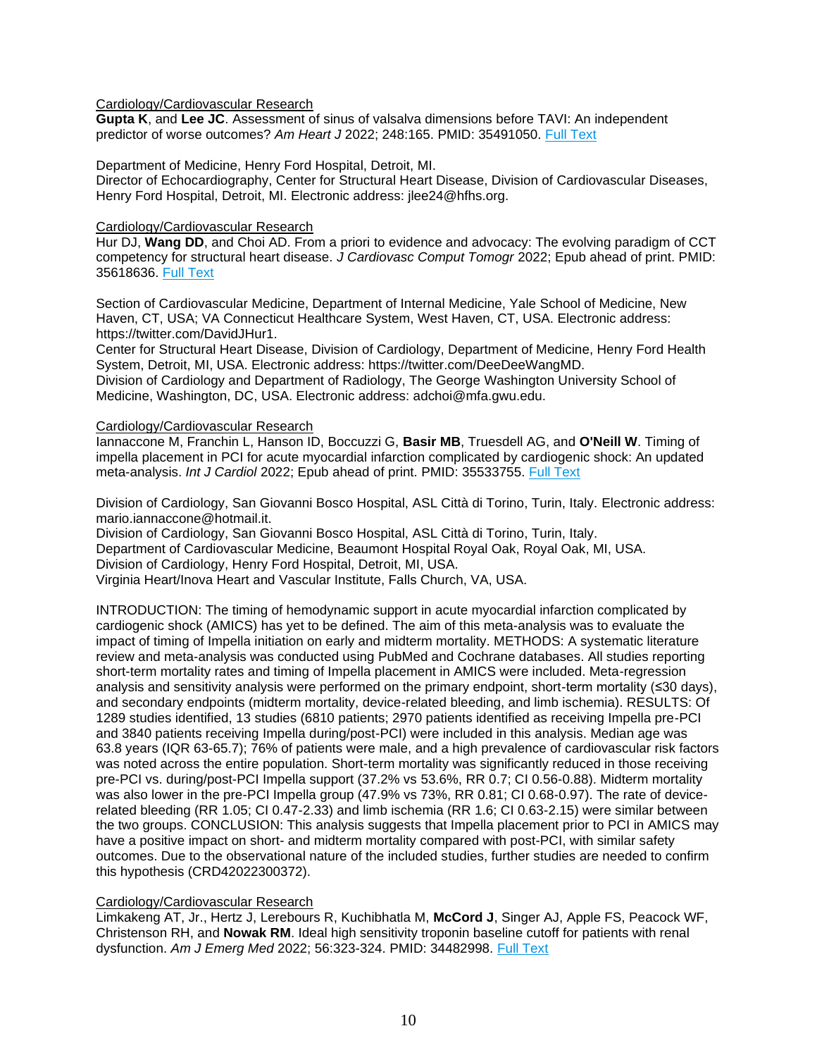Cardiology/Cardiovascular Research

**Gupta K**, and **Lee JC**. Assessment of sinus of valsalva dimensions before TAVI: An independent predictor of worse outcomes? *Am Heart J* 2022; 248:165. PMID: 35491050. Full Text

Department of Medicine, Henry Ford Hospital, Detroit, MI.
Director of Echocardiography, Center for Structural Heart Disease, Division of Cardiovascular Diseases, Henry Ford Hospital, Detroit, MI. Electronic address: jlee24@hfhs.org.

Cardiology/Cardiovascular Research

Hur DJ, **Wang DD**, and Choi AD. From a priori to evidence and advocacy: The evolving paradigm of CCT competency for structural heart disease. *J Cardiovasc Comput Tomogr* 2022; Epub ahead of print. PMID: 35618636. Full Text

Section of Cardiovascular Medicine, Department of Internal Medicine, Yale School of Medicine, New Haven, CT, USA; VA Connecticut Healthcare System, West Haven, CT, USA. Electronic address: https://twitter.com/DavidJHur1.
Center for Structural Heart Disease, Division of Cardiology, Department of Medicine, Henry Ford Health System, Detroit, MI, USA. Electronic address: https://twitter.com/DeeDeeWangMD.
Division of Cardiology and Department of Radiology, The George Washington University School of Medicine, Washington, DC, USA. Electronic address: adchoi@mfa.gwu.edu.

Cardiology/Cardiovascular Research

Iannaccone M, Franchin L, Hanson ID, Boccuzzi G, **Basir MB**, Truesdell AG, and **O'Neill W**. Timing of impella placement in PCI for acute myocardial infarction complicated by cardiogenic shock: An updated meta-analysis. *Int J Cardiol* 2022; Epub ahead of print. PMID: 35533755. Full Text

Division of Cardiology, San Giovanni Bosco Hospital, ASL Città di Torino, Turin, Italy. Electronic address: mario.iannaccone@hotmail.it.
Division of Cardiology, San Giovanni Bosco Hospital, ASL Città di Torino, Turin, Italy.
Department of Cardiovascular Medicine, Beaumont Hospital Royal Oak, Royal Oak, MI, USA.
Division of Cardiology, Henry Ford Hospital, Detroit, MI, USA.
Virginia Heart/Inova Heart and Vascular Institute, Falls Church, VA, USA.

INTRODUCTION: The timing of hemodynamic support in acute myocardial infarction complicated by cardiogenic shock (AMICS) has yet to be defined. The aim of this meta-analysis was to evaluate the impact of timing of Impella initiation on early and midterm mortality. METHODS: A systematic literature review and meta-analysis was conducted using PubMed and Cochrane databases. All studies reporting short-term mortality rates and timing of Impella placement in AMICS were included. Meta-regression analysis and sensitivity analysis were performed on the primary endpoint, short-term mortality (≤30 days), and secondary endpoints (midterm mortality, device-related bleeding, and limb ischemia). RESULTS: Of 1289 studies identified, 13 studies (6810 patients; 2970 patients identified as receiving Impella pre-PCI and 3840 patients receiving Impella during/post-PCI) were included in this analysis. Median age was 63.8 years (IQR 63-65.7); 76% of patients were male, and a high prevalence of cardiovascular risk factors was noted across the entire population. Short-term mortality was significantly reduced in those receiving pre-PCI vs. during/post-PCI Impella support (37.2% vs 53.6%, RR 0.7; CI 0.56-0.88). Midterm mortality was also lower in the pre-PCI Impella group (47.9% vs 73%, RR 0.81; CI 0.68-0.97). The rate of device-related bleeding (RR 1.05; CI 0.47-2.33) and limb ischemia (RR 1.6; CI 0.63-2.15) were similar between the two groups. CONCLUSION: This analysis suggests that Impella placement prior to PCI in AMICS may have a positive impact on short- and midterm mortality compared with post-PCI, with similar safety outcomes. Due to the observational nature of the included studies, further studies are needed to confirm this hypothesis (CRD42022300372).

Cardiology/Cardiovascular Research

Limkakeng AT, Jr., Hertz J, Lerebours R, Kuchibhatla M, **McCord J**, Singer AJ, Apple FS, Peacock WF, Christenson RH, and **Nowak RM**. Ideal high sensitivity troponin baseline cutoff for patients with renal dysfunction. *Am J Emerg Med* 2022; 56:323-324. PMID: 34482998. Full Text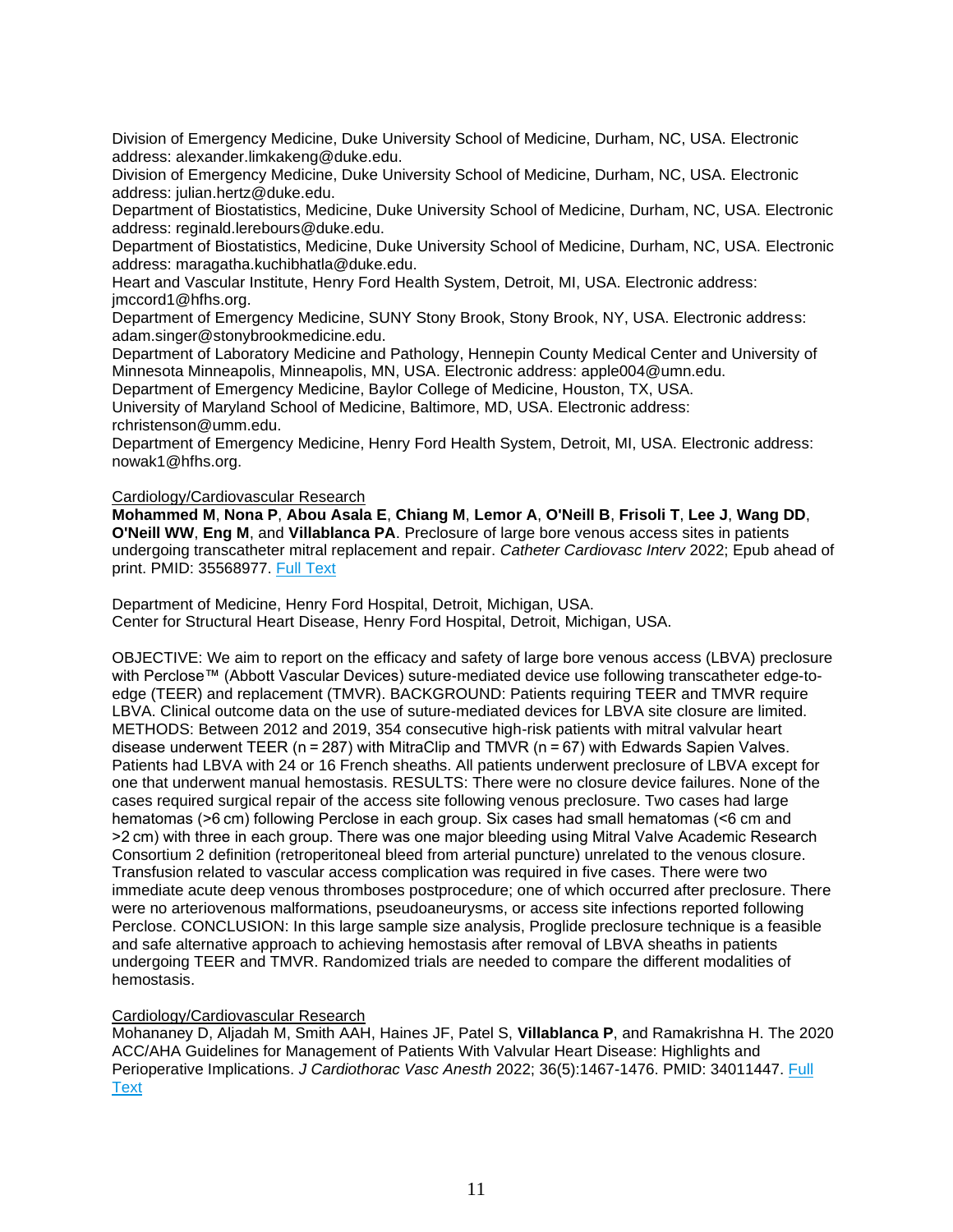Division of Emergency Medicine, Duke University School of Medicine, Durham, NC, USA. Electronic address: alexander.limkakeng@duke.edu.
Division of Emergency Medicine, Duke University School of Medicine, Durham, NC, USA. Electronic address: julian.hertz@duke.edu.
Department of Biostatistics, Medicine, Duke University School of Medicine, Durham, NC, USA. Electronic address: reginald.lerebours@duke.edu.
Department of Biostatistics, Medicine, Duke University School of Medicine, Durham, NC, USA. Electronic address: maragatha.kuchibhatla@duke.edu.
Heart and Vascular Institute, Henry Ford Health System, Detroit, MI, USA. Electronic address: jmccord1@hfhs.org.
Department of Emergency Medicine, SUNY Stony Brook, Stony Brook, NY, USA. Electronic address: adam.singer@stonybrookmedicine.edu.
Department of Laboratory Medicine and Pathology, Hennepin County Medical Center and University of Minnesota Minneapolis, Minneapolis, MN, USA. Electronic address: apple004@umn.edu.
Department of Emergency Medicine, Baylor College of Medicine, Houston, TX, USA.
University of Maryland School of Medicine, Baltimore, MD, USA. Electronic address: rchristenson@umm.edu.
Department of Emergency Medicine, Henry Ford Health System, Detroit, MI, USA. Electronic address: nowak1@hfhs.org.

Cardiology/Cardiovascular Research
**Mohammed M**, **Nona P**, **Abou Asala E**, **Chiang M**, **Lemor A**, **O'Neill B**, **Frisoli T**, **Lee J**, **Wang DD**, **O'Neill WW**, **Eng M**, and **Villablanca PA**. Preclosure of large bore venous access sites in patients undergoing transcatheter mitral replacement and repair. *Catheter Cardiovasc Interv* 2022; Epub ahead of print. PMID: 35568977. Full Text

Department of Medicine, Henry Ford Hospital, Detroit, Michigan, USA.
Center for Structural Heart Disease, Henry Ford Hospital, Detroit, Michigan, USA.

OBJECTIVE: We aim to report on the efficacy and safety of large bore venous access (LBVA) preclosure with Perclose™ (Abbott Vascular Devices) suture-mediated device use following transcatheter edge-to-edge (TEER) and replacement (TMVR). BACKGROUND: Patients requiring TEER and TMVR require LBVA. Clinical outcome data on the use of suture-mediated devices for LBVA site closure are limited. METHODS: Between 2012 and 2019, 354 consecutive high-risk patients with mitral valvular heart disease underwent TEER (n = 287) with MitraClip and TMVR (n = 67) with Edwards Sapien Valves. Patients had LBVA with 24 or 16 French sheaths. All patients underwent preclosure of LBVA except for one that underwent manual hemostasis. RESULTS: There were no closure device failures. None of the cases required surgical repair of the access site following venous preclosure. Two cases had large hematomas (>6 cm) following Perclose in each group. Six cases had small hematomas (<6 cm and >2 cm) with three in each group. There was one major bleeding using Mitral Valve Academic Research Consortium 2 definition (retroperitoneal bleed from arterial puncture) unrelated to the venous closure. Transfusion related to vascular access complication was required in five cases. There were two immediate acute deep venous thromboses postprocedure; one of which occurred after preclosure. There were no arteriovenous malformations, pseudoaneurysms, or access site infections reported following Perclose. CONCLUSION: In this large sample size analysis, Proglide preclosure technique is a feasible and safe alternative approach to achieving hemostasis after removal of LBVA sheaths in patients undergoing TEER and TMVR. Randomized trials are needed to compare the different modalities of hemostasis.

Cardiology/Cardiovascular Research
Mohananey D, Aljadah M, Smith AAH, Haines JF, Patel S, **Villablanca P**, and Ramakrishna H. The 2020 ACC/AHA Guidelines for Management of Patients With Valvular Heart Disease: Highlights and Perioperative Implications. *J Cardiothorac Vasc Anesth* 2022; 36(5):1467-1476. PMID: 34011447. Full Text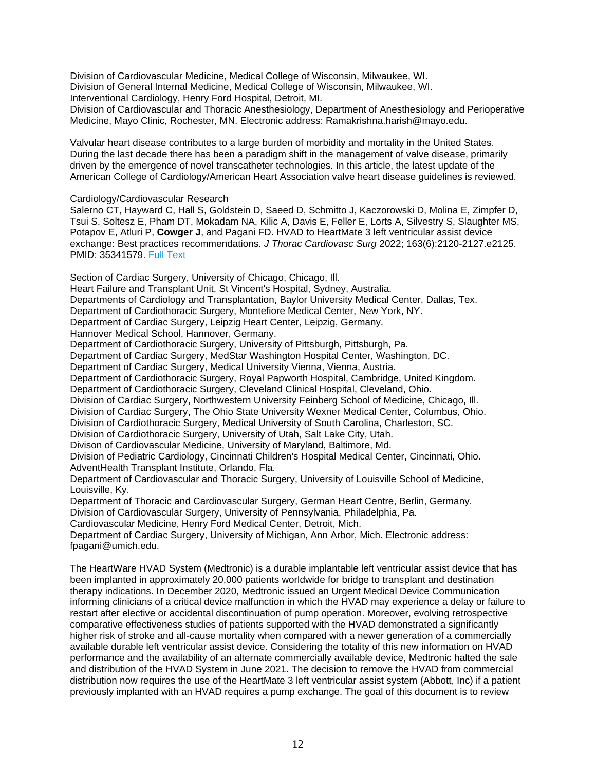Division of Cardiovascular Medicine, Medical College of Wisconsin, Milwaukee, WI.
Division of General Internal Medicine, Medical College of Wisconsin, Milwaukee, WI.
Interventional Cardiology, Henry Ford Hospital, Detroit, MI.
Division of Cardiovascular and Thoracic Anesthesiology, Department of Anesthesiology and Perioperative Medicine, Mayo Clinic, Rochester, MN. Electronic address: Ramakrishna.harish@mayo.edu.

Valvular heart disease contributes to a large burden of morbidity and mortality in the United States. During the last decade there has been a paradigm shift in the management of valve disease, primarily driven by the emergence of novel transcatheter technologies. In this article, the latest update of the American College of Cardiology/American Heart Association valve heart disease guidelines is reviewed.

Cardiology/Cardiovascular Research

Salerno CT, Hayward C, Hall S, Goldstein D, Saeed D, Schmitto J, Kaczorowski D, Molina E, Zimpfer D, Tsui S, Soltesz E, Pham DT, Mokadam NA, Kilic A, Davis E, Feller E, Lorts A, Silvestry S, Slaughter MS, Potapov E, Atluri P, **Cowger J**, and Pagani FD. HVAD to HeartMate 3 left ventricular assist device exchange: Best practices recommendations. *J Thorac Cardiovasc Surg* 2022; 163(6):2120-2127.e2125. PMID: 35341579. Full Text

Section of Cardiac Surgery, University of Chicago, Chicago, Ill.
Heart Failure and Transplant Unit, St Vincent's Hospital, Sydney, Australia.
Departments of Cardiology and Transplantation, Baylor University Medical Center, Dallas, Tex.
Department of Cardiothoracic Surgery, Montefiore Medical Center, New York, NY.
Department of Cardiac Surgery, Leipzig Heart Center, Leipzig, Germany.
Hannover Medical School, Hannover, Germany.
Department of Cardiothoracic Surgery, University of Pittsburgh, Pittsburgh, Pa.
Department of Cardiac Surgery, MedStar Washington Hospital Center, Washington, DC.
Department of Cardiac Surgery, Medical University Vienna, Vienna, Austria.
Department of Cardiothoracic Surgery, Royal Papworth Hospital, Cambridge, United Kingdom.
Department of Cardiothoracic Surgery, Cleveland Clinical Hospital, Cleveland, Ohio.
Division of Cardiac Surgery, Northwestern University Feinberg School of Medicine, Chicago, Ill.
Division of Cardiac Surgery, The Ohio State University Wexner Medical Center, Columbus, Ohio.
Division of Cardiothoracic Surgery, Medical University of South Carolina, Charleston, SC.
Division of Cardiothoracic Surgery, University of Utah, Salt Lake City, Utah.
Divison of Cardiovascular Medicine, University of Maryland, Baltimore, Md.
Division of Pediatric Cardiology, Cincinnati Children's Hospital Medical Center, Cincinnati, Ohio.
AdventHealth Transplant Institute, Orlando, Fla.
Department of Cardiovascular and Thoracic Surgery, University of Louisville School of Medicine, Louisville, Ky.
Department of Thoracic and Cardiovascular Surgery, German Heart Centre, Berlin, Germany.
Division of Cardiovascular Surgery, University of Pennsylvania, Philadelphia, Pa.
Cardiovascular Medicine, Henry Ford Medical Center, Detroit, Mich.
Department of Cardiac Surgery, University of Michigan, Ann Arbor, Mich. Electronic address: fpagani@umich.edu.

The HeartWare HVAD System (Medtronic) is a durable implantable left ventricular assist device that has been implanted in approximately 20,000 patients worldwide for bridge to transplant and destination therapy indications. In December 2020, Medtronic issued an Urgent Medical Device Communication informing clinicians of a critical device malfunction in which the HVAD may experience a delay or failure to restart after elective or accidental discontinuation of pump operation. Moreover, evolving retrospective comparative effectiveness studies of patients supported with the HVAD demonstrated a significantly higher risk of stroke and all-cause mortality when compared with a newer generation of a commercially available durable left ventricular assist device. Considering the totality of this new information on HVAD performance and the availability of an alternate commercially available device, Medtronic halted the sale and distribution of the HVAD System in June 2021. The decision to remove the HVAD from commercial distribution now requires the use of the HeartMate 3 left ventricular assist system (Abbott, Inc) if a patient previously implanted with an HVAD requires a pump exchange. The goal of this document is to review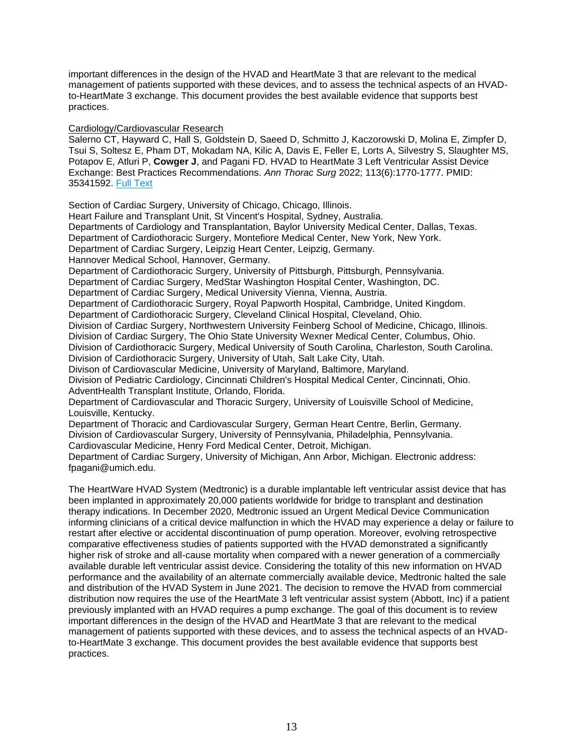important differences in the design of the HVAD and HeartMate 3 that are relevant to the medical management of patients supported with these devices, and to assess the technical aspects of an HVAD-to-HeartMate 3 exchange. This document provides the best available evidence that supports best practices.

Cardiology/Cardiovascular Research

Salerno CT, Hayward C, Hall S, Goldstein D, Saeed D, Schmitto J, Kaczorowski D, Molina E, Zimpfer D, Tsui S, Soltesz E, Pham DT, Mokadam NA, Kilic A, Davis E, Feller E, Lorts A, Silvestry S, Slaughter MS, Potapov E, Atluri P, **Cowger J**, and Pagani FD. HVAD to HeartMate 3 Left Ventricular Assist Device Exchange: Best Practices Recommendations. *Ann Thorac Surg* 2022; 113(6):1770-1777. PMID: 35341592. Full Text

Section of Cardiac Surgery, University of Chicago, Chicago, Illinois.
Heart Failure and Transplant Unit, St Vincent's Hospital, Sydney, Australia.
Departments of Cardiology and Transplantation, Baylor University Medical Center, Dallas, Texas.
Department of Cardiothoracic Surgery, Montefiore Medical Center, New York, New York.
Department of Cardiac Surgery, Leipzig Heart Center, Leipzig, Germany.
Hannover Medical School, Hannover, Germany.
Department of Cardiothoracic Surgery, University of Pittsburgh, Pittsburgh, Pennsylvania.
Department of Cardiac Surgery, MedStar Washington Hospital Center, Washington, DC.
Department of Cardiac Surgery, Medical University Vienna, Vienna, Austria.
Department of Cardiothoracic Surgery, Royal Papworth Hospital, Cambridge, United Kingdom.
Department of Cardiothoracic Surgery, Cleveland Clinical Hospital, Cleveland, Ohio.
Division of Cardiac Surgery, Northwestern University Feinberg School of Medicine, Chicago, Illinois.
Division of Cardiac Surgery, The Ohio State University Wexner Medical Center, Columbus, Ohio.
Division of Cardiothoracic Surgery, Medical University of South Carolina, Charleston, South Carolina.
Division of Cardiothoracic Surgery, University of Utah, Salt Lake City, Utah.
Divison of Cardiovascular Medicine, University of Maryland, Baltimore, Maryland.
Division of Pediatric Cardiology, Cincinnati Children's Hospital Medical Center, Cincinnati, Ohio.
AdventHealth Transplant Institute, Orlando, Florida.
Department of Cardiovascular and Thoracic Surgery, University of Louisville School of Medicine, Louisville, Kentucky.
Department of Thoracic and Cardiovascular Surgery, German Heart Centre, Berlin, Germany.
Division of Cardiovascular Surgery, University of Pennsylvania, Philadelphia, Pennsylvania.
Cardiovascular Medicine, Henry Ford Medical Center, Detroit, Michigan.
Department of Cardiac Surgery, University of Michigan, Ann Arbor, Michigan. Electronic address: fpagani@umich.edu.

The HeartWare HVAD System (Medtronic) is a durable implantable left ventricular assist device that has been implanted in approximately 20,000 patients worldwide for bridge to transplant and destination therapy indications. In December 2020, Medtronic issued an Urgent Medical Device Communication informing clinicians of a critical device malfunction in which the HVAD may experience a delay or failure to restart after elective or accidental discontinuation of pump operation. Moreover, evolving retrospective comparative effectiveness studies of patients supported with the HVAD demonstrated a significantly higher risk of stroke and all-cause mortality when compared with a newer generation of a commercially available durable left ventricular assist device. Considering the totality of this new information on HVAD performance and the availability of an alternate commercially available device, Medtronic halted the sale and distribution of the HVAD System in June 2021. The decision to remove the HVAD from commercial distribution now requires the use of the HeartMate 3 left ventricular assist system (Abbott, Inc) if a patient previously implanted with an HVAD requires a pump exchange. The goal of this document is to review important differences in the design of the HVAD and HeartMate 3 that are relevant to the medical management of patients supported with these devices, and to assess the technical aspects of an HVAD-to-HeartMate 3 exchange. This document provides the best available evidence that supports best practices.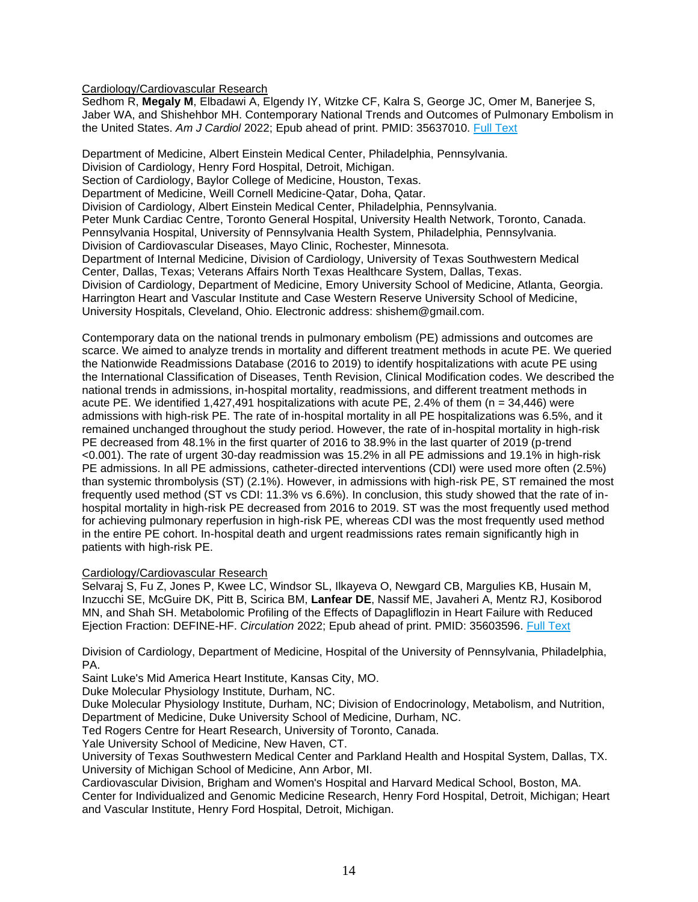Cardiology/Cardiovascular Research

Sedhom R, **Megaly M**, Elbadawi A, Elgendy IY, Witzke CF, Kalra S, George JC, Omer M, Banerjee S, Jaber WA, and Shishehbor MH. Contemporary National Trends and Outcomes of Pulmonary Embolism in the United States. *Am J Cardiol* 2022; Epub ahead of print. PMID: 35637010. Full Text

Department of Medicine, Albert Einstein Medical Center, Philadelphia, Pennsylvania.
Division of Cardiology, Henry Ford Hospital, Detroit, Michigan.
Section of Cardiology, Baylor College of Medicine, Houston, Texas.
Department of Medicine, Weill Cornell Medicine-Qatar, Doha, Qatar.
Division of Cardiology, Albert Einstein Medical Center, Philadelphia, Pennsylvania.
Peter Munk Cardiac Centre, Toronto General Hospital, University Health Network, Toronto, Canada.
Pennsylvania Hospital, University of Pennsylvania Health System, Philadelphia, Pennsylvania.
Division of Cardiovascular Diseases, Mayo Clinic, Rochester, Minnesota.
Department of Internal Medicine, Division of Cardiology, University of Texas Southwestern Medical Center, Dallas, Texas; Veterans Affairs North Texas Healthcare System, Dallas, Texas.
Division of Cardiology, Department of Medicine, Emory University School of Medicine, Atlanta, Georgia.
Harrington Heart and Vascular Institute and Case Western Reserve University School of Medicine, University Hospitals, Cleveland, Ohio. Electronic address: shishem@gmail.com.

Contemporary data on the national trends in pulmonary embolism (PE) admissions and outcomes are scarce. We aimed to analyze trends in mortality and different treatment methods in acute PE. We queried the Nationwide Readmissions Database (2016 to 2019) to identify hospitalizations with acute PE using the International Classification of Diseases, Tenth Revision, Clinical Modification codes. We described the national trends in admissions, in-hospital mortality, readmissions, and different treatment methods in acute PE. We identified 1,427,491 hospitalizations with acute PE, 2.4% of them (n = 34,446) were admissions with high-risk PE. The rate of in-hospital mortality in all PE hospitalizations was 6.5%, and it remained unchanged throughout the study period. However, the rate of in-hospital mortality in high-risk PE decreased from 48.1% in the first quarter of 2016 to 38.9% in the last quarter of 2019 (p-trend <0.001). The rate of urgent 30-day readmission was 15.2% in all PE admissions and 19.1% in high-risk PE admissions. In all PE admissions, catheter-directed interventions (CDI) were used more often (2.5%) than systemic thrombolysis (ST) (2.1%). However, in admissions with high-risk PE, ST remained the most frequently used method (ST vs CDI: 11.3% vs 6.6%). In conclusion, this study showed that the rate of in-hospital mortality in high-risk PE decreased from 2016 to 2019. ST was the most frequently used method for achieving pulmonary reperfusion in high-risk PE, whereas CDI was the most frequently used method in the entire PE cohort. In-hospital death and urgent readmissions rates remain significantly high in patients with high-risk PE.

Cardiology/Cardiovascular Research

Selvaraj S, Fu Z, Jones P, Kwee LC, Windsor SL, Ilkayeva O, Newgard CB, Margulies KB, Husain M, Inzucchi SE, McGuire DK, Pitt B, Scirica BM, **Lanfear DE**, Nassif ME, Javaheri A, Mentz RJ, Kosiborod MN, and Shah SH. Metabolomic Profiling of the Effects of Dapagliflozin in Heart Failure with Reduced Ejection Fraction: DEFINE-HF. *Circulation* 2022; Epub ahead of print. PMID: 35603596. Full Text

Division of Cardiology, Department of Medicine, Hospital of the University of Pennsylvania, Philadelphia, PA.
Saint Luke's Mid America Heart Institute, Kansas City, MO.
Duke Molecular Physiology Institute, Durham, NC.
Duke Molecular Physiology Institute, Durham, NC; Division of Endocrinology, Metabolism, and Nutrition, Department of Medicine, Duke University School of Medicine, Durham, NC.
Ted Rogers Centre for Heart Research, University of Toronto, Canada.
Yale University School of Medicine, New Haven, CT.
University of Texas Southwestern Medical Center and Parkland Health and Hospital System, Dallas, TX.
University of Michigan School of Medicine, Ann Arbor, MI.
Cardiovascular Division, Brigham and Women's Hospital and Harvard Medical School, Boston, MA.
Center for Individualized and Genomic Medicine Research, Henry Ford Hospital, Detroit, Michigan; Heart and Vascular Institute, Henry Ford Hospital, Detroit, Michigan.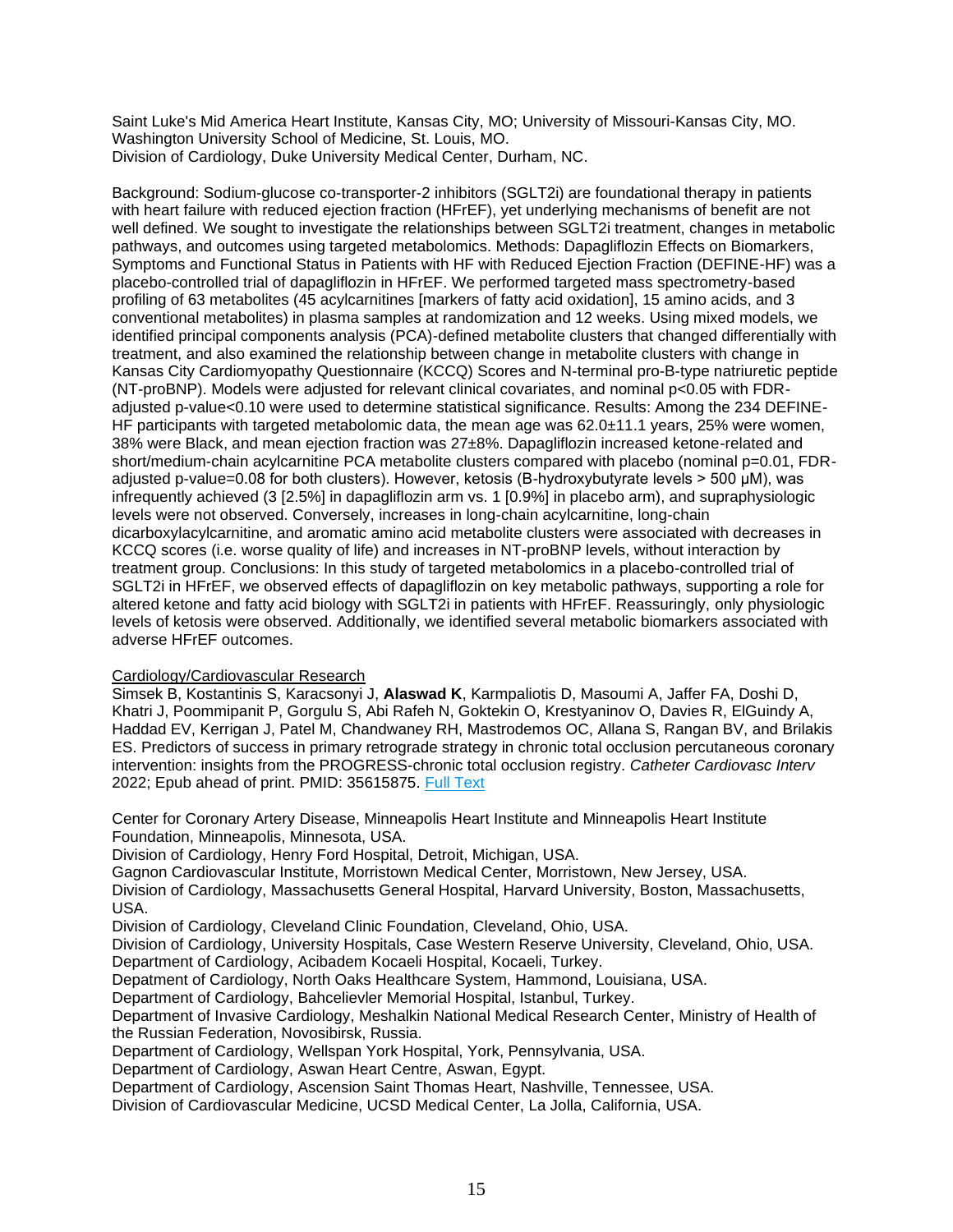Saint Luke's Mid America Heart Institute, Kansas City, MO; University of Missouri-Kansas City, MO.
Washington University School of Medicine, St. Louis, MO.
Division of Cardiology, Duke University Medical Center, Durham, NC.

Background: Sodium-glucose co-transporter-2 inhibitors (SGLT2i) are foundational therapy in patients with heart failure with reduced ejection fraction (HFrEF), yet underlying mechanisms of benefit are not well defined. We sought to investigate the relationships between SGLT2i treatment, changes in metabolic pathways, and outcomes using targeted metabolomics. Methods: Dapagliflozin Effects on Biomarkers, Symptoms and Functional Status in Patients with HF with Reduced Ejection Fraction (DEFINE-HF) was a placebo-controlled trial of dapagliflozin in HFrEF. We performed targeted mass spectrometry-based profiling of 63 metabolites (45 acylcarnitines [markers of fatty acid oxidation], 15 amino acids, and 3 conventional metabolites) in plasma samples at randomization and 12 weeks. Using mixed models, we identified principal components analysis (PCA)-defined metabolite clusters that changed differentially with treatment, and also examined the relationship between change in metabolite clusters with change in Kansas City Cardiomyopathy Questionnaire (KCCQ) Scores and N-terminal pro-B-type natriuretic peptide (NT-proBNP). Models were adjusted for relevant clinical covariates, and nominal $p<0.05$ with FDR-adjusted p-value<0.10 were used to determine statistical significance. Results: Among the 234 DEFINE-HF participants with targeted metabolomic data, the mean age was 62.0±11.1 years, 25% were women, 38% were Black, and mean ejection fraction was 27±8%. Dapagliflozin increased ketone-related and short/medium-chain acylcarnitine PCA metabolite clusters compared with placebo (nominal $p=0.01$, FDR-adjusted p-value=0.08 for both clusters). However, ketosis (B-hydroxybutyrate levels > 500 μM), was infrequently achieved (3 [2.5%] in dapagliflozin arm vs. 1 [0.9%] in placebo arm), and supraphysiologic levels were not observed. Conversely, increases in long-chain acylcarnitine, long-chain dicarboxylacylcarnitine, and aromatic amino acid metabolite clusters were associated with decreases in KCCQ scores (i.e. worse quality of life) and increases in NT-proBNP levels, without interaction by treatment group. Conclusions: In this study of targeted metabolomics in a placebo-controlled trial of SGLT2i in HFrEF, we observed effects of dapagliflozin on key metabolic pathways, supporting a role for altered ketone and fatty acid biology with SGLT2i in patients with HFrEF. Reassuringly, only physiologic levels of ketosis were observed. Additionally, we identified several metabolic biomarkers associated with adverse HFrEF outcomes.

Cardiology/Cardiovascular Research

Simsek B, Kostantinis S, Karacsonyi J, **Alaswad K**, Karmpaliotis D, Masoumi A, Jaffer FA, Doshi D, Khatri J, Poommipanit P, Gorgulu S, Abi Rafeh N, Goktekin O, Krestyaninov O, Davies R, ElGuindy A, Haddad EV, Kerrigan J, Patel M, Chandwaney RH, Mastrodemos OC, Allana S, Rangan BV, and Brilakis ES. Predictors of success in primary retrograde strategy in chronic total occlusion percutaneous coronary intervention: insights from the PROGRESS-chronic total occlusion registry. *Catheter Cardiovasc Interv* 2022; Epub ahead of print. PMID: 35615875. Full Text

Center for Coronary Artery Disease, Minneapolis Heart Institute and Minneapolis Heart Institute Foundation, Minneapolis, Minnesota, USA.
Division of Cardiology, Henry Ford Hospital, Detroit, Michigan, USA.
Gagnon Cardiovascular Institute, Morristown Medical Center, Morristown, New Jersey, USA.
Division of Cardiology, Massachusetts General Hospital, Harvard University, Boston, Massachusetts, USA.
Division of Cardiology, Cleveland Clinic Foundation, Cleveland, Ohio, USA.
Division of Cardiology, University Hospitals, Case Western Reserve University, Cleveland, Ohio, USA.
Department of Cardiology, Acibadem Kocaeli Hospital, Kocaeli, Turkey.
Depatment of Cardiology, North Oaks Healthcare System, Hammond, Louisiana, USA.
Department of Cardiology, Bahcelievler Memorial Hospital, Istanbul, Turkey.
Department of Invasive Cardiology, Meshalkin National Medical Research Center, Ministry of Health of the Russian Federation, Novosibirsk, Russia.
Department of Cardiology, Wellspan York Hospital, York, Pennsylvania, USA.
Department of Cardiology, Aswan Heart Centre, Aswan, Egypt.
Department of Cardiology, Ascension Saint Thomas Heart, Nashville, Tennessee, USA.
Division of Cardiovascular Medicine, UCSD Medical Center, La Jolla, California, USA.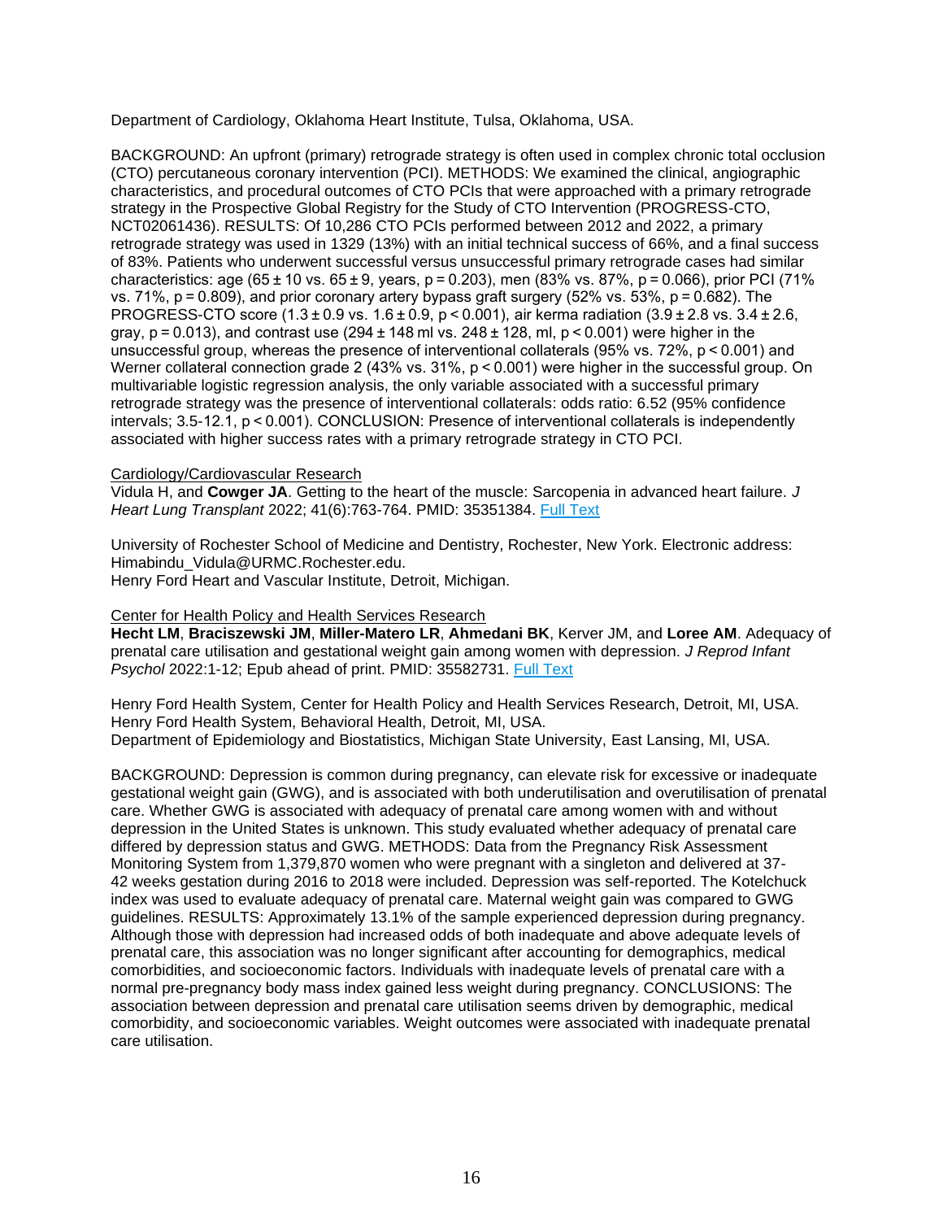Department of Cardiology, Oklahoma Heart Institute, Tulsa, Oklahoma, USA.

BACKGROUND: An upfront (primary) retrograde strategy is often used in complex chronic total occlusion (CTO) percutaneous coronary intervention (PCI). METHODS: We examined the clinical, angiographic characteristics, and procedural outcomes of CTO PCIs that were approached with a primary retrograde strategy in the Prospective Global Registry for the Study of CTO Intervention (PROGRESS-CTO, NCT02061436). RESULTS: Of 10,286 CTO PCIs performed between 2012 and 2022, a primary retrograde strategy was used in 1329 (13%) with an initial technical success of 66%, and a final success of 83%. Patients who underwent successful versus unsuccessful primary retrograde cases had similar characteristics: age (65 ± 10 vs. 65 ± 9, years, p = 0.203), men (83% vs. 87%, p = 0.066), prior PCI (71% vs. 71%, p = 0.809), and prior coronary artery bypass graft surgery (52% vs. 53%, p = 0.682). The PROGRESS-CTO score (1.3 ± 0.9 vs. 1.6 ± 0.9, p < 0.001), air kerma radiation (3.9 ± 2.8 vs. 3.4 ± 2.6, gray, p = 0.013), and contrast use (294 ± 148 ml vs. 248 ± 128, ml, p < 0.001) were higher in the unsuccessful group, whereas the presence of interventional collaterals (95% vs. 72%, p < 0.001) and Werner collateral connection grade 2 (43% vs. 31%, p < 0.001) were higher in the successful group. On multivariable logistic regression analysis, the only variable associated with a successful primary retrograde strategy was the presence of interventional collaterals: odds ratio: 6.52 (95% confidence intervals; 3.5-12.1, p < 0.001). CONCLUSION: Presence of interventional collaterals is independently associated with higher success rates with a primary retrograde strategy in CTO PCI.

Cardiology/Cardiovascular Research
Vidula H, and **Cowger JA**. Getting to the heart of the muscle: Sarcopenia in advanced heart failure. *J Heart Lung Transplant* 2022; 41(6):763-764. PMID: 35351384. Full Text

University of Rochester School of Medicine and Dentistry, Rochester, New York. Electronic address: Himabindu_Vidula@URMC.Rochester.edu.
Henry Ford Heart and Vascular Institute, Detroit, Michigan.

Center for Health Policy and Health Services Research
**Hecht LM**, **Braciszewski JM**, **Miller-Matero LR**, **Ahmedani BK**, Kerver JM, and **Loree AM**. Adequacy of prenatal care utilisation and gestational weight gain among women with depression. *J Reprod Infant Psychol* 2022:1-12; Epub ahead of print. PMID: 35582731. Full Text

Henry Ford Health System, Center for Health Policy and Health Services Research, Detroit, MI, USA.
Henry Ford Health System, Behavioral Health, Detroit, MI, USA.
Department of Epidemiology and Biostatistics, Michigan State University, East Lansing, MI, USA.

BACKGROUND: Depression is common during pregnancy, can elevate risk for excessive or inadequate gestational weight gain (GWG), and is associated with both underutilisation and overutilisation of prenatal care. Whether GWG is associated with adequacy of prenatal care among women with and without depression in the United States is unknown. This study evaluated whether adequacy of prenatal care differed by depression status and GWG. METHODS: Data from the Pregnancy Risk Assessment Monitoring System from 1,379,870 women who were pregnant with a singleton and delivered at 37-42 weeks gestation during 2016 to 2018 were included. Depression was self-reported. The Kotelchuck index was used to evaluate adequacy of prenatal care. Maternal weight gain was compared to GWG guidelines. RESULTS: Approximately 13.1% of the sample experienced depression during pregnancy. Although those with depression had increased odds of both inadequate and above adequate levels of prenatal care, this association was no longer significant after accounting for demographics, medical comorbidities, and socioeconomic factors. Individuals with inadequate levels of prenatal care with a normal pre-pregnancy body mass index gained less weight during pregnancy. CONCLUSIONS: The association between depression and prenatal care utilisation seems driven by demographic, medical comorbidity, and socioeconomic variables. Weight outcomes were associated with inadequate prenatal care utilisation.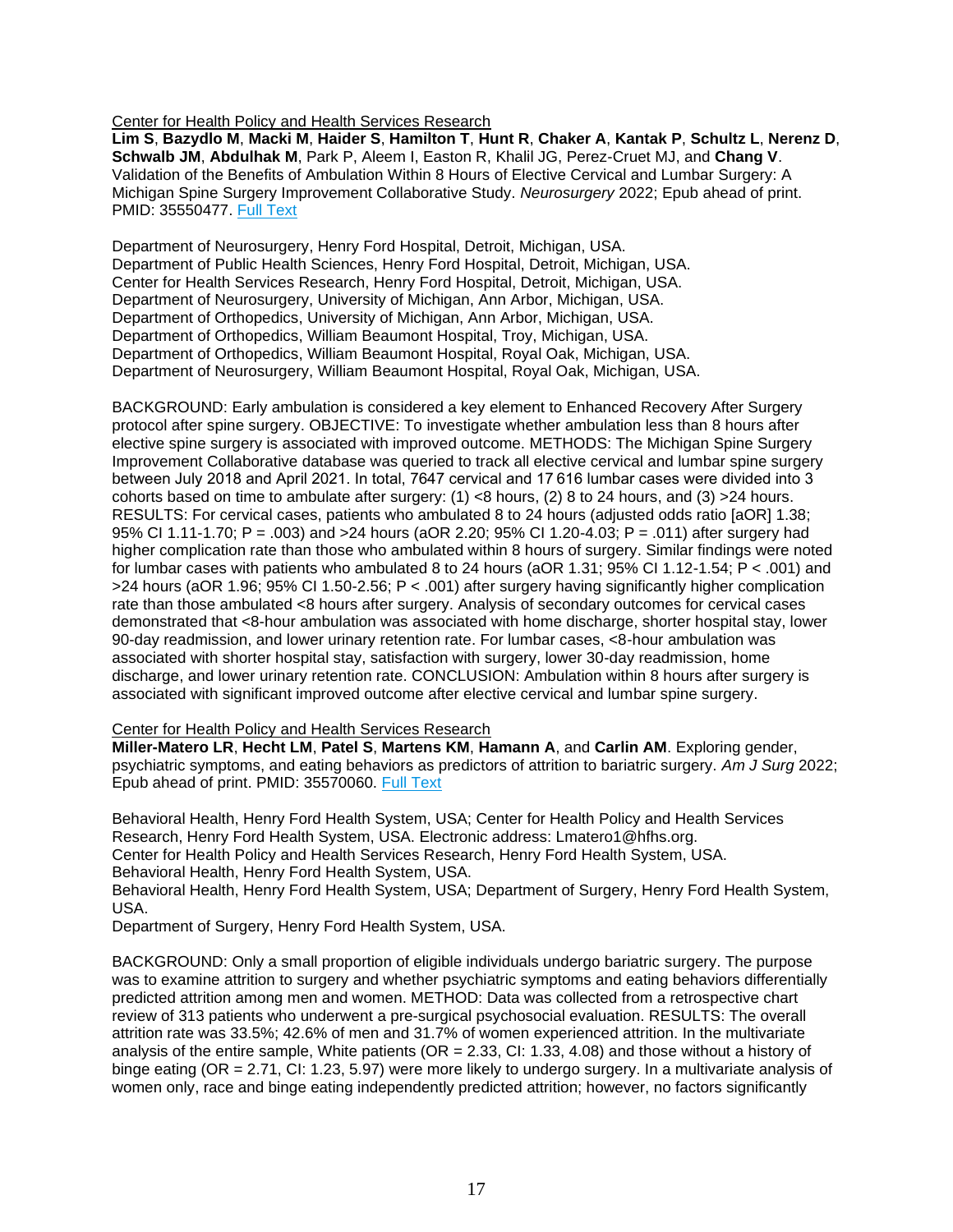<u>Center for Health Policy and Health Services Research</u>
**Lim S**, **Bazydlo M**, **Macki M**, **Haider S**, **Hamilton T**, **Hunt R**, **Chaker A**, **Kantak P**, **Schultz L**, **Nerenz D**, **Schwalb JM**, **Abdulhak M**, Park P, Aleem I, Easton R, Khalil JG, Perez-Cruet MJ, and **Chang V**. Validation of the Benefits of Ambulation Within 8 Hours of Elective Cervical and Lumbar Surgery: A Michigan Spine Surgery Improvement Collaborative Study. *Neurosurgery* 2022; Epub ahead of print. PMID: 35550477. [Full Text]

Department of Neurosurgery, Henry Ford Hospital, Detroit, Michigan, USA.
Department of Public Health Sciences, Henry Ford Hospital, Detroit, Michigan, USA.
Center for Health Services Research, Henry Ford Hospital, Detroit, Michigan, USA.
Department of Neurosurgery, University of Michigan, Ann Arbor, Michigan, USA.
Department of Orthopedics, University of Michigan, Ann Arbor, Michigan, USA.
Department of Orthopedics, William Beaumont Hospital, Troy, Michigan, USA.
Department of Orthopedics, William Beaumont Hospital, Royal Oak, Michigan, USA.
Department of Neurosurgery, William Beaumont Hospital, Royal Oak, Michigan, USA.

BACKGROUND: Early ambulation is considered a key element to Enhanced Recovery After Surgery protocol after spine surgery. OBJECTIVE: To investigate whether ambulation less than 8 hours after elective spine surgery is associated with improved outcome. METHODS: The Michigan Spine Surgery Improvement Collaborative database was queried to track all elective cervical and lumbar spine surgery between July 2018 and April 2021. In total, 7647 cervical and 17 616 lumbar cases were divided into 3 cohorts based on time to ambulate after surgery: (1) <8 hours, (2) 8 to 24 hours, and (3) >24 hours. RESULTS: For cervical cases, patients who ambulated 8 to 24 hours (adjusted odds ratio [aOR] 1.38; 95% CI 1.11-1.70; P = .003) and >24 hours (aOR 2.20; 95% CI 1.20-4.03; P = .011) after surgery had higher complication rate than those who ambulated within 8 hours of surgery. Similar findings were noted for lumbar cases with patients who ambulated 8 to 24 hours (aOR 1.31; 95% CI 1.12-1.54; P < .001) and >24 hours (aOR 1.96; 95% CI 1.50-2.56; P < .001) after surgery having significantly higher complication rate than those ambulated <8 hours after surgery. Analysis of secondary outcomes for cervical cases demonstrated that <8-hour ambulation was associated with home discharge, shorter hospital stay, lower 90-day readmission, and lower urinary retention rate. For lumbar cases, <8-hour ambulation was associated with shorter hospital stay, satisfaction with surgery, lower 30-day readmission, home discharge, and lower urinary retention rate. CONCLUSION: Ambulation within 8 hours after surgery is associated with significant improved outcome after elective cervical and lumbar spine surgery.

<u>Center for Health Policy and Health Services Research</u>
**Miller-Matero LR**, **Hecht LM**, **Patel S**, **Martens KM**, **Hamann A**, and **Carlin AM**. Exploring gender, psychiatric symptoms, and eating behaviors as predictors of attrition to bariatric surgery. *Am J Surg* 2022; Epub ahead of print. PMID: 35570060. [Full Text]

Behavioral Health, Henry Ford Health System, USA; Center for Health Policy and Health Services Research, Henry Ford Health System, USA. Electronic address: Lmatero1@hfhs.org.
Center for Health Policy and Health Services Research, Henry Ford Health System, USA.
Behavioral Health, Henry Ford Health System, USA.
Behavioral Health, Henry Ford Health System, USA; Department of Surgery, Henry Ford Health System, USA.
Department of Surgery, Henry Ford Health System, USA.

BACKGROUND: Only a small proportion of eligible individuals undergo bariatric surgery. The purpose was to examine attrition to surgery and whether psychiatric symptoms and eating behaviors differentially predicted attrition among men and women. METHOD: Data was collected from a retrospective chart review of 313 patients who underwent a pre-surgical psychosocial evaluation. RESULTS: The overall attrition rate was 33.5%; 42.6% of men and 31.7% of women experienced attrition. In the multivariate analysis of the entire sample, White patients (OR = 2.33, CI: 1.33, 4.08) and those without a history of binge eating (OR = 2.71, CI: 1.23, 5.97) were more likely to undergo surgery. In a multivariate analysis of women only, race and binge eating independently predicted attrition; however, no factors significantly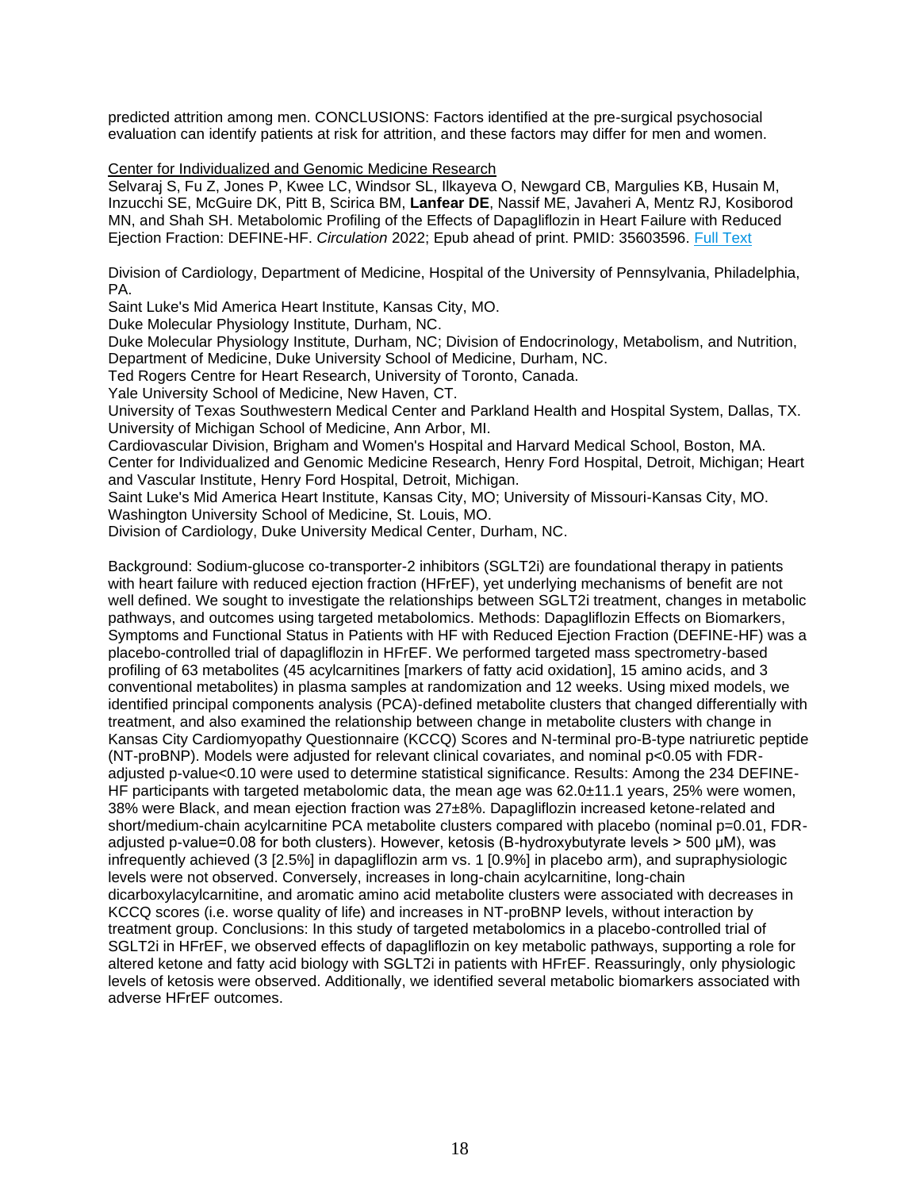predicted attrition among men. CONCLUSIONS: Factors identified at the pre-surgical psychosocial evaluation can identify patients at risk for attrition, and these factors may differ for men and women.

Center for Individualized and Genomic Medicine Research

Selvaraj S, Fu Z, Jones P, Kwee LC, Windsor SL, Ilkayeva O, Newgard CB, Margulies KB, Husain M, Inzucchi SE, McGuire DK, Pitt B, Scirica BM, **Lanfear DE**, Nassif ME, Javaheri A, Mentz RJ, Kosiborod MN, and Shah SH. Metabolomic Profiling of the Effects of Dapagliflozin in Heart Failure with Reduced Ejection Fraction: DEFINE-HF. *Circulation* 2022; Epub ahead of print. PMID: 35603596. Full Text

Division of Cardiology, Department of Medicine, Hospital of the University of Pennsylvania, Philadelphia, PA.
Saint Luke's Mid America Heart Institute, Kansas City, MO.
Duke Molecular Physiology Institute, Durham, NC.
Duke Molecular Physiology Institute, Durham, NC; Division of Endocrinology, Metabolism, and Nutrition, Department of Medicine, Duke University School of Medicine, Durham, NC.
Ted Rogers Centre for Heart Research, University of Toronto, Canada.
Yale University School of Medicine, New Haven, CT.
University of Texas Southwestern Medical Center and Parkland Health and Hospital System, Dallas, TX.
University of Michigan School of Medicine, Ann Arbor, MI.
Cardiovascular Division, Brigham and Women's Hospital and Harvard Medical School, Boston, MA.
Center for Individualized and Genomic Medicine Research, Henry Ford Hospital, Detroit, Michigan; Heart and Vascular Institute, Henry Ford Hospital, Detroit, Michigan.
Saint Luke's Mid America Heart Institute, Kansas City, MO; University of Missouri-Kansas City, MO.
Washington University School of Medicine, St. Louis, MO.
Division of Cardiology, Duke University Medical Center, Durham, NC.

Background: Sodium-glucose co-transporter-2 inhibitors (SGLT2i) are foundational therapy in patients with heart failure with reduced ejection fraction (HFrEF), yet underlying mechanisms of benefit are not well defined. We sought to investigate the relationships between SGLT2i treatment, changes in metabolic pathways, and outcomes using targeted metabolomics. Methods: Dapagliflozin Effects on Biomarkers, Symptoms and Functional Status in Patients with HF with Reduced Ejection Fraction (DEFINE-HF) was a placebo-controlled trial of dapagliflozin in HFrEF. We performed targeted mass spectrometry-based profiling of 63 metabolites (45 acylcarnitines [markers of fatty acid oxidation], 15 amino acids, and 3 conventional metabolites) in plasma samples at randomization and 12 weeks. Using mixed models, we identified principal components analysis (PCA)-defined metabolite clusters that changed differentially with treatment, and also examined the relationship between change in metabolite clusters with change in Kansas City Cardiomyopathy Questionnaire (KCCQ) Scores and N-terminal pro-B-type natriuretic peptide (NT-proBNP). Models were adjusted for relevant clinical covariates, and nominal $p<0.05$ with FDR-adjusted p-value<0.10 were used to determine statistical significance. Results: Among the 234 DEFINE-HF participants with targeted metabolomic data, the mean age was 62.0±11.1 years, 25% were women, 38% were Black, and mean ejection fraction was 27±8%. Dapagliflozin increased ketone-related and short/medium-chain acylcarnitine PCA metabolite clusters compared with placebo (nominal $p=0.01$, FDR-adjusted p-value=0.08 for both clusters). However, ketosis (B-hydroxybutyrate levels > 500 μM), was infrequently achieved (3 [2.5%] in dapagliflozin arm vs. 1 [0.9%] in placebo arm), and supraphysiologic levels were not observed. Conversely, increases in long-chain acylcarnitine, long-chain dicarboxylacylcarnitine, and aromatic amino acid metabolite clusters were associated with decreases in KCCQ scores (i.e. worse quality of life) and increases in NT-proBNP levels, without interaction by treatment group. Conclusions: In this study of targeted metabolomics in a placebo-controlled trial of SGLT2i in HFrEF, we observed effects of dapagliflozin on key metabolic pathways, supporting a role for altered ketone and fatty acid biology with SGLT2i in patients with HFrEF. Reassuringly, only physiologic levels of ketosis were observed. Additionally, we identified several metabolic biomarkers associated with adverse HFrEF outcomes.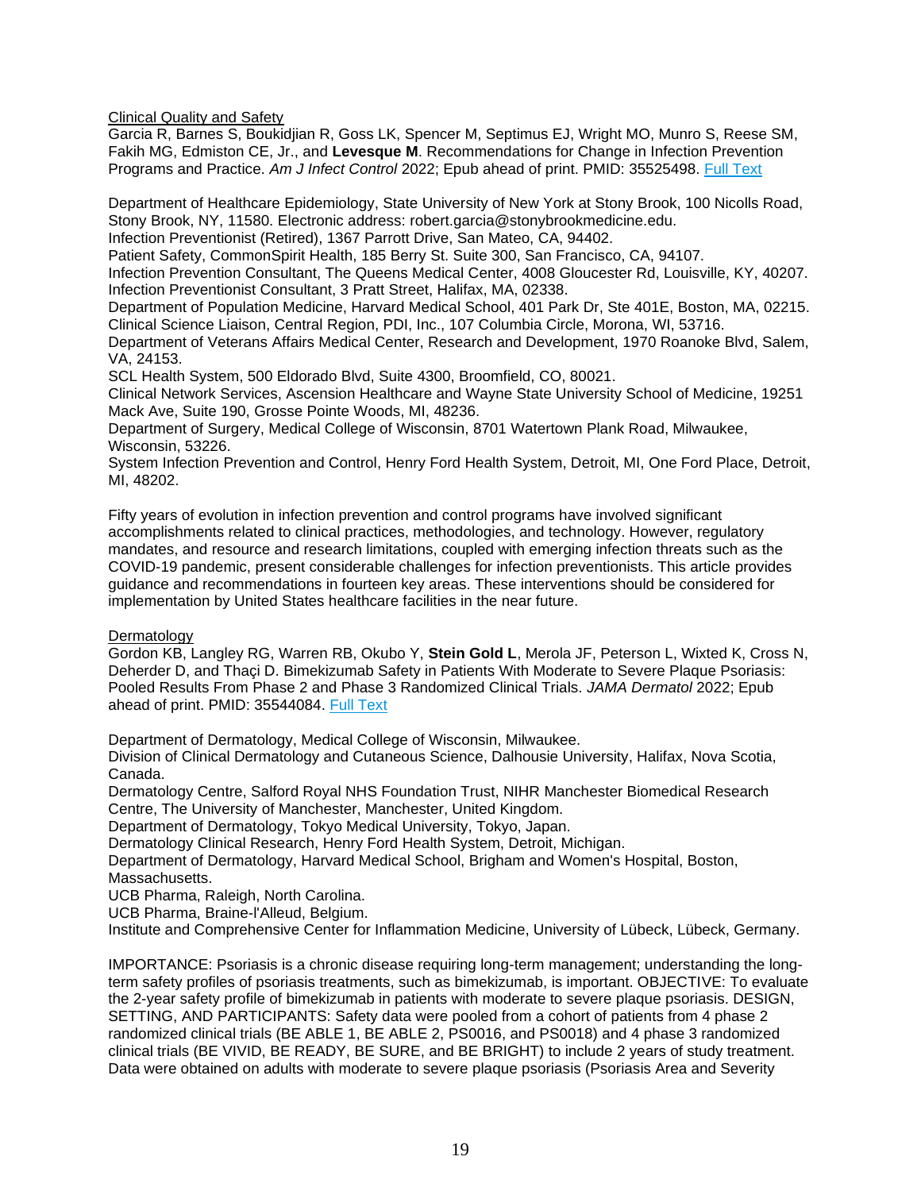Clinical Quality and Safety

Garcia R, Barnes S, Boukidjian R, Goss LK, Spencer M, Septimus EJ, Wright MO, Munro S, Reese SM, Fakih MG, Edmiston CE, Jr., and **Levesque M**. Recommendations for Change in Infection Prevention Programs and Practice. *Am J Infect Control* 2022; Epub ahead of print. PMID: 35525498. Full Text

Department of Healthcare Epidemiology, State University of New York at Stony Brook, 100 Nicolls Road, Stony Brook, NY, 11580. Electronic address: robert.garcia@stonybrookmedicine.edu.
Infection Preventionist (Retired), 1367 Parrott Drive, San Mateo, CA, 94402.
Patient Safety, CommonSpirit Health, 185 Berry St. Suite 300, San Francisco, CA, 94107.
Infection Prevention Consultant, The Queens Medical Center, 4008 Gloucester Rd, Louisville, KY, 40207.
Infection Preventionist Consultant, 3 Pratt Street, Halifax, MA, 02338.
Department of Population Medicine, Harvard Medical School, 401 Park Dr, Ste 401E, Boston, MA, 02215.
Clinical Science Liaison, Central Region, PDI, Inc., 107 Columbia Circle, Morona, WI, 53716.
Department of Veterans Affairs Medical Center, Research and Development, 1970 Roanoke Blvd, Salem, VA, 24153.
SCL Health System, 500 Eldorado Blvd, Suite 4300, Broomfield, CO, 80021.
Clinical Network Services, Ascension Healthcare and Wayne State University School of Medicine, 19251 Mack Ave, Suite 190, Grosse Pointe Woods, MI, 48236.
Department of Surgery, Medical College of Wisconsin, 8701 Watertown Plank Road, Milwaukee, Wisconsin, 53226.
System Infection Prevention and Control, Henry Ford Health System, Detroit, MI, One Ford Place, Detroit, MI, 48202.

Fifty years of evolution in infection prevention and control programs have involved significant accomplishments related to clinical practices, methodologies, and technology. However, regulatory mandates, and resource and research limitations, coupled with emerging infection threats such as the COVID-19 pandemic, present considerable challenges for infection preventionists. This article provides guidance and recommendations in fourteen key areas. These interventions should be considered for implementation by United States healthcare facilities in the near future.

Dermatology

Gordon KB, Langley RG, Warren RB, Okubo Y, **Stein Gold L**, Merola JF, Peterson L, Wixted K, Cross N, Deherder D, and Thaçi D. Bimekizumab Safety in Patients With Moderate to Severe Plaque Psoriasis: Pooled Results From Phase 2 and Phase 3 Randomized Clinical Trials. *JAMA Dermatol* 2022; Epub ahead of print. PMID: 35544084. Full Text

Department of Dermatology, Medical College of Wisconsin, Milwaukee.
Division of Clinical Dermatology and Cutaneous Science, Dalhousie University, Halifax, Nova Scotia, Canada.
Dermatology Centre, Salford Royal NHS Foundation Trust, NIHR Manchester Biomedical Research Centre, The University of Manchester, Manchester, United Kingdom.
Department of Dermatology, Tokyo Medical University, Tokyo, Japan.
Dermatology Clinical Research, Henry Ford Health System, Detroit, Michigan.
Department of Dermatology, Harvard Medical School, Brigham and Women's Hospital, Boston, Massachusetts.
UCB Pharma, Raleigh, North Carolina.
UCB Pharma, Braine-l'Alleud, Belgium.
Institute and Comprehensive Center for Inflammation Medicine, University of Lübeck, Lübeck, Germany.

IMPORTANCE: Psoriasis is a chronic disease requiring long-term management; understanding the long-term safety profiles of psoriasis treatments, such as bimekizumab, is important. OBJECTIVE: To evaluate the 2-year safety profile of bimekizumab in patients with moderate to severe plaque psoriasis. DESIGN, SETTING, AND PARTICIPANTS: Safety data were pooled from a cohort of patients from 4 phase 2 randomized clinical trials (BE ABLE 1, BE ABLE 2, PS0016, and PS0018) and 4 phase 3 randomized clinical trials (BE VIVID, BE READY, BE SURE, and BE BRIGHT) to include 2 years of study treatment. Data were obtained on adults with moderate to severe plaque psoriasis (Psoriasis Area and Severity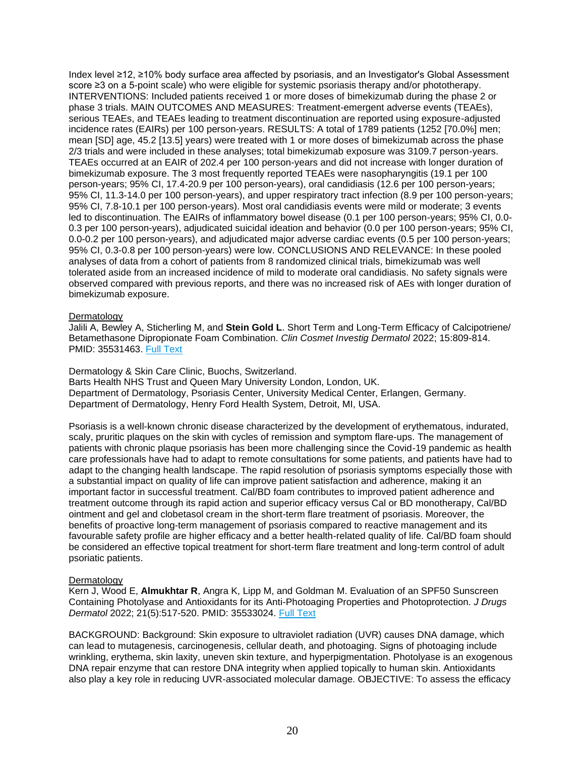Index level ≥12, ≥10% body surface area affected by psoriasis, and an Investigator's Global Assessment score ≥3 on a 5-point scale) who were eligible for systemic psoriasis therapy and/or phototherapy. INTERVENTIONS: Included patients received 1 or more doses of bimekizumab during the phase 2 or phase 3 trials. MAIN OUTCOMES AND MEASURES: Treatment-emergent adverse events (TEAEs), serious TEAEs, and TEAEs leading to treatment discontinuation are reported using exposure-adjusted incidence rates (EAIRs) per 100 person-years. RESULTS: A total of 1789 patients (1252 [70.0%] men; mean [SD] age, 45.2 [13.5] years) were treated with 1 or more doses of bimekizumab across the phase 2/3 trials and were included in these analyses; total bimekizumab exposure was 3109.7 person-years. TEAEs occurred at an EAIR of 202.4 per 100 person-years and did not increase with longer duration of bimekizumab exposure. The 3 most frequently reported TEAEs were nasopharyngitis (19.1 per 100 person-years; 95% CI, 17.4-20.9 per 100 person-years), oral candidiasis (12.6 per 100 person-years; 95% CI, 11.3-14.0 per 100 person-years), and upper respiratory tract infection (8.9 per 100 person-years; 95% CI, 7.8-10.1 per 100 person-years). Most oral candidiasis events were mild or moderate; 3 events led to discontinuation. The EAIRs of inflammatory bowel disease (0.1 per 100 person-years; 95% CI, 0.0-0.3 per 100 person-years), adjudicated suicidal ideation and behavior (0.0 per 100 person-years; 95% CI, 0.0-0.2 per 100 person-years), and adjudicated major adverse cardiac events (0.5 per 100 person-years; 95% CI, 0.3-0.8 per 100 person-years) were low. CONCLUSIONS AND RELEVANCE: In these pooled analyses of data from a cohort of patients from 8 randomized clinical trials, bimekizumab was well tolerated aside from an increased incidence of mild to moderate oral candidiasis. No safety signals were observed compared with previous reports, and there was no increased risk of AEs with longer duration of bimekizumab exposure.

Dermatology
Jalili A, Bewley A, Sticherling M, and **Stein Gold L**. Short Term and Long-Term Efficacy of Calcipotriene/ Betamethasone Dipropionate Foam Combination. *Clin Cosmet Investig Dermatol* 2022; 15:809-814. PMID: 35531463. Full Text

Dermatology & Skin Care Clinic, Buochs, Switzerland.
Barts Health NHS Trust and Queen Mary University London, London, UK.
Department of Dermatology, Psoriasis Center, University Medical Center, Erlangen, Germany.
Department of Dermatology, Henry Ford Health System, Detroit, MI, USA.

Psoriasis is a well-known chronic disease characterized by the development of erythematous, indurated, scaly, pruritic plaques on the skin with cycles of remission and symptom flare-ups. The management of patients with chronic plaque psoriasis has been more challenging since the Covid-19 pandemic as health care professionals have had to adapt to remote consultations for some patients, and patients have had to adapt to the changing health landscape. The rapid resolution of psoriasis symptoms especially those with a substantial impact on quality of life can improve patient satisfaction and adherence, making it an important factor in successful treatment. Cal/BD foam contributes to improved patient adherence and treatment outcome through its rapid action and superior efficacy versus Cal or BD monotherapy, Cal/BD ointment and gel and clobetasol cream in the short-term flare treatment of psoriasis. Moreover, the benefits of proactive long-term management of psoriasis compared to reactive management and its favourable safety profile are higher efficacy and a better health-related quality of life. Cal/BD foam should be considered an effective topical treatment for short-term flare treatment and long-term control of adult psoriatic patients.

Dermatology
Kern J, Wood E, **Almukhtar R**, Angra K, Lipp M, and Goldman M. Evaluation of an SPF50 Sunscreen Containing Photolyase and Antioxidants for its Anti-Photoaging Properties and Photoprotection. *J Drugs Dermatol* 2022; 21(5):517-520. PMID: 35533024. Full Text

BACKGROUND: Background: Skin exposure to ultraviolet radiation (UVR) causes DNA damage, which can lead to mutagenesis, carcinogenesis, cellular death, and photoaging. Signs of photoaging include wrinkling, erythema, skin laxity, uneven skin texture, and hyperpigmentation. Photolyase is an exogenous DNA repair enzyme that can restore DNA integrity when applied topically to human skin. Antioxidants also play a key role in reducing UVR-associated molecular damage. OBJECTIVE: To assess the efficacy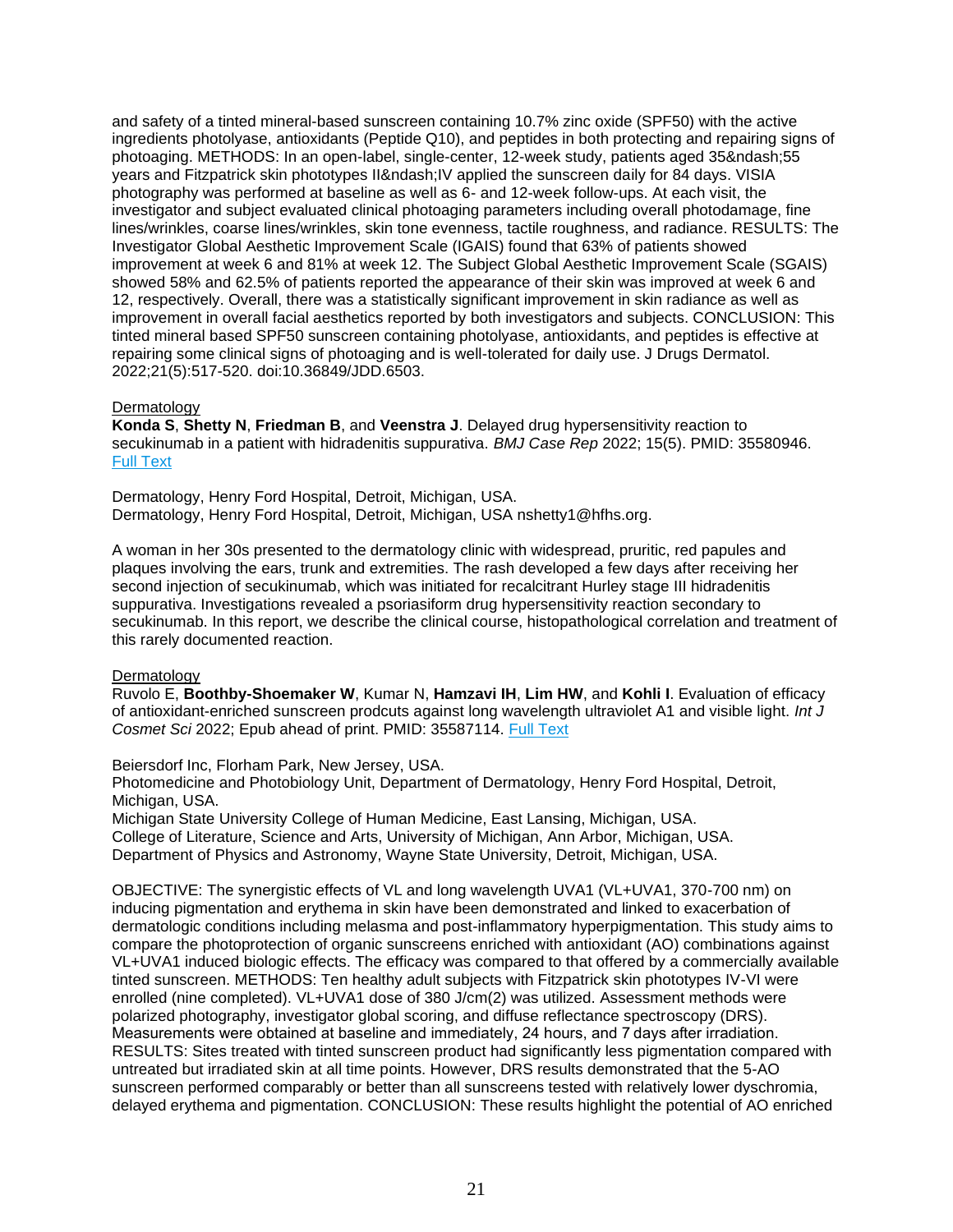and safety of a tinted mineral-based sunscreen containing 10.7% zinc oxide (SPF50) with the active ingredients photolyase, antioxidants (Peptide Q10), and peptides in both protecting and repairing signs of photoaging. METHODS: In an open-label, single-center, 12-week study, patients aged 35&ndash;55 years and Fitzpatrick skin phototypes II&ndash;IV applied the sunscreen daily for 84 days. VISIA photography was performed at baseline as well as 6- and 12-week follow-ups. At each visit, the investigator and subject evaluated clinical photoaging parameters including overall photodamage, fine lines/wrinkles, coarse lines/wrinkles, skin tone evenness, tactile roughness, and radiance. RESULTS: The Investigator Global Aesthetic Improvement Scale (IGAIS) found that 63% of patients showed improvement at week 6 and 81% at week 12. The Subject Global Aesthetic Improvement Scale (SGAIS) showed 58% and 62.5% of patients reported the appearance of their skin was improved at week 6 and 12, respectively. Overall, there was a statistically significant improvement in skin radiance as well as improvement in overall facial aesthetics reported by both investigators and subjects. CONCLUSION: This tinted mineral based SPF50 sunscreen containing photolyase, antioxidants, and peptides is effective at repairing some clinical signs of photoaging and is well-tolerated for daily use. J Drugs Dermatol. 2022;21(5):517-520. doi:10.36849/JDD.6503.

Dermatology

**Konda S**, **Shetty N**, **Friedman B**, and **Veenstra J**. Delayed drug hypersensitivity reaction to secukinumab in a patient with hidradenitis suppurativa. *BMJ Case Rep* 2022; 15(5). PMID: 35580946. Full Text

Dermatology, Henry Ford Hospital, Detroit, Michigan, USA.
Dermatology, Henry Ford Hospital, Detroit, Michigan, USA nshetty1@hfhs.org.

A woman in her 30s presented to the dermatology clinic with widespread, pruritic, red papules and plaques involving the ears, trunk and extremities. The rash developed a few days after receiving her second injection of secukinumab, which was initiated for recalcitrant Hurley stage III hidradenitis suppurativa. Investigations revealed a psoriasiform drug hypersensitivity reaction secondary to secukinumab. In this report, we describe the clinical course, histopathological correlation and treatment of this rarely documented reaction.

Dermatology

Ruvolo E, **Boothby-Shoemaker W**, Kumar N, **Hamzavi IH**, **Lim HW**, and **Kohli I**. Evaluation of efficacy of antioxidant-enriched sunscreen prodcuts against long wavelength ultraviolet A1 and visible light. *Int J Cosmet Sci* 2022; Epub ahead of print. PMID: 35587114. Full Text

Beiersdorf Inc, Florham Park, New Jersey, USA.
Photomedicine and Photobiology Unit, Department of Dermatology, Henry Ford Hospital, Detroit, Michigan, USA.
Michigan State University College of Human Medicine, East Lansing, Michigan, USA.
College of Literature, Science and Arts, University of Michigan, Ann Arbor, Michigan, USA.
Department of Physics and Astronomy, Wayne State University, Detroit, Michigan, USA.

OBJECTIVE: The synergistic effects of VL and long wavelength UVA1 (VL+UVA1, 370-700 nm) on inducing pigmentation and erythema in skin have been demonstrated and linked to exacerbation of dermatologic conditions including melasma and post-inflammatory hyperpigmentation. This study aims to compare the photoprotection of organic sunscreens enriched with antioxidant (AO) combinations against VL+UVA1 induced biologic effects. The efficacy was compared to that offered by a commercially available tinted sunscreen. METHODS: Ten healthy adult subjects with Fitzpatrick skin phototypes IV-VI were enrolled (nine completed). VL+UVA1 dose of 380 J/cm(2) was utilized. Assessment methods were polarized photography, investigator global scoring, and diffuse reflectance spectroscopy (DRS). Measurements were obtained at baseline and immediately, 24 hours, and 7 days after irradiation. RESULTS: Sites treated with tinted sunscreen product had significantly less pigmentation compared with untreated but irradiated skin at all time points. However, DRS results demonstrated that the 5-AO sunscreen performed comparably or better than all sunscreens tested with relatively lower dyschromia, delayed erythema and pigmentation. CONCLUSION: These results highlight the potential of AO enriched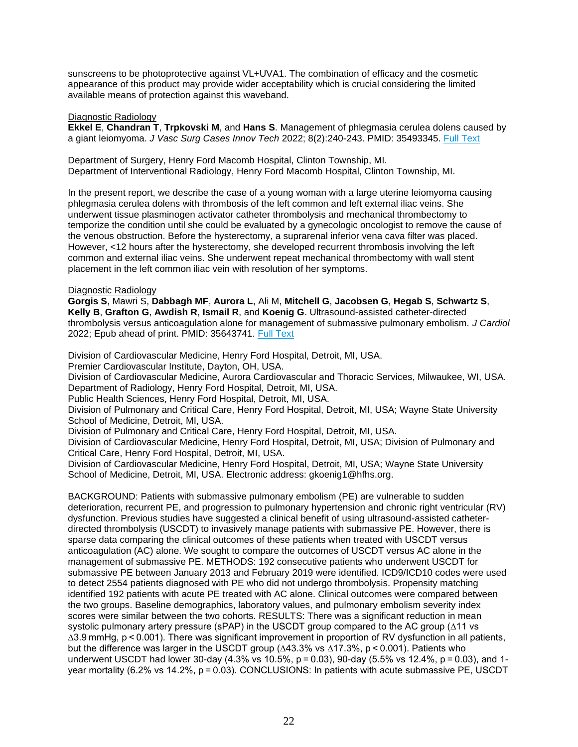sunscreens to be photoprotective against VL+UVA1. The combination of efficacy and the cosmetic appearance of this product may provide wider acceptability which is crucial considering the limited available means of protection against this waveband.

Diagnostic Radiology

**Ekkel E**, **Chandran T**, **Trpkovski M**, and **Hans S**. Management of phlegmasia cerulea dolens caused by a giant leiomyoma. *J Vasc Surg Cases Innov Tech* 2022; 8(2):240-243. PMID: 35493345. Full Text

Department of Surgery, Henry Ford Macomb Hospital, Clinton Township, MI.
Department of Interventional Radiology, Henry Ford Macomb Hospital, Clinton Township, MI.

In the present report, we describe the case of a young woman with a large uterine leiomyoma causing phlegmasia cerulea dolens with thrombosis of the left common and left external iliac veins. She underwent tissue plasminogen activator catheter thrombolysis and mechanical thrombectomy to temporize the condition until she could be evaluated by a gynecologic oncologist to remove the cause of the venous obstruction. Before the hysterectomy, a suprarenal inferior vena cava filter was placed. However, <12 hours after the hysterectomy, she developed recurrent thrombosis involving the left common and external iliac veins. She underwent repeat mechanical thrombectomy with wall stent placement in the left common iliac vein with resolution of her symptoms.

Diagnostic Radiology

**Gorgis S**, Mawri S, **Dabbagh MF**, **Aurora L**, Ali M, **Mitchell G**, **Jacobsen G**, **Hegab S**, **Schwartz S**, **Kelly B**, **Grafton G**, **Awdish R**, **Ismail R**, and **Koenig G**. Ultrasound-assisted catheter-directed thrombolysis versus anticoagulation alone for management of submassive pulmonary embolism. *J Cardiol* 2022; Epub ahead of print. PMID: 35643741. Full Text

Division of Cardiovascular Medicine, Henry Ford Hospital, Detroit, MI, USA.
Premier Cardiovascular Institute, Dayton, OH, USA.
Division of Cardiovascular Medicine, Aurora Cardiovascular and Thoracic Services, Milwaukee, WI, USA.
Department of Radiology, Henry Ford Hospital, Detroit, MI, USA.
Public Health Sciences, Henry Ford Hospital, Detroit, MI, USA.
Division of Pulmonary and Critical Care, Henry Ford Hospital, Detroit, MI, USA; Wayne State University School of Medicine, Detroit, MI, USA.
Division of Pulmonary and Critical Care, Henry Ford Hospital, Detroit, MI, USA.
Division of Cardiovascular Medicine, Henry Ford Hospital, Detroit, MI, USA; Division of Pulmonary and Critical Care, Henry Ford Hospital, Detroit, MI, USA.
Division of Cardiovascular Medicine, Henry Ford Hospital, Detroit, MI, USA; Wayne State University School of Medicine, Detroit, MI, USA. Electronic address: gkoenig1@hfhs.org.

BACKGROUND: Patients with submassive pulmonary embolism (PE) are vulnerable to sudden deterioration, recurrent PE, and progression to pulmonary hypertension and chronic right ventricular (RV) dysfunction. Previous studies have suggested a clinical benefit of using ultrasound-assisted catheter-directed thrombolysis (USCDT) to invasively manage patients with submassive PE. However, there is sparse data comparing the clinical outcomes of these patients when treated with USCDT versus anticoagulation (AC) alone. We sought to compare the outcomes of USCDT versus AC alone in the management of submassive PE. METHODS: 192 consecutive patients who underwent USCDT for submassive PE between January 2013 and February 2019 were identified. ICD9/ICD10 codes were used to detect 2554 patients diagnosed with PE who did not undergo thrombolysis. Propensity matching identified 192 patients with acute PE treated with AC alone. Clinical outcomes were compared between the two groups. Baseline demographics, laboratory values, and pulmonary embolism severity index scores were similar between the two cohorts. RESULTS: There was a significant reduction in mean systolic pulmonary artery pressure (sPAP) in the USCDT group compared to the AC group ($\Delta$11 vs $\Delta$3.9 mmHg, $p < 0.001$). There was significant improvement in proportion of RV dysfunction in all patients, but the difference was larger in the USCDT group ($\Delta$43.3% vs $\Delta$17.3%, $p < 0.001$). Patients who underwent USCDT had lower 30-day (4.3% vs 10.5%, $p = 0.03$), 90-day (5.5% vs 12.4%, $p = 0.03$), and 1-year mortality (6.2% vs 14.2%, $p = 0.03$). CONCLUSIONS: In patients with acute submassive PE, USCDT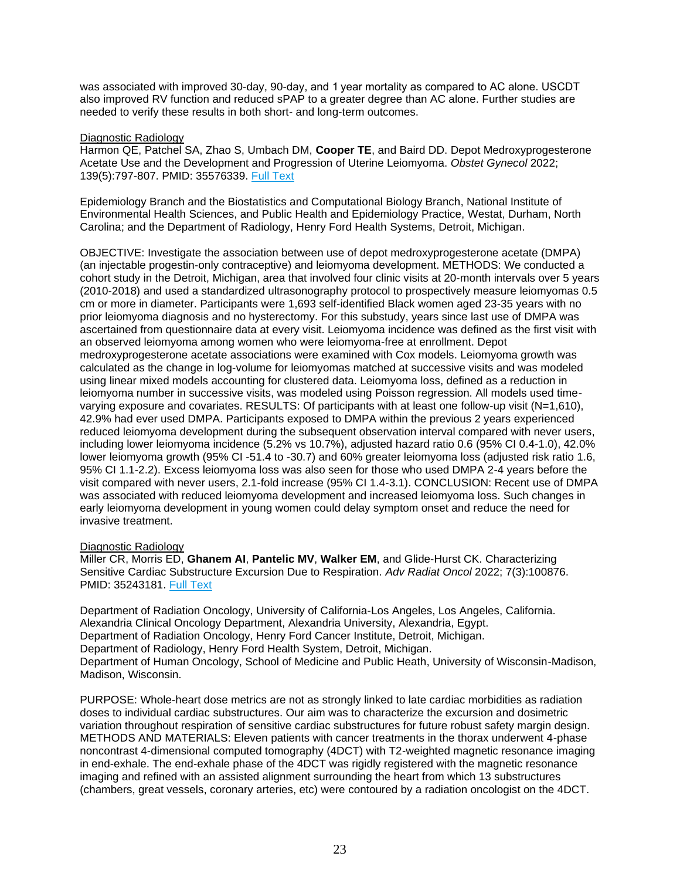was associated with improved 30-day, 90-day, and 1 year mortality as compared to AC alone. USCDT also improved RV function and reduced sPAP to a greater degree than AC alone. Further studies are needed to verify these results in both short- and long-term outcomes.

Diagnostic Radiology

Harmon QE, Patchel SA, Zhao S, Umbach DM, **Cooper TE**, and Baird DD. Depot Medroxyprogesterone Acetate Use and the Development and Progression of Uterine Leiomyoma. *Obstet Gynecol* 2022; 139(5):797-807. PMID: 35576339. [Full Text]

Epidemiology Branch and the Biostatistics and Computational Biology Branch, National Institute of Environmental Health Sciences, and Public Health and Epidemiology Practice, Westat, Durham, North Carolina; and the Department of Radiology, Henry Ford Health Systems, Detroit, Michigan.

OBJECTIVE: Investigate the association between use of depot medroxyprogesterone acetate (DMPA) (an injectable progestin-only contraceptive) and leiomyoma development. METHODS: We conducted a cohort study in the Detroit, Michigan, area that involved four clinic visits at 20-month intervals over 5 years (2010-2018) and used a standardized ultrasonography protocol to prospectively measure leiomyomas 0.5 cm or more in diameter. Participants were 1,693 self-identified Black women aged 23-35 years with no prior leiomyoma diagnosis and no hysterectomy. For this substudy, years since last use of DMPA was ascertained from questionnaire data at every visit. Leiomyoma incidence was defined as the first visit with an observed leiomyoma among women who were leiomyoma-free at enrollment. Depot medroxyprogesterone acetate associations were examined with Cox models. Leiomyoma growth was calculated as the change in log-volume for leiomyomas matched at successive visits and was modeled using linear mixed models accounting for clustered data. Leiomyoma loss, defined as a reduction in leiomyoma number in successive visits, was modeled using Poisson regression. All models used time-varying exposure and covariates. RESULTS: Of participants with at least one follow-up visit (N=1,610), 42.9% had ever used DMPA. Participants exposed to DMPA within the previous 2 years experienced reduced leiomyoma development during the subsequent observation interval compared with never users, including lower leiomyoma incidence (5.2% vs 10.7%), adjusted hazard ratio 0.6 (95% CI 0.4-1.0), 42.0% lower leiomyoma growth (95% CI -51.4 to -30.7) and 60% greater leiomyoma loss (adjusted risk ratio 1.6, 95% CI 1.1-2.2). Excess leiomyoma loss was also seen for those who used DMPA 2-4 years before the visit compared with never users, 2.1-fold increase (95% CI 1.4-3.1). CONCLUSION: Recent use of DMPA was associated with reduced leiomyoma development and increased leiomyoma loss. Such changes in early leiomyoma development in young women could delay symptom onset and reduce the need for invasive treatment.

Diagnostic Radiology

Miller CR, Morris ED, **Ghanem AI**, **Pantelic MV**, **Walker EM**, and Glide-Hurst CK. Characterizing Sensitive Cardiac Substructure Excursion Due to Respiration. *Adv Radiat Oncol* 2022; 7(3):100876. PMID: 35243181. [Full Text]

Department of Radiation Oncology, University of California-Los Angeles, Los Angeles, California.
Alexandria Clinical Oncology Department, Alexandria University, Alexandria, Egypt.
Department of Radiation Oncology, Henry Ford Cancer Institute, Detroit, Michigan.
Department of Radiology, Henry Ford Health System, Detroit, Michigan.
Department of Human Oncology, School of Medicine and Public Heath, University of Wisconsin-Madison, Madison, Wisconsin.

PURPOSE: Whole-heart dose metrics are not as strongly linked to late cardiac morbidities as radiation doses to individual cardiac substructures. Our aim was to characterize the excursion and dosimetric variation throughout respiration of sensitive cardiac substructures for future robust safety margin design. METHODS AND MATERIALS: Eleven patients with cancer treatments in the thorax underwent 4-phase noncontrast 4-dimensional computed tomography (4DCT) with T2-weighted magnetic resonance imaging in end-exhale. The end-exhale phase of the 4DCT was rigidly registered with the magnetic resonance imaging and refined with an assisted alignment surrounding the heart from which 13 substructures (chambers, great vessels, coronary arteries, etc) were contoured by a radiation oncologist on the 4DCT.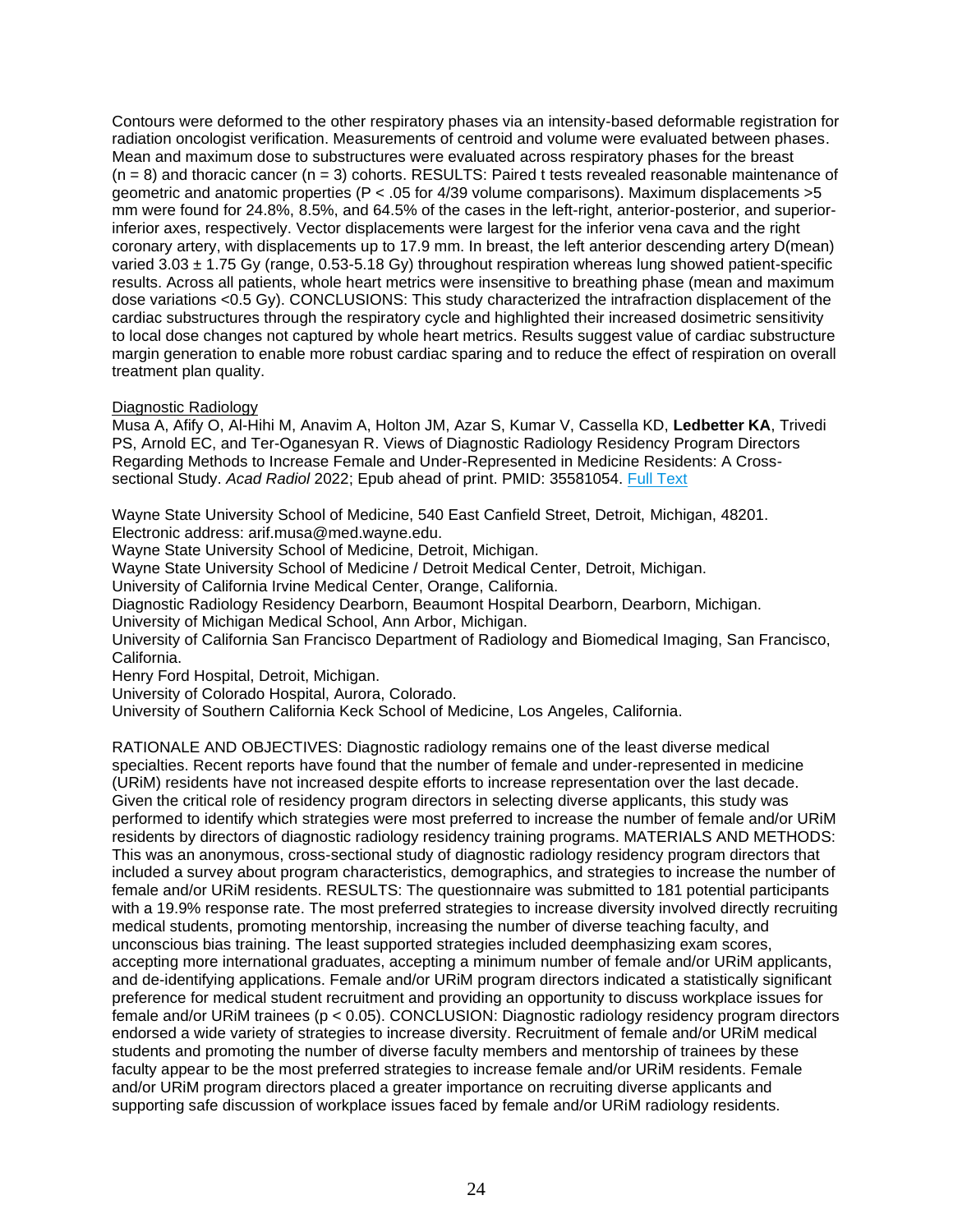Contours were deformed to the other respiratory phases via an intensity-based deformable registration for radiation oncologist verification. Measurements of centroid and volume were evaluated between phases. Mean and maximum dose to substructures were evaluated across respiratory phases for the breast (n = 8) and thoracic cancer (n = 3) cohorts. RESULTS: Paired t tests revealed reasonable maintenance of geometric and anatomic properties (P < .05 for 4/39 volume comparisons). Maximum displacements >5 mm were found for 24.8%, 8.5%, and 64.5% of the cases in the left-right, anterior-posterior, and superior-inferior axes, respectively. Vector displacements were largest for the inferior vena cava and the right coronary artery, with displacements up to 17.9 mm. In breast, the left anterior descending artery D(mean) varied 3.03 ± 1.75 Gy (range, 0.53-5.18 Gy) throughout respiration whereas lung showed patient-specific results. Across all patients, whole heart metrics were insensitive to breathing phase (mean and maximum dose variations <0.5 Gy). CONCLUSIONS: This study characterized the intrafraction displacement of the cardiac substructures through the respiratory cycle and highlighted their increased dosimetric sensitivity to local dose changes not captured by whole heart metrics. Results suggest value of cardiac substructure margin generation to enable more robust cardiac sparing and to reduce the effect of respiration on overall treatment plan quality.

Diagnostic Radiology

Musa A, Afify O, Al-Hihi M, Anavim A, Holton JM, Azar S, Kumar V, Cassella KD, **Ledbetter KA**, Trivedi PS, Arnold EC, and Ter-Oganesyan R. Views of Diagnostic Radiology Residency Program Directors Regarding Methods to Increase Female and Under-Represented in Medicine Residents: A Cross-sectional Study. *Acad Radiol* 2022; Epub ahead of print. PMID: 35581054. Full Text

Wayne State University School of Medicine, 540 East Canfield Street, Detroit, Michigan, 48201. Electronic address: arif.musa@med.wayne.edu.
Wayne State University School of Medicine, Detroit, Michigan.
Wayne State University School of Medicine / Detroit Medical Center, Detroit, Michigan.
University of California Irvine Medical Center, Orange, California.
Diagnostic Radiology Residency Dearborn, Beaumont Hospital Dearborn, Dearborn, Michigan.
University of Michigan Medical School, Ann Arbor, Michigan.
University of California San Francisco Department of Radiology and Biomedical Imaging, San Francisco, California.
Henry Ford Hospital, Detroit, Michigan.
University of Colorado Hospital, Aurora, Colorado.
University of Southern California Keck School of Medicine, Los Angeles, California.

RATIONALE AND OBJECTIVES: Diagnostic radiology remains one of the least diverse medical specialties. Recent reports have found that the number of female and under-represented in medicine (URiM) residents have not increased despite efforts to increase representation over the last decade. Given the critical role of residency program directors in selecting diverse applicants, this study was performed to identify which strategies were most preferred to increase the number of female and/or URiM residents by directors of diagnostic radiology residency training programs. MATERIALS AND METHODS: This was an anonymous, cross-sectional study of diagnostic radiology residency program directors that included a survey about program characteristics, demographics, and strategies to increase the number of female and/or URiM residents. RESULTS: The questionnaire was submitted to 181 potential participants with a 19.9% response rate. The most preferred strategies to increase diversity involved directly recruiting medical students, promoting mentorship, increasing the number of diverse teaching faculty, and unconscious bias training. The least supported strategies included deemphasizing exam scores, accepting more international graduates, accepting a minimum number of female and/or URiM applicants, and de-identifying applications. Female and/or URiM program directors indicated a statistically significant preference for medical student recruitment and providing an opportunity to discuss workplace issues for female and/or URiM trainees ($p < 0.05$). CONCLUSION: Diagnostic radiology residency program directors endorsed a wide variety of strategies to increase diversity. Recruitment of female and/or URiM medical students and promoting the number of diverse faculty members and mentorship of trainees by these faculty appear to be the most preferred strategies to increase female and/or URiM residents. Female and/or URiM program directors placed a greater importance on recruiting diverse applicants and supporting safe discussion of workplace issues faced by female and/or URiM radiology residents.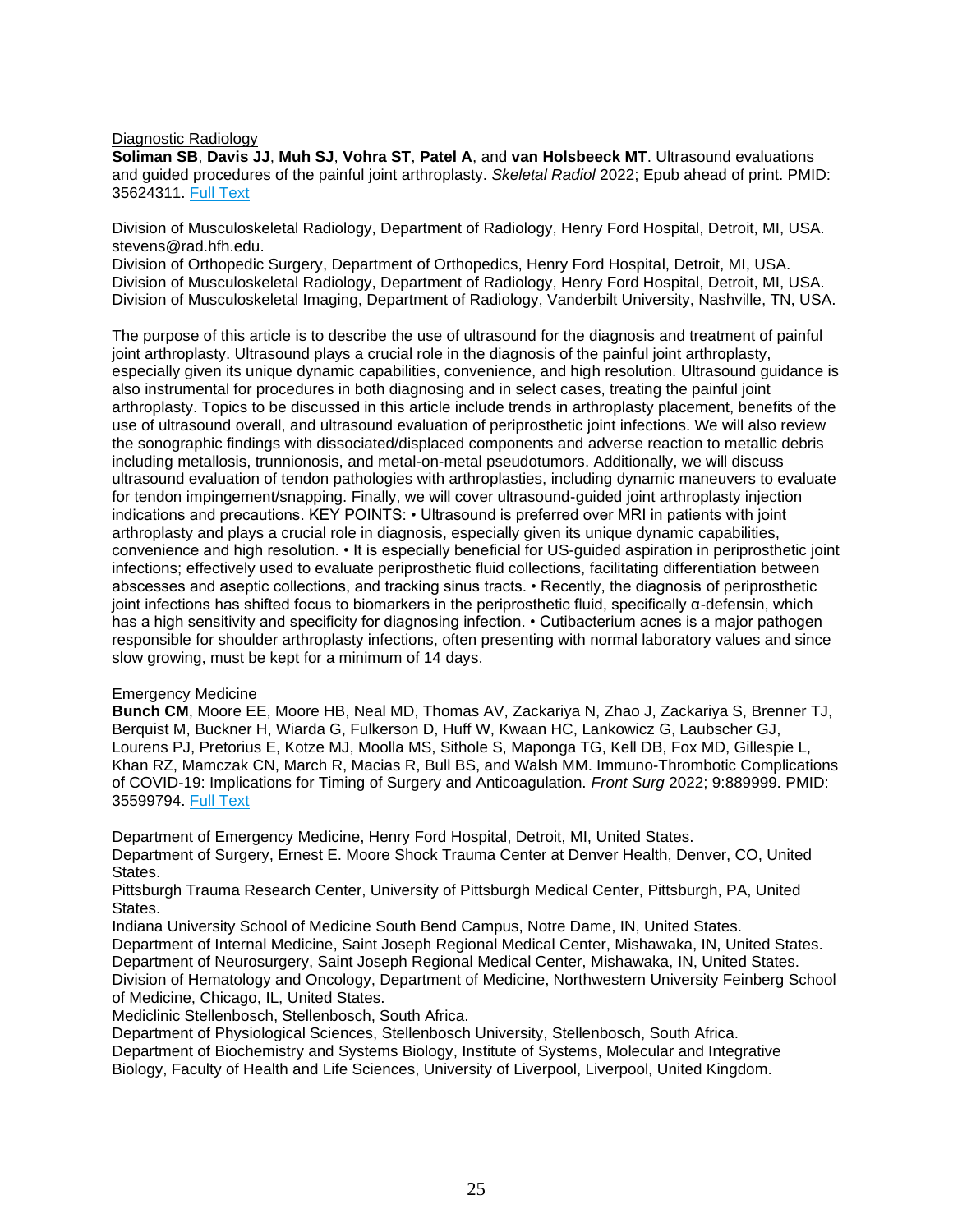Diagnostic Radiology

**Soliman SB**, **Davis JJ**, **Muh SJ**, **Vohra ST**, **Patel A**, and **van Holsbeeck MT**. Ultrasound evaluations and guided procedures of the painful joint arthroplasty. *Skeletal Radiol* 2022; Epub ahead of print. PMID: 35624311. [Full Text]

Division of Musculoskeletal Radiology, Department of Radiology, Henry Ford Hospital, Detroit, MI, USA. stevens@rad.hfh.edu.
Division of Orthopedic Surgery, Department of Orthopedics, Henry Ford Hospital, Detroit, MI, USA.
Division of Musculoskeletal Radiology, Department of Radiology, Henry Ford Hospital, Detroit, MI, USA.
Division of Musculoskeletal Imaging, Department of Radiology, Vanderbilt University, Nashville, TN, USA.

The purpose of this article is to describe the use of ultrasound for the diagnosis and treatment of painful joint arthroplasty. Ultrasound plays a crucial role in the diagnosis of the painful joint arthroplasty, especially given its unique dynamic capabilities, convenience, and high resolution. Ultrasound guidance is also instrumental for procedures in both diagnosing and in select cases, treating the painful joint arthroplasty. Topics to be discussed in this article include trends in arthroplasty placement, benefits of the use of ultrasound overall, and ultrasound evaluation of periprosthetic joint infections. We will also review the sonographic findings with dissociated/displaced components and adverse reaction to metallic debris including metallosis, trunnionosis, and metal-on-metal pseudotumors. Additionally, we will discuss ultrasound evaluation of tendon pathologies with arthroplasties, including dynamic maneuvers to evaluate for tendon impingement/snapping. Finally, we will cover ultrasound-guided joint arthroplasty injection indications and precautions. KEY POINTS: • Ultrasound is preferred over MRI in patients with joint arthroplasty and plays a crucial role in diagnosis, especially given its unique dynamic capabilities, convenience and high resolution. • It is especially beneficial for US-guided aspiration in periprosthetic joint infections; effectively used to evaluate periprosthetic fluid collections, facilitating differentiation between abscesses and aseptic collections, and tracking sinus tracts. • Recently, the diagnosis of periprosthetic joint infections has shifted focus to biomarkers in the periprosthetic fluid, specifically α-defensin, which has a high sensitivity and specificity for diagnosing infection. • Cutibacterium acnes is a major pathogen responsible for shoulder arthroplasty infections, often presenting with normal laboratory values and since slow growing, must be kept for a minimum of 14 days.

Emergency Medicine

**Bunch CM**, Moore EE, Moore HB, Neal MD, Thomas AV, Zackariya N, Zhao J, Zackariya S, Brenner TJ, Berquist M, Buckner H, Wiarda G, Fulkerson D, Huff W, Kwaan HC, Lankowicz G, Laubscher GJ, Lourens PJ, Pretorius E, Kotze MJ, Moolla MS, Sithole S, Maponga TG, Kell DB, Fox MD, Gillespie L, Khan RZ, Mamczak CN, March R, Macias R, Bull BS, and Walsh MM. Immuno-Thrombotic Complications of COVID-19: Implications for Timing of Surgery and Anticoagulation. *Front Surg* 2022; 9:889999. PMID: 35599794. [Full Text]

Department of Emergency Medicine, Henry Ford Hospital, Detroit, MI, United States.
Department of Surgery, Ernest E. Moore Shock Trauma Center at Denver Health, Denver, CO, United States.
Pittsburgh Trauma Research Center, University of Pittsburgh Medical Center, Pittsburgh, PA, United States.
Indiana University School of Medicine South Bend Campus, Notre Dame, IN, United States.
Department of Internal Medicine, Saint Joseph Regional Medical Center, Mishawaka, IN, United States.
Department of Neurosurgery, Saint Joseph Regional Medical Center, Mishawaka, IN, United States.
Division of Hematology and Oncology, Department of Medicine, Northwestern University Feinberg School of Medicine, Chicago, IL, United States.
Mediclinic Stellenbosch, Stellenbosch, South Africa.
Department of Physiological Sciences, Stellenbosch University, Stellenbosch, South Africa.
Department of Biochemistry and Systems Biology, Institute of Systems, Molecular and Integrative Biology, Faculty of Health and Life Sciences, University of Liverpool, Liverpool, United Kingdom.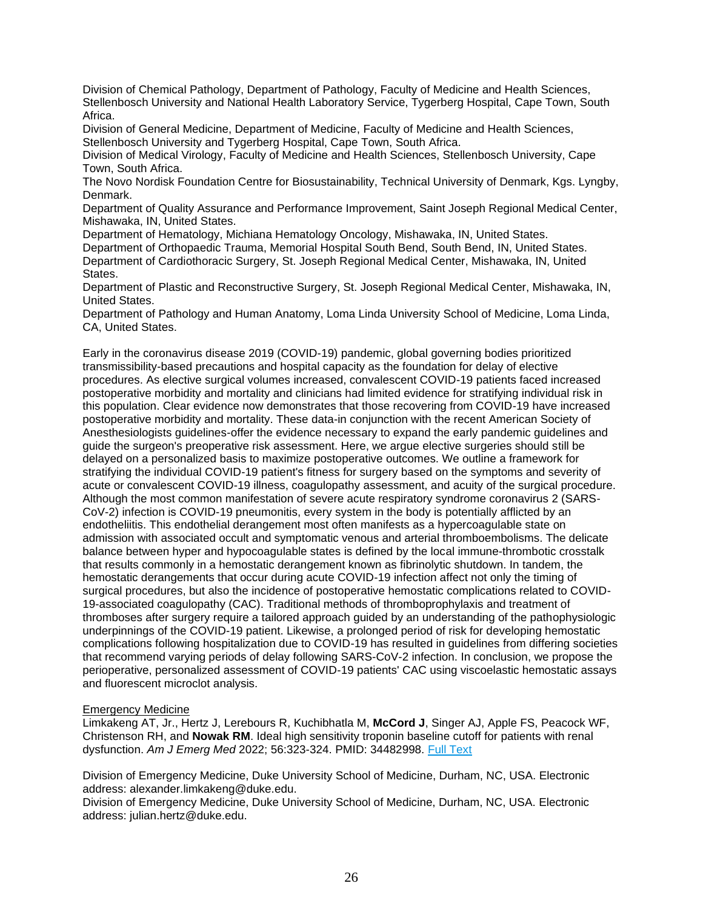Division of Chemical Pathology, Department of Pathology, Faculty of Medicine and Health Sciences, Stellenbosch University and National Health Laboratory Service, Tygerberg Hospital, Cape Town, South Africa.
Division of General Medicine, Department of Medicine, Faculty of Medicine and Health Sciences, Stellenbosch University and Tygerberg Hospital, Cape Town, South Africa.
Division of Medical Virology, Faculty of Medicine and Health Sciences, Stellenbosch University, Cape Town, South Africa.
The Novo Nordisk Foundation Centre for Biosustainability, Technical University of Denmark, Kgs. Lyngby, Denmark.
Department of Quality Assurance and Performance Improvement, Saint Joseph Regional Medical Center, Mishawaka, IN, United States.
Department of Hematology, Michiana Hematology Oncology, Mishawaka, IN, United States.
Department of Orthopaedic Trauma, Memorial Hospital South Bend, South Bend, IN, United States.
Department of Cardiothoracic Surgery, St. Joseph Regional Medical Center, Mishawaka, IN, United States.
Department of Plastic and Reconstructive Surgery, St. Joseph Regional Medical Center, Mishawaka, IN, United States.
Department of Pathology and Human Anatomy, Loma Linda University School of Medicine, Loma Linda, CA, United States.

Early in the coronavirus disease 2019 (COVID-19) pandemic, global governing bodies prioritized transmissibility-based precautions and hospital capacity as the foundation for delay of elective procedures. As elective surgical volumes increased, convalescent COVID-19 patients faced increased postoperative morbidity and mortality and clinicians had limited evidence for stratifying individual risk in this population. Clear evidence now demonstrates that those recovering from COVID-19 have increased postoperative morbidity and mortality. These data-in conjunction with the recent American Society of Anesthesiologists guidelines-offer the evidence necessary to expand the early pandemic guidelines and guide the surgeon's preoperative risk assessment. Here, we argue elective surgeries should still be delayed on a personalized basis to maximize postoperative outcomes. We outline a framework for stratifying the individual COVID-19 patient's fitness for surgery based on the symptoms and severity of acute or convalescent COVID-19 illness, coagulopathy assessment, and acuity of the surgical procedure. Although the most common manifestation of severe acute respiratory syndrome coronavirus 2 (SARS-CoV-2) infection is COVID-19 pneumonitis, every system in the body is potentially afflicted by an endotheliitis. This endothelial derangement most often manifests as a hypercoagulable state on admission with associated occult and symptomatic venous and arterial thromboembolisms. The delicate balance between hyper and hypocoagulable states is defined by the local immune-thrombotic crosstalk that results commonly in a hemostatic derangement known as fibrinolytic shutdown. In tandem, the hemostatic derangements that occur during acute COVID-19 infection affect not only the timing of surgical procedures, but also the incidence of postoperative hemostatic complications related to COVID-19-associated coagulopathy (CAC). Traditional methods of thromboprophylaxis and treatment of thromboses after surgery require a tailored approach guided by an understanding of the pathophysiologic underpinnings of the COVID-19 patient. Likewise, a prolonged period of risk for developing hemostatic complications following hospitalization due to COVID-19 has resulted in guidelines from differing societies that recommend varying periods of delay following SARS-CoV-2 infection. In conclusion, we propose the perioperative, personalized assessment of COVID-19 patients' CAC using viscoelastic hemostatic assays and fluorescent microclot analysis.

Emergency Medicine

Limkakeng AT, Jr., Hertz J, Lerebours R, Kuchibhatla M, **McCord J**, Singer AJ, Apple FS, Peacock WF, Christenson RH, and **Nowak RM**. Ideal high sensitivity troponin baseline cutoff for patients with renal dysfunction. *Am J Emerg Med* 2022; 56:323-324. PMID: 34482998. Full Text

Division of Emergency Medicine, Duke University School of Medicine, Durham, NC, USA. Electronic address: alexander.limkakeng@duke.edu.
Division of Emergency Medicine, Duke University School of Medicine, Durham, NC, USA. Electronic address: julian.hertz@duke.edu.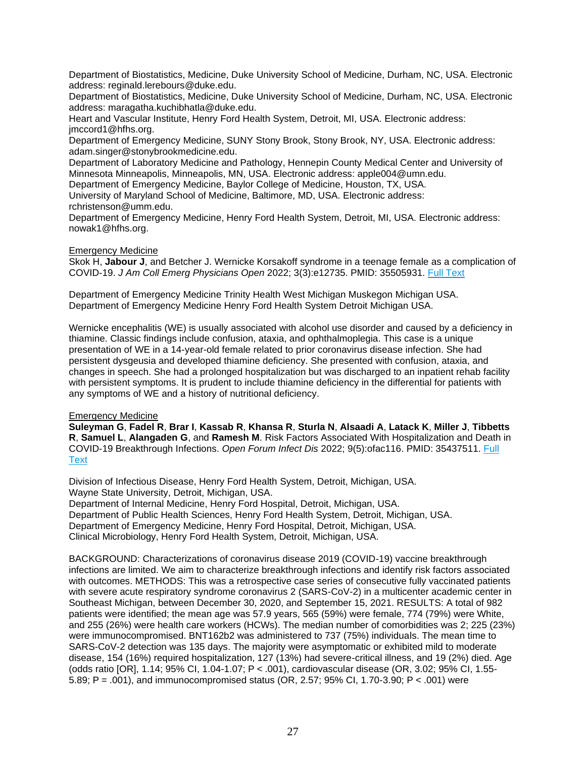Department of Biostatistics, Medicine, Duke University School of Medicine, Durham, NC, USA. Electronic address: reginald.lerebours@duke.edu.
Department of Biostatistics, Medicine, Duke University School of Medicine, Durham, NC, USA. Electronic address: maragatha.kuchibhatla@duke.edu.
Heart and Vascular Institute, Henry Ford Health System, Detroit, MI, USA. Electronic address: jmccord1@hfhs.org.
Department of Emergency Medicine, SUNY Stony Brook, Stony Brook, NY, USA. Electronic address: adam.singer@stonybrookmedicine.edu.
Department of Laboratory Medicine and Pathology, Hennepin County Medical Center and University of Minnesota Minneapolis, Minneapolis, MN, USA. Electronic address: apple004@umn.edu.
Department of Emergency Medicine, Baylor College of Medicine, Houston, TX, USA.
University of Maryland School of Medicine, Baltimore, MD, USA. Electronic address: rchristenson@umm.edu.
Department of Emergency Medicine, Henry Ford Health System, Detroit, MI, USA. Electronic address: nowak1@hfhs.org.

Emergency Medicine
Skok H, **Jabour J**, and Betcher J. Wernicke Korsakoff syndrome in a teenage female as a complication of COVID-19. *J Am Coll Emerg Physicians Open* 2022; 3(3):e12735. PMID: 35505931. Full Text

Department of Emergency Medicine Trinity Health West Michigan Muskegon Michigan USA.
Department of Emergency Medicine Henry Ford Health System Detroit Michigan USA.

Wernicke encephalitis (WE) is usually associated with alcohol use disorder and caused by a deficiency in thiamine. Classic findings include confusion, ataxia, and ophthalmoplegia. This case is a unique presentation of WE in a 14-year-old female related to prior coronavirus disease infection. She had persistent dysgeusia and developed thiamine deficiency. She presented with confusion, ataxia, and changes in speech. She had a prolonged hospitalization but was discharged to an inpatient rehab facility with persistent symptoms. It is prudent to include thiamine deficiency in the differential for patients with any symptoms of WE and a history of nutritional deficiency.

Emergency Medicine
**Suleyman G**, **Fadel R**, **Brar I**, **Kassab R**, **Khansa R**, **Sturla N**, **Alsaadi A**, **Latack K**, **Miller J**, **Tibbetts R**, **Samuel L**, **Alangaden G**, and **Ramesh M**. Risk Factors Associated With Hospitalization and Death in COVID-19 Breakthrough Infections. *Open Forum Infect Dis* 2022; 9(5):ofac116. PMID: 35437511. Full Text

Division of Infectious Disease, Henry Ford Health System, Detroit, Michigan, USA.
Wayne State University, Detroit, Michigan, USA.
Department of Internal Medicine, Henry Ford Hospital, Detroit, Michigan, USA.
Department of Public Health Sciences, Henry Ford Health System, Detroit, Michigan, USA.
Department of Emergency Medicine, Henry Ford Hospital, Detroit, Michigan, USA.
Clinical Microbiology, Henry Ford Health System, Detroit, Michigan, USA.

BACKGROUND: Characterizations of coronavirus disease 2019 (COVID-19) vaccine breakthrough infections are limited. We aim to characterize breakthrough infections and identify risk factors associated with outcomes. METHODS: This was a retrospective case series of consecutive fully vaccinated patients with severe acute respiratory syndrome coronavirus 2 (SARS-CoV-2) in a multicenter academic center in Southeast Michigan, between December 30, 2020, and September 15, 2021. RESULTS: A total of 982 patients were identified; the mean age was 57.9 years, 565 (59%) were female, 774 (79%) were White, and 255 (26%) were health care workers (HCWs). The median number of comorbidities was 2; 225 (23%) were immunocompromised. BNT162b2 was administered to 737 (75%) individuals. The mean time to SARS-CoV-2 detection was 135 days. The majority were asymptomatic or exhibited mild to moderate disease, 154 (16%) required hospitalization, 127 (13%) had severe-critical illness, and 19 (2%) died. Age (odds ratio [OR], 1.14; 95% CI, 1.04-1.07; $P < .001$), cardiovascular disease (OR, 3.02; 95% CI, 1.55-5.89; $P = .001$), and immunocompromised status (OR, 2.57; 95% CI, 1.70-3.90; $P < .001$) were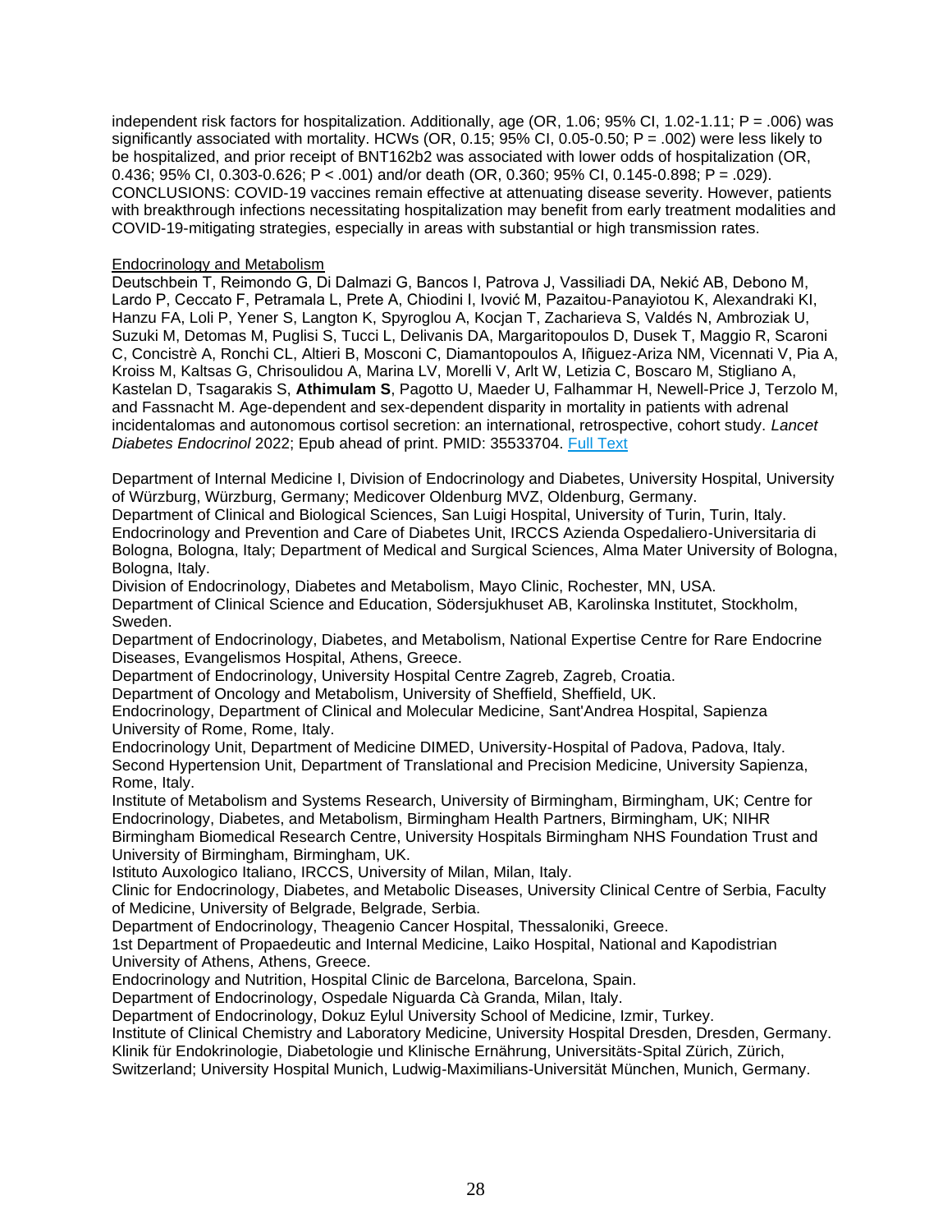independent risk factors for hospitalization. Additionally, age (OR, 1.06; 95% CI, 1.02-1.11; P = .006) was significantly associated with mortality. HCWs (OR, 0.15; 95% CI, 0.05-0.50; P = .002) were less likely to be hospitalized, and prior receipt of BNT162b2 was associated with lower odds of hospitalization (OR, 0.436; 95% CI, 0.303-0.626; P < .001) and/or death (OR, 0.360; 95% CI, 0.145-0.898; P = .029). CONCLUSIONS: COVID-19 vaccines remain effective at attenuating disease severity. However, patients with breakthrough infections necessitating hospitalization may benefit from early treatment modalities and COVID-19-mitigating strategies, especially in areas with substantial or high transmission rates.

Endocrinology and Metabolism

Deutschbein T, Reimondo G, Di Dalmazi G, Bancos I, Patrova J, Vassiliadi DA, Nekić AB, Debono M, Lardo P, Ceccato F, Petramala L, Prete A, Chiodini I, Ivović M, Pazaitou-Panayiotou K, Alexandraki KI, Hanzu FA, Loli P, Yener S, Langton K, Spyroglou A, Kocjan T, Zacharieva S, Valdés N, Ambroziak U, Suzuki M, Detomas M, Puglisi S, Tucci L, Delivanis DA, Margaritopoulos D, Dusek T, Maggio R, Scaroni C, Concistrè A, Ronchi CL, Altieri B, Mosconi C, Diamantopoulos A, Iñiguez-Ariza NM, Vicennati V, Pia A, Kroiss M, Kaltsas G, Chrisoulidou A, Marina LV, Morelli V, Arlt W, Letizia C, Boscaro M, Stigliano A, Kastelan D, Tsagarakis S, **Athimulam S**, Pagotto U, Maeder U, Falhammar H, Newell-Price J, Terzolo M, and Fassnacht M. Age-dependent and sex-dependent disparity in mortality in patients with adrenal incidentalomas and autonomous cortisol secretion: an international, retrospective, cohort study. *Lancet Diabetes Endocrinol* 2022; Epub ahead of print. PMID: 35533704. Full Text

Department of Internal Medicine I, Division of Endocrinology and Diabetes, University Hospital, University of Würzburg, Würzburg, Germany; Medicover Oldenburg MVZ, Oldenburg, Germany.
Department of Clinical and Biological Sciences, San Luigi Hospital, University of Turin, Turin, Italy.
Endocrinology and Prevention and Care of Diabetes Unit, IRCCS Azienda Ospedaliero-Universitaria di Bologna, Bologna, Italy; Department of Medical and Surgical Sciences, Alma Mater University of Bologna, Bologna, Italy.
Division of Endocrinology, Diabetes and Metabolism, Mayo Clinic, Rochester, MN, USA.
Department of Clinical Science and Education, Södersjukhuset AB, Karolinska Institutet, Stockholm, Sweden.
Department of Endocrinology, Diabetes, and Metabolism, National Expertise Centre for Rare Endocrine Diseases, Evangelismos Hospital, Athens, Greece.
Department of Endocrinology, University Hospital Centre Zagreb, Zagreb, Croatia.
Department of Oncology and Metabolism, University of Sheffield, Sheffield, UK.
Endocrinology, Department of Clinical and Molecular Medicine, Sant'Andrea Hospital, Sapienza University of Rome, Rome, Italy.
Endocrinology Unit, Department of Medicine DIMED, University-Hospital of Padova, Padova, Italy.
Second Hypertension Unit, Department of Translational and Precision Medicine, University Sapienza, Rome, Italy.
Institute of Metabolism and Systems Research, University of Birmingham, Birmingham, UK; Centre for Endocrinology, Diabetes, and Metabolism, Birmingham Health Partners, Birmingham, UK; NIHR Birmingham Biomedical Research Centre, University Hospitals Birmingham NHS Foundation Trust and University of Birmingham, Birmingham, UK.
Istituto Auxologico Italiano, IRCCS, University of Milan, Milan, Italy.
Clinic for Endocrinology, Diabetes, and Metabolic Diseases, University Clinical Centre of Serbia, Faculty of Medicine, University of Belgrade, Belgrade, Serbia.
Department of Endocrinology, Theagenio Cancer Hospital, Thessaloniki, Greece.
1st Department of Propaedeutic and Internal Medicine, Laiko Hospital, National and Kapodistrian University of Athens, Athens, Greece.
Endocrinology and Nutrition, Hospital Clinic de Barcelona, Barcelona, Spain.
Department of Endocrinology, Ospedale Niguarda Cà Granda, Milan, Italy.
Department of Endocrinology, Dokuz Eylul University School of Medicine, Izmir, Turkey.
Institute of Clinical Chemistry and Laboratory Medicine, University Hospital Dresden, Dresden, Germany.
Klinik für Endokrinologie, Diabetologie und Klinische Ernährung, Universitäts-Spital Zürich, Zürich, Switzerland; University Hospital Munich, Ludwig-Maximilians-Universität München, Munich, Germany.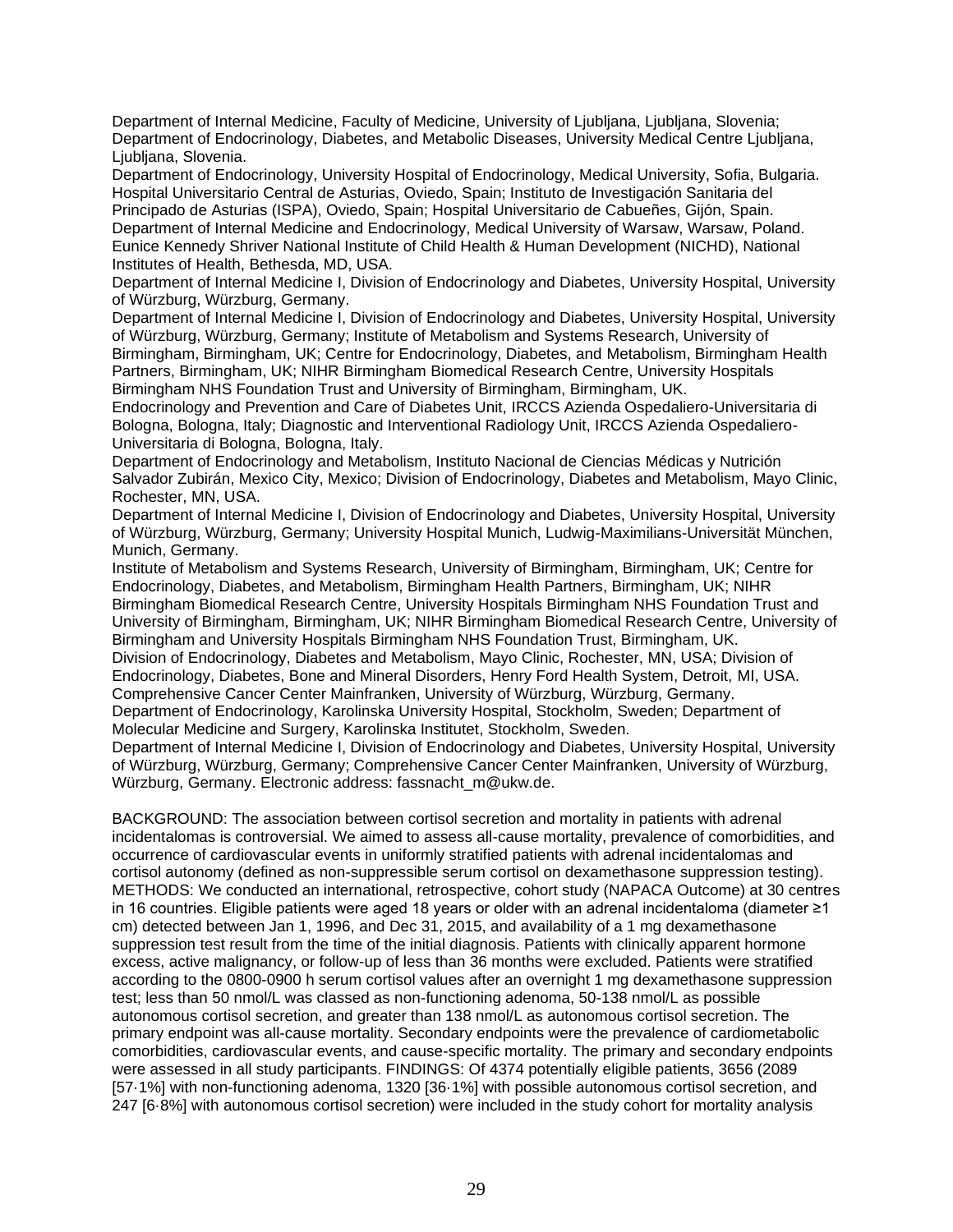Department of Internal Medicine, Faculty of Medicine, University of Ljubljana, Ljubljana, Slovenia; Department of Endocrinology, Diabetes, and Metabolic Diseases, University Medical Centre Ljubljana, Ljubljana, Slovenia.
Department of Endocrinology, University Hospital of Endocrinology, Medical University, Sofia, Bulgaria.
Hospital Universitario Central de Asturias, Oviedo, Spain; Instituto de Investigación Sanitaria del Principado de Asturias (ISPA), Oviedo, Spain; Hospital Universitario de Cabueñes, Gijón, Spain.
Department of Internal Medicine and Endocrinology, Medical University of Warsaw, Warsaw, Poland.
Eunice Kennedy Shriver National Institute of Child Health & Human Development (NICHD), National Institutes of Health, Bethesda, MD, USA.
Department of Internal Medicine I, Division of Endocrinology and Diabetes, University Hospital, University of Würzburg, Würzburg, Germany.
Department of Internal Medicine I, Division of Endocrinology and Diabetes, University Hospital, University of Würzburg, Würzburg, Germany; Institute of Metabolism and Systems Research, University of Birmingham, Birmingham, UK; Centre for Endocrinology, Diabetes, and Metabolism, Birmingham Health Partners, Birmingham, UK; NIHR Birmingham Biomedical Research Centre, University Hospitals Birmingham NHS Foundation Trust and University of Birmingham, Birmingham, UK.
Endocrinology and Prevention and Care of Diabetes Unit, IRCCS Azienda Ospedaliero-Universitaria di Bologna, Bologna, Italy; Diagnostic and Interventional Radiology Unit, IRCCS Azienda Ospedaliero-Universitaria di Bologna, Bologna, Italy.
Department of Endocrinology and Metabolism, Instituto Nacional de Ciencias Médicas y Nutrición Salvador Zubirán, Mexico City, Mexico; Division of Endocrinology, Diabetes and Metabolism, Mayo Clinic, Rochester, MN, USA.
Department of Internal Medicine I, Division of Endocrinology and Diabetes, University Hospital, University of Würzburg, Würzburg, Germany; University Hospital Munich, Ludwig-Maximilians-Universität München, Munich, Germany.
Institute of Metabolism and Systems Research, University of Birmingham, Birmingham, UK; Centre for Endocrinology, Diabetes, and Metabolism, Birmingham Health Partners, Birmingham, UK; NIHR Birmingham Biomedical Research Centre, University Hospitals Birmingham NHS Foundation Trust and University of Birmingham, Birmingham, UK; NIHR Birmingham Biomedical Research Centre, University of Birmingham and University Hospitals Birmingham NHS Foundation Trust, Birmingham, UK.
Division of Endocrinology, Diabetes and Metabolism, Mayo Clinic, Rochester, MN, USA; Division of Endocrinology, Diabetes, Bone and Mineral Disorders, Henry Ford Health System, Detroit, MI, USA.
Comprehensive Cancer Center Mainfranken, University of Würzburg, Würzburg, Germany.
Department of Endocrinology, Karolinska University Hospital, Stockholm, Sweden; Department of Molecular Medicine and Surgery, Karolinska Institutet, Stockholm, Sweden.
Department of Internal Medicine I, Division of Endocrinology and Diabetes, University Hospital, University of Würzburg, Würzburg, Germany; Comprehensive Cancer Center Mainfranken, University of Würzburg, Würzburg, Germany. Electronic address: fassnacht_m@ukw.de.

BACKGROUND: The association between cortisol secretion and mortality in patients with adrenal incidentalomas is controversial. We aimed to assess all-cause mortality, prevalence of comorbidities, and occurrence of cardiovascular events in uniformly stratified patients with adrenal incidentalomas and cortisol autonomy (defined as non-suppressible serum cortisol on dexamethasone suppression testing). METHODS: We conducted an international, retrospective, cohort study (NAPACA Outcome) at 30 centres in 16 countries. Eligible patients were aged 18 years or older with an adrenal incidentaloma (diameter ≥1 cm) detected between Jan 1, 1996, and Dec 31, 2015, and availability of a 1 mg dexamethasone suppression test result from the time of the initial diagnosis. Patients with clinically apparent hormone excess, active malignancy, or follow-up of less than 36 months were excluded. Patients were stratified according to the 0800-0900 h serum cortisol values after an overnight 1 mg dexamethasone suppression test; less than 50 nmol/L was classed as non-functioning adenoma, 50-138 nmol/L as possible autonomous cortisol secretion, and greater than 138 nmol/L as autonomous cortisol secretion. The primary endpoint was all-cause mortality. Secondary endpoints were the prevalence of cardiometabolic comorbidities, cardiovascular events, and cause-specific mortality. The primary and secondary endpoints were assessed in all study participants. FINDINGS: Of 4374 potentially eligible patients, 3656 (2089 [57·1%] with non-functioning adenoma, 1320 [36·1%] with possible autonomous cortisol secretion, and 247 [6·8%] with autonomous cortisol secretion) were included in the study cohort for mortality analysis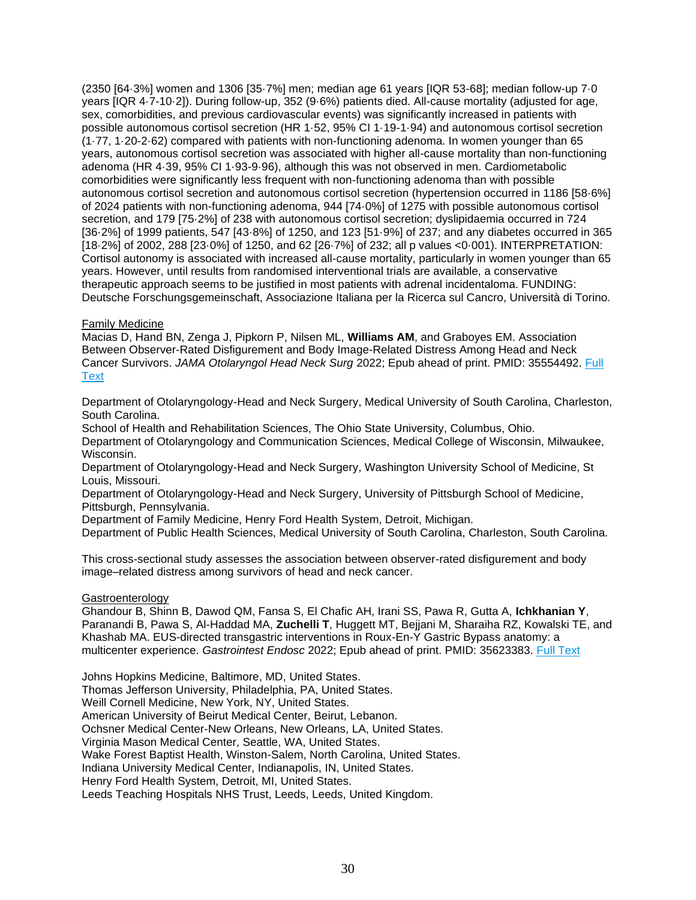(2350 [64·3%] women and 1306 [35·7%] men; median age 61 years [IQR 53-68]; median follow-up 7·0 years [IQR 4·7-10·2]). During follow-up, 352 (9·6%) patients died. All-cause mortality (adjusted for age, sex, comorbidities, and previous cardiovascular events) was significantly increased in patients with possible autonomous cortisol secretion (HR 1·52, 95% CI 1·19-1·94) and autonomous cortisol secretion (1·77, 1·20-2·62) compared with patients with non-functioning adenoma. In women younger than 65 years, autonomous cortisol secretion was associated with higher all-cause mortality than non-functioning adenoma (HR 4·39, 95% CI 1·93-9·96), although this was not observed in men. Cardiometabolic comorbidities were significantly less frequent with non-functioning adenoma than with possible autonomous cortisol secretion and autonomous cortisol secretion (hypertension occurred in 1186 [58·6%] of 2024 patients with non-functioning adenoma, 944 [74·0%] of 1275 with possible autonomous cortisol secretion, and 179 [75·2%] of 238 with autonomous cortisol secretion; dyslipidaemia occurred in 724 [36·2%] of 1999 patients, 547 [43·8%] of 1250, and 123 [51·9%] of 237; and any diabetes occurred in 365 [18·2%] of 2002, 288 [23·0%] of 1250, and 62 [26·7%] of 232; all p values <0·001). INTERPRETATION: Cortisol autonomy is associated with increased all-cause mortality, particularly in women younger than 65 years. However, until results from randomised interventional trials are available, a conservative therapeutic approach seems to be justified in most patients with adrenal incidentaloma. FUNDING: Deutsche Forschungsgemeinschaft, Associazione Italiana per la Ricerca sul Cancro, Università di Torino.

Family Medicine

Macias D, Hand BN, Zenga J, Pipkorn P, Nilsen ML, **Williams AM**, and Graboyes EM. Association Between Observer-Rated Disfigurement and Body Image-Related Distress Among Head and Neck Cancer Survivors. *JAMA Otolaryngol Head Neck Surg* 2022; Epub ahead of print. PMID: 35554492. Full Text

Department of Otolaryngology-Head and Neck Surgery, Medical University of South Carolina, Charleston, South Carolina.
School of Health and Rehabilitation Sciences, The Ohio State University, Columbus, Ohio.
Department of Otolaryngology and Communication Sciences, Medical College of Wisconsin, Milwaukee, Wisconsin.
Department of Otolaryngology-Head and Neck Surgery, Washington University School of Medicine, St Louis, Missouri.
Department of Otolaryngology-Head and Neck Surgery, University of Pittsburgh School of Medicine, Pittsburgh, Pennsylvania.
Department of Family Medicine, Henry Ford Health System, Detroit, Michigan.
Department of Public Health Sciences, Medical University of South Carolina, Charleston, South Carolina.

This cross-sectional study assesses the association between observer-rated disfigurement and body image–related distress among survivors of head and neck cancer.

Gastroenterology

Ghandour B, Shinn B, Dawod QM, Fansa S, El Chafic AH, Irani SS, Pawa R, Gutta A, **Ichkhanian Y**, Paranandi B, Pawa S, Al-Haddad MA, **Zuchelli T**, Huggett MT, Bejjani M, Sharaiha RZ, Kowalski TE, and Khashab MA. EUS-directed transgastric interventions in Roux-En-Y Gastric Bypass anatomy: a multicenter experience. *Gastrointest Endosc* 2022; Epub ahead of print. PMID: 35623383. Full Text

Johns Hopkins Medicine, Baltimore, MD, United States.
Thomas Jefferson University, Philadelphia, PA, United States.
Weill Cornell Medicine, New York, NY, United States.
American University of Beirut Medical Center, Beirut, Lebanon.
Ochsner Medical Center-New Orleans, New Orleans, LA, United States.
Virginia Mason Medical Center, Seattle, WA, United States.
Wake Forest Baptist Health, Winston-Salem, North Carolina, United States.
Indiana University Medical Center, Indianapolis, IN, United States.
Henry Ford Health System, Detroit, MI, United States.
Leeds Teaching Hospitals NHS Trust, Leeds, Leeds, United Kingdom.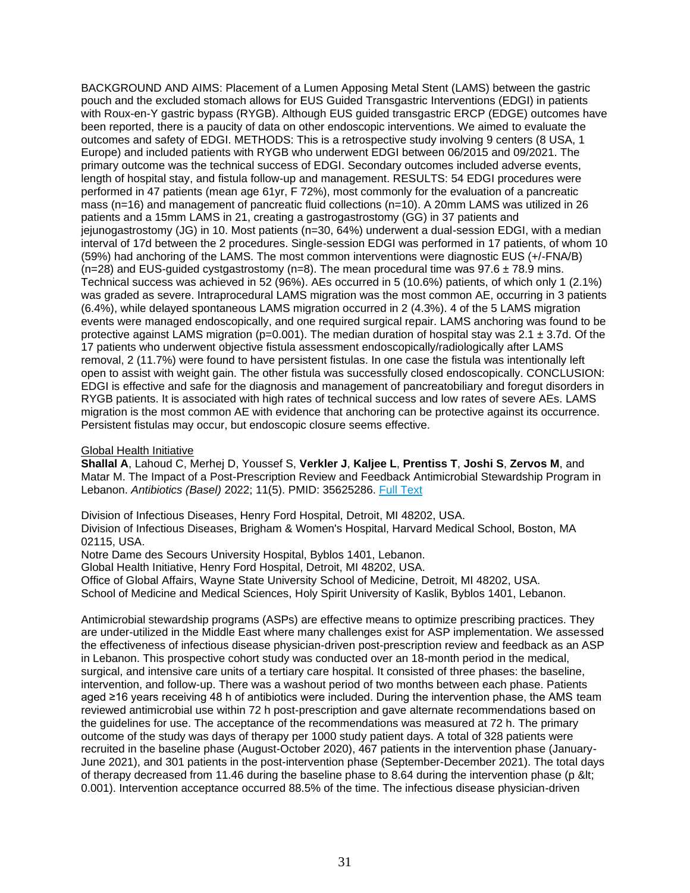BACKGROUND AND AIMS: Placement of a Lumen Apposing Metal Stent (LAMS) between the gastric pouch and the excluded stomach allows for EUS Guided Transgastric Interventions (EDGI) in patients with Roux-en-Y gastric bypass (RYGB). Although EUS guided transgastric ERCP (EDGE) outcomes have been reported, there is a paucity of data on other endoscopic interventions. We aimed to evaluate the outcomes and safety of EDGI. METHODS: This is a retrospective study involving 9 centers (8 USA, 1 Europe) and included patients with RYGB who underwent EDGI between 06/2015 and 09/2021. The primary outcome was the technical success of EDGI. Secondary outcomes included adverse events, length of hospital stay, and fistula follow-up and management. RESULTS: 54 EDGI procedures were performed in 47 patients (mean age 61yr, F 72%), most commonly for the evaluation of a pancreatic mass (n=16) and management of pancreatic fluid collections (n=10). A 20mm LAMS was utilized in 26 patients and a 15mm LAMS in 21, creating a gastrogastrostomy (GG) in 37 patients and jejunogastrostomy (JG) in 10. Most patients (n=30, 64%) underwent a dual-session EDGI, with a median interval of 17d between the 2 procedures. Single-session EDGI was performed in 17 patients, of whom 10 (59%) had anchoring of the LAMS. The most common interventions were diagnostic EUS (+/-FNA/B) (n=28) and EUS-guided cystgastrostomy (n=8). The mean procedural time was 97.6 ± 78.9 mins. Technical success was achieved in 52 (96%). AEs occurred in 5 (10.6%) patients, of which only 1 (2.1%) was graded as severe. Intraprocedural LAMS migration was the most common AE, occurring in 3 patients (6.4%), while delayed spontaneous LAMS migration occurred in 2 (4.3%). 4 of the 5 LAMS migration events were managed endoscopically, and one required surgical repair. LAMS anchoring was found to be protective against LAMS migration (p=0.001). The median duration of hospital stay was 2.1 ± 3.7d. Of the 17 patients who underwent objective fistula assessment endoscopically/radiologically after LAMS removal, 2 (11.7%) were found to have persistent fistulas. In one case the fistula was intentionally left open to assist with weight gain. The other fistula was successfully closed endoscopically. CONCLUSION: EDGI is effective and safe for the diagnosis and management of pancreatobiliary and foregut disorders in RYGB patients. It is associated with high rates of technical success and low rates of severe AEs. LAMS migration is the most common AE with evidence that anchoring can be protective against its occurrence. Persistent fistulas may occur, but endoscopic closure seems effective.

Global Health Initiative

**Shallal A**, Lahoud C, Merhej D, Youssef S, **Verkler J**, **Kaljee L**, **Prentiss T**, **Joshi S**, **Zervos M**, and Matar M. The Impact of a Post-Prescription Review and Feedback Antimicrobial Stewardship Program in Lebanon. *Antibiotics (Basel)* 2022; 11(5). PMID: 35625286. Full Text

Division of Infectious Diseases, Henry Ford Hospital, Detroit, MI 48202, USA.
Division of Infectious Diseases, Brigham & Women's Hospital, Harvard Medical School, Boston, MA 02115, USA.
Notre Dame des Secours University Hospital, Byblos 1401, Lebanon.
Global Health Initiative, Henry Ford Hospital, Detroit, MI 48202, USA.
Office of Global Affairs, Wayne State University School of Medicine, Detroit, MI 48202, USA.
School of Medicine and Medical Sciences, Holy Spirit University of Kaslik, Byblos 1401, Lebanon.

Antimicrobial stewardship programs (ASPs) are effective means to optimize prescribing practices. They are under-utilized in the Middle East where many challenges exist for ASP implementation. We assessed the effectiveness of infectious disease physician-driven post-prescription review and feedback as an ASP in Lebanon. This prospective cohort study was conducted over an 18-month period in the medical, surgical, and intensive care units of a tertiary care hospital. It consisted of three phases: the baseline, intervention, and follow-up. There was a washout period of two months between each phase. Patients aged ≥16 years receiving 48 h of antibiotics were included. During the intervention phase, the AMS team reviewed antimicrobial use within 72 h post-prescription and gave alternate recommendations based on the guidelines for use. The acceptance of the recommendations was measured at 72 h. The primary outcome of the study was days of therapy per 1000 study patient days. A total of 328 patients were recruited in the baseline phase (August-October 2020), 467 patients in the intervention phase (January-June 2021), and 301 patients in the post-intervention phase (September-December 2021). The total days of therapy decreased from 11.46 during the baseline phase to 8.64 during the intervention phase (p &lt; 0.001). Intervention acceptance occurred 88.5% of the time. The infectious disease physician-driven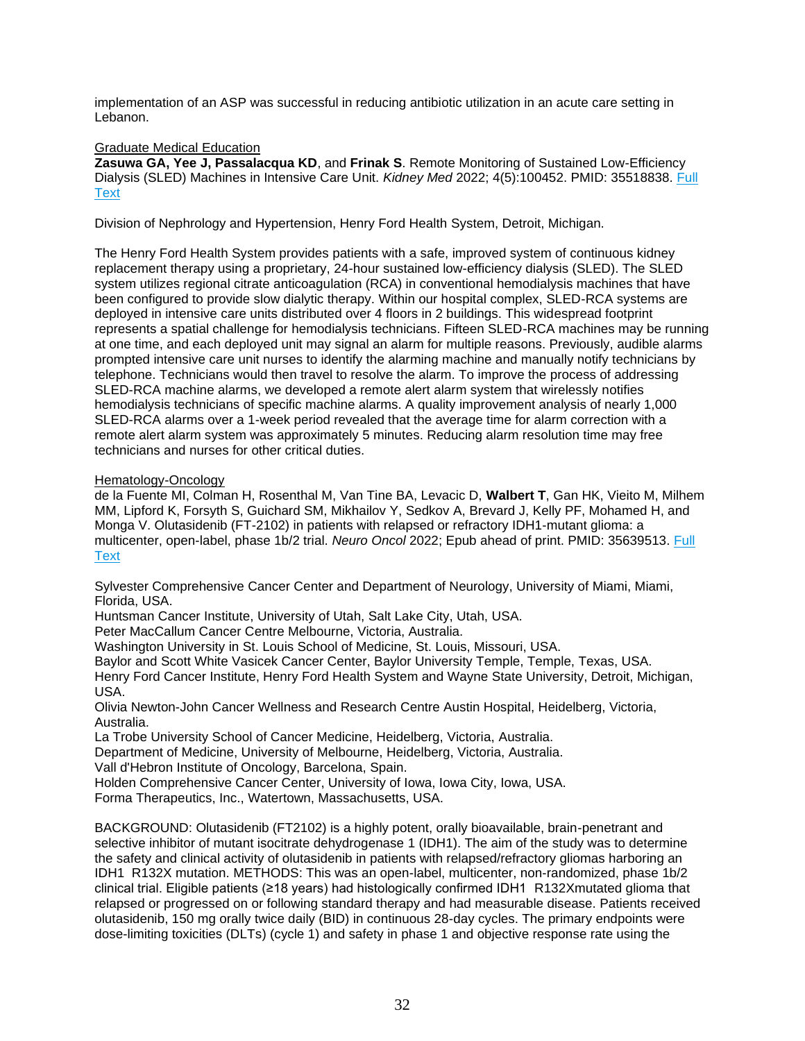implementation of an ASP was successful in reducing antibiotic utilization in an acute care setting in Lebanon.

Graduate Medical Education

**Zasuwa GA, Yee J, Passalacqua KD**, and **Frinak S**. Remote Monitoring of Sustained Low-Efficiency Dialysis (SLED) Machines in Intensive Care Unit. *Kidney Med* 2022; 4(5):100452. PMID: 35518838. [Full Text]()

Division of Nephrology and Hypertension, Henry Ford Health System, Detroit, Michigan.

The Henry Ford Health System provides patients with a safe, improved system of continuous kidney replacement therapy using a proprietary, 24-hour sustained low-efficiency dialysis (SLED). The SLED system utilizes regional citrate anticoagulation (RCA) in conventional hemodialysis machines that have been configured to provide slow dialytic therapy. Within our hospital complex, SLED-RCA systems are deployed in intensive care units distributed over 4 floors in 2 buildings. This widespread footprint represents a spatial challenge for hemodialysis technicians. Fifteen SLED-RCA machines may be running at one time, and each deployed unit may signal an alarm for multiple reasons. Previously, audible alarms prompted intensive care unit nurses to identify the alarming machine and manually notify technicians by telephone. Technicians would then travel to resolve the alarm. To improve the process of addressing SLED-RCA machine alarms, we developed a remote alert alarm system that wirelessly notifies hemodialysis technicians of specific machine alarms. A quality improvement analysis of nearly 1,000 SLED-RCA alarms over a 1-week period revealed that the average time for alarm correction with a remote alert alarm system was approximately 5 minutes. Reducing alarm resolution time may free technicians and nurses for other critical duties.

Hematology-Oncology

de la Fuente MI, Colman H, Rosenthal M, Van Tine BA, Levacic D, **Walbert T**, Gan HK, Vieito M, Milhem MM, Lipford K, Forsyth S, Guichard SM, Mikhailov Y, Sedkov A, Brevard J, Kelly PF, Mohamed H, and Monga V. Olutasidenib (FT-2102) in patients with relapsed or refractory IDH1-mutant glioma: a multicenter, open-label, phase 1b/2 trial. *Neuro Oncol* 2022; Epub ahead of print. PMID: 35639513. [Full Text]()

Sylvester Comprehensive Cancer Center and Department of Neurology, University of Miami, Miami, Florida, USA.
Huntsman Cancer Institute, University of Utah, Salt Lake City, Utah, USA.
Peter MacCallum Cancer Centre Melbourne, Victoria, Australia.
Washington University in St. Louis School of Medicine, St. Louis, Missouri, USA.
Baylor and Scott White Vasicek Cancer Center, Baylor University Temple, Temple, Texas, USA.
Henry Ford Cancer Institute, Henry Ford Health System and Wayne State University, Detroit, Michigan, USA.
Olivia Newton-John Cancer Wellness and Research Centre Austin Hospital, Heidelberg, Victoria, Australia.
La Trobe University School of Cancer Medicine, Heidelberg, Victoria, Australia.
Department of Medicine, University of Melbourne, Heidelberg, Victoria, Australia.
Vall d'Hebron Institute of Oncology, Barcelona, Spain.
Holden Comprehensive Cancer Center, University of Iowa, Iowa City, Iowa, USA.
Forma Therapeutics, Inc., Watertown, Massachusetts, USA.

BACKGROUND: Olutasidenib (FT2102) is a highly potent, orally bioavailable, brain-penetrant and selective inhibitor of mutant isocitrate dehydrogenase 1 (IDH1). The aim of the study was to determine the safety and clinical activity of olutasidenib in patients with relapsed/refractory gliomas harboring an IDH1 R132X mutation. METHODS: This was an open-label, multicenter, non-randomized, phase 1b/2 clinical trial. Eligible patients (≥18 years) had histologically confirmed IDH1 R132Xmutated glioma that relapsed or progressed on or following standard therapy and had measurable disease. Patients received olutasidenib, 150 mg orally twice daily (BID) in continuous 28-day cycles. The primary endpoints were dose-limiting toxicities (DLTs) (cycle 1) and safety in phase 1 and objective response rate using the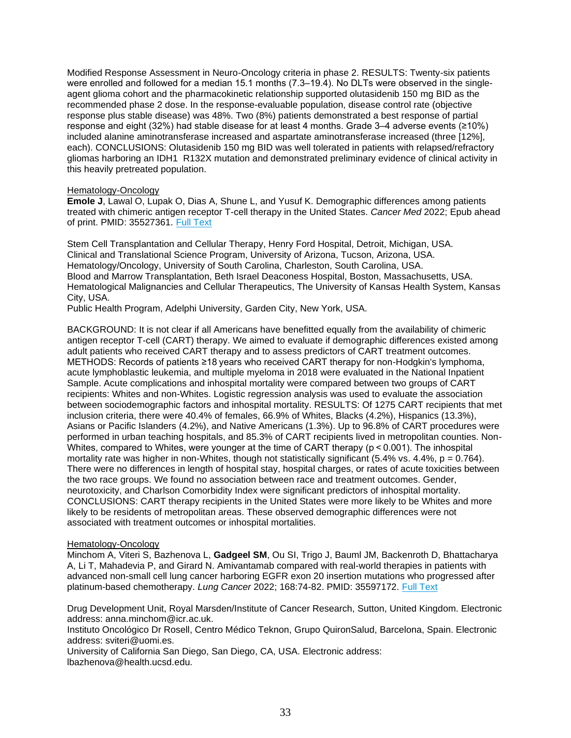Modified Response Assessment in Neuro-Oncology criteria in phase 2. RESULTS: Twenty-six patients were enrolled and followed for a median 15.1 months (7.3–19.4). No DLTs were observed in the single-agent glioma cohort and the pharmacokinetic relationship supported olutasidenib 150 mg BID as the recommended phase 2 dose. In the response-evaluable population, disease control rate (objective response plus stable disease) was 48%. Two (8%) patients demonstrated a best response of partial response and eight (32%) had stable disease for at least 4 months. Grade 3–4 adverse events (≥10%) included alanine aminotransferase increased and aspartate aminotransferase increased (three [12%], each). CONCLUSIONS: Olutasidenib 150 mg BID was well tolerated in patients with relapsed/refractory gliomas harboring an IDH1 R132X mutation and demonstrated preliminary evidence of clinical activity in this heavily pretreated population.

Hematology-Oncology

**Emole J**, Lawal O, Lupak O, Dias A, Shune L, and Yusuf K. Demographic differences among patients treated with chimeric antigen receptor T-cell therapy in the United States. *Cancer Med* 2022; Epub ahead of print. PMID: 35527361. Full Text

Stem Cell Transplantation and Cellular Therapy, Henry Ford Hospital, Detroit, Michigan, USA.
Clinical and Translational Science Program, University of Arizona, Tucson, Arizona, USA.
Hematology/Oncology, University of South Carolina, Charleston, South Carolina, USA.
Blood and Marrow Transplantation, Beth Israel Deaconess Hospital, Boston, Massachusetts, USA.
Hematological Malignancies and Cellular Therapeutics, The University of Kansas Health System, Kansas City, USA.
Public Health Program, Adelphi University, Garden City, New York, USA.

BACKGROUND: It is not clear if all Americans have benefitted equally from the availability of chimeric antigen receptor T-cell (CART) therapy. We aimed to evaluate if demographic differences existed among adult patients who received CART therapy and to assess predictors of CART treatment outcomes. METHODS: Records of patients ≥18 years who received CART therapy for non-Hodgkin's lymphoma, acute lymphoblastic leukemia, and multiple myeloma in 2018 were evaluated in the National Inpatient Sample. Acute complications and inhospital mortality were compared between two groups of CART recipients: Whites and non-Whites. Logistic regression analysis was used to evaluate the association between sociodemographic factors and inhospital mortality. RESULTS: Of 1275 CART recipients that met inclusion criteria, there were 40.4% of females, 66.9% of Whites, Blacks (4.2%), Hispanics (13.3%), Asians or Pacific Islanders (4.2%), and Native Americans (1.3%). Up to 96.8% of CART procedures were performed in urban teaching hospitals, and 85.3% of CART recipients lived in metropolitan counties. Non-Whites, compared to Whites, were younger at the time of CART therapy ($p < 0.001$). The inhospital mortality rate was higher in non-Whites, though not statistically significant (5.4% vs. 4.4%, $p = 0.764$). There were no differences in length of hospital stay, hospital charges, or rates of acute toxicities between the two race groups. We found no association between race and treatment outcomes. Gender, neurotoxicity, and Charlson Comorbidity Index were significant predictors of inhospital mortality. CONCLUSIONS: CART therapy recipients in the United States were more likely to be Whites and more likely to be residents of metropolitan areas. These observed demographic differences were not associated with treatment outcomes or inhospital mortalities.

Hematology-Oncology

Minchom A, Viteri S, Bazhenova L, **Gadgeel SM**, Ou SI, Trigo J, Bauml JM, Backenroth D, Bhattacharya A, Li T, Mahadevia P, and Girard N. Amivantamab compared with real-world therapies in patients with advanced non-small cell lung cancer harboring EGFR exon 20 insertion mutations who progressed after platinum-based chemotherapy. *Lung Cancer* 2022; 168:74-82. PMID: 35597172. Full Text

Drug Development Unit, Royal Marsden/Institute of Cancer Research, Sutton, United Kingdom. Electronic address: anna.minchom@icr.ac.uk.
Instituto Oncológico Dr Rosell, Centro Médico Teknon, Grupo QuironSalud, Barcelona, Spain. Electronic address: sviteri@uomi.es.
University of California San Diego, San Diego, CA, USA. Electronic address: lbazhenova@health.ucsd.edu.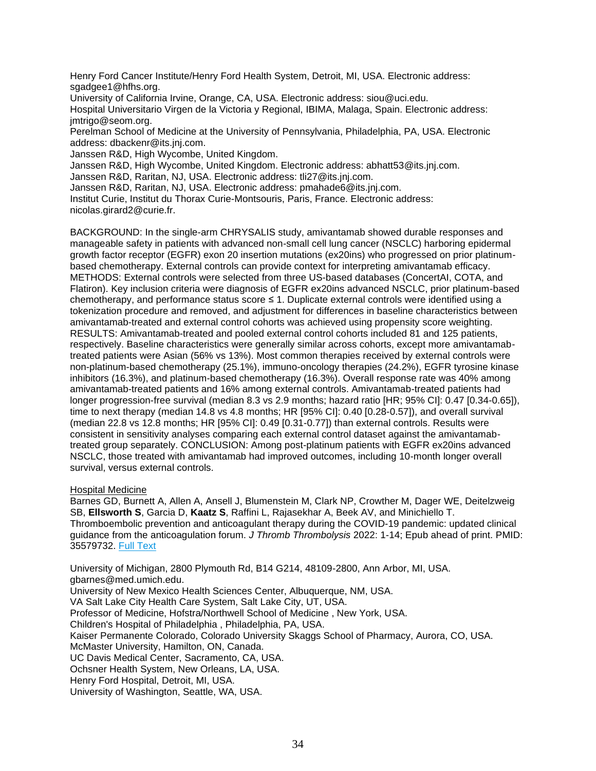Henry Ford Cancer Institute/Henry Ford Health System, Detroit, MI, USA. Electronic address: sgadgee1@hfhs.org.
University of California Irvine, Orange, CA, USA. Electronic address: siou@uci.edu.
Hospital Universitario Virgen de la Victoria y Regional, IBIMA, Malaga, Spain. Electronic address: jmtrigo@seom.org.
Perelman School of Medicine at the University of Pennsylvania, Philadelphia, PA, USA. Electronic address: dbackenr@its.jnj.com.
Janssen R&D, High Wycombe, United Kingdom.
Janssen R&D, High Wycombe, United Kingdom. Electronic address: abhatt53@its.jnj.com.
Janssen R&D, Raritan, NJ, USA. Electronic address: tli27@its.jnj.com.
Janssen R&D, Raritan, NJ, USA. Electronic address: pmahade6@its.jnj.com.
Institut Curie, Institut du Thorax Curie-Montsouris, Paris, France. Electronic address: nicolas.girard2@curie.fr.

BACKGROUND: In the single-arm CHRYSALIS study, amivantamab showed durable responses and manageable safety in patients with advanced non-small cell lung cancer (NSCLC) harboring epidermal growth factor receptor (EGFR) exon 20 insertion mutations (ex20ins) who progressed on prior platinum-based chemotherapy. External controls can provide context for interpreting amivantamab efficacy. METHODS: External controls were selected from three US-based databases (ConcertAI, COTA, and Flatiron). Key inclusion criteria were diagnosis of EGFR ex20ins advanced NSCLC, prior platinum-based chemotherapy, and performance status score ≤ 1. Duplicate external controls were identified using a tokenization procedure and removed, and adjustment for differences in baseline characteristics between amivantamab-treated and external control cohorts was achieved using propensity score weighting. RESULTS: Amivantamab-treated and pooled external control cohorts included 81 and 125 patients, respectively. Baseline characteristics were generally similar across cohorts, except more amivantamab-treated patients were Asian (56% vs 13%). Most common therapies received by external controls were non-platinum-based chemotherapy (25.1%), immuno-oncology therapies (24.2%), EGFR tyrosine kinase inhibitors (16.3%), and platinum-based chemotherapy (16.3%). Overall response rate was 40% among amivantamab-treated patients and 16% among external controls. Amivantamab-treated patients had longer progression-free survival (median 8.3 vs 2.9 months; hazard ratio [HR; 95% CI]: 0.47 [0.34-0.65]), time to next therapy (median 14.8 vs 4.8 months; HR [95% CI]: 0.40 [0.28-0.57]), and overall survival (median 22.8 vs 12.8 months; HR [95% CI]: 0.49 [0.31-0.77]) than external controls. Results were consistent in sensitivity analyses comparing each external control dataset against the amivantamab-treated group separately. CONCLUSION: Among post-platinum patients with EGFR ex20ins advanced NSCLC, those treated with amivantamab had improved outcomes, including 10-month longer overall survival, versus external controls.

## Hospital Medicine

Barnes GD, Burnett A, Allen A, Ansell J, Blumenstein M, Clark NP, Crowther M, Dager WE, Deitelzweig SB, **Ellsworth S**, Garcia D, **Kaatz S**, Raffini L, Rajasekhar A, Beek AV, and Minichiello T. Thromboembolic prevention and anticoagulant therapy during the COVID-19 pandemic: updated clinical guidance from the anticoagulation forum. *J Thromb Thrombolysis* 2022: 1-14; Epub ahead of print. PMID: 35579732. Full Text

University of Michigan, 2800 Plymouth Rd, B14 G214, 48109-2800, Ann Arbor, MI, USA. gbarnes@med.umich.edu.
University of New Mexico Health Sciences Center, Albuquerque, NM, USA.
VA Salt Lake City Health Care System, Salt Lake City, UT, USA.
Professor of Medicine, Hofstra/Northwell School of Medicine , New York, USA.
Children's Hospital of Philadelphia , Philadelphia, PA, USA.
Kaiser Permanente Colorado, Colorado University Skaggs School of Pharmacy, Aurora, CO, USA.
McMaster University, Hamilton, ON, Canada.
UC Davis Medical Center, Sacramento, CA, USA.
Ochsner Health System, New Orleans, LA, USA.
Henry Ford Hospital, Detroit, MI, USA.
University of Washington, Seattle, WA, USA.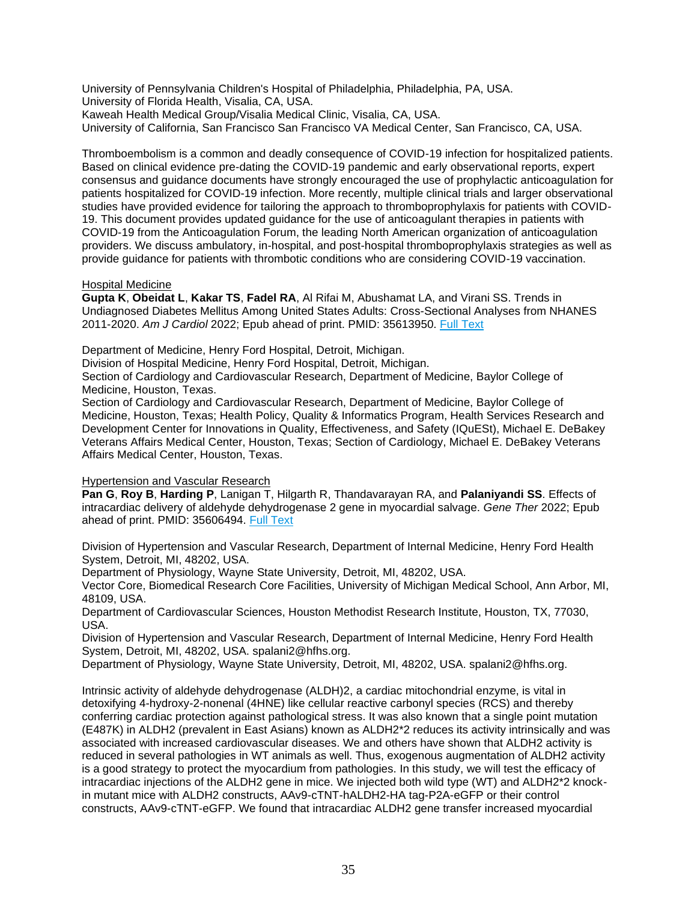University of Pennsylvania Children's Hospital of Philadelphia, Philadelphia, PA, USA.
University of Florida Health, Visalia, CA, USA.
Kaweah Health Medical Group/Visalia Medical Clinic, Visalia, CA, USA.
University of California, San Francisco San Francisco VA Medical Center, San Francisco, CA, USA.

Thromboembolism is a common and deadly consequence of COVID-19 infection for hospitalized patients. Based on clinical evidence pre-dating the COVID-19 pandemic and early observational reports, expert consensus and guidance documents have strongly encouraged the use of prophylactic anticoagulation for patients hospitalized for COVID-19 infection. More recently, multiple clinical trials and larger observational studies have provided evidence for tailoring the approach to thromboprophylaxis for patients with COVID-19. This document provides updated guidance for the use of anticoagulant therapies in patients with COVID-19 from the Anticoagulation Forum, the leading North American organization of anticoagulation providers. We discuss ambulatory, in-hospital, and post-hospital thromboprophylaxis strategies as well as provide guidance for patients with thrombotic conditions who are considering COVID-19 vaccination.

Hospital Medicine

**Gupta K**, **Obeidat L**, **Kakar TS**, **Fadel RA**, Al Rifai M, Abushamat LA, and Virani SS. Trends in Undiagnosed Diabetes Mellitus Among United States Adults: Cross-Sectional Analyses from NHANES 2011-2020. *Am J Cardiol* 2022; Epub ahead of print. PMID: 35613950. Full Text

Department of Medicine, Henry Ford Hospital, Detroit, Michigan.
Division of Hospital Medicine, Henry Ford Hospital, Detroit, Michigan.
Section of Cardiology and Cardiovascular Research, Department of Medicine, Baylor College of Medicine, Houston, Texas.
Section of Cardiology and Cardiovascular Research, Department of Medicine, Baylor College of Medicine, Houston, Texas; Health Policy, Quality & Informatics Program, Health Services Research and Development Center for Innovations in Quality, Effectiveness, and Safety (IQuESt), Michael E. DeBakey Veterans Affairs Medical Center, Houston, Texas; Section of Cardiology, Michael E. DeBakey Veterans Affairs Medical Center, Houston, Texas.

Hypertension and Vascular Research

**Pan G**, **Roy B**, **Harding P**, Lanigan T, Hilgarth R, Thandavarayan RA, and **Palaniyandi SS**. Effects of intracardiac delivery of aldehyde dehydrogenase 2 gene in myocardial salvage. *Gene Ther* 2022; Epub ahead of print. PMID: 35606494. Full Text

Division of Hypertension and Vascular Research, Department of Internal Medicine, Henry Ford Health System, Detroit, MI, 48202, USA.
Department of Physiology, Wayne State University, Detroit, MI, 48202, USA.
Vector Core, Biomedical Research Core Facilities, University of Michigan Medical School, Ann Arbor, MI, 48109, USA.
Department of Cardiovascular Sciences, Houston Methodist Research Institute, Houston, TX, 77030, USA.
Division of Hypertension and Vascular Research, Department of Internal Medicine, Henry Ford Health System, Detroit, MI, 48202, USA. spalani2@hfhs.org.
Department of Physiology, Wayne State University, Detroit, MI, 48202, USA. spalani2@hfhs.org.

Intrinsic activity of aldehyde dehydrogenase (ALDH)2, a cardiac mitochondrial enzyme, is vital in detoxifying 4-hydroxy-2-nonenal (4HNE) like cellular reactive carbonyl species (RCS) and thereby conferring cardiac protection against pathological stress. It was also known that a single point mutation (E487K) in ALDH2 (prevalent in East Asians) known as ALDH2*2 reduces its activity intrinsically and was associated with increased cardiovascular diseases. We and others have shown that ALDH2 activity is reduced in several pathologies in WT animals as well. Thus, exogenous augmentation of ALDH2 activity is a good strategy to protect the myocardium from pathologies. In this study, we will test the efficacy of intracardiac injections of the ALDH2 gene in mice. We injected both wild type (WT) and ALDH2*2 knock-in mutant mice with ALDH2 constructs, AAv9-cTNT-hALDH2-HA tag-P2A-eGFP or their control constructs, AAv9-cTNT-eGFP. We found that intracardiac ALDH2 gene transfer increased myocardial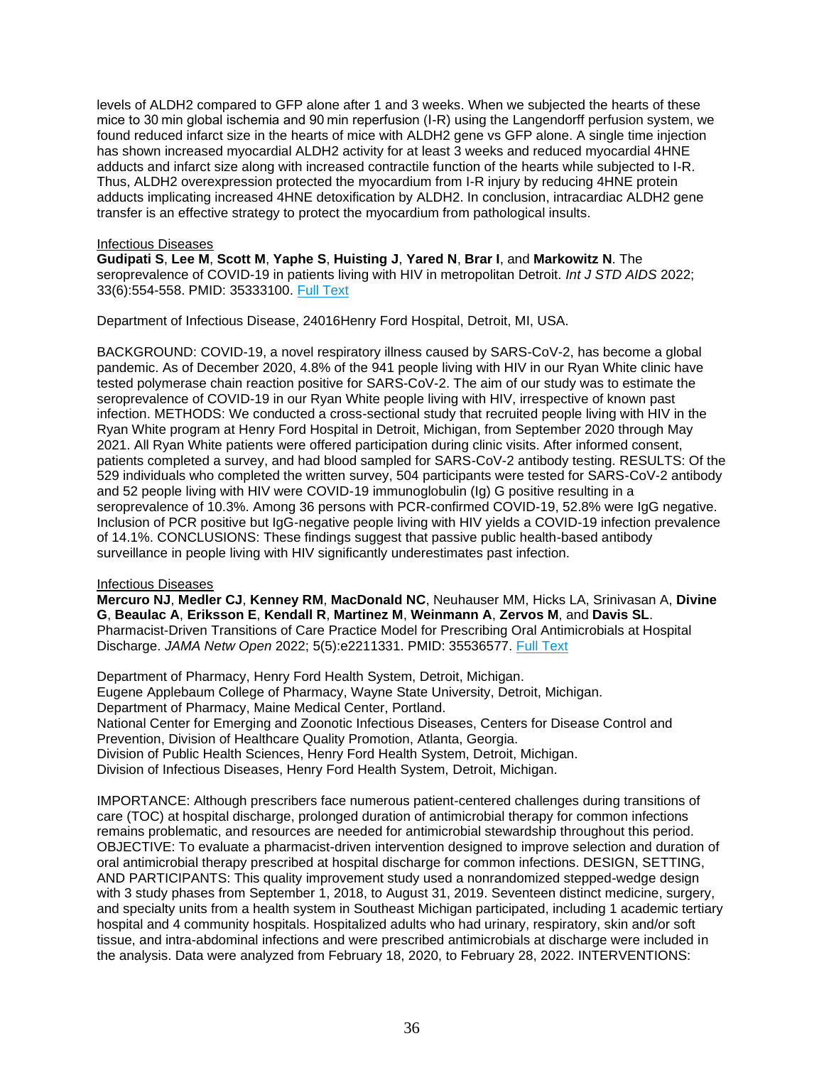levels of ALDH2 compared to GFP alone after 1 and 3 weeks. When we subjected the hearts of these mice to 30 min global ischemia and 90 min reperfusion (I-R) using the Langendorff perfusion system, we found reduced infarct size in the hearts of mice with ALDH2 gene vs GFP alone. A single time injection has shown increased myocardial ALDH2 activity for at least 3 weeks and reduced myocardial 4HNE adducts and infarct size along with increased contractile function of the hearts while subjected to I-R. Thus, ALDH2 overexpression protected the myocardium from I-R injury by reducing 4HNE protein adducts implicating increased 4HNE detoxification by ALDH2. In conclusion, intracardiac ALDH2 gene transfer is an effective strategy to protect the myocardium from pathological insults.

Infectious Diseases

**Gudipati S**, **Lee M**, **Scott M**, **Yaphe S**, **Huisting J**, **Yared N**, **Brar I**, and **Markowitz N**. The seroprevalence of COVID-19 in patients living with HIV in metropolitan Detroit. *Int J STD AIDS* 2022; 33(6):554-558. PMID: 35333100. Full Text

Department of Infectious Disease, 24016Henry Ford Hospital, Detroit, MI, USA.

BACKGROUND: COVID-19, a novel respiratory illness caused by SARS-CoV-2, has become a global pandemic. As of December 2020, 4.8% of the 941 people living with HIV in our Ryan White clinic have tested polymerase chain reaction positive for SARS-CoV-2. The aim of our study was to estimate the seroprevalence of COVID-19 in our Ryan White people living with HIV, irrespective of known past infection. METHODS: We conducted a cross-sectional study that recruited people living with HIV in the Ryan White program at Henry Ford Hospital in Detroit, Michigan, from September 2020 through May 2021. All Ryan White patients were offered participation during clinic visits. After informed consent, patients completed a survey, and had blood sampled for SARS-CoV-2 antibody testing. RESULTS: Of the 529 individuals who completed the written survey, 504 participants were tested for SARS-CoV-2 antibody and 52 people living with HIV were COVID-19 immunoglobulin (Ig) G positive resulting in a seroprevalence of 10.3%. Among 36 persons with PCR-confirmed COVID-19, 52.8% were IgG negative. Inclusion of PCR positive but IgG-negative people living with HIV yields a COVID-19 infection prevalence of 14.1%. CONCLUSIONS: These findings suggest that passive public health-based antibody surveillance in people living with HIV significantly underestimates past infection.

Infectious Diseases

**Mercuro NJ**, **Medler CJ**, **Kenney RM**, **MacDonald NC**, Neuhauser MM, Hicks LA, Srinivasan A, **Divine G**, **Beaulac A**, **Eriksson E**, **Kendall R**, **Martinez M**, **Weinmann A**, **Zervos M**, and **Davis SL**. Pharmacist-Driven Transitions of Care Practice Model for Prescribing Oral Antimicrobials at Hospital Discharge. *JAMA Netw Open* 2022; 5(5):e2211331. PMID: 35536577. Full Text

Department of Pharmacy, Henry Ford Health System, Detroit, Michigan.
Eugene Applebaum College of Pharmacy, Wayne State University, Detroit, Michigan.
Department of Pharmacy, Maine Medical Center, Portland.
National Center for Emerging and Zoonotic Infectious Diseases, Centers for Disease Control and Prevention, Division of Healthcare Quality Promotion, Atlanta, Georgia.
Division of Public Health Sciences, Henry Ford Health System, Detroit, Michigan.
Division of Infectious Diseases, Henry Ford Health System, Detroit, Michigan.

IMPORTANCE: Although prescribers face numerous patient-centered challenges during transitions of care (TOC) at hospital discharge, prolonged duration of antimicrobial therapy for common infections remains problematic, and resources are needed for antimicrobial stewardship throughout this period. OBJECTIVE: To evaluate a pharmacist-driven intervention designed to improve selection and duration of oral antimicrobial therapy prescribed at hospital discharge for common infections. DESIGN, SETTING, AND PARTICIPANTS: This quality improvement study used a nonrandomized stepped-wedge design with 3 study phases from September 1, 2018, to August 31, 2019. Seventeen distinct medicine, surgery, and specialty units from a health system in Southeast Michigan participated, including 1 academic tertiary hospital and 4 community hospitals. Hospitalized adults who had urinary, respiratory, skin and/or soft tissue, and intra-abdominal infections and were prescribed antimicrobials at discharge were included in the analysis. Data were analyzed from February 18, 2020, to February 28, 2022. INTERVENTIONS: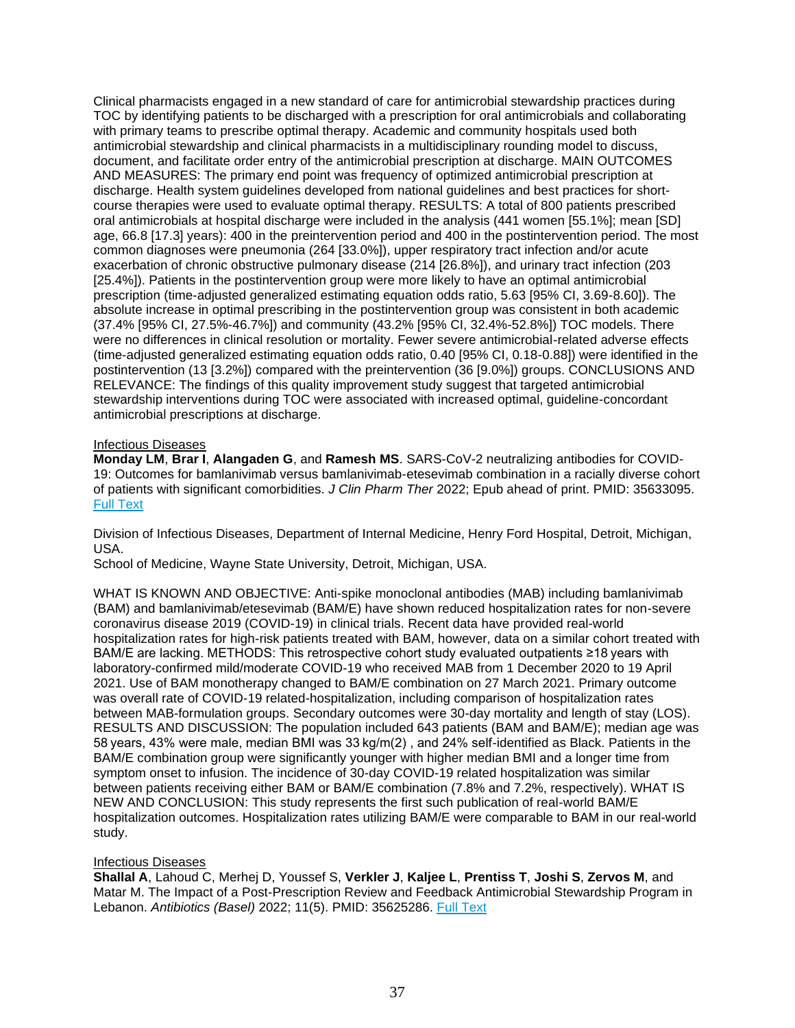Clinical pharmacists engaged in a new standard of care for antimicrobial stewardship practices during TOC by identifying patients to be discharged with a prescription for oral antimicrobials and collaborating with primary teams to prescribe optimal therapy. Academic and community hospitals used both antimicrobial stewardship and clinical pharmacists in a multidisciplinary rounding model to discuss, document, and facilitate order entry of the antimicrobial prescription at discharge. MAIN OUTCOMES AND MEASURES: The primary end point was frequency of optimized antimicrobial prescription at discharge. Health system guidelines developed from national guidelines and best practices for short-course therapies were used to evaluate optimal therapy. RESULTS: A total of 800 patients prescribed oral antimicrobials at hospital discharge were included in the analysis (441 women [55.1%]; mean [SD] age, 66.8 [17.3] years): 400 in the preintervention period and 400 in the postintervention period. The most common diagnoses were pneumonia (264 [33.0%]), upper respiratory tract infection and/or acute exacerbation of chronic obstructive pulmonary disease (214 [26.8%]), and urinary tract infection (203 [25.4%]). Patients in the postintervention group were more likely to have an optimal antimicrobial prescription (time-adjusted generalized estimating equation odds ratio, 5.63 [95% CI, 3.69-8.60]). The absolute increase in optimal prescribing in the postintervention group was consistent in both academic (37.4% [95% CI, 27.5%-46.7%]) and community (43.2% [95% CI, 32.4%-52.8%]) TOC models. There were no differences in clinical resolution or mortality. Fewer severe antimicrobial-related adverse effects (time-adjusted generalized estimating equation odds ratio, 0.40 [95% CI, 0.18-0.88]) were identified in the postintervention (13 [3.2%]) compared with the preintervention (36 [9.0%]) groups. CONCLUSIONS AND RELEVANCE: The findings of this quality improvement study suggest that targeted antimicrobial stewardship interventions during TOC were associated with increased optimal, guideline-concordant antimicrobial prescriptions at discharge.

Infectious Diseases

**Monday LM**, **Brar I**, **Alangaden G**, and **Ramesh MS**. SARS-CoV-2 neutralizing antibodies for COVID-19: Outcomes for bamlanivimab versus bamlanivimab-etesevimab combination in a racially diverse cohort of patients with significant comorbidities. *J Clin Pharm Ther* 2022; Epub ahead of print. PMID: 35633095. Full Text

Division of Infectious Diseases, Department of Internal Medicine, Henry Ford Hospital, Detroit, Michigan, USA.
School of Medicine, Wayne State University, Detroit, Michigan, USA.

WHAT IS KNOWN AND OBJECTIVE: Anti-spike monoclonal antibodies (MAB) including bamlanivimab (BAM) and bamlanivimab/etesevimab (BAM/E) have shown reduced hospitalization rates for non-severe coronavirus disease 2019 (COVID-19) in clinical trials. Recent data have provided real-world hospitalization rates for high-risk patients treated with BAM, however, data on a similar cohort treated with BAM/E are lacking. METHODS: This retrospective cohort study evaluated outpatients ≥18 years with laboratory-confirmed mild/moderate COVID-19 who received MAB from 1 December 2020 to 19 April 2021. Use of BAM monotherapy changed to BAM/E combination on 27 March 2021. Primary outcome was overall rate of COVID-19 related-hospitalization, including comparison of hospitalization rates between MAB-formulation groups. Secondary outcomes were 30-day mortality and length of stay (LOS). RESULTS AND DISCUSSION: The population included 643 patients (BAM and BAM/E); median age was 58 years, 43% were male, median BMI was 33 kg/m(2) , and 24% self-identified as Black. Patients in the BAM/E combination group were significantly younger with higher median BMI and a longer time from symptom onset to infusion. The incidence of 30-day COVID-19 related hospitalization was similar between patients receiving either BAM or BAM/E combination (7.8% and 7.2%, respectively). WHAT IS NEW AND CONCLUSION: This study represents the first such publication of real-world BAM/E hospitalization outcomes. Hospitalization rates utilizing BAM/E were comparable to BAM in our real-world study.

Infectious Diseases

**Shallal A**, Lahoud C, Merhej D, Youssef S, **Verkler J**, **Kaljee L**, **Prentiss T**, **Joshi S**, **Zervos M**, and Matar M. The Impact of a Post-Prescription Review and Feedback Antimicrobial Stewardship Program in Lebanon. *Antibiotics (Basel)* 2022; 11(5). PMID: 35625286. Full Text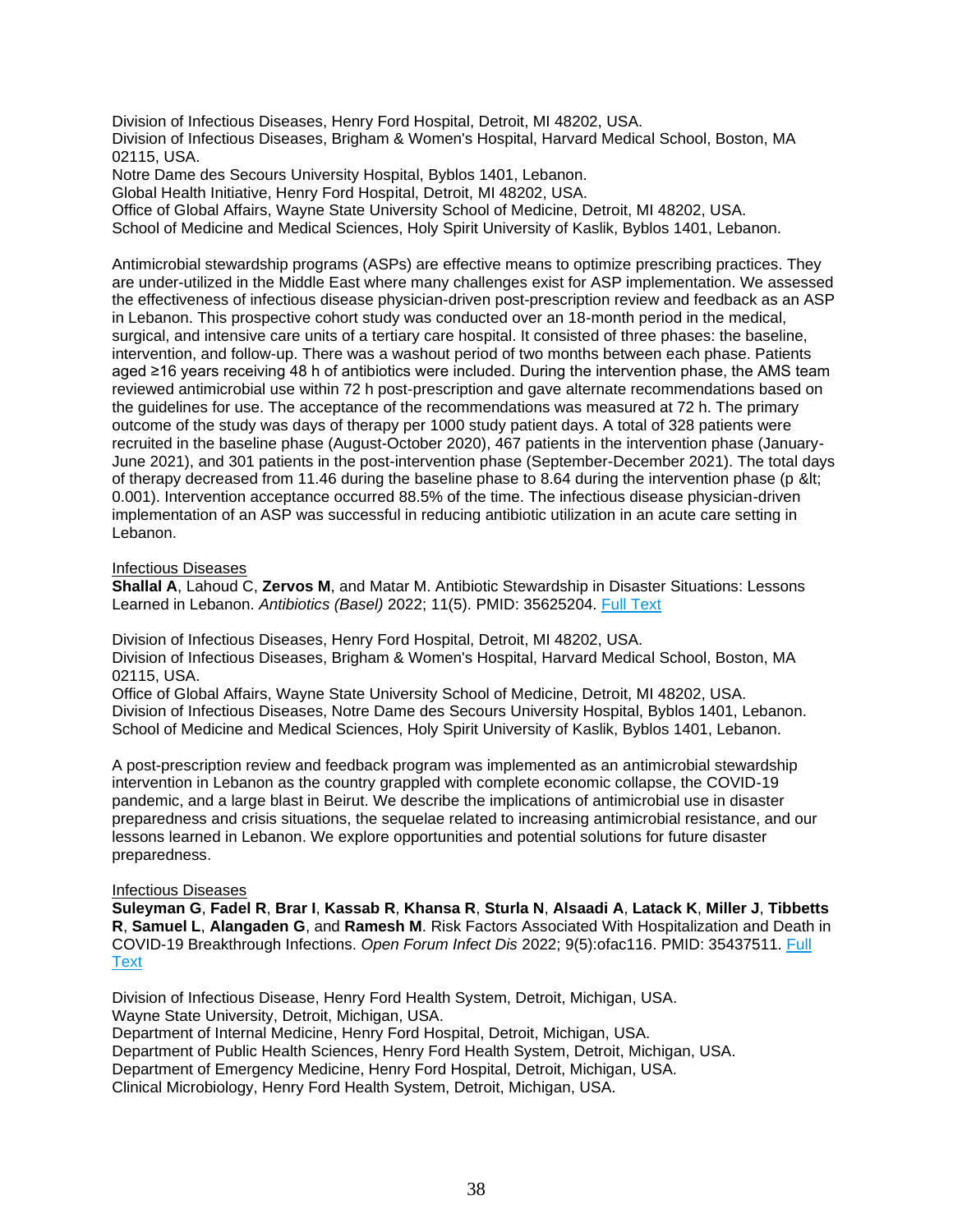Division of Infectious Diseases, Henry Ford Hospital, Detroit, MI 48202, USA.
Division of Infectious Diseases, Brigham & Women's Hospital, Harvard Medical School, Boston, MA 02115, USA.
Notre Dame des Secours University Hospital, Byblos 1401, Lebanon.
Global Health Initiative, Henry Ford Hospital, Detroit, MI 48202, USA.
Office of Global Affairs, Wayne State University School of Medicine, Detroit, MI 48202, USA.
School of Medicine and Medical Sciences, Holy Spirit University of Kaslik, Byblos 1401, Lebanon.

Antimicrobial stewardship programs (ASPs) are effective means to optimize prescribing practices. They are under-utilized in the Middle East where many challenges exist for ASP implementation. We assessed the effectiveness of infectious disease physician-driven post-prescription review and feedback as an ASP in Lebanon. This prospective cohort study was conducted over an 18-month period in the medical, surgical, and intensive care units of a tertiary care hospital. It consisted of three phases: the baseline, intervention, and follow-up. There was a washout period of two months between each phase. Patients aged ≥16 years receiving 48 h of antibiotics were included. During the intervention phase, the AMS team reviewed antimicrobial use within 72 h post-prescription and gave alternate recommendations based on the guidelines for use. The acceptance of the recommendations was measured at 72 h. The primary outcome of the study was days of therapy per 1000 study patient days. A total of 328 patients were recruited in the baseline phase (August-October 2020), 467 patients in the intervention phase (January-June 2021), and 301 patients in the post-intervention phase (September-December 2021). The total days of therapy decreased from 11.46 during the baseline phase to 8.64 during the intervention phase (p &lt; 0.001). Intervention acceptance occurred 88.5% of the time. The infectious disease physician-driven implementation of an ASP was successful in reducing antibiotic utilization in an acute care setting in Lebanon.

Infectious Diseases
**Shallal A**, Lahoud C, **Zervos M**, and Matar M. Antibiotic Stewardship in Disaster Situations: Lessons Learned in Lebanon. *Antibiotics (Basel)* 2022; 11(5). PMID: 35625204. Full Text

Division of Infectious Diseases, Henry Ford Hospital, Detroit, MI 48202, USA.
Division of Infectious Diseases, Brigham & Women's Hospital, Harvard Medical School, Boston, MA 02115, USA.
Office of Global Affairs, Wayne State University School of Medicine, Detroit, MI 48202, USA.
Division of Infectious Diseases, Notre Dame des Secours University Hospital, Byblos 1401, Lebanon.
School of Medicine and Medical Sciences, Holy Spirit University of Kaslik, Byblos 1401, Lebanon.

A post-prescription review and feedback program was implemented as an antimicrobial stewardship intervention in Lebanon as the country grappled with complete economic collapse, the COVID-19 pandemic, and a large blast in Beirut. We describe the implications of antimicrobial use in disaster preparedness and crisis situations, the sequelae related to increasing antimicrobial resistance, and our lessons learned in Lebanon. We explore opportunities and potential solutions for future disaster preparedness.

Infectious Diseases
**Suleyman G**, **Fadel R**, **Brar I**, **Kassab R**, **Khansa R**, **Sturla N**, **Alsaadi A**, **Latack K**, **Miller J**, **Tibbetts R**, **Samuel L**, **Alangaden G**, and **Ramesh M**. Risk Factors Associated With Hospitalization and Death in COVID-19 Breakthrough Infections. *Open Forum Infect Dis* 2022; 9(5):ofac116. PMID: 35437511. Full Text

Division of Infectious Disease, Henry Ford Health System, Detroit, Michigan, USA.
Wayne State University, Detroit, Michigan, USA.
Department of Internal Medicine, Henry Ford Hospital, Detroit, Michigan, USA.
Department of Public Health Sciences, Henry Ford Health System, Detroit, Michigan, USA.
Department of Emergency Medicine, Henry Ford Hospital, Detroit, Michigan, USA.
Clinical Microbiology, Henry Ford Health System, Detroit, Michigan, USA.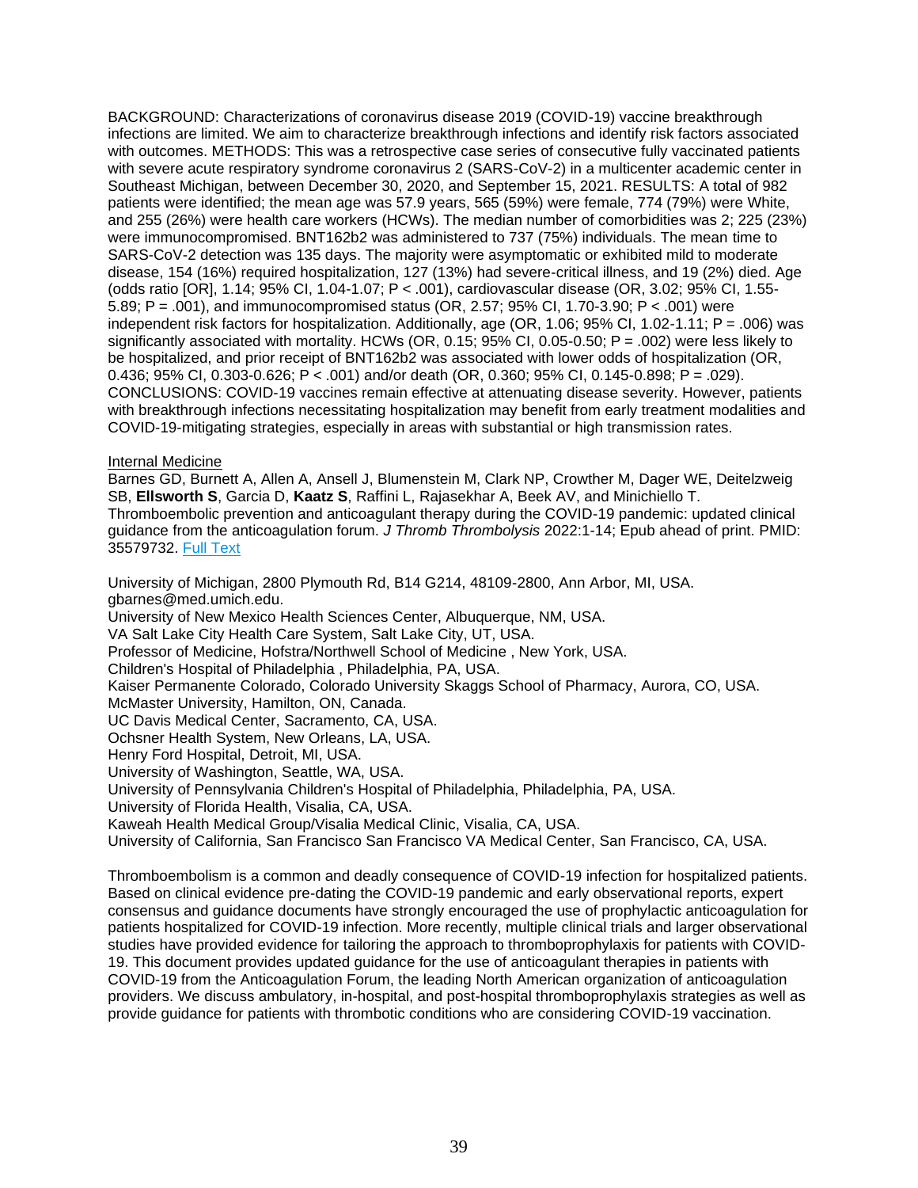BACKGROUND: Characterizations of coronavirus disease 2019 (COVID-19) vaccine breakthrough infections are limited. We aim to characterize breakthrough infections and identify risk factors associated with outcomes. METHODS: This was a retrospective case series of consecutive fully vaccinated patients with severe acute respiratory syndrome coronavirus 2 (SARS-CoV-2) in a multicenter academic center in Southeast Michigan, between December 30, 2020, and September 15, 2021. RESULTS: A total of 982 patients were identified; the mean age was 57.9 years, 565 (59%) were female, 774 (79%) were White, and 255 (26%) were health care workers (HCWs). The median number of comorbidities was 2; 225 (23%) were immunocompromised. BNT162b2 was administered to 737 (75%) individuals. The mean time to SARS-CoV-2 detection was 135 days. The majority were asymptomatic or exhibited mild to moderate disease, 154 (16%) required hospitalization, 127 (13%) had severe-critical illness, and 19 (2%) died. Age (odds ratio [OR], 1.14; 95% CI, 1.04-1.07; P < .001), cardiovascular disease (OR, 3.02; 95% CI, 1.55-5.89; P = .001), and immunocompromised status (OR, 2.57; 95% CI, 1.70-3.90; P < .001) were independent risk factors for hospitalization. Additionally, age (OR, 1.06; 95% CI, 1.02-1.11; P = .006) was significantly associated with mortality. HCWs (OR, 0.15; 95% CI, 0.05-0.50; P = .002) were less likely to be hospitalized, and prior receipt of BNT162b2 was associated with lower odds of hospitalization (OR, 0.436; 95% CI, 0.303-0.626; P < .001) and/or death (OR, 0.360; 95% CI, 0.145-0.898; P = .029). CONCLUSIONS: COVID-19 vaccines remain effective at attenuating disease severity. However, patients with breakthrough infections necessitating hospitalization may benefit from early treatment modalities and COVID-19-mitigating strategies, especially in areas with substantial or high transmission rates.

Internal Medicine

Barnes GD, Burnett A, Allen A, Ansell J, Blumenstein M, Clark NP, Crowther M, Dager WE, Deitelzweig SB, **Ellsworth S**, Garcia D, **Kaatz S**, Raffini L, Rajasekhar A, Beek AV, and Minichiello T. Thromboembolic prevention and anticoagulant therapy during the COVID-19 pandemic: updated clinical guidance from the anticoagulation forum. *J Thromb Thrombolysis* 2022:1-14; Epub ahead of print. PMID: 35579732. Full Text

University of Michigan, 2800 Plymouth Rd, B14 G214, 48109-2800, Ann Arbor, MI, USA. gbarnes@med.umich.edu.
University of New Mexico Health Sciences Center, Albuquerque, NM, USA.
VA Salt Lake City Health Care System, Salt Lake City, UT, USA.
Professor of Medicine, Hofstra/Northwell School of Medicine , New York, USA.
Children's Hospital of Philadelphia , Philadelphia, PA, USA.
Kaiser Permanente Colorado, Colorado University Skaggs School of Pharmacy, Aurora, CO, USA.
McMaster University, Hamilton, ON, Canada.
UC Davis Medical Center, Sacramento, CA, USA.
Ochsner Health System, New Orleans, LA, USA.
Henry Ford Hospital, Detroit, MI, USA.
University of Washington, Seattle, WA, USA.
University of Pennsylvania Children's Hospital of Philadelphia, Philadelphia, PA, USA.
University of Florida Health, Visalia, CA, USA.
Kaweah Health Medical Group/Visalia Medical Clinic, Visalia, CA, USA.
University of California, San Francisco San Francisco VA Medical Center, San Francisco, CA, USA.

Thromboembolism is a common and deadly consequence of COVID-19 infection for hospitalized patients. Based on clinical evidence pre-dating the COVID-19 pandemic and early observational reports, expert consensus and guidance documents have strongly encouraged the use of prophylactic anticoagulation for patients hospitalized for COVID-19 infection. More recently, multiple clinical trials and larger observational studies have provided evidence for tailoring the approach to thromboprophylaxis for patients with COVID-19. This document provides updated guidance for the use of anticoagulant therapies in patients with COVID-19 from the Anticoagulation Forum, the leading North American organization of anticoagulation providers. We discuss ambulatory, in-hospital, and post-hospital thromboprophylaxis strategies as well as provide guidance for patients with thrombotic conditions who are considering COVID-19 vaccination.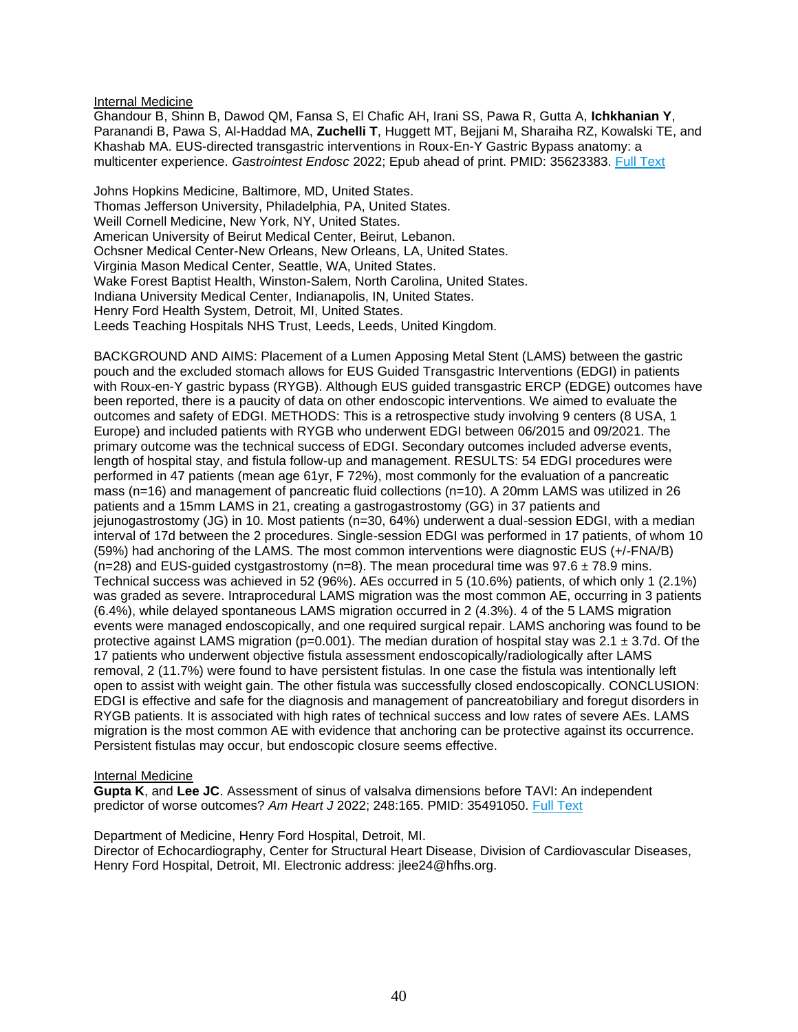Internal Medicine

Ghandour B, Shinn B, Dawod QM, Fansa S, El Chafic AH, Irani SS, Pawa R, Gutta A, **Ichkhanian Y**, Paranandi B, Pawa S, Al-Haddad MA, **Zuchelli T**, Huggett MT, Bejjani M, Sharaiha RZ, Kowalski TE, and Khashab MA. EUS-directed transgastric interventions in Roux-En-Y Gastric Bypass anatomy: a multicenter experience. *Gastrointest Endosc* 2022; Epub ahead of print. PMID: 35623383. Full Text

Johns Hopkins Medicine, Baltimore, MD, United States.
Thomas Jefferson University, Philadelphia, PA, United States.
Weill Cornell Medicine, New York, NY, United States.
American University of Beirut Medical Center, Beirut, Lebanon.
Ochsner Medical Center-New Orleans, New Orleans, LA, United States.
Virginia Mason Medical Center, Seattle, WA, United States.
Wake Forest Baptist Health, Winston-Salem, North Carolina, United States.
Indiana University Medical Center, Indianapolis, IN, United States.
Henry Ford Health System, Detroit, MI, United States.
Leeds Teaching Hospitals NHS Trust, Leeds, Leeds, United Kingdom.

BACKGROUND AND AIMS: Placement of a Lumen Apposing Metal Stent (LAMS) between the gastric pouch and the excluded stomach allows for EUS Guided Transgastric Interventions (EDGI) in patients with Roux-en-Y gastric bypass (RYGB). Although EUS guided transgastric ERCP (EDGE) outcomes have been reported, there is a paucity of data on other endoscopic interventions. We aimed to evaluate the outcomes and safety of EDGI. METHODS: This is a retrospective study involving 9 centers (8 USA, 1 Europe) and included patients with RYGB who underwent EDGI between 06/2015 and 09/2021. The primary outcome was the technical success of EDGI. Secondary outcomes included adverse events, length of hospital stay, and fistula follow-up and management. RESULTS: 54 EDGI procedures were performed in 47 patients (mean age 61yr, F 72%), most commonly for the evaluation of a pancreatic mass (n=16) and management of pancreatic fluid collections (n=10). A 20mm LAMS was utilized in 26 patients and a 15mm LAMS in 21, creating a gastrogastrostomy (GG) in 37 patients and jejunogastrostomy (JG) in 10. Most patients (n=30, 64%) underwent a dual-session EDGI, with a median interval of 17d between the 2 procedures. Single-session EDGI was performed in 17 patients, of whom 10 (59%) had anchoring of the LAMS. The most common interventions were diagnostic EUS (+/-FNA/B) (n=28) and EUS-guided cystgastrostomy (n=8). The mean procedural time was 97.6 ± 78.9 mins. Technical success was achieved in 52 (96%). AEs occurred in 5 (10.6%) patients, of which only 1 (2.1%) was graded as severe. Intraprocedural LAMS migration was the most common AE, occurring in 3 patients (6.4%), while delayed spontaneous LAMS migration occurred in 2 (4.3%). 4 of the 5 LAMS migration events were managed endoscopically, and one required surgical repair. LAMS anchoring was found to be protective against LAMS migration (p=0.001). The median duration of hospital stay was 2.1 ± 3.7d. Of the 17 patients who underwent objective fistula assessment endoscopically/radiologically after LAMS removal, 2 (11.7%) were found to have persistent fistulas. In one case the fistula was intentionally left open to assist with weight gain. The other fistula was successfully closed endoscopically. CONCLUSION: EDGI is effective and safe for the diagnosis and management of pancreatobiliary and foregut disorders in RYGB patients. It is associated with high rates of technical success and low rates of severe AEs. LAMS migration is the most common AE with evidence that anchoring can be protective against its occurrence. Persistent fistulas may occur, but endoscopic closure seems effective.

Internal Medicine

**Gupta K**, and **Lee JC**. Assessment of sinus of valsalva dimensions before TAVI: An independent predictor of worse outcomes? *Am Heart J* 2022; 248:165. PMID: 35491050. Full Text

Department of Medicine, Henry Ford Hospital, Detroit, MI.
Director of Echocardiography, Center for Structural Heart Disease, Division of Cardiovascular Diseases, Henry Ford Hospital, Detroit, MI. Electronic address: jlee24@hfhs.org.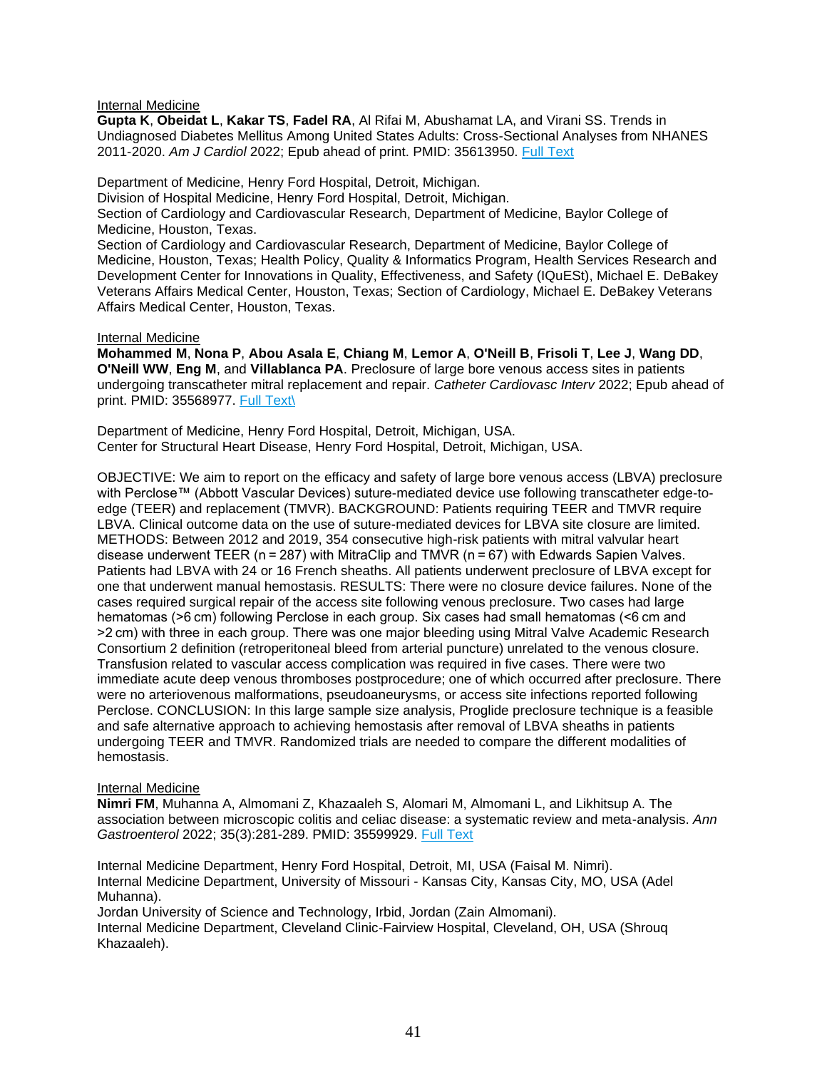Internal Medicine

**Gupta K**, **Obeidat L**, **Kakar TS**, **Fadel RA**, Al Rifai M, Abushamat LA, and Virani SS. Trends in Undiagnosed Diabetes Mellitus Among United States Adults: Cross-Sectional Analyses from NHANES 2011-2020. *Am J Cardiol* 2022; Epub ahead of print. PMID: 35613950. Full Text

Department of Medicine, Henry Ford Hospital, Detroit, Michigan.
Division of Hospital Medicine, Henry Ford Hospital, Detroit, Michigan.
Section of Cardiology and Cardiovascular Research, Department of Medicine, Baylor College of Medicine, Houston, Texas.
Section of Cardiology and Cardiovascular Research, Department of Medicine, Baylor College of Medicine, Houston, Texas; Health Policy, Quality & Informatics Program, Health Services Research and Development Center for Innovations in Quality, Effectiveness, and Safety (IQuESt), Michael E. DeBakey Veterans Affairs Medical Center, Houston, Texas; Section of Cardiology, Michael E. DeBakey Veterans Affairs Medical Center, Houston, Texas.

Internal Medicine

**Mohammed M**, **Nona P**, **Abou Asala E**, **Chiang M**, **Lemor A**, **O'Neill B**, **Frisoli T**, **Lee J**, **Wang DD**, **O'Neill WW**, **Eng M**, and **Villablanca PA**. Preclosure of large bore venous access sites in patients undergoing transcatheter mitral replacement and repair. *Catheter Cardiovasc Interv* 2022; Epub ahead of print. PMID: 35568977. Full Text\

Department of Medicine, Henry Ford Hospital, Detroit, Michigan, USA.
Center for Structural Heart Disease, Henry Ford Hospital, Detroit, Michigan, USA.

OBJECTIVE: We aim to report on the efficacy and safety of large bore venous access (LBVA) preclosure with Perclose™ (Abbott Vascular Devices) suture-mediated device use following transcatheter edge-to-edge (TEER) and replacement (TMVR). BACKGROUND: Patients requiring TEER and TMVR require LBVA. Clinical outcome data on the use of suture-mediated devices for LBVA site closure are limited. METHODS: Between 2012 and 2019, 354 consecutive high-risk patients with mitral valvular heart disease underwent TEER (n = 287) with MitraClip and TMVR (n = 67) with Edwards Sapien Valves. Patients had LBVA with 24 or 16 French sheaths. All patients underwent preclosure of LBVA except for one that underwent manual hemostasis. RESULTS: There were no closure device failures. None of the cases required surgical repair of the access site following venous preclosure. Two cases had large hematomas (>6 cm) following Perclose in each group. Six cases had small hematomas (<6 cm and >2 cm) with three in each group. There was one major bleeding using Mitral Valve Academic Research Consortium 2 definition (retroperitoneal bleed from arterial puncture) unrelated to the venous closure. Transfusion related to vascular access complication was required in five cases. There were two immediate acute deep venous thromboses postprocedure; one of which occurred after preclosure. There were no arteriovenous malformations, pseudoaneurysms, or access site infections reported following Perclose. CONCLUSION: In this large sample size analysis, Proglide preclosure technique is a feasible and safe alternative approach to achieving hemostasis after removal of LBVA sheaths in patients undergoing TEER and TMVR. Randomized trials are needed to compare the different modalities of hemostasis.

Internal Medicine

**Nimri FM**, Muhanna A, Almomani Z, Khazaaleh S, Alomari M, Almomani L, and Likhitsup A. The association between microscopic colitis and celiac disease: a systematic review and meta-analysis. *Ann Gastroenterol* 2022; 35(3):281-289. PMID: 35599929. Full Text

Internal Medicine Department, Henry Ford Hospital, Detroit, MI, USA (Faisal M. Nimri).
Internal Medicine Department, University of Missouri - Kansas City, Kansas City, MO, USA (Adel Muhanna).
Jordan University of Science and Technology, Irbid, Jordan (Zain Almomani).
Internal Medicine Department, Cleveland Clinic-Fairview Hospital, Cleveland, OH, USA (Shrouq Khazaaleh).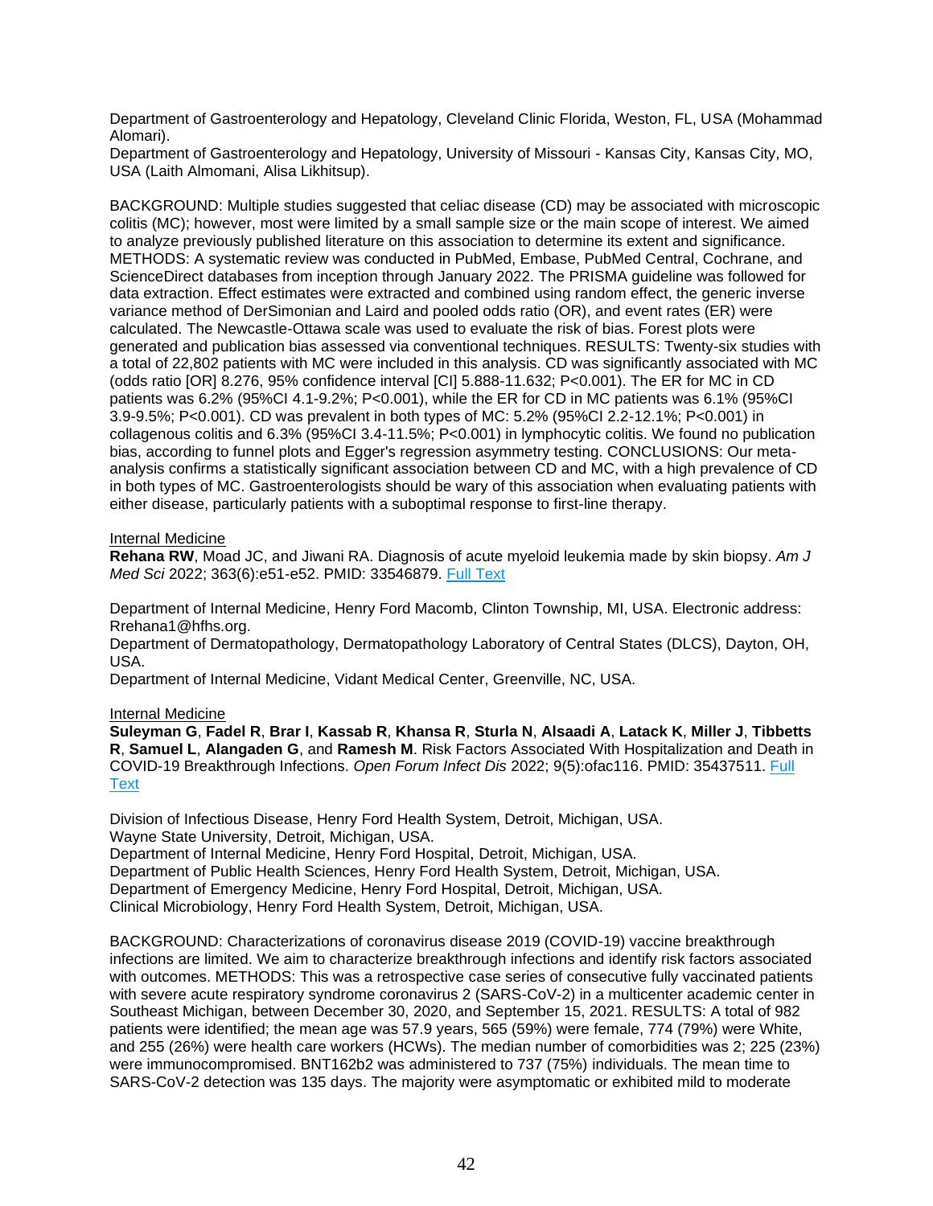Department of Gastroenterology and Hepatology, Cleveland Clinic Florida, Weston, FL, USA (Mohammad Alomari).
Department of Gastroenterology and Hepatology, University of Missouri - Kansas City, Kansas City, MO, USA (Laith Almomani, Alisa Likhitsup).

BACKGROUND: Multiple studies suggested that celiac disease (CD) may be associated with microscopic colitis (MC); however, most were limited by a small sample size or the main scope of interest. We aimed to analyze previously published literature on this association to determine its extent and significance. METHODS: A systematic review was conducted in PubMed, Embase, PubMed Central, Cochrane, and ScienceDirect databases from inception through January 2022. The PRISMA guideline was followed for data extraction. Effect estimates were extracted and combined using random effect, the generic inverse variance method of DerSimonian and Laird and pooled odds ratio (OR), and event rates (ER) were calculated. The Newcastle-Ottawa scale was used to evaluate the risk of bias. Forest plots were generated and publication bias assessed via conventional techniques. RESULTS: Twenty-six studies with a total of 22,802 patients with MC were included in this analysis. CD was significantly associated with MC (odds ratio [OR] 8.276, 95% confidence interval [CI] 5.888-11.632; P<0.001). The ER for MC in CD patients was 6.2% (95%CI 4.1-9.2%; P<0.001), while the ER for CD in MC patients was 6.1% (95%CI 3.9-9.5%; P<0.001). CD was prevalent in both types of MC: 5.2% (95%CI 2.2-12.1%; P<0.001) in collagenous colitis and 6.3% (95%CI 3.4-11.5%; P<0.001) in lymphocytic colitis. We found no publication bias, according to funnel plots and Egger's regression asymmetry testing. CONCLUSIONS: Our meta-analysis confirms a statistically significant association between CD and MC, with a high prevalence of CD in both types of MC. Gastroenterologists should be wary of this association when evaluating patients with either disease, particularly patients with a suboptimal response to first-line therapy.

Internal Medicine

**Rehana RW**, Moad JC, and Jiwani RA. Diagnosis of acute myeloid leukemia made by skin biopsy. *Am J Med Sci* 2022; 363(6):e51-e52. PMID: 33546879. Full Text

Department of Internal Medicine, Henry Ford Macomb, Clinton Township, MI, USA. Electronic address: Rrehana1@hfhs.org.
Department of Dermatopathology, Dermatopathology Laboratory of Central States (DLCS), Dayton, OH, USA.
Department of Internal Medicine, Vidant Medical Center, Greenville, NC, USA.

Internal Medicine

**Suleyman G**, **Fadel R**, **Brar I**, **Kassab R**, **Khansa R**, **Sturla N**, **Alsaadi A**, **Latack K**, **Miller J**, **Tibbetts R**, **Samuel L**, **Alangaden G**, and **Ramesh M**. Risk Factors Associated With Hospitalization and Death in COVID-19 Breakthrough Infections. *Open Forum Infect Dis* 2022; 9(5):ofac116. PMID: 35437511. Full Text

Division of Infectious Disease, Henry Ford Health System, Detroit, Michigan, USA.
Wayne State University, Detroit, Michigan, USA.
Department of Internal Medicine, Henry Ford Hospital, Detroit, Michigan, USA.
Department of Public Health Sciences, Henry Ford Health System, Detroit, Michigan, USA.
Department of Emergency Medicine, Henry Ford Hospital, Detroit, Michigan, USA.
Clinical Microbiology, Henry Ford Health System, Detroit, Michigan, USA.

BACKGROUND: Characterizations of coronavirus disease 2019 (COVID-19) vaccine breakthrough infections are limited. We aim to characterize breakthrough infections and identify risk factors associated with outcomes. METHODS: This was a retrospective case series of consecutive fully vaccinated patients with severe acute respiratory syndrome coronavirus 2 (SARS-CoV-2) in a multicenter academic center in Southeast Michigan, between December 30, 2020, and September 15, 2021. RESULTS: A total of 982 patients were identified; the mean age was 57.9 years, 565 (59%) were female, 774 (79%) were White, and 255 (26%) were health care workers (HCWs). The median number of comorbidities was 2; 225 (23%) were immunocompromised. BNT162b2 was administered to 737 (75%) individuals. The mean time to SARS-CoV-2 detection was 135 days. The majority were asymptomatic or exhibited mild to moderate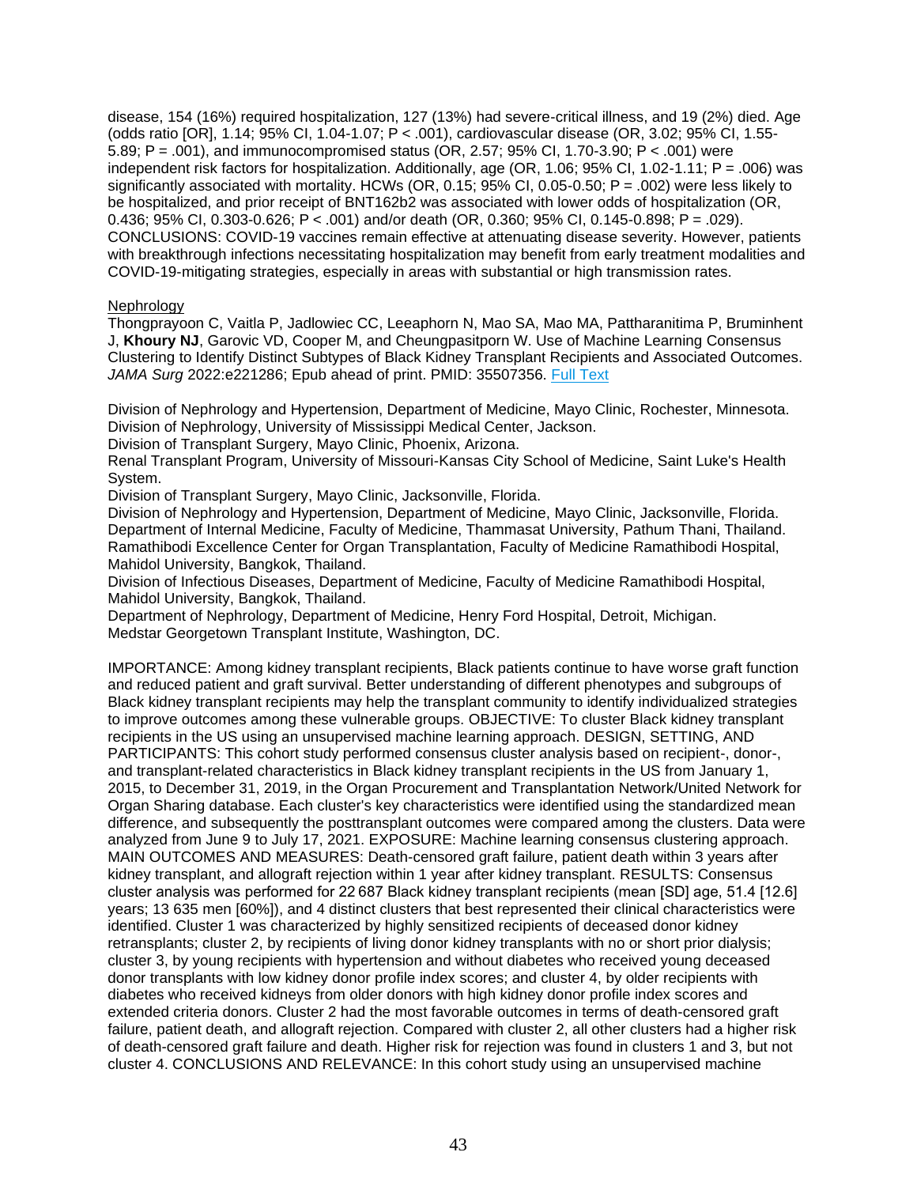disease, 154 (16%) required hospitalization, 127 (13%) had severe-critical illness, and 19 (2%) died. Age (odds ratio [OR], 1.14; 95% CI, 1.04-1.07; P < .001), cardiovascular disease (OR, 3.02; 95% CI, 1.55-5.89; P = .001), and immunocompromised status (OR, 2.57; 95% CI, 1.70-3.90; P < .001) were independent risk factors for hospitalization. Additionally, age (OR, 1.06; 95% CI, 1.02-1.11; P = .006) was significantly associated with mortality. HCWs (OR, 0.15; 95% CI, 0.05-0.50; P = .002) were less likely to be hospitalized, and prior receipt of BNT162b2 was associated with lower odds of hospitalization (OR, 0.436; 95% CI, 0.303-0.626; P < .001) and/or death (OR, 0.360; 95% CI, 0.145-0.898; P = .029). CONCLUSIONS: COVID-19 vaccines remain effective at attenuating disease severity. However, patients with breakthrough infections necessitating hospitalization may benefit from early treatment modalities and COVID-19-mitigating strategies, especially in areas with substantial or high transmission rates.

Nephrology

Thongprayoon C, Vaitla P, Jadlowiec CC, Leeaphorn N, Mao SA, Mao MA, Pattharanitima P, Bruminhent J, **Khoury NJ**, Garovic VD, Cooper M, and Cheungpasitporn W. Use of Machine Learning Consensus Clustering to Identify Distinct Subtypes of Black Kidney Transplant Recipients and Associated Outcomes. *JAMA Surg* 2022:e221286; Epub ahead of print. PMID: 35507356. Full Text

Division of Nephrology and Hypertension, Department of Medicine, Mayo Clinic, Rochester, Minnesota.
Division of Nephrology, University of Mississippi Medical Center, Jackson.
Division of Transplant Surgery, Mayo Clinic, Phoenix, Arizona.
Renal Transplant Program, University of Missouri-Kansas City School of Medicine, Saint Luke's Health System.
Division of Transplant Surgery, Mayo Clinic, Jacksonville, Florida.
Division of Nephrology and Hypertension, Department of Medicine, Mayo Clinic, Jacksonville, Florida.
Department of Internal Medicine, Faculty of Medicine, Thammasat University, Pathum Thani, Thailand.
Ramathibodi Excellence Center for Organ Transplantation, Faculty of Medicine Ramathibodi Hospital, Mahidol University, Bangkok, Thailand.
Division of Infectious Diseases, Department of Medicine, Faculty of Medicine Ramathibodi Hospital, Mahidol University, Bangkok, Thailand.
Department of Nephrology, Department of Medicine, Henry Ford Hospital, Detroit, Michigan.
Medstar Georgetown Transplant Institute, Washington, DC.

IMPORTANCE: Among kidney transplant recipients, Black patients continue to have worse graft function and reduced patient and graft survival. Better understanding of different phenotypes and subgroups of Black kidney transplant recipients may help the transplant community to identify individualized strategies to improve outcomes among these vulnerable groups. OBJECTIVE: To cluster Black kidney transplant recipients in the US using an unsupervised machine learning approach. DESIGN, SETTING, AND PARTICIPANTS: This cohort study performed consensus cluster analysis based on recipient-, donor-, and transplant-related characteristics in Black kidney transplant recipients in the US from January 1, 2015, to December 31, 2019, in the Organ Procurement and Transplantation Network/United Network for Organ Sharing database. Each cluster's key characteristics were identified using the standardized mean difference, and subsequently the posttransplant outcomes were compared among the clusters. Data were analyzed from June 9 to July 17, 2021. EXPOSURE: Machine learning consensus clustering approach. MAIN OUTCOMES AND MEASURES: Death-censored graft failure, patient death within 3 years after kidney transplant, and allograft rejection within 1 year after kidney transplant. RESULTS: Consensus cluster analysis was performed for 22 687 Black kidney transplant recipients (mean [SD] age, 51.4 [12.6] years; 13 635 men [60%]), and 4 distinct clusters that best represented their clinical characteristics were identified. Cluster 1 was characterized by highly sensitized recipients of deceased donor kidney retransplants; cluster 2, by recipients of living donor kidney transplants with no or short prior dialysis; cluster 3, by young recipients with hypertension and without diabetes who received young deceased donor transplants with low kidney donor profile index scores; and cluster 4, by older recipients with diabetes who received kidneys from older donors with high kidney donor profile index scores and extended criteria donors. Cluster 2 had the most favorable outcomes in terms of death-censored graft failure, patient death, and allograft rejection. Compared with cluster 2, all other clusters had a higher risk of death-censored graft failure and death. Higher risk for rejection was found in clusters 1 and 3, but not cluster 4. CONCLUSIONS AND RELEVANCE: In this cohort study using an unsupervised machine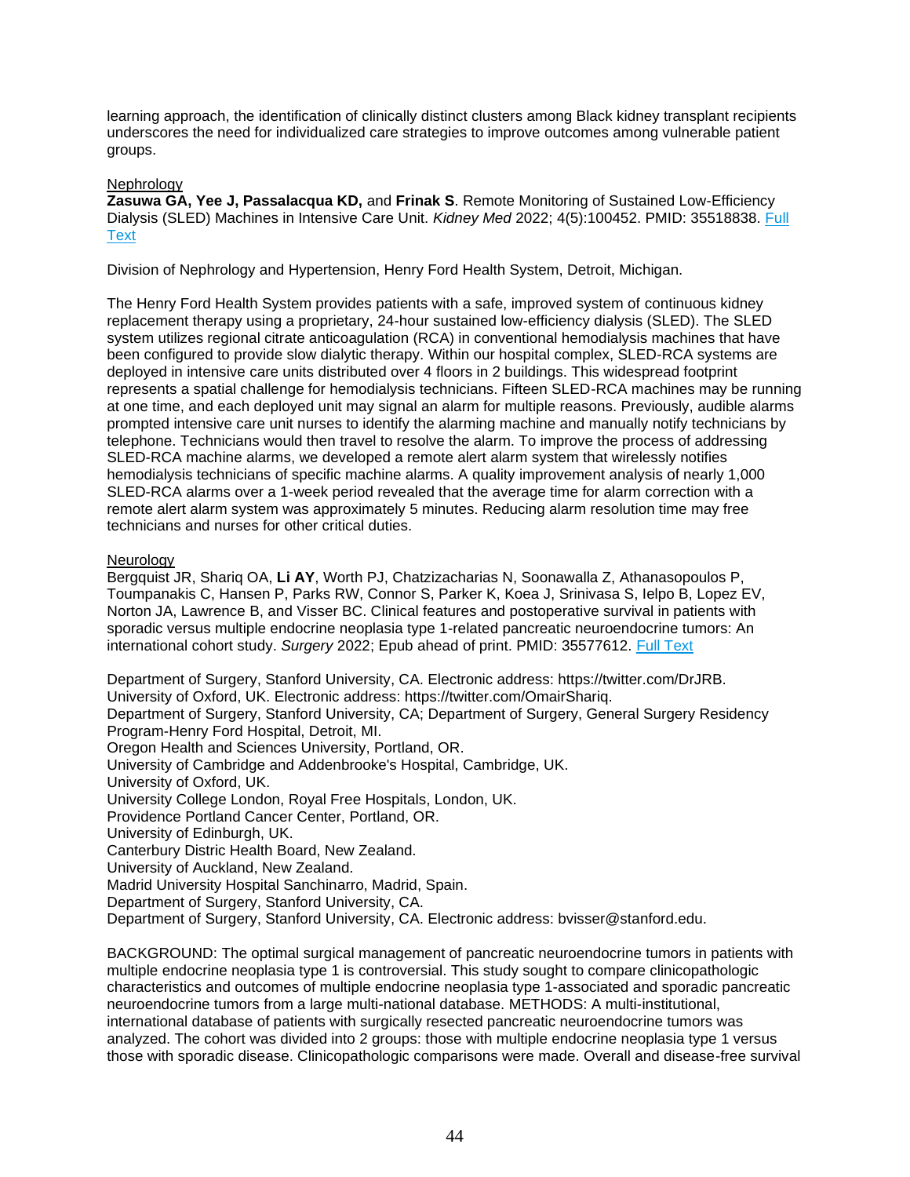learning approach, the identification of clinically distinct clusters among Black kidney transplant recipients underscores the need for individualized care strategies to improve outcomes among vulnerable patient groups.

Nephrology

**Zasuwa GA, Yee J, Passalacqua KD,** and **Frinak S**. Remote Monitoring of Sustained Low-Efficiency Dialysis (SLED) Machines in Intensive Care Unit. *Kidney Med* 2022; 4(5):100452. PMID: 35518838. [Full Text]()

Division of Nephrology and Hypertension, Henry Ford Health System, Detroit, Michigan.

The Henry Ford Health System provides patients with a safe, improved system of continuous kidney replacement therapy using a proprietary, 24-hour sustained low-efficiency dialysis (SLED). The SLED system utilizes regional citrate anticoagulation (RCA) in conventional hemodialysis machines that have been configured to provide slow dialytic therapy. Within our hospital complex, SLED-RCA systems are deployed in intensive care units distributed over 4 floors in 2 buildings. This widespread footprint represents a spatial challenge for hemodialysis technicians. Fifteen SLED-RCA machines may be running at one time, and each deployed unit may signal an alarm for multiple reasons. Previously, audible alarms prompted intensive care unit nurses to identify the alarming machine and manually notify technicians by telephone. Technicians would then travel to resolve the alarm. To improve the process of addressing SLED-RCA machine alarms, we developed a remote alert alarm system that wirelessly notifies hemodialysis technicians of specific machine alarms. A quality improvement analysis of nearly 1,000 SLED-RCA alarms over a 1-week period revealed that the average time for alarm correction with a remote alert alarm system was approximately 5 minutes. Reducing alarm resolution time may free technicians and nurses for other critical duties.

Neurology

Bergquist JR, Shariq OA, **Li AY**, Worth PJ, Chatzizacharias N, Soonawalla Z, Athanasopoulos P, Toumpanakis C, Hansen P, Parks RW, Connor S, Parker K, Koea J, Srinivasa S, Ielpo B, Lopez EV, Norton JA, Lawrence B, and Visser BC. Clinical features and postoperative survival in patients with sporadic versus multiple endocrine neoplasia type 1-related pancreatic neuroendocrine tumors: An international cohort study. *Surgery* 2022; Epub ahead of print. PMID: 35577612. [Full Text]()

Department of Surgery, Stanford University, CA. Electronic address: https://twitter.com/DrJRB.
University of Oxford, UK. Electronic address: https://twitter.com/OmairShariq.
Department of Surgery, Stanford University, CA; Department of Surgery, General Surgery Residency Program-Henry Ford Hospital, Detroit, MI.
Oregon Health and Sciences University, Portland, OR.
University of Cambridge and Addenbrooke's Hospital, Cambridge, UK.
University of Oxford, UK.
University College London, Royal Free Hospitals, London, UK.
Providence Portland Cancer Center, Portland, OR.
University of Edinburgh, UK.
Canterbury Distric Health Board, New Zealand.
University of Auckland, New Zealand.
Madrid University Hospital Sanchinarro, Madrid, Spain.
Department of Surgery, Stanford University, CA.
Department of Surgery, Stanford University, CA. Electronic address: bvisser@stanford.edu.

BACKGROUND: The optimal surgical management of pancreatic neuroendocrine tumors in patients with multiple endocrine neoplasia type 1 is controversial. This study sought to compare clinicopathologic characteristics and outcomes of multiple endocrine neoplasia type 1-associated and sporadic pancreatic neuroendocrine tumors from a large multi-national database. METHODS: A multi-institutional, international database of patients with surgically resected pancreatic neuroendocrine tumors was analyzed. The cohort was divided into 2 groups: those with multiple endocrine neoplasia type 1 versus those with sporadic disease. Clinicopathologic comparisons were made. Overall and disease-free survival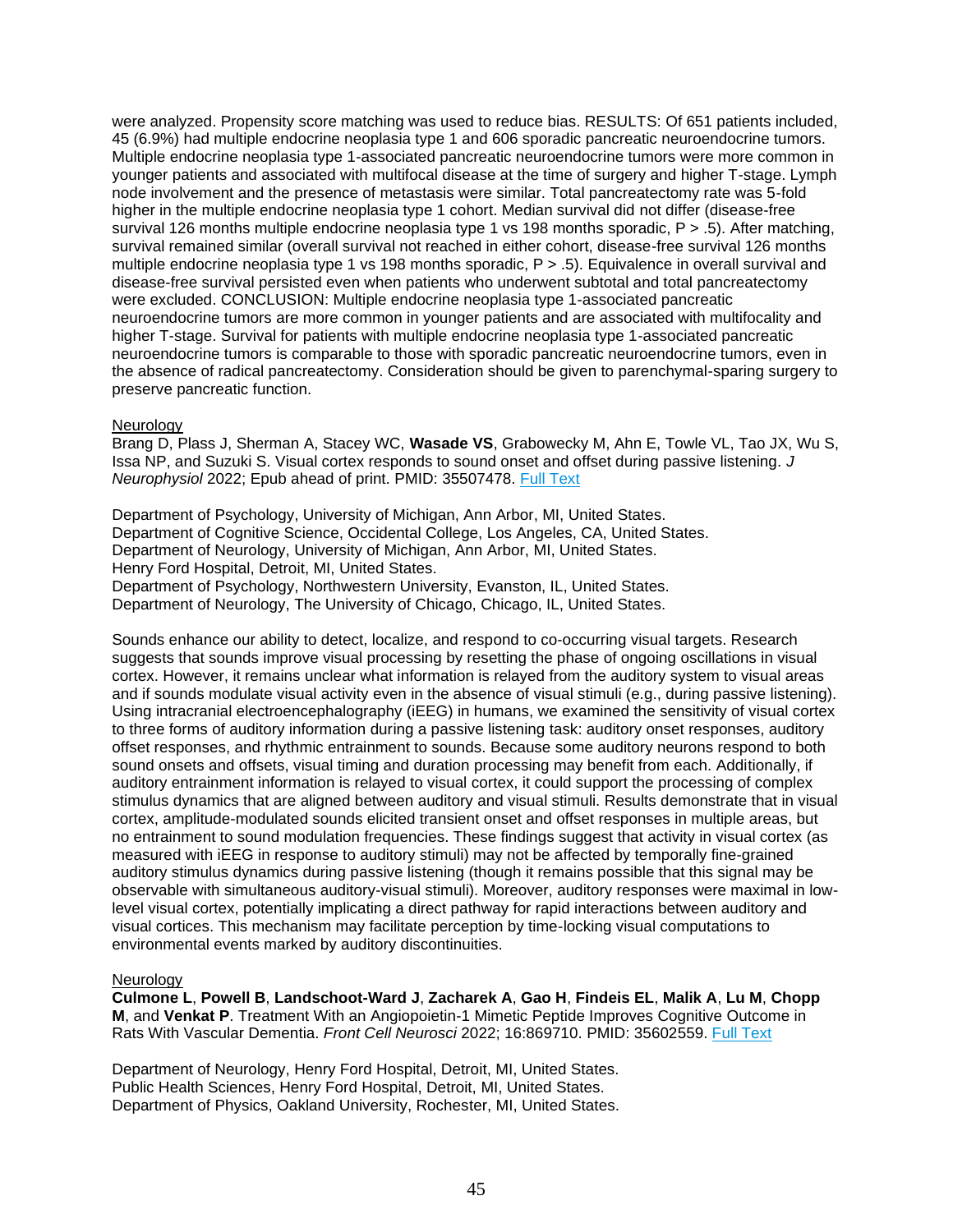were analyzed. Propensity score matching was used to reduce bias. RESULTS: Of 651 patients included, 45 (6.9%) had multiple endocrine neoplasia type 1 and 606 sporadic pancreatic neuroendocrine tumors. Multiple endocrine neoplasia type 1-associated pancreatic neuroendocrine tumors were more common in younger patients and associated with multifocal disease at the time of surgery and higher T-stage. Lymph node involvement and the presence of metastasis were similar. Total pancreatectomy rate was 5-fold higher in the multiple endocrine neoplasia type 1 cohort. Median survival did not differ (disease-free survival 126 months multiple endocrine neoplasia type 1 vs 198 months sporadic, P > .5). After matching, survival remained similar (overall survival not reached in either cohort, disease-free survival 126 months multiple endocrine neoplasia type 1 vs 198 months sporadic, P > .5). Equivalence in overall survival and disease-free survival persisted even when patients who underwent subtotal and total pancreatectomy were excluded. CONCLUSION: Multiple endocrine neoplasia type 1-associated pancreatic neuroendocrine tumors are more common in younger patients and are associated with multifocality and higher T-stage. Survival for patients with multiple endocrine neoplasia type 1-associated pancreatic neuroendocrine tumors is comparable to those with sporadic pancreatic neuroendocrine tumors, even in the absence of radical pancreatectomy. Consideration should be given to parenchymal-sparing surgery to preserve pancreatic function.

Neurology
Brang D, Plass J, Sherman A, Stacey WC, **Wasade VS**, Grabowecky M, Ahn E, Towle VL, Tao JX, Wu S, Issa NP, and Suzuki S. Visual cortex responds to sound onset and offset during passive listening. *J Neurophysiol* 2022; Epub ahead of print. PMID: 35507478. Full Text

Department of Psychology, University of Michigan, Ann Arbor, MI, United States.
Department of Cognitive Science, Occidental College, Los Angeles, CA, United States.
Department of Neurology, University of Michigan, Ann Arbor, MI, United States.
Henry Ford Hospital, Detroit, MI, United States.
Department of Psychology, Northwestern University, Evanston, IL, United States.
Department of Neurology, The University of Chicago, Chicago, IL, United States.

Sounds enhance our ability to detect, localize, and respond to co-occurring visual targets. Research suggests that sounds improve visual processing by resetting the phase of ongoing oscillations in visual cortex. However, it remains unclear what information is relayed from the auditory system to visual areas and if sounds modulate visual activity even in the absence of visual stimuli (e.g., during passive listening). Using intracranial electroencephalography (iEEG) in humans, we examined the sensitivity of visual cortex to three forms of auditory information during a passive listening task: auditory onset responses, auditory offset responses, and rhythmic entrainment to sounds. Because some auditory neurons respond to both sound onsets and offsets, visual timing and duration processing may benefit from each. Additionally, if auditory entrainment information is relayed to visual cortex, it could support the processing of complex stimulus dynamics that are aligned between auditory and visual stimuli. Results demonstrate that in visual cortex, amplitude-modulated sounds elicited transient onset and offset responses in multiple areas, but no entrainment to sound modulation frequencies. These findings suggest that activity in visual cortex (as measured with iEEG in response to auditory stimuli) may not be affected by temporally fine-grained auditory stimulus dynamics during passive listening (though it remains possible that this signal may be observable with simultaneous auditory-visual stimuli). Moreover, auditory responses were maximal in low-level visual cortex, potentially implicating a direct pathway for rapid interactions between auditory and visual cortices. This mechanism may facilitate perception by time-locking visual computations to environmental events marked by auditory discontinuities.

Neurology
**Culmone L**, **Powell B**, **Landschoot-Ward J**, **Zacharek A**, **Gao H**, **Findeis EL**, **Malik A**, **Lu M**, **Chopp M**, and **Venkat P**. Treatment With an Angiopoietin-1 Mimetic Peptide Improves Cognitive Outcome in Rats With Vascular Dementia. *Front Cell Neurosci* 2022; 16:869710. PMID: 35602559. Full Text

Department of Neurology, Henry Ford Hospital, Detroit, MI, United States.
Public Health Sciences, Henry Ford Hospital, Detroit, MI, United States.
Department of Physics, Oakland University, Rochester, MI, United States.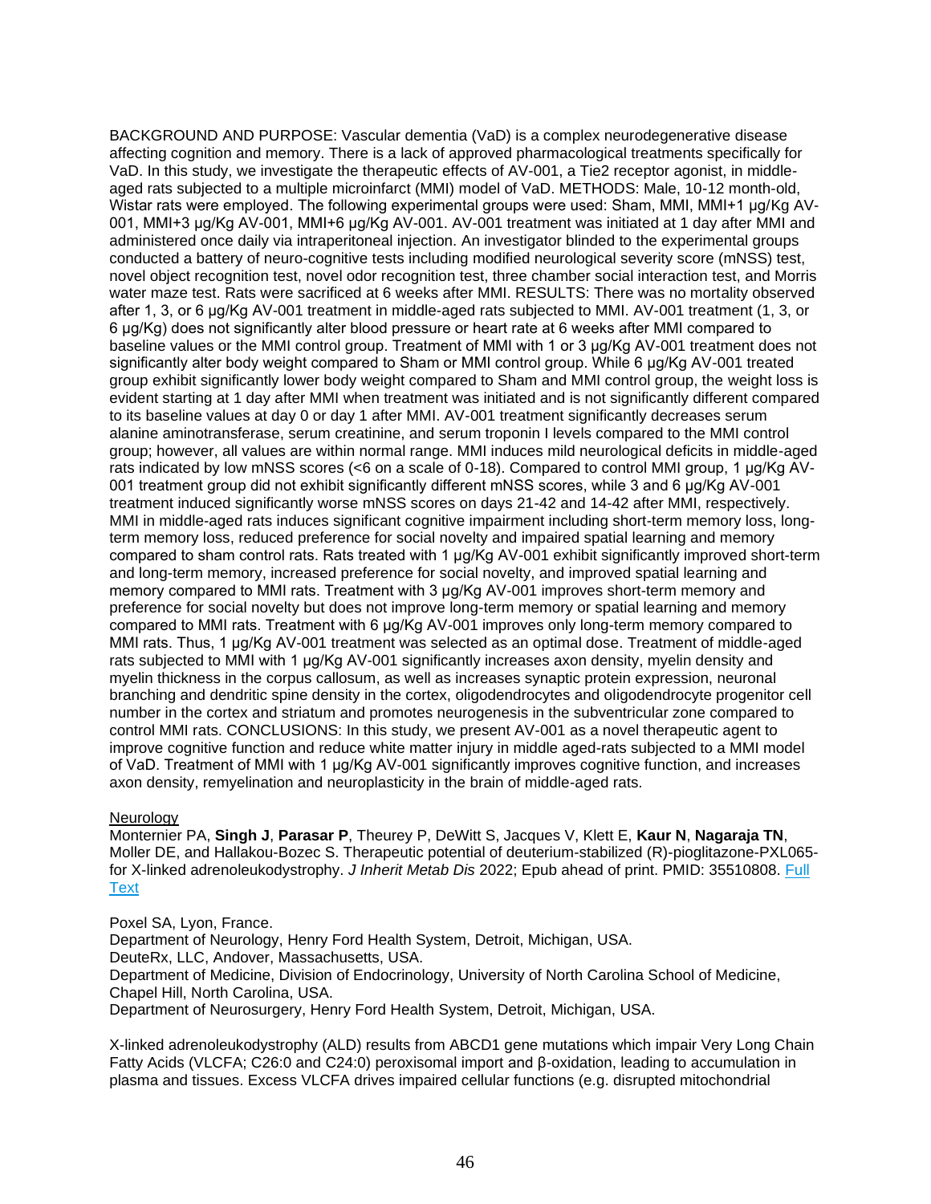BACKGROUND AND PURPOSE: Vascular dementia (VaD) is a complex neurodegenerative disease affecting cognition and memory. There is a lack of approved pharmacological treatments specifically for VaD. In this study, we investigate the therapeutic effects of AV-001, a Tie2 receptor agonist, in middle-aged rats subjected to a multiple microinfarct (MMI) model of VaD. METHODS: Male, 10-12 month-old, Wistar rats were employed. The following experimental groups were used: Sham, MMI, MMI+1 µg/Kg AV-001, MMI+3 µg/Kg AV-001, MMI+6 µg/Kg AV-001. AV-001 treatment was initiated at 1 day after MMI and administered once daily via intraperitoneal injection. An investigator blinded to the experimental groups conducted a battery of neuro-cognitive tests including modified neurological severity score (mNSS) test, novel object recognition test, novel odor recognition test, three chamber social interaction test, and Morris water maze test. Rats were sacrificed at 6 weeks after MMI. RESULTS: There was no mortality observed after 1, 3, or 6 µg/Kg AV-001 treatment in middle-aged rats subjected to MMI. AV-001 treatment (1, 3, or 6 µg/Kg) does not significantly alter blood pressure or heart rate at 6 weeks after MMI compared to baseline values or the MMI control group. Treatment of MMI with 1 or 3 µg/Kg AV-001 treatment does not significantly alter body weight compared to Sham or MMI control group. While 6 µg/Kg AV-001 treated group exhibit significantly lower body weight compared to Sham and MMI control group, the weight loss is evident starting at 1 day after MMI when treatment was initiated and is not significantly different compared to its baseline values at day 0 or day 1 after MMI. AV-001 treatment significantly decreases serum alanine aminotransferase, serum creatinine, and serum troponin I levels compared to the MMI control group; however, all values are within normal range. MMI induces mild neurological deficits in middle-aged rats indicated by low mNSS scores (<6 on a scale of 0-18). Compared to control MMI group, 1 µg/Kg AV-001 treatment group did not exhibit significantly different mNSS scores, while 3 and 6 µg/Kg AV-001 treatment induced significantly worse mNSS scores on days 21-42 and 14-42 after MMI, respectively. MMI in middle-aged rats induces significant cognitive impairment including short-term memory loss, long-term memory loss, reduced preference for social novelty and impaired spatial learning and memory compared to sham control rats. Rats treated with 1 µg/Kg AV-001 exhibit significantly improved short-term and long-term memory, increased preference for social novelty, and improved spatial learning and memory compared to MMI rats. Treatment with 3 µg/Kg AV-001 improves short-term memory and preference for social novelty but does not improve long-term memory or spatial learning and memory compared to MMI rats. Treatment with 6 µg/Kg AV-001 improves only long-term memory compared to MMI rats. Thus, 1 µg/Kg AV-001 treatment was selected as an optimal dose. Treatment of middle-aged rats subjected to MMI with 1 µg/Kg AV-001 significantly increases axon density, myelin density and myelin thickness in the corpus callosum, as well as increases synaptic protein expression, neuronal branching and dendritic spine density in the cortex, oligodendrocytes and oligodendrocyte progenitor cell number in the cortex and striatum and promotes neurogenesis in the subventricular zone compared to control MMI rats. CONCLUSIONS: In this study, we present AV-001 as a novel therapeutic agent to improve cognitive function and reduce white matter injury in middle aged-rats subjected to a MMI model of VaD. Treatment of MMI with 1 µg/Kg AV-001 significantly improves cognitive function, and increases axon density, remyelination and neuroplasticity in the brain of middle-aged rats.

Neurology

Monternier PA, **Singh J**, **Parasar P**, Theurey P, DeWitt S, Jacques V, Klett E, **Kaur N**, **Nagaraja TN**, Moller DE, and Hallakou-Bozec S. Therapeutic potential of deuterium-stabilized (R)-pioglitazone-PXL065-for X-linked adrenoleukodystrophy. *J Inherit Metab Dis* 2022; Epub ahead of print. PMID: 35510808. Full Text

Poxel SA, Lyon, France.
Department of Neurology, Henry Ford Health System, Detroit, Michigan, USA.
DeuteRx, LLC, Andover, Massachusetts, USA.
Department of Medicine, Division of Endocrinology, University of North Carolina School of Medicine, Chapel Hill, North Carolina, USA.
Department of Neurosurgery, Henry Ford Health System, Detroit, Michigan, USA.

X-linked adrenoleukodystrophy (ALD) results from ABCD1 gene mutations which impair Very Long Chain Fatty Acids (VLCFA; C26:0 and C24:0) peroxisomal import and β-oxidation, leading to accumulation in plasma and tissues. Excess VLCFA drives impaired cellular functions (e.g. disrupted mitochondrial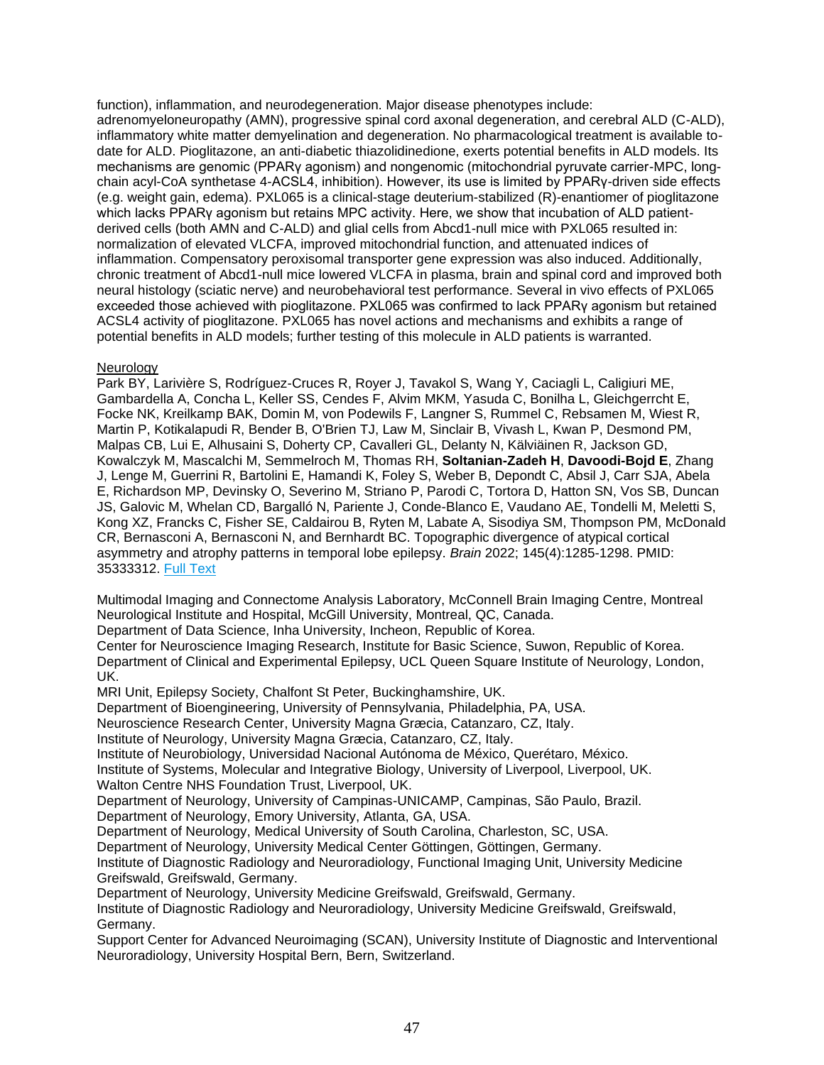function), inflammation, and neurodegeneration. Major disease phenotypes include: adrenomyeloneuropathy (AMN), progressive spinal cord axonal degeneration, and cerebral ALD (C-ALD), inflammatory white matter demyelination and degeneration. No pharmacological treatment is available to-date for ALD. Pioglitazone, an anti-diabetic thiazolidinedione, exerts potential benefits in ALD models. Its mechanisms are genomic (PPARγ agonism) and nongenomic (mitochondrial pyruvate carrier-MPC, long-chain acyl-CoA synthetase 4-ACSL4, inhibition). However, its use is limited by PPARγ-driven side effects (e.g. weight gain, edema). PXL065 is a clinical-stage deuterium-stabilized (R)-enantiomer of pioglitazone which lacks PPARγ agonism but retains MPC activity. Here, we show that incubation of ALD patient-derived cells (both AMN and C-ALD) and glial cells from Abcd1-null mice with PXL065 resulted in: normalization of elevated VLCFA, improved mitochondrial function, and attenuated indices of inflammation. Compensatory peroxisomal transporter gene expression was also induced. Additionally, chronic treatment of Abcd1-null mice lowered VLCFA in plasma, brain and spinal cord and improved both neural histology (sciatic nerve) and neurobehavioral test performance. Several in vivo effects of PXL065 exceeded those achieved with pioglitazone. PXL065 was confirmed to lack PPARγ agonism but retained ACSL4 activity of pioglitazone. PXL065 has novel actions and mechanisms and exhibits a range of potential benefits in ALD models; further testing of this molecule in ALD patients is warranted.

Neurology

Park BY, Larivière S, Rodríguez-Cruces R, Royer J, Tavakol S, Wang Y, Caciagli L, Caligiuri ME, Gambardella A, Concha L, Keller SS, Cendes F, Alvim MKM, Yasuda C, Bonilha L, Gleichgerrcht E, Focke NK, Kreilkamp BAK, Domin M, von Podewils F, Langner S, Rummel C, Rebsamen M, Wiest R, Martin P, Kotikalapudi R, Bender B, O'Brien TJ, Law M, Sinclair B, Vivash L, Kwan P, Desmond PM, Malpas CB, Lui E, Alhusaini S, Doherty CP, Cavalleri GL, Delanty N, Kälviäinen R, Jackson GD, Kowalczyk M, Mascalchi M, Semmelroch M, Thomas RH, **Soltanian-Zadeh H**, **Davoodi-Bojd E**, Zhang J, Lenge M, Guerrini R, Bartolini E, Hamandi K, Foley S, Weber B, Depondt C, Absil J, Carr SJA, Abela E, Richardson MP, Devinsky O, Severino M, Striano P, Parodi C, Tortora D, Hatton SN, Vos SB, Duncan JS, Galovic M, Whelan CD, Bargalló N, Pariente J, Conde-Blanco E, Vaudano AE, Tondelli M, Meletti S, Kong XZ, Francks C, Fisher SE, Caldairou B, Ryten M, Labate A, Sisodiya SM, Thompson PM, McDonald CR, Bernasconi A, Bernasconi N, and Bernhardt BC. Topographic divergence of atypical cortical asymmetry and atrophy patterns in temporal lobe epilepsy. *Brain* 2022; 145(4):1285-1298. PMID: 35333312. Full Text

Multimodal Imaging and Connectome Analysis Laboratory, McConnell Brain Imaging Centre, Montreal Neurological Institute and Hospital, McGill University, Montreal, QC, Canada.
Department of Data Science, Inha University, Incheon, Republic of Korea.
Center for Neuroscience Imaging Research, Institute for Basic Science, Suwon, Republic of Korea.
Department of Clinical and Experimental Epilepsy, UCL Queen Square Institute of Neurology, London, UK.
MRI Unit, Epilepsy Society, Chalfont St Peter, Buckinghamshire, UK.
Department of Bioengineering, University of Pennsylvania, Philadelphia, PA, USA.
Neuroscience Research Center, University Magna Græcia, Catanzaro, CZ, Italy.
Institute of Neurology, University Magna Græcia, Catanzaro, CZ, Italy.
Institute of Neurobiology, Universidad Nacional Autónoma de México, Querétaro, México.
Institute of Systems, Molecular and Integrative Biology, University of Liverpool, Liverpool, UK.
Walton Centre NHS Foundation Trust, Liverpool, UK.
Department of Neurology, University of Campinas-UNICAMP, Campinas, São Paulo, Brazil.
Department of Neurology, Emory University, Atlanta, GA, USA.
Department of Neurology, Medical University of South Carolina, Charleston, SC, USA.
Department of Neurology, University Medical Center Göttingen, Göttingen, Germany.
Institute of Diagnostic Radiology and Neuroradiology, Functional Imaging Unit, University Medicine Greifswald, Greifswald, Germany.
Department of Neurology, University Medicine Greifswald, Greifswald, Germany.
Institute of Diagnostic Radiology and Neuroradiology, University Medicine Greifswald, Greifswald, Germany.
Support Center for Advanced Neuroimaging (SCAN), University Institute of Diagnostic and Interventional Neuroradiology, University Hospital Bern, Bern, Switzerland.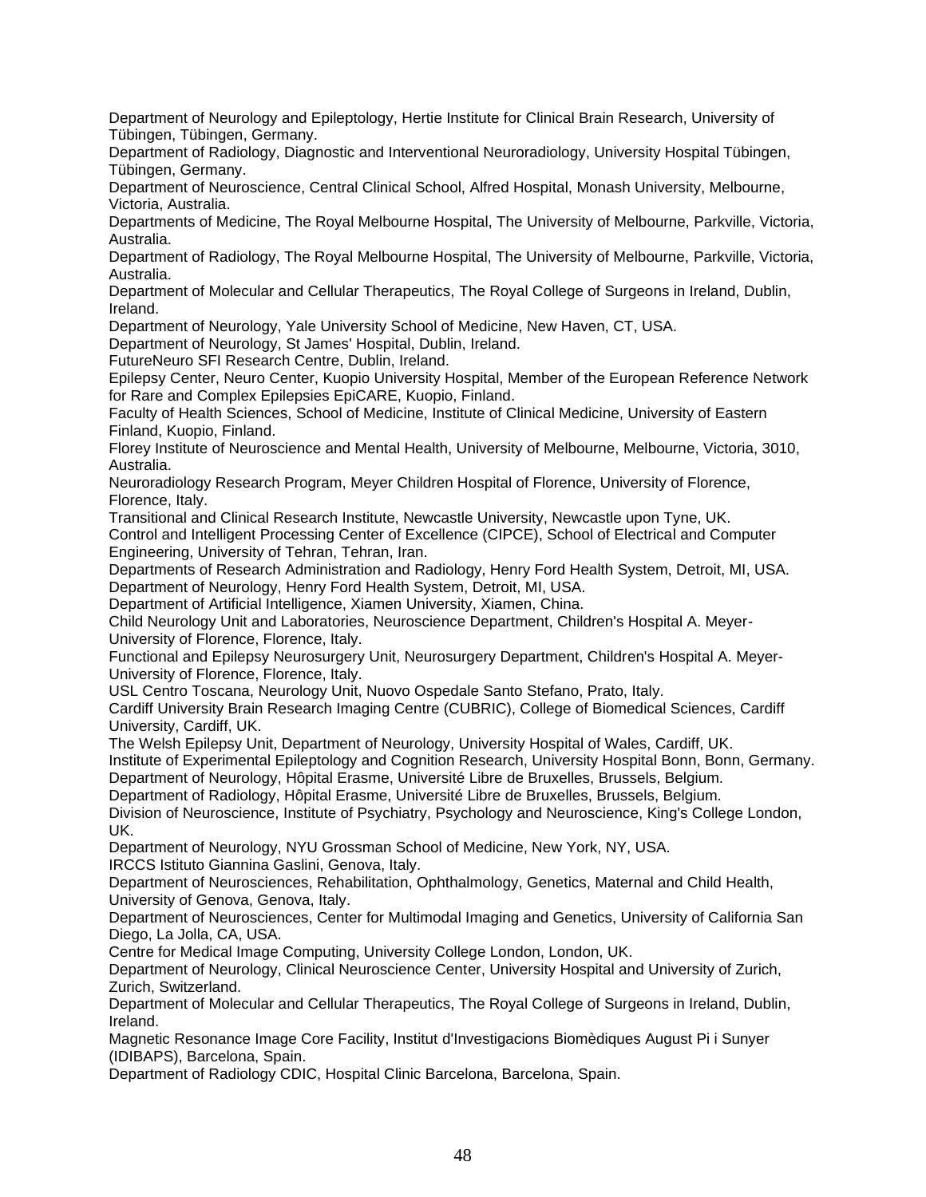Department of Neurology and Epileptology, Hertie Institute for Clinical Brain Research, University of Tübingen, Tübingen, Germany.

Department of Radiology, Diagnostic and Interventional Neuroradiology, University Hospital Tübingen, Tübingen, Germany.

Department of Neuroscience, Central Clinical School, Alfred Hospital, Monash University, Melbourne, Victoria, Australia.

Departments of Medicine, The Royal Melbourne Hospital, The University of Melbourne, Parkville, Victoria, Australia.

Department of Radiology, The Royal Melbourne Hospital, The University of Melbourne, Parkville, Victoria, Australia.

Department of Molecular and Cellular Therapeutics, The Royal College of Surgeons in Ireland, Dublin, Ireland.

Department of Neurology, Yale University School of Medicine, New Haven, CT, USA.

Department of Neurology, St James' Hospital, Dublin, Ireland.

FutureNeuro SFI Research Centre, Dublin, Ireland.

Epilepsy Center, Neuro Center, Kuopio University Hospital, Member of the European Reference Network for Rare and Complex Epilepsies EpiCARE, Kuopio, Finland.

Faculty of Health Sciences, School of Medicine, Institute of Clinical Medicine, University of Eastern Finland, Kuopio, Finland.

Florey Institute of Neuroscience and Mental Health, University of Melbourne, Melbourne, Victoria, 3010, Australia.

Neuroradiology Research Program, Meyer Children Hospital of Florence, University of Florence, Florence, Italy.

Transitional and Clinical Research Institute, Newcastle University, Newcastle upon Tyne, UK.

Control and Intelligent Processing Center of Excellence (CIPCE), School of Electrical and Computer Engineering, University of Tehran, Tehran, Iran.

Departments of Research Administration and Radiology, Henry Ford Health System, Detroit, MI, USA.

Department of Neurology, Henry Ford Health System, Detroit, MI, USA.

Department of Artificial Intelligence, Xiamen University, Xiamen, China.

Child Neurology Unit and Laboratories, Neuroscience Department, Children's Hospital A. Meyer-University of Florence, Florence, Italy.

Functional and Epilepsy Neurosurgery Unit, Neurosurgery Department, Children's Hospital A. Meyer-University of Florence, Florence, Italy.

USL Centro Toscana, Neurology Unit, Nuovo Ospedale Santo Stefano, Prato, Italy.

Cardiff University Brain Research Imaging Centre (CUBRIC), College of Biomedical Sciences, Cardiff University, Cardiff, UK.

The Welsh Epilepsy Unit, Department of Neurology, University Hospital of Wales, Cardiff, UK.

Institute of Experimental Epileptology and Cognition Research, University Hospital Bonn, Bonn, Germany.

Department of Neurology, Hôpital Erasme, Université Libre de Bruxelles, Brussels, Belgium.

Department of Radiology, Hôpital Erasme, Université Libre de Bruxelles, Brussels, Belgium.

Division of Neuroscience, Institute of Psychiatry, Psychology and Neuroscience, King's College London, UK.

Department of Neurology, NYU Grossman School of Medicine, New York, NY, USA.

IRCCS Istituto Giannina Gaslini, Genova, Italy.

Department of Neurosciences, Rehabilitation, Ophthalmology, Genetics, Maternal and Child Health, University of Genova, Genova, Italy.

Department of Neurosciences, Center for Multimodal Imaging and Genetics, University of California San Diego, La Jolla, CA, USA.

Centre for Medical Image Computing, University College London, London, UK.

Department of Neurology, Clinical Neuroscience Center, University Hospital and University of Zurich, Zurich, Switzerland.

Department of Molecular and Cellular Therapeutics, The Royal College of Surgeons in Ireland, Dublin, Ireland.

Magnetic Resonance Image Core Facility, Institut d'Investigacions Biomèdiques August Pi i Sunyer (IDIBAPS), Barcelona, Spain.

Department of Radiology CDIC, Hospital Clinic Barcelona, Barcelona, Spain.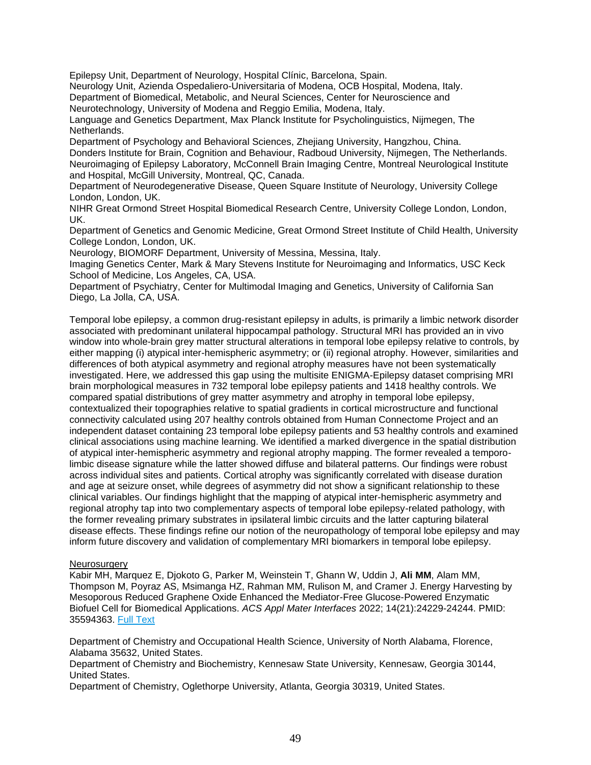Epilepsy Unit, Department of Neurology, Hospital Clínic, Barcelona, Spain.
Neurology Unit, Azienda Ospedaliero-Universitaria of Modena, OCB Hospital, Modena, Italy.
Department of Biomedical, Metabolic, and Neural Sciences, Center for Neuroscience and Neurotechnology, University of Modena and Reggio Emilia, Modena, Italy.
Language and Genetics Department, Max Planck Institute for Psycholinguistics, Nijmegen, The Netherlands.
Department of Psychology and Behavioral Sciences, Zhejiang University, Hangzhou, China.
Donders Institute for Brain, Cognition and Behaviour, Radboud University, Nijmegen, The Netherlands.
Neuroimaging of Epilepsy Laboratory, McConnell Brain Imaging Centre, Montreal Neurological Institute and Hospital, McGill University, Montreal, QC, Canada.
Department of Neurodegenerative Disease, Queen Square Institute of Neurology, University College London, London, UK.
NIHR Great Ormond Street Hospital Biomedical Research Centre, University College London, London, UK.
Department of Genetics and Genomic Medicine, Great Ormond Street Institute of Child Health, University College London, London, UK.
Neurology, BIOMORF Department, University of Messina, Messina, Italy.
Imaging Genetics Center, Mark & Mary Stevens Institute for Neuroimaging and Informatics, USC Keck School of Medicine, Los Angeles, CA, USA.
Department of Psychiatry, Center for Multimodal Imaging and Genetics, University of California San Diego, La Jolla, CA, USA.

Temporal lobe epilepsy, a common drug-resistant epilepsy in adults, is primarily a limbic network disorder associated with predominant unilateral hippocampal pathology. Structural MRI has provided an in vivo window into whole-brain grey matter structural alterations in temporal lobe epilepsy relative to controls, by either mapping (i) atypical inter-hemispheric asymmetry; or (ii) regional atrophy. However, similarities and differences of both atypical asymmetry and regional atrophy measures have not been systematically investigated. Here, we addressed this gap using the multisite ENIGMA-Epilepsy dataset comprising MRI brain morphological measures in 732 temporal lobe epilepsy patients and 1418 healthy controls. We compared spatial distributions of grey matter asymmetry and atrophy in temporal lobe epilepsy, contextualized their topographies relative to spatial gradients in cortical microstructure and functional connectivity calculated using 207 healthy controls obtained from Human Connectome Project and an independent dataset containing 23 temporal lobe epilepsy patients and 53 healthy controls and examined clinical associations using machine learning. We identified a marked divergence in the spatial distribution of atypical inter-hemispheric asymmetry and regional atrophy mapping. The former revealed a temporo-limbic disease signature while the latter showed diffuse and bilateral patterns. Our findings were robust across individual sites and patients. Cortical atrophy was significantly correlated with disease duration and age at seizure onset, while degrees of asymmetry did not show a significant relationship to these clinical variables. Our findings highlight that the mapping of atypical inter-hemispheric asymmetry and regional atrophy tap into two complementary aspects of temporal lobe epilepsy-related pathology, with the former revealing primary substrates in ipsilateral limbic circuits and the latter capturing bilateral disease effects. These findings refine our notion of the neuropathology of temporal lobe epilepsy and may inform future discovery and validation of complementary MRI biomarkers in temporal lobe epilepsy.

Neurosurgery

Kabir MH, Marquez E, Djokoto G, Parker M, Weinstein T, Ghann W, Uddin J, **Ali MM**, Alam MM, Thompson M, Poyraz AS, Msimanga HZ, Rahman MM, Rulison M, and Cramer J. Energy Harvesting by Mesoporous Reduced Graphene Oxide Enhanced the Mediator-Free Glucose-Powered Enzymatic Biofuel Cell for Biomedical Applications. *ACS Appl Mater Interfaces* 2022; 14(21):24229-24244. PMID: 35594363. Full Text

Department of Chemistry and Occupational Health Science, University of North Alabama, Florence, Alabama 35632, United States.
Department of Chemistry and Biochemistry, Kennesaw State University, Kennesaw, Georgia 30144, United States.
Department of Chemistry, Oglethorpe University, Atlanta, Georgia 30319, United States.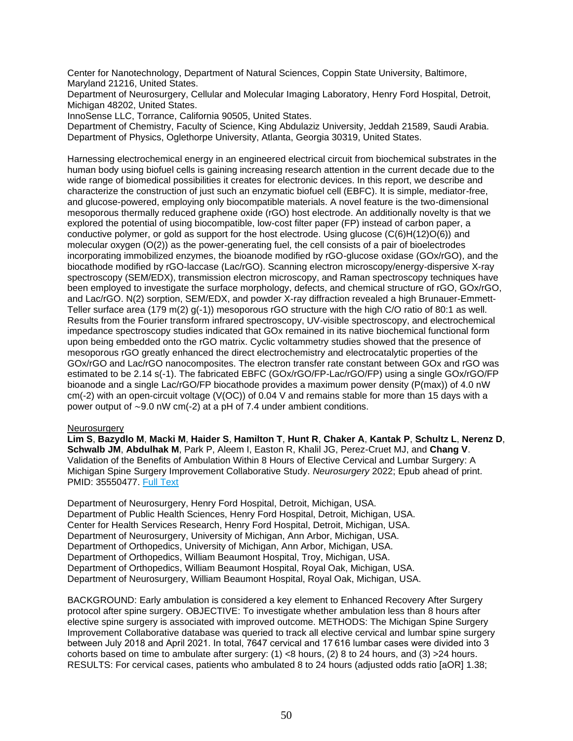Center for Nanotechnology, Department of Natural Sciences, Coppin State University, Baltimore, Maryland 21216, United States.
Department of Neurosurgery, Cellular and Molecular Imaging Laboratory, Henry Ford Hospital, Detroit, Michigan 48202, United States.
InnoSense LLC, Torrance, California 90505, United States.
Department of Chemistry, Faculty of Science, King Abdulaziz University, Jeddah 21589, Saudi Arabia.
Department of Physics, Oglethorpe University, Atlanta, Georgia 30319, United States.

Harnessing electrochemical energy in an engineered electrical circuit from biochemical substrates in the human body using biofuel cells is gaining increasing research attention in the current decade due to the wide range of biomedical possibilities it creates for electronic devices. In this report, we describe and characterize the construction of just such an enzymatic biofuel cell (EBFC). It is simple, mediator-free, and glucose-powered, employing only biocompatible materials. A novel feature is the two-dimensional mesoporous thermally reduced graphene oxide (rGO) host electrode. An additionally novelty is that we explored the potential of using biocompatible, low-cost filter paper (FP) instead of carbon paper, a conductive polymer, or gold as support for the host electrode. Using glucose (C(6)H(12)O(6)) and molecular oxygen (O(2)) as the power-generating fuel, the cell consists of a pair of bioelectrodes incorporating immobilized enzymes, the bioanode modified by rGO-glucose oxidase (GOx/rGO), and the biocathode modified by rGO-laccase (Lac/rGO). Scanning electron microscopy/energy-dispersive X-ray spectroscopy (SEM/EDX), transmission electron microscopy, and Raman spectroscopy techniques have been employed to investigate the surface morphology, defects, and chemical structure of rGO, GOx/rGO, and Lac/rGO. N(2) sorption, SEM/EDX, and powder X-ray diffraction revealed a high Brunauer-Emmett-Teller surface area (179 m(2) g(-1)) mesoporous rGO structure with the high C/O ratio of 80:1 as well. Results from the Fourier transform infrared spectroscopy, UV-visible spectroscopy, and electrochemical impedance spectroscopy studies indicated that GOx remained in its native biochemical functional form upon being embedded onto the rGO matrix. Cyclic voltammetry studies showed that the presence of mesoporous rGO greatly enhanced the direct electrochemistry and electrocatalytic properties of the GOx/rGO and Lac/rGO nanocomposites. The electron transfer rate constant between GOx and rGO was estimated to be 2.14 s(-1). The fabricated EBFC (GOx/rGO/FP-Lac/rGO/FP) using a single GOx/rGO/FP bioanode and a single Lac/rGO/FP biocathode provides a maximum power density (P(max)) of 4.0 nW cm(-2) with an open-circuit voltage (V(OC)) of 0.04 V and remains stable for more than 15 days with a power output of ~9.0 nW cm(-2) at a pH of 7.4 under ambient conditions.

Neurosurgery

**Lim S**, **Bazydlo M**, **Macki M**, **Haider S**, **Hamilton T**, **Hunt R**, **Chaker A**, **Kantak P**, **Schultz L**, **Nerenz D**, **Schwalb JM**, **Abdulhak M**, Park P, Aleem I, Easton R, Khalil JG, Perez-Cruet MJ, and **Chang V**. Validation of the Benefits of Ambulation Within 8 Hours of Elective Cervical and Lumbar Surgery: A Michigan Spine Surgery Improvement Collaborative Study. *Neurosurgery* 2022; Epub ahead of print. PMID: 35550477. Full Text

Department of Neurosurgery, Henry Ford Hospital, Detroit, Michigan, USA.
Department of Public Health Sciences, Henry Ford Hospital, Detroit, Michigan, USA.
Center for Health Services Research, Henry Ford Hospital, Detroit, Michigan, USA.
Department of Neurosurgery, University of Michigan, Ann Arbor, Michigan, USA.
Department of Orthopedics, University of Michigan, Ann Arbor, Michigan, USA.
Department of Orthopedics, William Beaumont Hospital, Troy, Michigan, USA.
Department of Orthopedics, William Beaumont Hospital, Royal Oak, Michigan, USA.
Department of Neurosurgery, William Beaumont Hospital, Royal Oak, Michigan, USA.

BACKGROUND: Early ambulation is considered a key element to Enhanced Recovery After Surgery protocol after spine surgery. OBJECTIVE: To investigate whether ambulation less than 8 hours after elective spine surgery is associated with improved outcome. METHODS: The Michigan Spine Surgery Improvement Collaborative database was queried to track all elective cervical and lumbar spine surgery between July 2018 and April 2021. In total, 7647 cervical and 17 616 lumbar cases were divided into 3 cohorts based on time to ambulate after surgery: (1) <8 hours, (2) 8 to 24 hours, and (3) >24 hours. RESULTS: For cervical cases, patients who ambulated 8 to 24 hours (adjusted odds ratio [aOR] 1.38;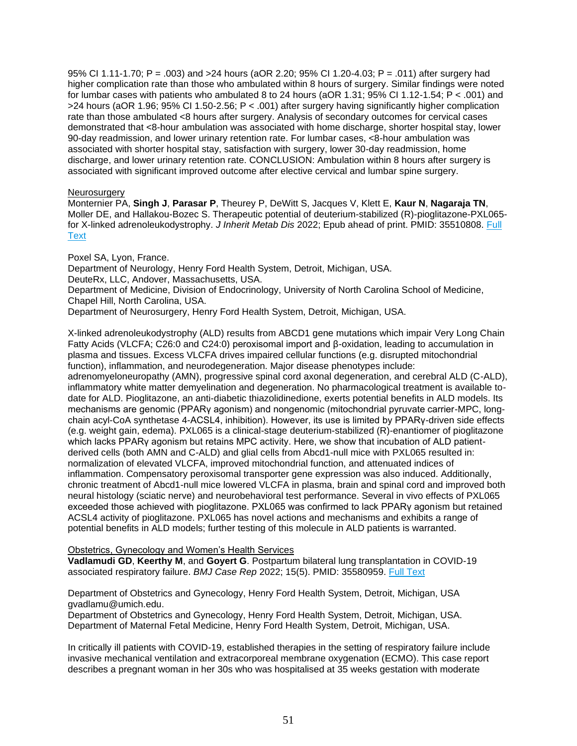95% CI 1.11-1.70; P = .003) and >24 hours (aOR 2.20; 95% CI 1.20-4.03; P = .011) after surgery had higher complication rate than those who ambulated within 8 hours of surgery. Similar findings were noted for lumbar cases with patients who ambulated 8 to 24 hours (aOR 1.31; 95% CI 1.12-1.54; P < .001) and >24 hours (aOR 1.96; 95% CI 1.50-2.56; P < .001) after surgery having significantly higher complication rate than those ambulated <8 hours after surgery. Analysis of secondary outcomes for cervical cases demonstrated that <8-hour ambulation was associated with home discharge, shorter hospital stay, lower 90-day readmission, and lower urinary retention rate. For lumbar cases, <8-hour ambulation was associated with shorter hospital stay, satisfaction with surgery, lower 30-day readmission, home discharge, and lower urinary retention rate. CONCLUSION: Ambulation within 8 hours after surgery is associated with significant improved outcome after elective cervical and lumbar spine surgery.

Neurosurgery

Monternier PA, **Singh J**, **Parasar P**, Theurey P, DeWitt S, Jacques V, Klett E, **Kaur N**, **Nagaraja TN**, Moller DE, and Hallakou-Bozec S. Therapeutic potential of deuterium-stabilized (R)-pioglitazone-PXL065-for X-linked adrenoleukodystrophy. *J Inherit Metab Dis* 2022; Epub ahead of print. PMID: 35510808. Full Text

Poxel SA, Lyon, France.
Department of Neurology, Henry Ford Health System, Detroit, Michigan, USA.
DeuteRx, LLC, Andover, Massachusetts, USA.
Department of Medicine, Division of Endocrinology, University of North Carolina School of Medicine, Chapel Hill, North Carolina, USA.
Department of Neurosurgery, Henry Ford Health System, Detroit, Michigan, USA.

X-linked adrenoleukodystrophy (ALD) results from ABCD1 gene mutations which impair Very Long Chain Fatty Acids (VLCFA; C26:0 and C24:0) peroxisomal import and β-oxidation, leading to accumulation in plasma and tissues. Excess VLCFA drives impaired cellular functions (e.g. disrupted mitochondrial function), inflammation, and neurodegeneration. Major disease phenotypes include: adrenomyeloneuropathy (AMN), progressive spinal cord axonal degeneration, and cerebral ALD (C-ALD), inflammatory white matter demyelination and degeneration. No pharmacological treatment is available to-date for ALD. Pioglitazone, an anti-diabetic thiazolidinedione, exerts potential benefits in ALD models. Its mechanisms are genomic (PPARγ agonism) and nongenomic (mitochondrial pyruvate carrier-MPC, long-chain acyl-CoA synthetase 4-ACSL4, inhibition). However, its use is limited by PPARγ-driven side effects (e.g. weight gain, edema). PXL065 is a clinical-stage deuterium-stabilized (R)-enantiomer of pioglitazone which lacks PPARγ agonism but retains MPC activity. Here, we show that incubation of ALD patient-derived cells (both AMN and C-ALD) and glial cells from Abcd1-null mice with PXL065 resulted in: normalization of elevated VLCFA, improved mitochondrial function, and attenuated indices of inflammation. Compensatory peroxisomal transporter gene expression was also induced. Additionally, chronic treatment of Abcd1-null mice lowered VLCFA in plasma, brain and spinal cord and improved both neural histology (sciatic nerve) and neurobehavioral test performance. Several in vivo effects of PXL065 exceeded those achieved with pioglitazone. PXL065 was confirmed to lack PPARγ agonism but retained ACSL4 activity of pioglitazone. PXL065 has novel actions and mechanisms and exhibits a range of potential benefits in ALD models; further testing of this molecule in ALD patients is warranted.

Obstetrics, Gynecology and Women's Health Services

**Vadlamudi GD**, **Keerthy M**, and **Goyert G**. Postpartum bilateral lung transplantation in COVID-19 associated respiratory failure. *BMJ Case Rep* 2022; 15(5). PMID: 35580959. Full Text

Department of Obstetrics and Gynecology, Henry Ford Health System, Detroit, Michigan, USA gvadlamu@umich.edu.
Department of Obstetrics and Gynecology, Henry Ford Health System, Detroit, Michigan, USA.
Department of Maternal Fetal Medicine, Henry Ford Health System, Detroit, Michigan, USA.

In critically ill patients with COVID-19, established therapies in the setting of respiratory failure include invasive mechanical ventilation and extracorporeal membrane oxygenation (ECMO). This case report describes a pregnant woman in her 30s who was hospitalised at 35 weeks gestation with moderate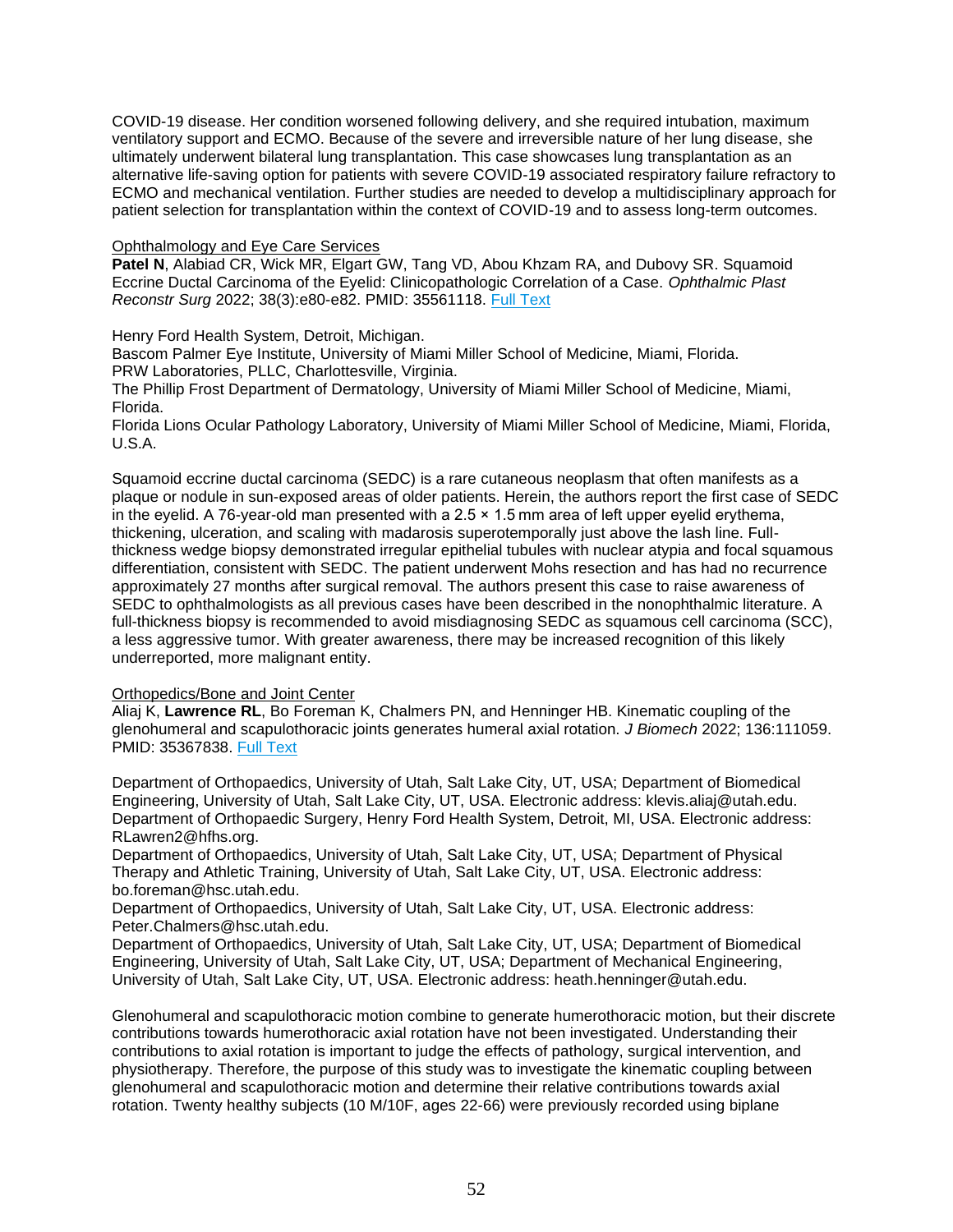COVID-19 disease. Her condition worsened following delivery, and she required intubation, maximum ventilatory support and ECMO. Because of the severe and irreversible nature of her lung disease, she ultimately underwent bilateral lung transplantation. This case showcases lung transplantation as an alternative life-saving option for patients with severe COVID-19 associated respiratory failure refractory to ECMO and mechanical ventilation. Further studies are needed to develop a multidisciplinary approach for patient selection for transplantation within the context of COVID-19 and to assess long-term outcomes.

Ophthalmology and Eye Care Services

**Patel N**, Alabiad CR, Wick MR, Elgart GW, Tang VD, Abou Khzam RA, and Dubovy SR. Squamoid Eccrine Ductal Carcinoma of the Eyelid: Clinicopathologic Correlation of a Case. *Ophthalmic Plast Reconstr Surg* 2022; 38(3):e80-e82. PMID: 35561118. Full Text

Henry Ford Health System, Detroit, Michigan.
Bascom Palmer Eye Institute, University of Miami Miller School of Medicine, Miami, Florida.
PRW Laboratories, PLLC, Charlottesville, Virginia.
The Phillip Frost Department of Dermatology, University of Miami Miller School of Medicine, Miami, Florida.
Florida Lions Ocular Pathology Laboratory, University of Miami Miller School of Medicine, Miami, Florida, U.S.A.

Squamoid eccrine ductal carcinoma (SEDC) is a rare cutaneous neoplasm that often manifests as a plaque or nodule in sun-exposed areas of older patients. Herein, the authors report the first case of SEDC in the eyelid. A 76-year-old man presented with a 2.5 × 1.5 mm area of left upper eyelid erythema, thickening, ulceration, and scaling with madarosis superotemporally just above the lash line. Full-thickness wedge biopsy demonstrated irregular epithelial tubules with nuclear atypia and focal squamous differentiation, consistent with SEDC. The patient underwent Mohs resection and has had no recurrence approximately 27 months after surgical removal. The authors present this case to raise awareness of SEDC to ophthalmologists as all previous cases have been described in the nonophthalmic literature. A full-thickness biopsy is recommended to avoid misdiagnosing SEDC as squamous cell carcinoma (SCC), a less aggressive tumor. With greater awareness, there may be increased recognition of this likely underreported, more malignant entity.

Orthopedics/Bone and Joint Center

Aliaj K, **Lawrence RL**, Bo Foreman K, Chalmers PN, and Henninger HB. Kinematic coupling of the glenohumeral and scapulothoracic joints generates humeral axial rotation. *J Biomech* 2022; 136:111059. PMID: 35367838. Full Text

Department of Orthopaedics, University of Utah, Salt Lake City, UT, USA; Department of Biomedical Engineering, University of Utah, Salt Lake City, UT, USA. Electronic address: klevis.aliaj@utah.edu.
Department of Orthopaedic Surgery, Henry Ford Health System, Detroit, MI, USA. Electronic address: RLawren2@hfhs.org.
Department of Orthopaedics, University of Utah, Salt Lake City, UT, USA; Department of Physical Therapy and Athletic Training, University of Utah, Salt Lake City, UT, USA. Electronic address: bo.foreman@hsc.utah.edu.
Department of Orthopaedics, University of Utah, Salt Lake City, UT, USA. Electronic address: Peter.Chalmers@hsc.utah.edu.
Department of Orthopaedics, University of Utah, Salt Lake City, UT, USA; Department of Biomedical Engineering, University of Utah, Salt Lake City, UT, USA; Department of Mechanical Engineering, University of Utah, Salt Lake City, UT, USA. Electronic address: heath.henninger@utah.edu.

Glenohumeral and scapulothoracic motion combine to generate humerothoracic motion, but their discrete contributions towards humerothoracic axial rotation have not been investigated. Understanding their contributions to axial rotation is important to judge the effects of pathology, surgical intervention, and physiotherapy. Therefore, the purpose of this study was to investigate the kinematic coupling between glenohumeral and scapulothoracic motion and determine their relative contributions towards axial rotation. Twenty healthy subjects (10 M/10F, ages 22-66) were previously recorded using biplane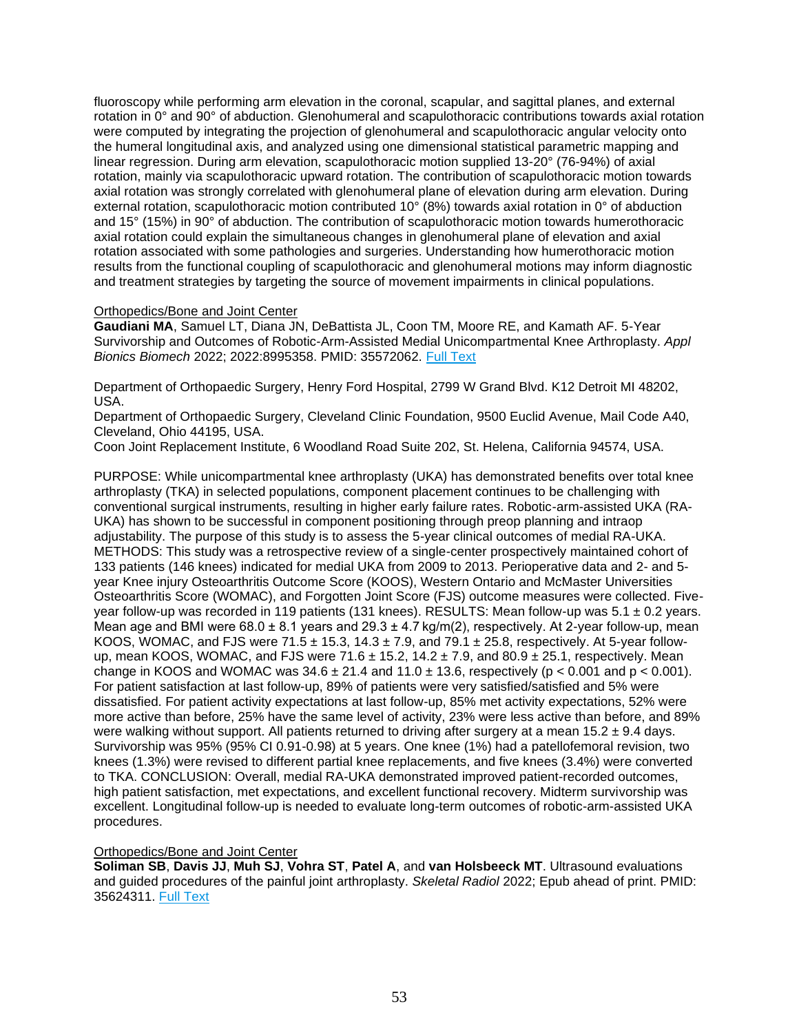fluoroscopy while performing arm elevation in the coronal, scapular, and sagittal planes, and external rotation in 0° and 90° of abduction. Glenohumeral and scapulothoracic contributions towards axial rotation were computed by integrating the projection of glenohumeral and scapulothoracic angular velocity onto the humeral longitudinal axis, and analyzed using one dimensional statistical parametric mapping and linear regression. During arm elevation, scapulothoracic motion supplied 13-20° (76-94%) of axial rotation, mainly via scapulothoracic upward rotation. The contribution of scapulothoracic motion towards axial rotation was strongly correlated with glenohumeral plane of elevation during arm elevation. During external rotation, scapulothoracic motion contributed 10° (8%) towards axial rotation in 0° of abduction and 15° (15%) in 90° of abduction. The contribution of scapulothoracic motion towards humerothoracic axial rotation could explain the simultaneous changes in glenohumeral plane of elevation and axial rotation associated with some pathologies and surgeries. Understanding how humerothoracic motion results from the functional coupling of scapulothoracic and glenohumeral motions may inform diagnostic and treatment strategies by targeting the source of movement impairments in clinical populations.

Orthopedics/Bone and Joint Center

**Gaudiani MA**, Samuel LT, Diana JN, DeBattista JL, Coon TM, Moore RE, and Kamath AF. 5-Year Survivorship and Outcomes of Robotic-Arm-Assisted Medial Unicompartmental Knee Arthroplasty. *Appl Bionics Biomech* 2022; 2022:8995358. PMID: 35572062. Full Text

Department of Orthopaedic Surgery, Henry Ford Hospital, 2799 W Grand Blvd. K12 Detroit MI 48202, USA.
Department of Orthopaedic Surgery, Cleveland Clinic Foundation, 9500 Euclid Avenue, Mail Code A40, Cleveland, Ohio 44195, USA.
Coon Joint Replacement Institute, 6 Woodland Road Suite 202, St. Helena, California 94574, USA.

PURPOSE: While unicompartmental knee arthroplasty (UKA) has demonstrated benefits over total knee arthroplasty (TKA) in selected populations, component placement continues to be challenging with conventional surgical instruments, resulting in higher early failure rates. Robotic-arm-assisted UKA (RA-UKA) has shown to be successful in component positioning through preop planning and intraop adjustability. The purpose of this study is to assess the 5-year clinical outcomes of medial RA-UKA. METHODS: This study was a retrospective review of a single-center prospectively maintained cohort of 133 patients (146 knees) indicated for medial UKA from 2009 to 2013. Perioperative data and 2- and 5-year Knee injury Osteoarthritis Outcome Score (KOOS), Western Ontario and McMaster Universities Osteoarthritis Score (WOMAC), and Forgotten Joint Score (FJS) outcome measures were collected. Five-year follow-up was recorded in 119 patients (131 knees). RESULTS: Mean follow-up was $5.1 \pm 0.2$ years. Mean age and BMI were $68.0 \pm 8.1$ years and $29.3 \pm 4.7$ kg/m(2), respectively. At 2-year follow-up, mean KOOS, WOMAC, and FJS were $71.5 \pm 15.3$, $14.3 \pm 7.9$, and $79.1 \pm 25.8$, respectively. At 5-year follow-up, mean KOOS, WOMAC, and FJS were $71.6 \pm 15.2$, $14.2 \pm 7.9$, and $80.9 \pm 25.1$, respectively. Mean change in KOOS and WOMAC was $34.6 \pm 21.4$ and $11.0 \pm 13.6$, respectively ($p < 0.001$ and $p < 0.001$). For patient satisfaction at last follow-up, 89% of patients were very satisfied/satisfied and 5% were dissatisfied. For patient activity expectations at last follow-up, 85% met activity expectations, 52% were more active than before, 25% have the same level of activity, 23% were less active than before, and 89% were walking without support. All patients returned to driving after surgery at a mean $15.2 \pm 9.4$ days. Survivorship was 95% (95% CI 0.91-0.98) at 5 years. One knee (1%) had a patellofemoral revision, two knees (1.3%) were revised to different partial knee replacements, and five knees (3.4%) were converted to TKA. CONCLUSION: Overall, medial RA-UKA demonstrated improved patient-recorded outcomes, high patient satisfaction, met expectations, and excellent functional recovery. Midterm survivorship was excellent. Longitudinal follow-up is needed to evaluate long-term outcomes of robotic-arm-assisted UKA procedures.

Orthopedics/Bone and Joint Center

**Soliman SB**, **Davis JJ**, **Muh SJ**, **Vohra ST**, **Patel A**, and **van Holsbeeck MT**. Ultrasound evaluations and guided procedures of the painful joint arthroplasty. *Skeletal Radiol* 2022; Epub ahead of print. PMID: 35624311. Full Text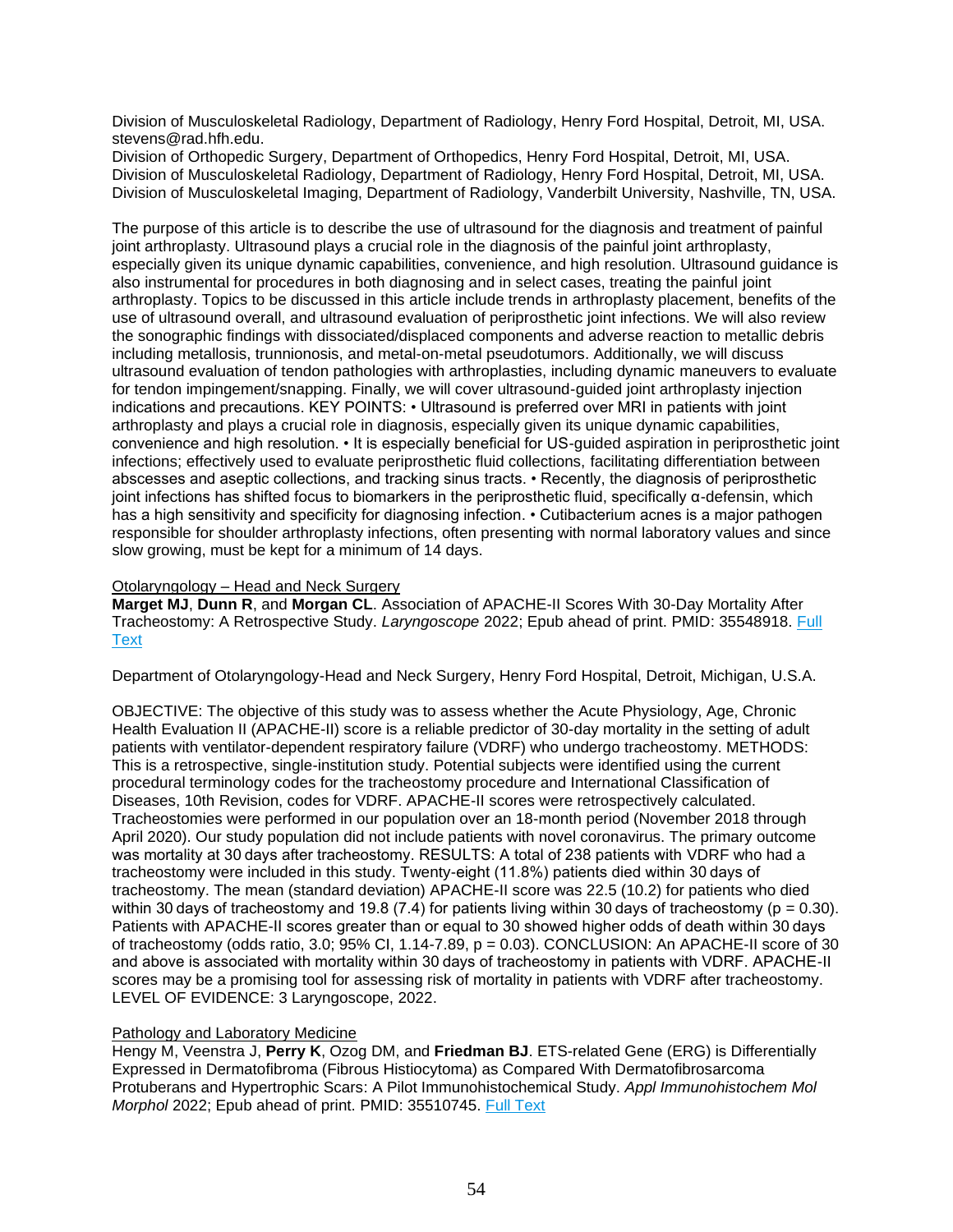Division of Musculoskeletal Radiology, Department of Radiology, Henry Ford Hospital, Detroit, MI, USA. stevens@rad.hfh.edu.
Division of Orthopedic Surgery, Department of Orthopedics, Henry Ford Hospital, Detroit, MI, USA.
Division of Musculoskeletal Radiology, Department of Radiology, Henry Ford Hospital, Detroit, MI, USA.
Division of Musculoskeletal Imaging, Department of Radiology, Vanderbilt University, Nashville, TN, USA.

The purpose of this article is to describe the use of ultrasound for the diagnosis and treatment of painful joint arthroplasty. Ultrasound plays a crucial role in the diagnosis of the painful joint arthroplasty, especially given its unique dynamic capabilities, convenience, and high resolution. Ultrasound guidance is also instrumental for procedures in both diagnosing and in select cases, treating the painful joint arthroplasty. Topics to be discussed in this article include trends in arthroplasty placement, benefits of the use of ultrasound overall, and ultrasound evaluation of periprosthetic joint infections. We will also review the sonographic findings with dissociated/displaced components and adverse reaction to metallic debris including metallosis, trunnionosis, and metal-on-metal pseudotumors. Additionally, we will discuss ultrasound evaluation of tendon pathologies with arthroplasties, including dynamic maneuvers to evaluate for tendon impingement/snapping. Finally, we will cover ultrasound-guided joint arthroplasty injection indications and precautions. KEY POINTS: • Ultrasound is preferred over MRI in patients with joint arthroplasty and plays a crucial role in diagnosis, especially given its unique dynamic capabilities, convenience and high resolution. • It is especially beneficial for US-guided aspiration in periprosthetic joint infections; effectively used to evaluate periprosthetic fluid collections, facilitating differentiation between abscesses and aseptic collections, and tracking sinus tracts. • Recently, the diagnosis of periprosthetic joint infections has shifted focus to biomarkers in the periprosthetic fluid, specifically α-defensin, which has a high sensitivity and specificity for diagnosing infection. • Cutibacterium acnes is a major pathogen responsible for shoulder arthroplasty infections, often presenting with normal laboratory values and since slow growing, must be kept for a minimum of 14 days.

Otolaryngology – Head and Neck Surgery

**Marget MJ**, **Dunn R**, and **Morgan CL**. Association of APACHE-II Scores With 30-Day Mortality After Tracheostomy: A Retrospective Study. *Laryngoscope* 2022; Epub ahead of print. PMID: 35548918. Full Text

Department of Otolaryngology-Head and Neck Surgery, Henry Ford Hospital, Detroit, Michigan, U.S.A.

OBJECTIVE: The objective of this study was to assess whether the Acute Physiology, Age, Chronic Health Evaluation II (APACHE-II) score is a reliable predictor of 30-day mortality in the setting of adult patients with ventilator-dependent respiratory failure (VDRF) who undergo tracheostomy. METHODS: This is a retrospective, single-institution study. Potential subjects were identified using the current procedural terminology codes for the tracheostomy procedure and International Classification of Diseases, 10th Revision, codes for VDRF. APACHE-II scores were retrospectively calculated. Tracheostomies were performed in our population over an 18-month period (November 2018 through April 2020). Our study population did not include patients with novel coronavirus. The primary outcome was mortality at 30 days after tracheostomy. RESULTS: A total of 238 patients with VDRF who had a tracheostomy were included in this study. Twenty-eight (11.8%) patients died within 30 days of tracheostomy. The mean (standard deviation) APACHE-II score was 22.5 (10.2) for patients who died within 30 days of tracheostomy and 19.8 (7.4) for patients living within 30 days of tracheostomy (p = 0.30). Patients with APACHE-II scores greater than or equal to 30 showed higher odds of death within 30 days of tracheostomy (odds ratio, 3.0; 95% CI, 1.14-7.89, p = 0.03). CONCLUSION: An APACHE-II score of 30 and above is associated with mortality within 30 days of tracheostomy in patients with VDRF. APACHE-II scores may be a promising tool for assessing risk of mortality in patients with VDRF after tracheostomy. LEVEL OF EVIDENCE: 3 Laryngoscope, 2022.

Pathology and Laboratory Medicine

Hengy M, Veenstra J, **Perry K**, Ozog DM, and **Friedman BJ**. ETS-related Gene (ERG) is Differentially Expressed in Dermatofibroma (Fibrous Histiocytoma) as Compared With Dermatofibrosarcoma Protuberans and Hypertrophic Scars: A Pilot Immunohistochemical Study. *Appl Immunohistochem Mol Morphol* 2022; Epub ahead of print. PMID: 35510745. Full Text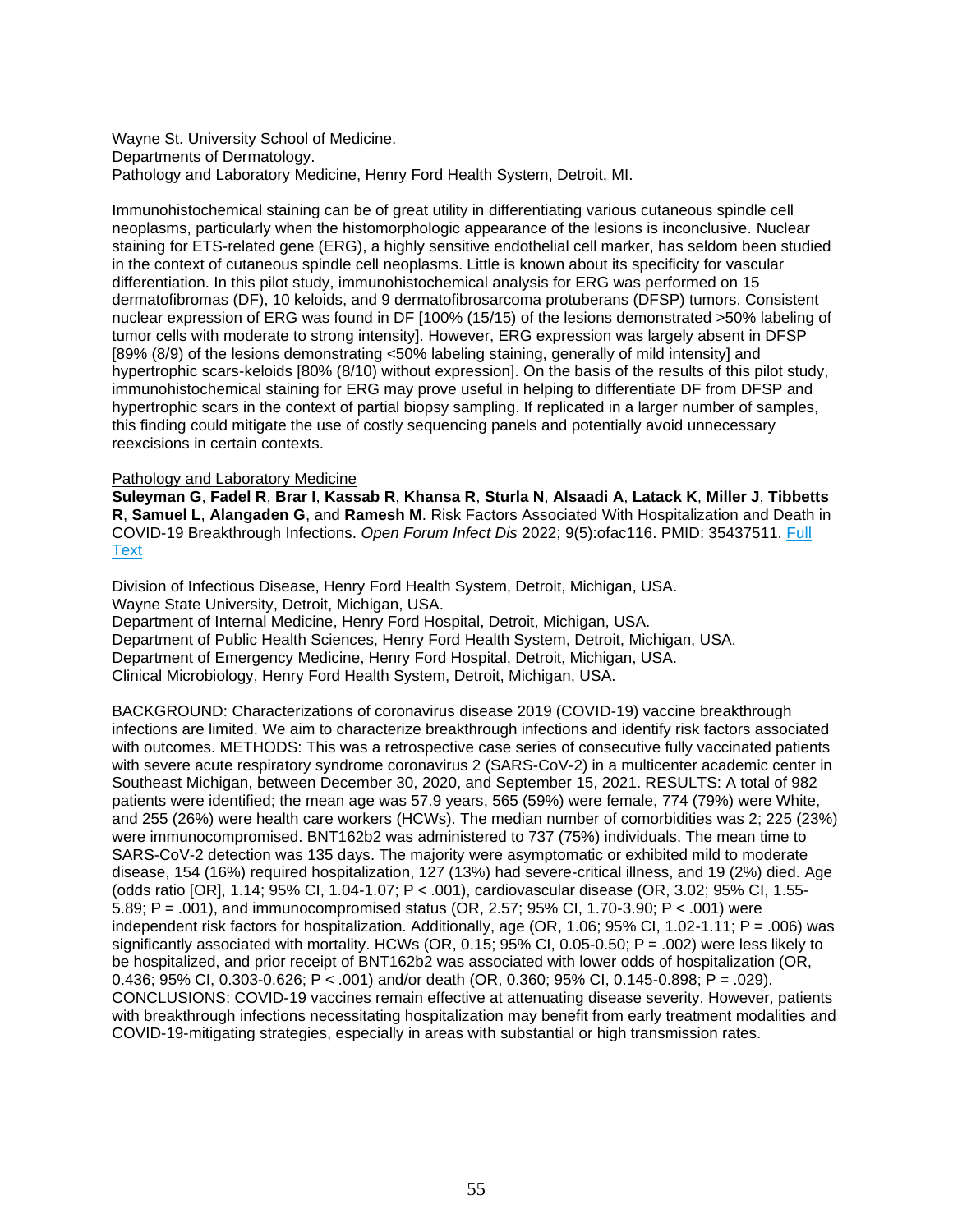Wayne St. University School of Medicine.
Departments of Dermatology.
Pathology and Laboratory Medicine, Henry Ford Health System, Detroit, MI.

Immunohistochemical staining can be of great utility in differentiating various cutaneous spindle cell neoplasms, particularly when the histomorphologic appearance of the lesions is inconclusive. Nuclear staining for ETS-related gene (ERG), a highly sensitive endothelial cell marker, has seldom been studied in the context of cutaneous spindle cell neoplasms. Little is known about its specificity for vascular differentiation. In this pilot study, immunohistochemical analysis for ERG was performed on 15 dermatofibromas (DF), 10 keloids, and 9 dermatofibrosarcoma protuberans (DFSP) tumors. Consistent nuclear expression of ERG was found in DF [100% (15/15) of the lesions demonstrated >50% labeling of tumor cells with moderate to strong intensity]. However, ERG expression was largely absent in DFSP [89% (8/9) of the lesions demonstrating <50% labeling staining, generally of mild intensity] and hypertrophic scars-keloids [80% (8/10) without expression]. On the basis of the results of this pilot study, immunohistochemical staining for ERG may prove useful in helping to differentiate DF from DFSP and hypertrophic scars in the context of partial biopsy sampling. If replicated in a larger number of samples, this finding could mitigate the use of costly sequencing panels and potentially avoid unnecessary reexcisions in certain contexts.

Pathology and Laboratory Medicine

**Suleyman G**, **Fadel R**, **Brar I**, **Kassab R**, **Khansa R**, **Sturla N**, **Alsaadi A**, **Latack K**, **Miller J**, **Tibbetts R**, **Samuel L**, **Alangaden G**, and **Ramesh M**. Risk Factors Associated With Hospitalization and Death in COVID-19 Breakthrough Infections. *Open Forum Infect Dis* 2022; 9(5):ofac116. PMID: 35437511. Full Text

Division of Infectious Disease, Henry Ford Health System, Detroit, Michigan, USA.
Wayne State University, Detroit, Michigan, USA.
Department of Internal Medicine, Henry Ford Hospital, Detroit, Michigan, USA.
Department of Public Health Sciences, Henry Ford Health System, Detroit, Michigan, USA.
Department of Emergency Medicine, Henry Ford Hospital, Detroit, Michigan, USA.
Clinical Microbiology, Henry Ford Health System, Detroit, Michigan, USA.

BACKGROUND: Characterizations of coronavirus disease 2019 (COVID-19) vaccine breakthrough infections are limited. We aim to characterize breakthrough infections and identify risk factors associated with outcomes. METHODS: This was a retrospective case series of consecutive fully vaccinated patients with severe acute respiratory syndrome coronavirus 2 (SARS-CoV-2) in a multicenter academic center in Southeast Michigan, between December 30, 2020, and September 15, 2021. RESULTS: A total of 982 patients were identified; the mean age was 57.9 years, 565 (59%) were female, 774 (79%) were White, and 255 (26%) were health care workers (HCWs). The median number of comorbidities was 2; 225 (23%) were immunocompromised. BNT162b2 was administered to 737 (75%) individuals. The mean time to SARS-CoV-2 detection was 135 days. The majority were asymptomatic or exhibited mild to moderate disease, 154 (16%) required hospitalization, 127 (13%) had severe-critical illness, and 19 (2%) died. Age (odds ratio [OR], 1.14; 95% CI, 1.04-1.07; P < .001), cardiovascular disease (OR, 3.02; 95% CI, 1.55-5.89; P = .001), and immunocompromised status (OR, 2.57; 95% CI, 1.70-3.90; P < .001) were independent risk factors for hospitalization. Additionally, age (OR, 1.06; 95% CI, 1.02-1.11; P = .006) was significantly associated with mortality. HCWs (OR, 0.15; 95% CI, 0.05-0.50; P = .002) were less likely to be hospitalized, and prior receipt of BNT162b2 was associated with lower odds of hospitalization (OR, 0.436; 95% CI, 0.303-0.626; P < .001) and/or death (OR, 0.360; 95% CI, 0.145-0.898; P = .029). CONCLUSIONS: COVID-19 vaccines remain effective at attenuating disease severity. However, patients with breakthrough infections necessitating hospitalization may benefit from early treatment modalities and COVID-19-mitigating strategies, especially in areas with substantial or high transmission rates.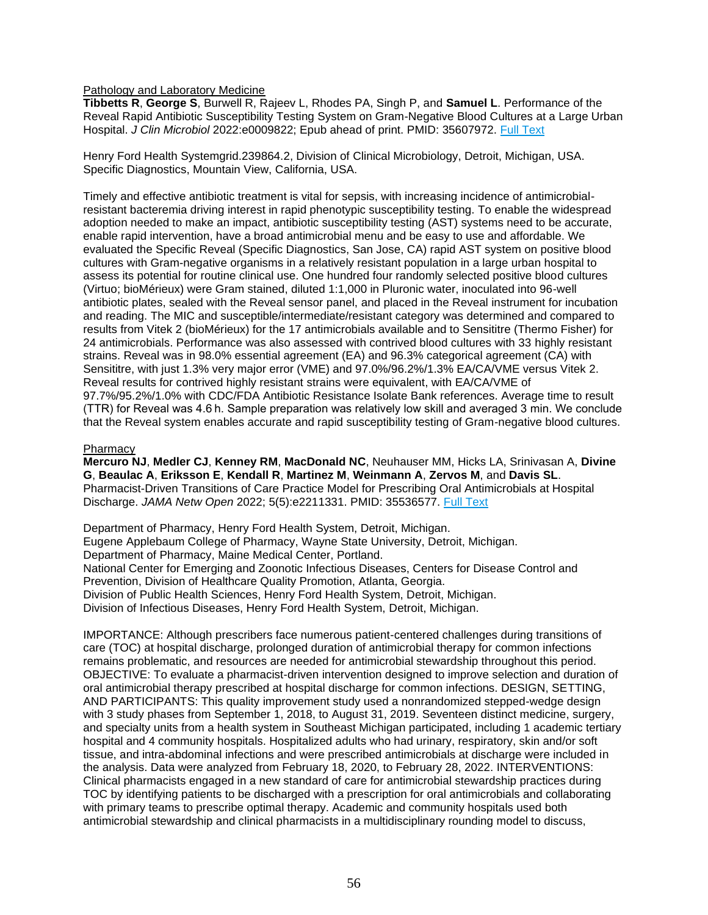Pathology and Laboratory Medicine

**Tibbetts R**, **George S**, Burwell R, Rajeev L, Rhodes PA, Singh P, and **Samuel L**. Performance of the Reveal Rapid Antibiotic Susceptibility Testing System on Gram-Negative Blood Cultures at a Large Urban Hospital. *J Clin Microbiol* 2022:e0009822; Epub ahead of print. PMID: 35607972. Full Text

Henry Ford Health Systemgrid.239864.2, Division of Clinical Microbiology, Detroit, Michigan, USA.
Specific Diagnostics, Mountain View, California, USA.

Timely and effective antibiotic treatment is vital for sepsis, with increasing incidence of antimicrobial-resistant bacteremia driving interest in rapid phenotypic susceptibility testing. To enable the widespread adoption needed to make an impact, antibiotic susceptibility testing (AST) systems need to be accurate, enable rapid intervention, have a broad antimicrobial menu and be easy to use and affordable. We evaluated the Specific Reveal (Specific Diagnostics, San Jose, CA) rapid AST system on positive blood cultures with Gram-negative organisms in a relatively resistant population in a large urban hospital to assess its potential for routine clinical use. One hundred four randomly selected positive blood cultures (Virtuo; bioMérieux) were Gram stained, diluted 1:1,000 in Pluronic water, inoculated into 96-well antibiotic plates, sealed with the Reveal sensor panel, and placed in the Reveal instrument for incubation and reading. The MIC and susceptible/intermediate/resistant category was determined and compared to results from Vitek 2 (bioMérieux) for the 17 antimicrobials available and to Sensititre (Thermo Fisher) for 24 antimicrobials. Performance was also assessed with contrived blood cultures with 33 highly resistant strains. Reveal was in 98.0% essential agreement (EA) and 96.3% categorical agreement (CA) with Sensititre, with just 1.3% very major error (VME) and 97.0%/96.2%/1.3% EA/CA/VME versus Vitek 2. Reveal results for contrived highly resistant strains were equivalent, with EA/CA/VME of 97.7%/95.2%/1.0% with CDC/FDA Antibiotic Resistance Isolate Bank references. Average time to result (TTR) for Reveal was 4.6 h. Sample preparation was relatively low skill and averaged 3 min. We conclude that the Reveal system enables accurate and rapid susceptibility testing of Gram-negative blood cultures.

Pharmacy

**Mercuro NJ**, **Medler CJ**, **Kenney RM**, **MacDonald NC**, Neuhauser MM, Hicks LA, Srinivasan A, **Divine G**, **Beaulac A**, **Eriksson E**, **Kendall R**, **Martinez M**, **Weinmann A**, **Zervos M**, and **Davis SL**. Pharmacist-Driven Transitions of Care Practice Model for Prescribing Oral Antimicrobials at Hospital Discharge. *JAMA Netw Open* 2022; 5(5):e2211331. PMID: 35536577. Full Text

Department of Pharmacy, Henry Ford Health System, Detroit, Michigan.
Eugene Applebaum College of Pharmacy, Wayne State University, Detroit, Michigan.
Department of Pharmacy, Maine Medical Center, Portland.
National Center for Emerging and Zoonotic Infectious Diseases, Centers for Disease Control and Prevention, Division of Healthcare Quality Promotion, Atlanta, Georgia.
Division of Public Health Sciences, Henry Ford Health System, Detroit, Michigan.
Division of Infectious Diseases, Henry Ford Health System, Detroit, Michigan.

IMPORTANCE: Although prescribers face numerous patient-centered challenges during transitions of care (TOC) at hospital discharge, prolonged duration of antimicrobial therapy for common infections remains problematic, and resources are needed for antimicrobial stewardship throughout this period. OBJECTIVE: To evaluate a pharmacist-driven intervention designed to improve selection and duration of oral antimicrobial therapy prescribed at hospital discharge for common infections. DESIGN, SETTING, AND PARTICIPANTS: This quality improvement study used a nonrandomized stepped-wedge design with 3 study phases from September 1, 2018, to August 31, 2019. Seventeen distinct medicine, surgery, and specialty units from a health system in Southeast Michigan participated, including 1 academic tertiary hospital and 4 community hospitals. Hospitalized adults who had urinary, respiratory, skin and/or soft tissue, and intra-abdominal infections and were prescribed antimicrobials at discharge were included in the analysis. Data were analyzed from February 18, 2020, to February 28, 2022. INTERVENTIONS: Clinical pharmacists engaged in a new standard of care for antimicrobial stewardship practices during TOC by identifying patients to be discharged with a prescription for oral antimicrobials and collaborating with primary teams to prescribe optimal therapy. Academic and community hospitals used both antimicrobial stewardship and clinical pharmacists in a multidisciplinary rounding model to discuss,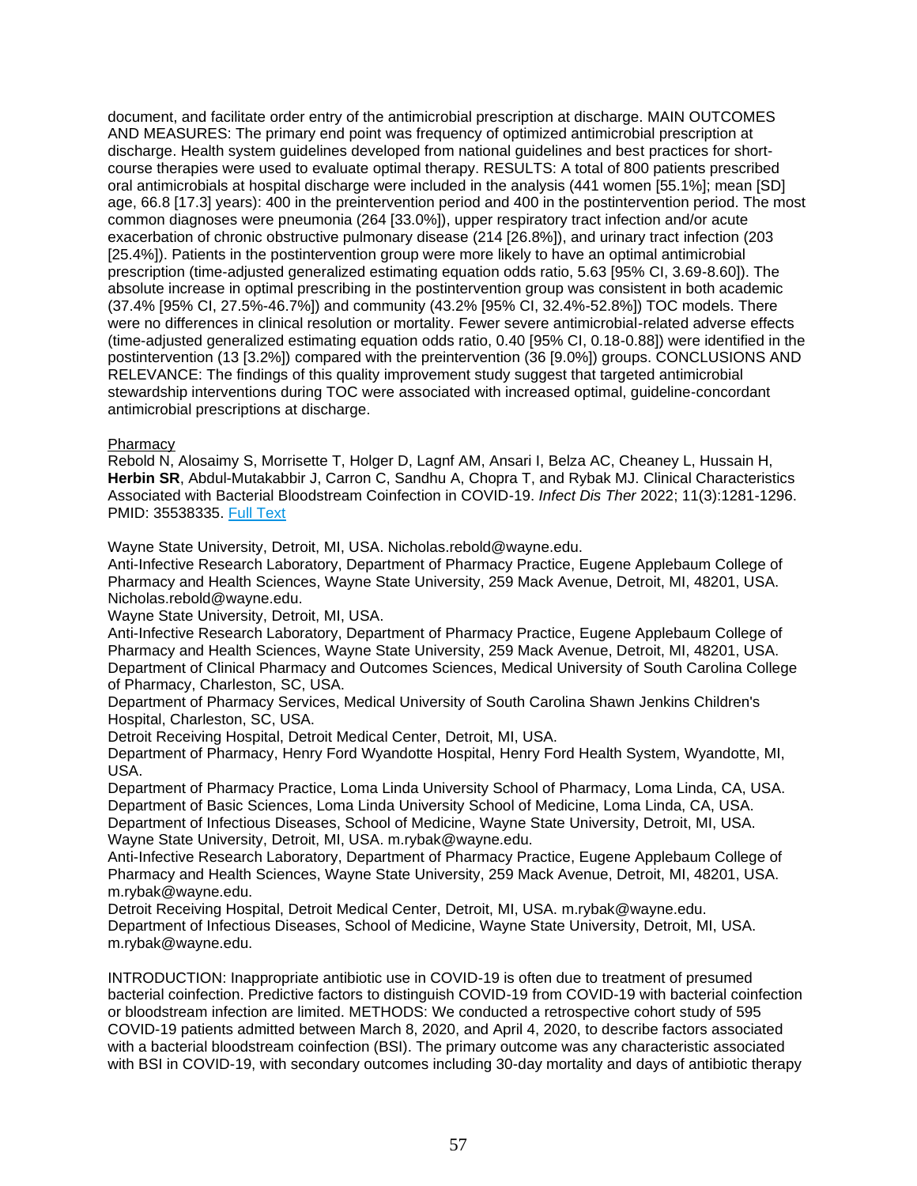document, and facilitate order entry of the antimicrobial prescription at discharge. MAIN OUTCOMES AND MEASURES: The primary end point was frequency of optimized antimicrobial prescription at discharge. Health system guidelines developed from national guidelines and best practices for short-course therapies were used to evaluate optimal therapy. RESULTS: A total of 800 patients prescribed oral antimicrobials at hospital discharge were included in the analysis (441 women [55.1%]; mean [SD] age, 66.8 [17.3] years): 400 in the preintervention period and 400 in the postintervention period. The most common diagnoses were pneumonia (264 [33.0%]), upper respiratory tract infection and/or acute exacerbation of chronic obstructive pulmonary disease (214 [26.8%]), and urinary tract infection (203 [25.4%]). Patients in the postintervention group were more likely to have an optimal antimicrobial prescription (time-adjusted generalized estimating equation odds ratio, 5.63 [95% CI, 3.69-8.60]). The absolute increase in optimal prescribing in the postintervention group was consistent in both academic (37.4% [95% CI, 27.5%-46.7%]) and community (43.2% [95% CI, 32.4%-52.8%]) TOC models. There were no differences in clinical resolution or mortality. Fewer severe antimicrobial-related adverse effects (time-adjusted generalized estimating equation odds ratio, 0.40 [95% CI, 0.18-0.88]) were identified in the postintervention (13 [3.2%]) compared with the preintervention (36 [9.0%]) groups. CONCLUSIONS AND RELEVANCE: The findings of this quality improvement study suggest that targeted antimicrobial stewardship interventions during TOC were associated with increased optimal, guideline-concordant antimicrobial prescriptions at discharge.

Pharmacy

Rebold N, Alosaimy S, Morrisette T, Holger D, Lagnf AM, Ansari I, Belza AC, Cheaney L, Hussain H, **Herbin SR**, Abdul-Mutakabbir J, Carron C, Sandhu A, Chopra T, and Rybak MJ. Clinical Characteristics Associated with Bacterial Bloodstream Coinfection in COVID-19. *Infect Dis Ther* 2022; 11(3):1281-1296. PMID: 35538335. Full Text

Wayne State University, Detroit, MI, USA. Nicholas.rebold@wayne.edu.
Anti-Infective Research Laboratory, Department of Pharmacy Practice, Eugene Applebaum College of Pharmacy and Health Sciences, Wayne State University, 259 Mack Avenue, Detroit, MI, 48201, USA. Nicholas.rebold@wayne.edu.
Wayne State University, Detroit, MI, USA.
Anti-Infective Research Laboratory, Department of Pharmacy Practice, Eugene Applebaum College of Pharmacy and Health Sciences, Wayne State University, 259 Mack Avenue, Detroit, MI, 48201, USA.
Department of Clinical Pharmacy and Outcomes Sciences, Medical University of South Carolina College of Pharmacy, Charleston, SC, USA.
Department of Pharmacy Services, Medical University of South Carolina Shawn Jenkins Children's Hospital, Charleston, SC, USA.
Detroit Receiving Hospital, Detroit Medical Center, Detroit, MI, USA.
Department of Pharmacy, Henry Ford Wyandotte Hospital, Henry Ford Health System, Wyandotte, MI, USA.
Department of Pharmacy Practice, Loma Linda University School of Pharmacy, Loma Linda, CA, USA.
Department of Basic Sciences, Loma Linda University School of Medicine, Loma Linda, CA, USA.
Department of Infectious Diseases, School of Medicine, Wayne State University, Detroit, MI, USA.
Wayne State University, Detroit, MI, USA. m.rybak@wayne.edu.
Anti-Infective Research Laboratory, Department of Pharmacy Practice, Eugene Applebaum College of Pharmacy and Health Sciences, Wayne State University, 259 Mack Avenue, Detroit, MI, 48201, USA. m.rybak@wayne.edu.
Detroit Receiving Hospital, Detroit Medical Center, Detroit, MI, USA. m.rybak@wayne.edu.
Department of Infectious Diseases, School of Medicine, Wayne State University, Detroit, MI, USA. m.rybak@wayne.edu.

INTRODUCTION: Inappropriate antibiotic use in COVID-19 is often due to treatment of presumed bacterial coinfection. Predictive factors to distinguish COVID-19 from COVID-19 with bacterial coinfection or bloodstream infection are limited. METHODS: We conducted a retrospective cohort study of 595 COVID-19 patients admitted between March 8, 2020, and April 4, 2020, to describe factors associated with a bacterial bloodstream coinfection (BSI). The primary outcome was any characteristic associated with BSI in COVID-19, with secondary outcomes including 30-day mortality and days of antibiotic therapy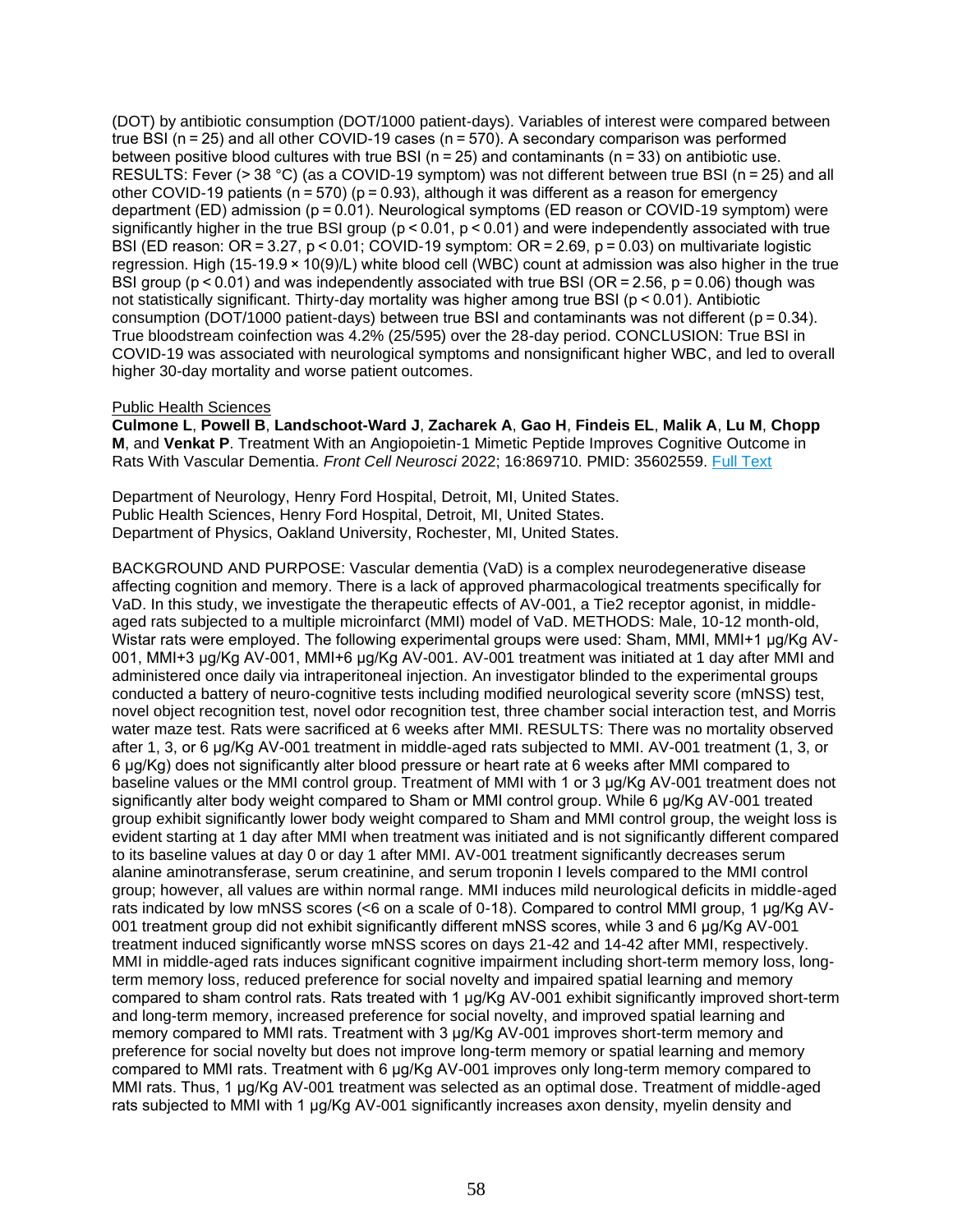(DOT) by antibiotic consumption (DOT/1000 patient-days). Variables of interest were compared between true BSI ($n = 25$) and all other COVID-19 cases ($n = 570$). A secondary comparison was performed between positive blood cultures with true BSI ($n = 25$) and contaminants ($n = 33$) on antibiotic use. RESULTS: Fever (> 38 °C) (as a COVID-19 symptom) was not different between true BSI ($n = 25$) and all other COVID-19 patients ($n = 570$) ($p = 0.93$), although it was different as a reason for emergency department (ED) admission ($p = 0.01$). Neurological symptoms (ED reason or COVID-19 symptom) were significantly higher in the true BSI group ($p < 0.01$, $p < 0.01$) and were independently associated with true BSI (ED reason: OR = 3.27, $p < 0.01$; COVID-19 symptom: OR = 2.69, $p = 0.03$) on multivariate logistic regression. High (15-19.9 × $10^{9}$/L) white blood cell (WBC) count at admission was also higher in the true BSI group ($p < 0.01$) and was independently associated with true BSI (OR = 2.56, $p = 0.06$) though was not statistically significant. Thirty-day mortality was higher among true BSI ($p < 0.01$). Antibiotic consumption (DOT/1000 patient-days) between true BSI and contaminants was not different ($p = 0.34$). True bloodstream coinfection was 4.2% (25/595) over the 28-day period. CONCLUSION: True BSI in COVID-19 was associated with neurological symptoms and nonsignificant higher WBC, and led to overall higher 30-day mortality and worse patient outcomes.

Public Health Sciences

**Culmone L**, **Powell B**, **Landschoot-Ward J**, **Zacharek A**, **Gao H**, **Findeis EL**, **Malik A**, **Lu M**, **Chopp M**, and **Venkat P**. Treatment With an Angiopoietin-1 Mimetic Peptide Improves Cognitive Outcome in Rats With Vascular Dementia. *Front Cell Neurosci* 2022; 16:869710. PMID: 35602559. Full Text

Department of Neurology, Henry Ford Hospital, Detroit, MI, United States.
Public Health Sciences, Henry Ford Hospital, Detroit, MI, United States.
Department of Physics, Oakland University, Rochester, MI, United States.

BACKGROUND AND PURPOSE: Vascular dementia (VaD) is a complex neurodegenerative disease affecting cognition and memory. There is a lack of approved pharmacological treatments specifically for VaD. In this study, we investigate the therapeutic effects of AV-001, a Tie2 receptor agonist, in middle-aged rats subjected to a multiple microinfarct (MMI) model of VaD. METHODS: Male, 10-12 month-old, Wistar rats were employed. The following experimental groups were used: Sham, MMI, MMI+1 µg/Kg AV-001, MMI+3 µg/Kg AV-001, MMI+6 µg/Kg AV-001. AV-001 treatment was initiated at 1 day after MMI and administered once daily via intraperitoneal injection. An investigator blinded to the experimental groups conducted a battery of neuro-cognitive tests including modified neurological severity score (mNSS) test, novel object recognition test, novel odor recognition test, three chamber social interaction test, and Morris water maze test. Rats were sacrificed at 6 weeks after MMI. RESULTS: There was no mortality observed after 1, 3, or 6 µg/Kg AV-001 treatment in middle-aged rats subjected to MMI. AV-001 treatment (1, 3, or 6 µg/Kg) does not significantly alter blood pressure or heart rate at 6 weeks after MMI compared to baseline values or the MMI control group. Treatment of MMI with 1 or 3 µg/Kg AV-001 treatment does not significantly alter body weight compared to Sham or MMI control group. While 6 µg/Kg AV-001 treated group exhibit significantly lower body weight compared to Sham and MMI control group, the weight loss is evident starting at 1 day after MMI when treatment was initiated and is not significantly different compared to its baseline values at day 0 or day 1 after MMI. AV-001 treatment significantly decreases serum alanine aminotransferase, serum creatinine, and serum troponin I levels compared to the MMI control group; however, all values are within normal range. MMI induces mild neurological deficits in middle-aged rats indicated by low mNSS scores (<6 on a scale of 0-18). Compared to control MMI group, 1 µg/Kg AV-001 treatment group did not exhibit significantly different mNSS scores, while 3 and 6 µg/Kg AV-001 treatment induced significantly worse mNSS scores on days 21-42 and 14-42 after MMI, respectively. MMI in middle-aged rats induces significant cognitive impairment including short-term memory loss, long-term memory loss, reduced preference for social novelty and impaired spatial learning and memory compared to sham control rats. Rats treated with 1 µg/Kg AV-001 exhibit significantly improved short-term and long-term memory, increased preference for social novelty, and improved spatial learning and memory compared to MMI rats. Treatment with 3 µg/Kg AV-001 improves short-term memory and preference for social novelty but does not improve long-term memory or spatial learning and memory compared to MMI rats. Treatment with 6 µg/Kg AV-001 improves only long-term memory compared to MMI rats. Thus, 1 µg/Kg AV-001 treatment was selected as an optimal dose. Treatment of middle-aged rats subjected to MMI with 1 µg/Kg AV-001 significantly increases axon density, myelin density and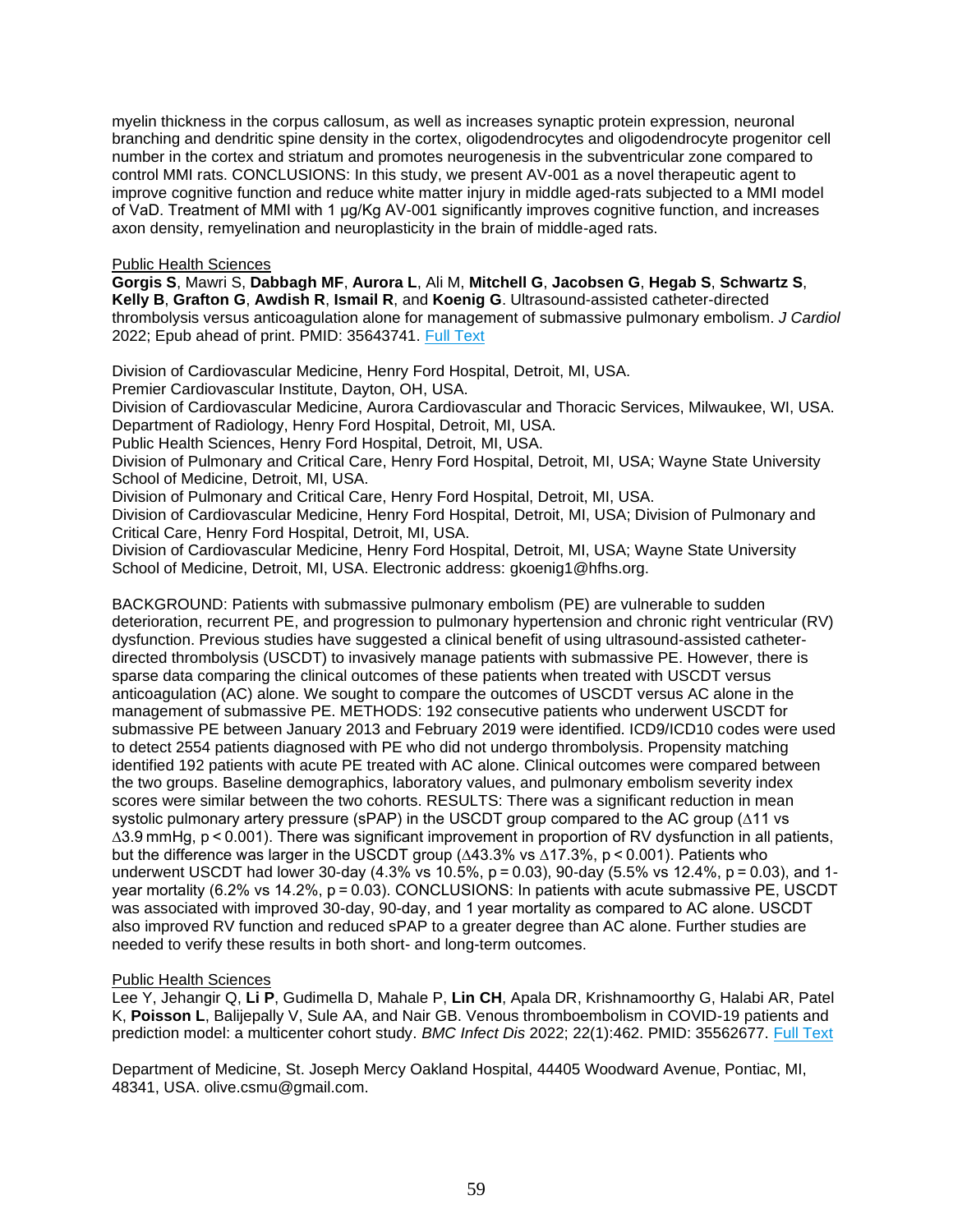myelin thickness in the corpus callosum, as well as increases synaptic protein expression, neuronal branching and dendritic spine density in the cortex, oligodendrocytes and oligodendrocyte progenitor cell number in the cortex and striatum and promotes neurogenesis in the subventricular zone compared to control MMI rats. CONCLUSIONS: In this study, we present AV-001 as a novel therapeutic agent to improve cognitive function and reduce white matter injury in middle aged-rats subjected to a MMI model of VaD. Treatment of MMI with 1 μg/Kg AV-001 significantly improves cognitive function, and increases axon density, remyelination and neuroplasticity in the brain of middle-aged rats.

Public Health Sciences

**Gorgis S**, Mawri S, **Dabbagh MF**, **Aurora L**, Ali M, **Mitchell G**, **Jacobsen G**, **Hegab S**, **Schwartz S**, **Kelly B**, **Grafton G**, **Awdish R**, **Ismail R**, and **Koenig G**. Ultrasound-assisted catheter-directed thrombolysis versus anticoagulation alone for management of submassive pulmonary embolism. *J Cardiol* 2022; Epub ahead of print. PMID: 35643741. Full Text

Division of Cardiovascular Medicine, Henry Ford Hospital, Detroit, MI, USA.
Premier Cardiovascular Institute, Dayton, OH, USA.
Division of Cardiovascular Medicine, Aurora Cardiovascular and Thoracic Services, Milwaukee, WI, USA.
Department of Radiology, Henry Ford Hospital, Detroit, MI, USA.
Public Health Sciences, Henry Ford Hospital, Detroit, MI, USA.
Division of Pulmonary and Critical Care, Henry Ford Hospital, Detroit, MI, USA; Wayne State University School of Medicine, Detroit, MI, USA.
Division of Pulmonary and Critical Care, Henry Ford Hospital, Detroit, MI, USA.
Division of Cardiovascular Medicine, Henry Ford Hospital, Detroit, MI, USA; Division of Pulmonary and Critical Care, Henry Ford Hospital, Detroit, MI, USA.
Division of Cardiovascular Medicine, Henry Ford Hospital, Detroit, MI, USA; Wayne State University School of Medicine, Detroit, MI, USA. Electronic address: gkoenig1@hfhs.org.

BACKGROUND: Patients with submassive pulmonary embolism (PE) are vulnerable to sudden deterioration, recurrent PE, and progression to pulmonary hypertension and chronic right ventricular (RV) dysfunction. Previous studies have suggested a clinical benefit of using ultrasound-assisted catheter-directed thrombolysis (USCDT) to invasively manage patients with submassive PE. However, there is sparse data comparing the clinical outcomes of these patients when treated with USCDT versus anticoagulation (AC) alone. We sought to compare the outcomes of USCDT versus AC alone in the management of submassive PE. METHODS: 192 consecutive patients who underwent USCDT for submassive PE between January 2013 and February 2019 were identified. ICD9/ICD10 codes were used to detect 2554 patients diagnosed with PE who did not undergo thrombolysis. Propensity matching identified 192 patients with acute PE treated with AC alone. Clinical outcomes were compared between the two groups. Baseline demographics, laboratory values, and pulmonary embolism severity index scores were similar between the two cohorts. RESULTS: There was a significant reduction in mean systolic pulmonary artery pressure (sPAP) in the USCDT group compared to the AC group ($\Delta$11 vs $\Delta$3.9 mmHg, $p < 0.001$). There was significant improvement in proportion of RV dysfunction in all patients, but the difference was larger in the USCDT group ($\Delta$43.3% vs $\Delta$17.3%, $p < 0.001$). Patients who underwent USCDT had lower 30-day (4.3% vs 10.5%, $p = 0.03$), 90-day (5.5% vs 12.4%, $p = 0.03$), and 1-year mortality (6.2% vs 14.2%, $p = 0.03$). CONCLUSIONS: In patients with acute submassive PE, USCDT was associated with improved 30-day, 90-day, and 1 year mortality as compared to AC alone. USCDT also improved RV function and reduced sPAP to a greater degree than AC alone. Further studies are needed to verify these results in both short- and long-term outcomes.

Public Health Sciences

Lee Y, Jehangir Q, **Li P**, Gudimella D, Mahale P, **Lin CH**, Apala DR, Krishnamoorthy G, Halabi AR, Patel K, **Poisson L**, Balijepally V, Sule AA, and Nair GB. Venous thromboembolism in COVID-19 patients and prediction model: a multicenter cohort study. *BMC Infect Dis* 2022; 22(1):462. PMID: 35562677. Full Text

Department of Medicine, St. Joseph Mercy Oakland Hospital, 44405 Woodward Avenue, Pontiac, MI, 48341, USA. olive.csmu@gmail.com.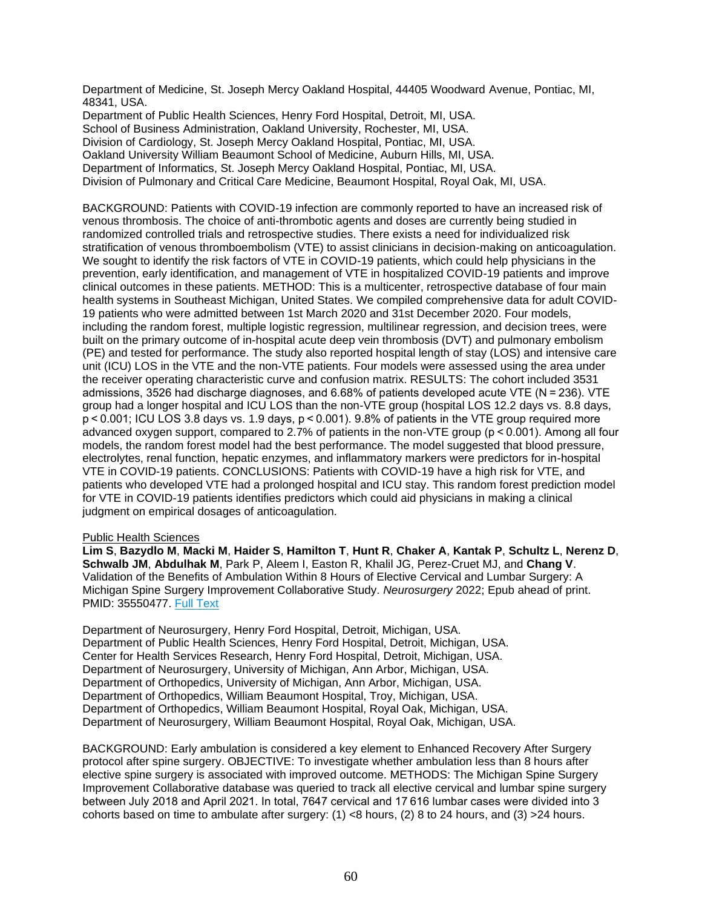Department of Medicine, St. Joseph Mercy Oakland Hospital, 44405 Woodward Avenue, Pontiac, MI, 48341, USA.
Department of Public Health Sciences, Henry Ford Hospital, Detroit, MI, USA.
School of Business Administration, Oakland University, Rochester, MI, USA.
Division of Cardiology, St. Joseph Mercy Oakland Hospital, Pontiac, MI, USA.
Oakland University William Beaumont School of Medicine, Auburn Hills, MI, USA.
Department of Informatics, St. Joseph Mercy Oakland Hospital, Pontiac, MI, USA.
Division of Pulmonary and Critical Care Medicine, Beaumont Hospital, Royal Oak, MI, USA.

BACKGROUND: Patients with COVID-19 infection are commonly reported to have an increased risk of venous thrombosis. The choice of anti-thrombotic agents and doses are currently being studied in randomized controlled trials and retrospective studies. There exists a need for individualized risk stratification of venous thromboembolism (VTE) to assist clinicians in decision-making on anticoagulation. We sought to identify the risk factors of VTE in COVID-19 patients, which could help physicians in the prevention, early identification, and management of VTE in hospitalized COVID-19 patients and improve clinical outcomes in these patients. METHOD: This is a multicenter, retrospective database of four main health systems in Southeast Michigan, United States. We compiled comprehensive data for adult COVID-19 patients who were admitted between 1st March 2020 and 31st December 2020. Four models, including the random forest, multiple logistic regression, multilinear regression, and decision trees, were built on the primary outcome of in-hospital acute deep vein thrombosis (DVT) and pulmonary embolism (PE) and tested for performance. The study also reported hospital length of stay (LOS) and intensive care unit (ICU) LOS in the VTE and the non-VTE patients. Four models were assessed using the area under the receiver operating characteristic curve and confusion matrix. RESULTS: The cohort included 3531 admissions, 3526 had discharge diagnoses, and 6.68% of patients developed acute VTE (N = 236). VTE group had a longer hospital and ICU LOS than the non-VTE group (hospital LOS 12.2 days vs. 8.8 days, $p < 0.001$; ICU LOS 3.8 days vs. 1.9 days, $p < 0.001$). 9.8% of patients in the VTE group required more advanced oxygen support, compared to 2.7% of patients in the non-VTE group ($p < 0.001$). Among all four models, the random forest model had the best performance. The model suggested that blood pressure, electrolytes, renal function, hepatic enzymes, and inflammatory markers were predictors for in-hospital VTE in COVID-19 patients. CONCLUSIONS: Patients with COVID-19 have a high risk for VTE, and patients who developed VTE had a prolonged hospital and ICU stay. This random forest prediction model for VTE in COVID-19 patients identifies predictors which could aid physicians in making a clinical judgment on empirical dosages of anticoagulation.

Public Health Sciences

**Lim S**, **Bazydlo M**, **Macki M**, **Haider S**, **Hamilton T**, **Hunt R**, **Chaker A**, **Kantak P**, **Schultz L**, **Nerenz D**, **Schwalb JM**, **Abdulhak M**, Park P, Aleem I, Easton R, Khalil JG, Perez-Cruet MJ, and **Chang V**. Validation of the Benefits of Ambulation Within 8 Hours of Elective Cervical and Lumbar Surgery: A Michigan Spine Surgery Improvement Collaborative Study. *Neurosurgery* 2022; Epub ahead of print. PMID: 35550477. Full Text

Department of Neurosurgery, Henry Ford Hospital, Detroit, Michigan, USA.
Department of Public Health Sciences, Henry Ford Hospital, Detroit, Michigan, USA.
Center for Health Services Research, Henry Ford Hospital, Detroit, Michigan, USA.
Department of Neurosurgery, University of Michigan, Ann Arbor, Michigan, USA.
Department of Orthopedics, University of Michigan, Ann Arbor, Michigan, USA.
Department of Orthopedics, William Beaumont Hospital, Troy, Michigan, USA.
Department of Orthopedics, William Beaumont Hospital, Royal Oak, Michigan, USA.
Department of Neurosurgery, William Beaumont Hospital, Royal Oak, Michigan, USA.

BACKGROUND: Early ambulation is considered a key element to Enhanced Recovery After Surgery protocol after spine surgery. OBJECTIVE: To investigate whether ambulation less than 8 hours after elective spine surgery is associated with improved outcome. METHODS: The Michigan Spine Surgery Improvement Collaborative database was queried to track all elective cervical and lumbar spine surgery between July 2018 and April 2021. In total, 7647 cervical and 17 616 lumbar cases were divided into 3 cohorts based on time to ambulate after surgery: (1) <8 hours, (2) 8 to 24 hours, and (3) >24 hours.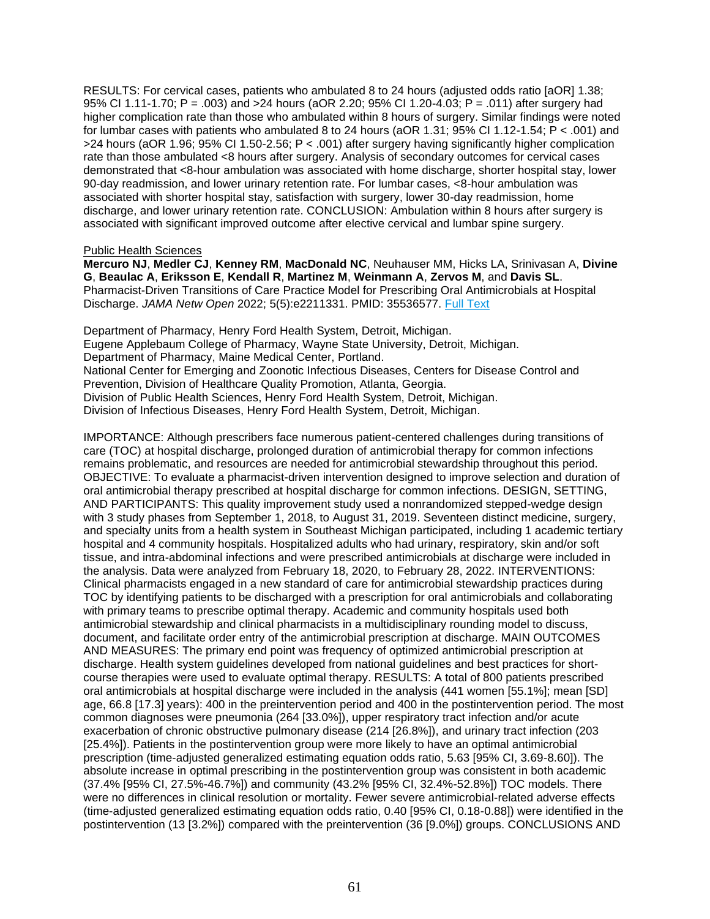RESULTS: For cervical cases, patients who ambulated 8 to 24 hours (adjusted odds ratio [aOR] 1.38; 95% CI 1.11-1.70; P = .003) and >24 hours (aOR 2.20; 95% CI 1.20-4.03; P = .011) after surgery had higher complication rate than those who ambulated within 8 hours of surgery. Similar findings were noted for lumbar cases with patients who ambulated 8 to 24 hours (aOR 1.31; 95% CI 1.12-1.54; P < .001) and >24 hours (aOR 1.96; 95% CI 1.50-2.56; P < .001) after surgery having significantly higher complication rate than those ambulated <8 hours after surgery. Analysis of secondary outcomes for cervical cases demonstrated that <8-hour ambulation was associated with home discharge, shorter hospital stay, lower 90-day readmission, and lower urinary retention rate. For lumbar cases, <8-hour ambulation was associated with shorter hospital stay, satisfaction with surgery, lower 30-day readmission, home discharge, and lower urinary retention rate. CONCLUSION: Ambulation within 8 hours after surgery is associated with significant improved outcome after elective cervical and lumbar spine surgery.

Public Health Sciences

**Mercuro NJ**, **Medler CJ**, **Kenney RM**, **MacDonald NC**, Neuhauser MM, Hicks LA, Srinivasan A, **Divine G**, **Beaulac A**, **Eriksson E**, **Kendall R**, **Martinez M**, **Weinmann A**, **Zervos M**, and **Davis SL**. Pharmacist-Driven Transitions of Care Practice Model for Prescribing Oral Antimicrobials at Hospital Discharge. *JAMA Netw Open* 2022; 5(5):e2211331. PMID: 35536577. Full Text

Department of Pharmacy, Henry Ford Health System, Detroit, Michigan.
Eugene Applebaum College of Pharmacy, Wayne State University, Detroit, Michigan.
Department of Pharmacy, Maine Medical Center, Portland.
National Center for Emerging and Zoonotic Infectious Diseases, Centers for Disease Control and Prevention, Division of Healthcare Quality Promotion, Atlanta, Georgia.
Division of Public Health Sciences, Henry Ford Health System, Detroit, Michigan.
Division of Infectious Diseases, Henry Ford Health System, Detroit, Michigan.

IMPORTANCE: Although prescribers face numerous patient-centered challenges during transitions of care (TOC) at hospital discharge, prolonged duration of antimicrobial therapy for common infections remains problematic, and resources are needed for antimicrobial stewardship throughout this period. OBJECTIVE: To evaluate a pharmacist-driven intervention designed to improve selection and duration of oral antimicrobial therapy prescribed at hospital discharge for common infections. DESIGN, SETTING, AND PARTICIPANTS: This quality improvement study used a nonrandomized stepped-wedge design with 3 study phases from September 1, 2018, to August 31, 2019. Seventeen distinct medicine, surgery, and specialty units from a health system in Southeast Michigan participated, including 1 academic tertiary hospital and 4 community hospitals. Hospitalized adults who had urinary, respiratory, skin and/or soft tissue, and intra-abdominal infections and were prescribed antimicrobials at discharge were included in the analysis. Data were analyzed from February 18, 2020, to February 28, 2022. INTERVENTIONS: Clinical pharmacists engaged in a new standard of care for antimicrobial stewardship practices during TOC by identifying patients to be discharged with a prescription for oral antimicrobials and collaborating with primary teams to prescribe optimal therapy. Academic and community hospitals used both antimicrobial stewardship and clinical pharmacists in a multidisciplinary rounding model to discuss, document, and facilitate order entry of the antimicrobial prescription at discharge. MAIN OUTCOMES AND MEASURES: The primary end point was frequency of optimized antimicrobial prescription at discharge. Health system guidelines developed from national guidelines and best practices for short-course therapies were used to evaluate optimal therapy. RESULTS: A total of 800 patients prescribed oral antimicrobials at hospital discharge were included in the analysis (441 women [55.1%]; mean [SD] age, 66.8 [17.3] years): 400 in the preintervention period and 400 in the postintervention period. The most common diagnoses were pneumonia (264 [33.0%]), upper respiratory tract infection and/or acute exacerbation of chronic obstructive pulmonary disease (214 [26.8%]), and urinary tract infection (203 [25.4%]). Patients in the postintervention group were more likely to have an optimal antimicrobial prescription (time-adjusted generalized estimating equation odds ratio, 5.63 [95% CI, 3.69-8.60]). The absolute increase in optimal prescribing in the postintervention group was consistent in both academic (37.4% [95% CI, 27.5%-46.7%]) and community (43.2% [95% CI, 32.4%-52.8%]) TOC models. There were no differences in clinical resolution or mortality. Fewer severe antimicrobial-related adverse effects (time-adjusted generalized estimating equation odds ratio, 0.40 [95% CI, 0.18-0.88]) were identified in the postintervention (13 [3.2%]) compared with the preintervention (36 [9.0%]) groups. CONCLUSIONS AND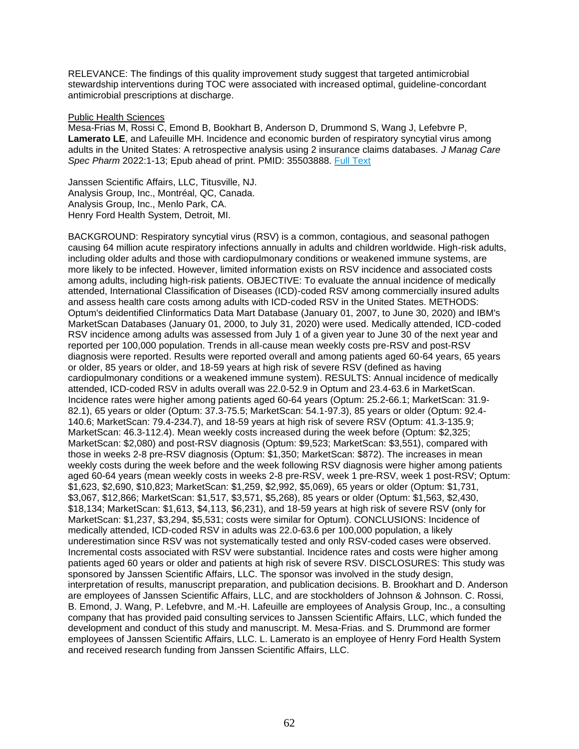RELEVANCE: The findings of this quality improvement study suggest that targeted antimicrobial stewardship interventions during TOC were associated with increased optimal, guideline-concordant antimicrobial prescriptions at discharge.

Public Health Sciences

Mesa-Frias M, Rossi C, Emond B, Bookhart B, Anderson D, Drummond S, Wang J, Lefebvre P, **Lamerato LE**, and Lafeuille MH. Incidence and economic burden of respiratory syncytial virus among adults in the United States: A retrospective analysis using 2 insurance claims databases. *J Manag Care Spec Pharm* 2022:1-13; Epub ahead of print. PMID: 35503888. Full Text

Janssen Scientific Affairs, LLC, Titusville, NJ.
Analysis Group, Inc., Montréal, QC, Canada.
Analysis Group, Inc., Menlo Park, CA.
Henry Ford Health System, Detroit, MI.

BACKGROUND: Respiratory syncytial virus (RSV) is a common, contagious, and seasonal pathogen causing 64 million acute respiratory infections annually in adults and children worldwide. High-risk adults, including older adults and those with cardiopulmonary conditions or weakened immune systems, are more likely to be infected. However, limited information exists on RSV incidence and associated costs among adults, including high-risk patients. OBJECTIVE: To evaluate the annual incidence of medically attended, International Classification of Diseases (ICD)-coded RSV among commercially insured adults and assess health care costs among adults with ICD-coded RSV in the United States. METHODS: Optum's deidentified Clinformatics Data Mart Database (January 01, 2007, to June 30, 2020) and IBM's MarketScan Databases (January 01, 2000, to July 31, 2020) were used. Medically attended, ICD-coded RSV incidence among adults was assessed from July 1 of a given year to June 30 of the next year and reported per 100,000 population. Trends in all-cause mean weekly costs pre-RSV and post-RSV diagnosis were reported. Results were reported overall and among patients aged 60-64 years, 65 years or older, 85 years or older, and 18-59 years at high risk of severe RSV (defined as having cardiopulmonary conditions or a weakened immune system). RESULTS: Annual incidence of medically attended, ICD-coded RSV in adults overall was 22.0-52.9 in Optum and 23.4-63.6 in MarketScan. Incidence rates were higher among patients aged 60-64 years (Optum: 25.2-66.1; MarketScan: 31.9-82.1), 65 years or older (Optum: 37.3-75.5; MarketScan: 54.1-97.3), 85 years or older (Optum: 92.4-140.6; MarketScan: 79.4-234.7), and 18-59 years at high risk of severe RSV (Optum: 41.3-135.9; MarketScan: 46.3-112.4). Mean weekly costs increased during the week before (Optum: $2,325; MarketScan: $2,080) and post-RSV diagnosis (Optum: $9,523; MarketScan: $3,551), compared with those in weeks 2-8 pre-RSV diagnosis (Optum: $1,350; MarketScan: $872). The increases in mean weekly costs during the week before and the week following RSV diagnosis were higher among patients aged 60-64 years (mean weekly costs in weeks 2-8 pre-RSV, week 1 pre-RSV, week 1 post-RSV; Optum: $1,623, $2,690, $10,823; MarketScan: $1,259, $2,992, $5,069), 65 years or older (Optum: $1,731, $3,067, $12,866; MarketScan: $1,517, $3,571, $5,268), 85 years or older (Optum: $1,563, $2,430, $18,134; MarketScan: $1,613, $4,113, $6,231), and 18-59 years at high risk of severe RSV (only for MarketScan: $1,237, $3,294, $5,531; costs were similar for Optum). CONCLUSIONS: Incidence of medically attended, ICD-coded RSV in adults was 22.0-63.6 per 100,000 population, a likely underestimation since RSV was not systematically tested and only RSV-coded cases were observed. Incremental costs associated with RSV were substantial. Incidence rates and costs were higher among patients aged 60 years or older and patients at high risk of severe RSV. DISCLOSURES: This study was sponsored by Janssen Scientific Affairs, LLC. The sponsor was involved in the study design, interpretation of results, manuscript preparation, and publication decisions. B. Brookhart and D. Anderson are employees of Janssen Scientific Affairs, LLC, and are stockholders of Johnson & Johnson. C. Rossi, B. Emond, J. Wang, P. Lefebvre, and M.-H. Lafeuille are employees of Analysis Group, Inc., a consulting company that has provided paid consulting services to Janssen Scientific Affairs, LLC, which funded the development and conduct of this study and manuscript. M. Mesa-Frias. and S. Drummond are former employees of Janssen Scientific Affairs, LLC. L. Lamerato is an employee of Henry Ford Health System and received research funding from Janssen Scientific Affairs, LLC.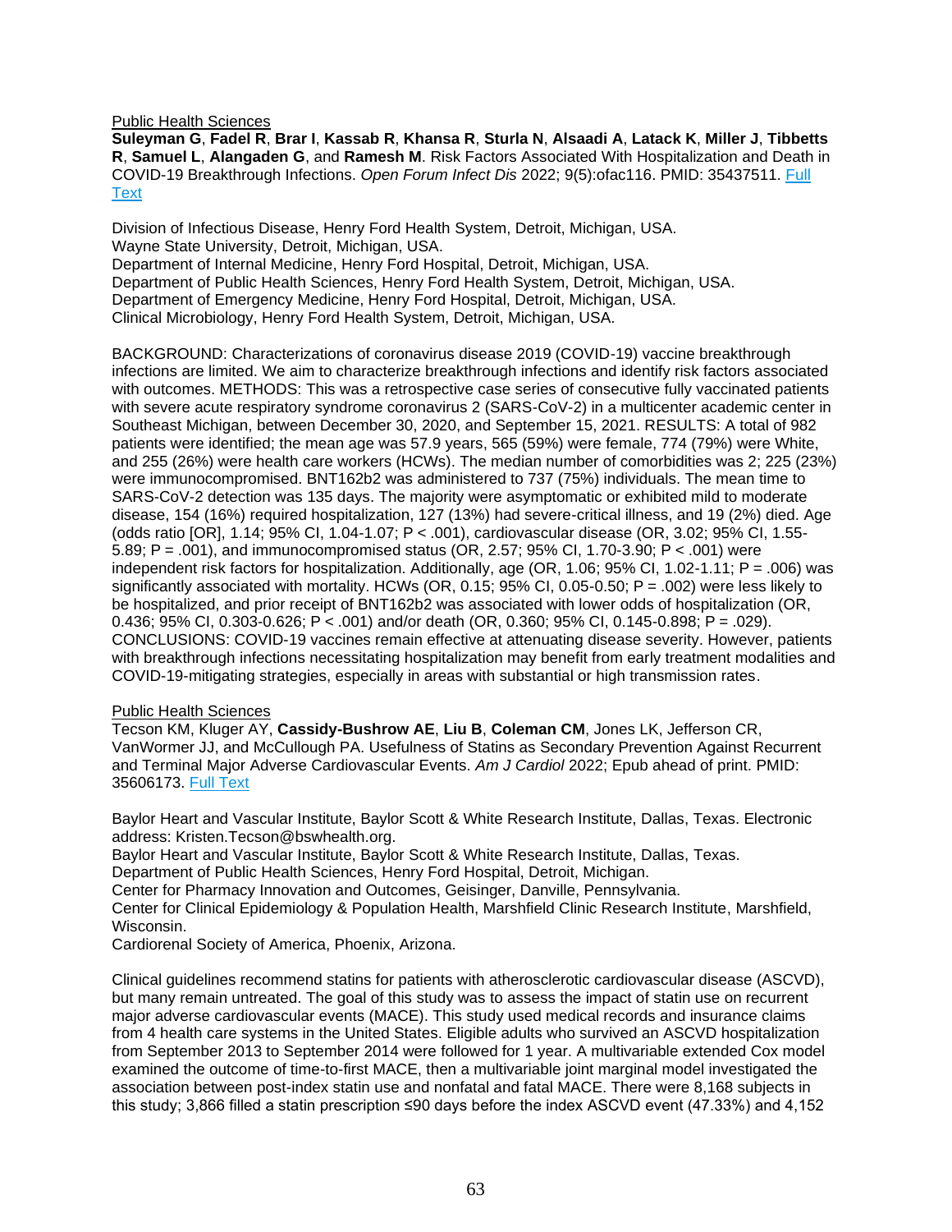Public Health Sciences

**Suleyman G**, **Fadel R**, **Brar I**, **Kassab R**, **Khansa R**, **Sturla N**, **Alsaadi A**, **Latack K**, **Miller J**, **Tibbetts R**, **Samuel L**, **Alangaden G**, and **Ramesh M**. Risk Factors Associated With Hospitalization and Death in COVID-19 Breakthrough Infections. *Open Forum Infect Dis* 2022; 9(5):ofac116. PMID: 35437511. Full Text

Division of Infectious Disease, Henry Ford Health System, Detroit, Michigan, USA.
Wayne State University, Detroit, Michigan, USA.
Department of Internal Medicine, Henry Ford Hospital, Detroit, Michigan, USA.
Department of Public Health Sciences, Henry Ford Health System, Detroit, Michigan, USA.
Department of Emergency Medicine, Henry Ford Hospital, Detroit, Michigan, USA.
Clinical Microbiology, Henry Ford Health System, Detroit, Michigan, USA.

BACKGROUND: Characterizations of coronavirus disease 2019 (COVID-19) vaccine breakthrough infections are limited. We aim to characterize breakthrough infections and identify risk factors associated with outcomes. METHODS: This was a retrospective case series of consecutive fully vaccinated patients with severe acute respiratory syndrome coronavirus 2 (SARS-CoV-2) in a multicenter academic center in Southeast Michigan, between December 30, 2020, and September 15, 2021. RESULTS: A total of 982 patients were identified; the mean age was 57.9 years, 565 (59%) were female, 774 (79%) were White, and 255 (26%) were health care workers (HCWs). The median number of comorbidities was 2; 225 (23%) were immunocompromised. BNT162b2 was administered to 737 (75%) individuals. The mean time to SARS-CoV-2 detection was 135 days. The majority were asymptomatic or exhibited mild to moderate disease, 154 (16%) required hospitalization, 127 (13%) had severe-critical illness, and 19 (2%) died. Age (odds ratio [OR], 1.14; 95% CI, 1.04-1.07; P < .001), cardiovascular disease (OR, 3.02; 95% CI, 1.55-5.89; P = .001), and immunocompromised status (OR, 2.57; 95% CI, 1.70-3.90; P < .001) were independent risk factors for hospitalization. Additionally, age (OR, 1.06; 95% CI, 1.02-1.11; P = .006) was significantly associated with mortality. HCWs (OR, 0.15; 95% CI, 0.05-0.50; P = .002) were less likely to be hospitalized, and prior receipt of BNT162b2 was associated with lower odds of hospitalization (OR, 0.436; 95% CI, 0.303-0.626; P < .001) and/or death (OR, 0.360; 95% CI, 0.145-0.898; P = .029). CONCLUSIONS: COVID-19 vaccines remain effective at attenuating disease severity. However, patients with breakthrough infections necessitating hospitalization may benefit from early treatment modalities and COVID-19-mitigating strategies, especially in areas with substantial or high transmission rates.

Public Health Sciences

Tecson KM, Kluger AY, **Cassidy-Bushrow AE**, **Liu B**, **Coleman CM**, Jones LK, Jefferson CR, VanWormer JJ, and McCullough PA. Usefulness of Statins as Secondary Prevention Against Recurrent and Terminal Major Adverse Cardiovascular Events. *Am J Cardiol* 2022; Epub ahead of print. PMID: 35606173. Full Text

Baylor Heart and Vascular Institute, Baylor Scott & White Research Institute, Dallas, Texas. Electronic address: Kristen.Tecson@bswhealth.org.
Baylor Heart and Vascular Institute, Baylor Scott & White Research Institute, Dallas, Texas.
Department of Public Health Sciences, Henry Ford Hospital, Detroit, Michigan.
Center for Pharmacy Innovation and Outcomes, Geisinger, Danville, Pennsylvania.
Center for Clinical Epidemiology & Population Health, Marshfield Clinic Research Institute, Marshfield, Wisconsin.
Cardiorenal Society of America, Phoenix, Arizona.

Clinical guidelines recommend statins for patients with atherosclerotic cardiovascular disease (ASCVD), but many remain untreated. The goal of this study was to assess the impact of statin use on recurrent major adverse cardiovascular events (MACE). This study used medical records and insurance claims from 4 health care systems in the United States. Eligible adults who survived an ASCVD hospitalization from September 2013 to September 2014 were followed for 1 year. A multivariable extended Cox model examined the outcome of time-to-first MACE, then a multivariable joint marginal model investigated the association between post-index statin use and nonfatal and fatal MACE. There were 8,168 subjects in this study; 3,866 filled a statin prescription ≤90 days before the index ASCVD event (47.33%) and 4,152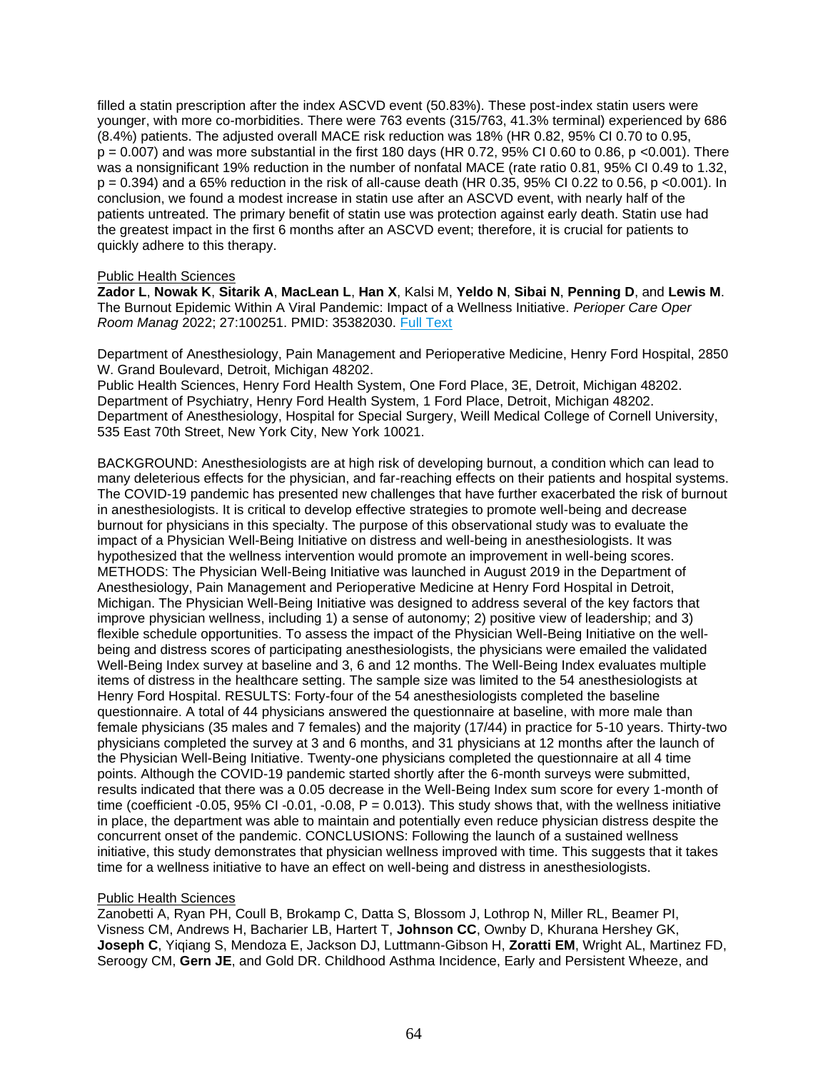filled a statin prescription after the index ASCVD event (50.83%). These post-index statin users were younger, with more co-morbidities. There were 763 events (315/763, 41.3% terminal) experienced by 686 (8.4%) patients. The adjusted overall MACE risk reduction was 18% (HR 0.82, 95% CI 0.70 to 0.95, p = 0.007) and was more substantial in the first 180 days (HR 0.72, 95% CI 0.60 to 0.86, p <0.001). There was a nonsignificant 19% reduction in the number of nonfatal MACE (rate ratio 0.81, 95% CI 0.49 to 1.32, p = 0.394) and a 65% reduction in the risk of all-cause death (HR 0.35, 95% CI 0.22 to 0.56, p <0.001). In conclusion, we found a modest increase in statin use after an ASCVD event, with nearly half of the patients untreated. The primary benefit of statin use was protection against early death. Statin use had the greatest impact in the first 6 months after an ASCVD event; therefore, it is crucial for patients to quickly adhere to this therapy.

Public Health Sciences

**Zador L**, **Nowak K**, **Sitarik A**, **MacLean L**, **Han X**, Kalsi M, **Yeldo N**, **Sibai N**, **Penning D**, and **Lewis M**. The Burnout Epidemic Within A Viral Pandemic: Impact of a Wellness Initiative. *Perioper Care Oper Room Manag* 2022; 27:100251. PMID: 35382030. Full Text

Department of Anesthesiology, Pain Management and Perioperative Medicine, Henry Ford Hospital, 2850 W. Grand Boulevard, Detroit, Michigan 48202.
Public Health Sciences, Henry Ford Health System, One Ford Place, 3E, Detroit, Michigan 48202.
Department of Psychiatry, Henry Ford Health System, 1 Ford Place, Detroit, Michigan 48202.
Department of Anesthesiology, Hospital for Special Surgery, Weill Medical College of Cornell University, 535 East 70th Street, New York City, New York 10021.

BACKGROUND: Anesthesiologists are at high risk of developing burnout, a condition which can lead to many deleterious effects for the physician, and far-reaching effects on their patients and hospital systems. The COVID-19 pandemic has presented new challenges that have further exacerbated the risk of burnout in anesthesiologists. It is critical to develop effective strategies to promote well-being and decrease burnout for physicians in this specialty. The purpose of this observational study was to evaluate the impact of a Physician Well-Being Initiative on distress and well-being in anesthesiologists. It was hypothesized that the wellness intervention would promote an improvement in well-being scores. METHODS: The Physician Well-Being Initiative was launched in August 2019 in the Department of Anesthesiology, Pain Management and Perioperative Medicine at Henry Ford Hospital in Detroit, Michigan. The Physician Well-Being Initiative was designed to address several of the key factors that improve physician wellness, including 1) a sense of autonomy; 2) positive view of leadership; and 3) flexible schedule opportunities. To assess the impact of the Physician Well-Being Initiative on the well-being and distress scores of participating anesthesiologists, the physicians were emailed the validated Well-Being Index survey at baseline and 3, 6 and 12 months. The Well-Being Index evaluates multiple items of distress in the healthcare setting. The sample size was limited to the 54 anesthesiologists at Henry Ford Hospital. RESULTS: Forty-four of the 54 anesthesiologists completed the baseline questionnaire. A total of 44 physicians answered the questionnaire at baseline, with more male than female physicians (35 males and 7 females) and the majority (17/44) in practice for 5-10 years. Thirty-two physicians completed the survey at 3 and 6 months, and 31 physicians at 12 months after the launch of the Physician Well-Being Initiative. Twenty-one physicians completed the questionnaire at all 4 time points. Although the COVID-19 pandemic started shortly after the 6-month surveys were submitted, results indicated that there was a 0.05 decrease in the Well-Being Index sum score for every 1-month of time (coefficient -0.05, 95% CI -0.01, -0.08, P = 0.013). This study shows that, with the wellness initiative in place, the department was able to maintain and potentially even reduce physician distress despite the concurrent onset of the pandemic. CONCLUSIONS: Following the launch of a sustained wellness initiative, this study demonstrates that physician wellness improved with time. This suggests that it takes time for a wellness initiative to have an effect on well-being and distress in anesthesiologists.

Public Health Sciences

Zanobetti A, Ryan PH, Coull B, Brokamp C, Datta S, Blossom J, Lothrop N, Miller RL, Beamer PI, Visness CM, Andrews H, Bacharier LB, Hartert T, **Johnson CC**, Ownby D, Khurana Hershey GK, **Joseph C**, Yiqiang S, Mendoza E, Jackson DJ, Luttmann-Gibson H, **Zoratti EM**, Wright AL, Martinez FD, Seroogy CM, **Gern JE**, and Gold DR. Childhood Asthma Incidence, Early and Persistent Wheeze, and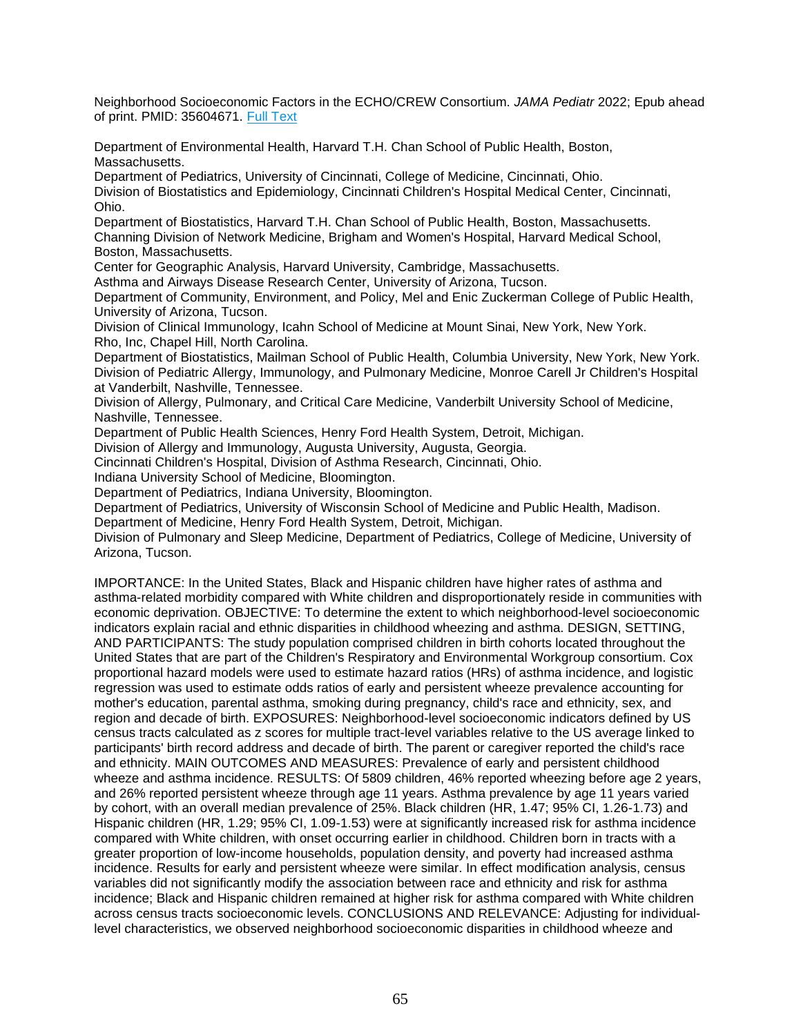Neighborhood Socioeconomic Factors in the ECHO/CREW Consortium. *JAMA Pediatr* 2022; Epub ahead of print. PMID: 35604671. [Full Text]

Department of Environmental Health, Harvard T.H. Chan School of Public Health, Boston, Massachusetts.
Department of Pediatrics, University of Cincinnati, College of Medicine, Cincinnati, Ohio.
Division of Biostatistics and Epidemiology, Cincinnati Children's Hospital Medical Center, Cincinnati, Ohio.
Department of Biostatistics, Harvard T.H. Chan School of Public Health, Boston, Massachusetts.
Channing Division of Network Medicine, Brigham and Women's Hospital, Harvard Medical School, Boston, Massachusetts.
Center for Geographic Analysis, Harvard University, Cambridge, Massachusetts.
Asthma and Airways Disease Research Center, University of Arizona, Tucson.
Department of Community, Environment, and Policy, Mel and Enic Zuckerman College of Public Health, University of Arizona, Tucson.
Division of Clinical Immunology, Icahn School of Medicine at Mount Sinai, New York, New York.
Rho, Inc, Chapel Hill, North Carolina.
Department of Biostatistics, Mailman School of Public Health, Columbia University, New York, New York.
Division of Pediatric Allergy, Immunology, and Pulmonary Medicine, Monroe Carell Jr Children's Hospital at Vanderbilt, Nashville, Tennessee.
Division of Allergy, Pulmonary, and Critical Care Medicine, Vanderbilt University School of Medicine, Nashville, Tennessee.
Department of Public Health Sciences, Henry Ford Health System, Detroit, Michigan.
Division of Allergy and Immunology, Augusta University, Augusta, Georgia.
Cincinnati Children's Hospital, Division of Asthma Research, Cincinnati, Ohio.
Indiana University School of Medicine, Bloomington.
Department of Pediatrics, Indiana University, Bloomington.
Department of Pediatrics, University of Wisconsin School of Medicine and Public Health, Madison.
Department of Medicine, Henry Ford Health System, Detroit, Michigan.
Division of Pulmonary and Sleep Medicine, Department of Pediatrics, College of Medicine, University of Arizona, Tucson.

IMPORTANCE: In the United States, Black and Hispanic children have higher rates of asthma and asthma-related morbidity compared with White children and disproportionately reside in communities with economic deprivation. OBJECTIVE: To determine the extent to which neighborhood-level socioeconomic indicators explain racial and ethnic disparities in childhood wheezing and asthma. DESIGN, SETTING, AND PARTICIPANTS: The study population comprised children in birth cohorts located throughout the United States that are part of the Children's Respiratory and Environmental Workgroup consortium. Cox proportional hazard models were used to estimate hazard ratios (HRs) of asthma incidence, and logistic regression was used to estimate odds ratios of early and persistent wheeze prevalence accounting for mother's education, parental asthma, smoking during pregnancy, child's race and ethnicity, sex, and region and decade of birth. EXPOSURES: Neighborhood-level socioeconomic indicators defined by US census tracts calculated as z scores for multiple tract-level variables relative to the US average linked to participants' birth record address and decade of birth. The parent or caregiver reported the child's race and ethnicity. MAIN OUTCOMES AND MEASURES: Prevalence of early and persistent childhood wheeze and asthma incidence. RESULTS: Of 5809 children, 46% reported wheezing before age 2 years, and 26% reported persistent wheeze through age 11 years. Asthma prevalence by age 11 years varied by cohort, with an overall median prevalence of 25%. Black children (HR, 1.47; 95% CI, 1.26-1.73) and Hispanic children (HR, 1.29; 95% CI, 1.09-1.53) were at significantly increased risk for asthma incidence compared with White children, with onset occurring earlier in childhood. Children born in tracts with a greater proportion of low-income households, population density, and poverty had increased asthma incidence. Results for early and persistent wheeze were similar. In effect modification analysis, census variables did not significantly modify the association between race and ethnicity and risk for asthma incidence; Black and Hispanic children remained at higher risk for asthma compared with White children across census tracts socioeconomic levels. CONCLUSIONS AND RELEVANCE: Adjusting for individual-level characteristics, we observed neighborhood socioeconomic disparities in childhood wheeze and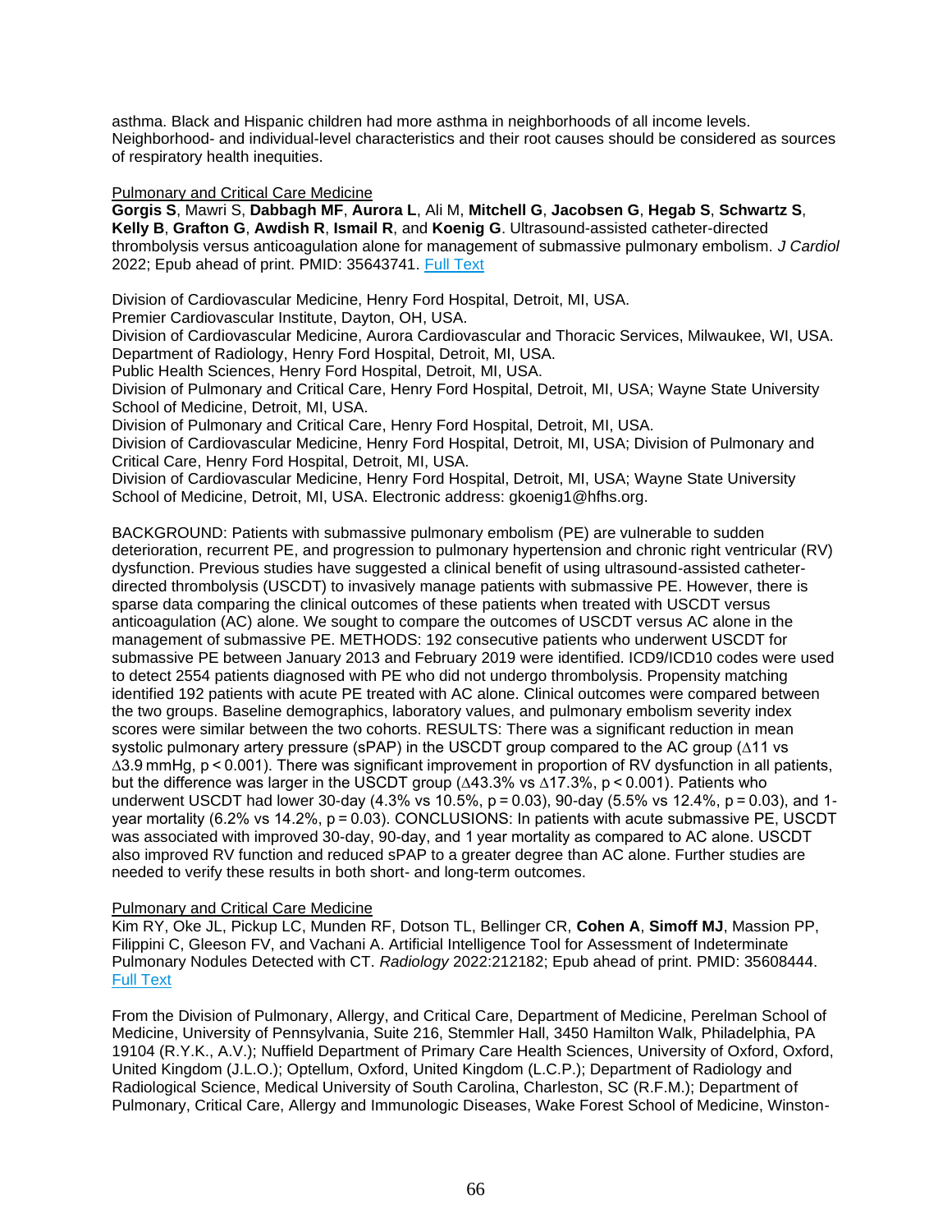asthma. Black and Hispanic children had more asthma in neighborhoods of all income levels. Neighborhood- and individual-level characteristics and their root causes should be considered as sources of respiratory health inequities.

Pulmonary and Critical Care Medicine

**Gorgis S**, Mawri S, **Dabbagh MF**, **Aurora L**, Ali M, **Mitchell G**, **Jacobsen G**, **Hegab S**, **Schwartz S**, **Kelly B**, **Grafton G**, **Awdish R**, **Ismail R**, and **Koenig G**. Ultrasound-assisted catheter-directed thrombolysis versus anticoagulation alone for management of submassive pulmonary embolism. *J Cardiol* 2022; Epub ahead of print. PMID: 35643741. Full Text

Division of Cardiovascular Medicine, Henry Ford Hospital, Detroit, MI, USA.
Premier Cardiovascular Institute, Dayton, OH, USA.
Division of Cardiovascular Medicine, Aurora Cardiovascular and Thoracic Services, Milwaukee, WI, USA.
Department of Radiology, Henry Ford Hospital, Detroit, MI, USA.
Public Health Sciences, Henry Ford Hospital, Detroit, MI, USA.
Division of Pulmonary and Critical Care, Henry Ford Hospital, Detroit, MI, USA; Wayne State University School of Medicine, Detroit, MI, USA.
Division of Pulmonary and Critical Care, Henry Ford Hospital, Detroit, MI, USA.
Division of Cardiovascular Medicine, Henry Ford Hospital, Detroit, MI, USA; Division of Pulmonary and Critical Care, Henry Ford Hospital, Detroit, MI, USA.
Division of Cardiovascular Medicine, Henry Ford Hospital, Detroit, MI, USA; Wayne State University School of Medicine, Detroit, MI, USA. Electronic address: gkoenig1@hfhs.org.

BACKGROUND: Patients with submassive pulmonary embolism (PE) are vulnerable to sudden deterioration, recurrent PE, and progression to pulmonary hypertension and chronic right ventricular (RV) dysfunction. Previous studies have suggested a clinical benefit of using ultrasound-assisted catheter-directed thrombolysis (USCDT) to invasively manage patients with submassive PE. However, there is sparse data comparing the clinical outcomes of these patients when treated with USCDT versus anticoagulation (AC) alone. We sought to compare the outcomes of USCDT versus AC alone in the management of submassive PE. METHODS: 192 consecutive patients who underwent USCDT for submassive PE between January 2013 and February 2019 were identified. ICD9/ICD10 codes were used to detect 2554 patients diagnosed with PE who did not undergo thrombolysis. Propensity matching identified 192 patients with acute PE treated with AC alone. Clinical outcomes were compared between the two groups. Baseline demographics, laboratory values, and pulmonary embolism severity index scores were similar between the two cohorts. RESULTS: There was a significant reduction in mean systolic pulmonary artery pressure (sPAP) in the USCDT group compared to the AC group (∆11 vs ∆3.9 mmHg, $p < 0.001$). There was significant improvement in proportion of RV dysfunction in all patients, but the difference was larger in the USCDT group (∆43.3% vs ∆17.3%, $p < 0.001$). Patients who underwent USCDT had lower 30-day (4.3% vs 10.5%, $p = 0.03$), 90-day (5.5% vs 12.4%, $p = 0.03$), and 1-year mortality (6.2% vs 14.2%, $p = 0.03$). CONCLUSIONS: In patients with acute submassive PE, USCDT was associated with improved 30-day, 90-day, and 1 year mortality as compared to AC alone. USCDT also improved RV function and reduced sPAP to a greater degree than AC alone. Further studies are needed to verify these results in both short- and long-term outcomes.

Pulmonary and Critical Care Medicine

Kim RY, Oke JL, Pickup LC, Munden RF, Dotson TL, Bellinger CR, **Cohen A**, **Simoff MJ**, Massion PP, Filippini C, Gleeson FV, and Vachani A. Artificial Intelligence Tool for Assessment of Indeterminate Pulmonary Nodules Detected with CT. *Radiology* 2022:212182; Epub ahead of print. PMID: 35608444. Full Text

From the Division of Pulmonary, Allergy, and Critical Care, Department of Medicine, Perelman School of Medicine, University of Pennsylvania, Suite 216, Stemmler Hall, 3450 Hamilton Walk, Philadelphia, PA 19104 (R.Y.K., A.V.); Nuffield Department of Primary Care Health Sciences, University of Oxford, Oxford, United Kingdom (J.L.O.); Optellum, Oxford, United Kingdom (L.C.P.); Department of Radiology and Radiological Science, Medical University of South Carolina, Charleston, SC (R.F.M.); Department of Pulmonary, Critical Care, Allergy and Immunologic Diseases, Wake Forest School of Medicine, Winston-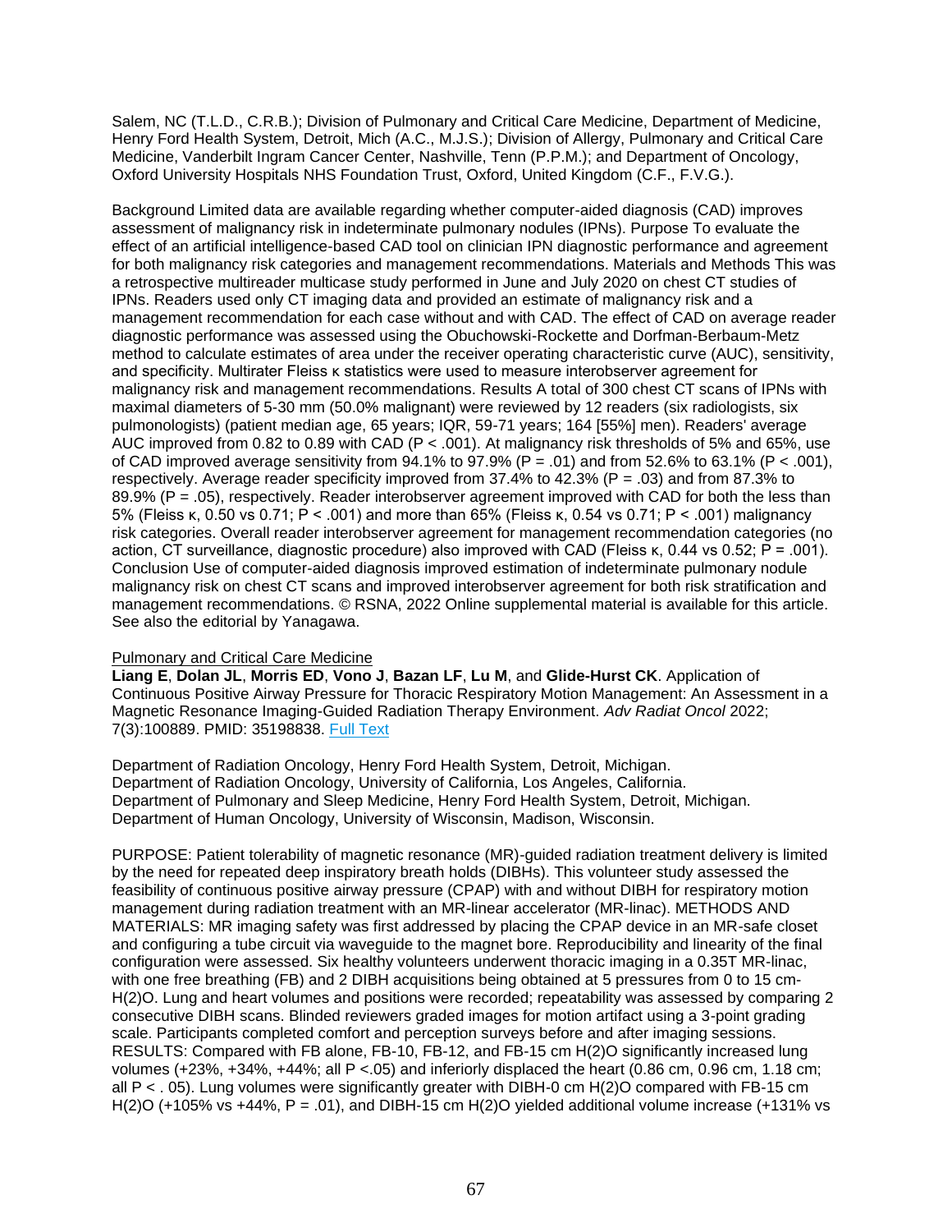Salem, NC (T.L.D., C.R.B.); Division of Pulmonary and Critical Care Medicine, Department of Medicine, Henry Ford Health System, Detroit, Mich (A.C., M.J.S.); Division of Allergy, Pulmonary and Critical Care Medicine, Vanderbilt Ingram Cancer Center, Nashville, Tenn (P.P.M.); and Department of Oncology, Oxford University Hospitals NHS Foundation Trust, Oxford, United Kingdom (C.F., F.V.G.).

Background Limited data are available regarding whether computer-aided diagnosis (CAD) improves assessment of malignancy risk in indeterminate pulmonary nodules (IPNs). Purpose To evaluate the effect of an artificial intelligence-based CAD tool on clinician IPN diagnostic performance and agreement for both malignancy risk categories and management recommendations. Materials and Methods This was a retrospective multireader multicase study performed in June and July 2020 on chest CT studies of IPNs. Readers used only CT imaging data and provided an estimate of malignancy risk and a management recommendation for each case without and with CAD. The effect of CAD on average reader diagnostic performance was assessed using the Obuchowski-Rockette and Dorfman-Berbaum-Metz method to calculate estimates of area under the receiver operating characteristic curve (AUC), sensitivity, and specificity. Multirater Fleiss κ statistics were used to measure interobserver agreement for malignancy risk and management recommendations. Results A total of 300 chest CT scans of IPNs with maximal diameters of 5-30 mm (50.0% malignant) were reviewed by 12 readers (six radiologists, six pulmonologists) (patient median age, 65 years; IQR, 59-71 years; 164 [55%] men). Readers' average AUC improved from 0.82 to 0.89 with CAD ($P < .001$). At malignancy risk thresholds of 5% and 65%, use of CAD improved average sensitivity from 94.1% to 97.9% ($P = .01$) and from 52.6% to 63.1% ($P < .001$), respectively. Average reader specificity improved from 37.4% to 42.3% ($P = .03$) and from 87.3% to 89.9% ($P = .05$), respectively. Reader interobserver agreement improved with CAD for both the less than 5% (Fleiss κ, 0.50 vs 0.71; $P < .001$) and more than 65% (Fleiss κ, 0.54 vs 0.71; $P < .001$) malignancy risk categories. Overall reader interobserver agreement for management recommendation categories (no action, CT surveillance, diagnostic procedure) also improved with CAD (Fleiss κ, 0.44 vs 0.52; $P = .001$). Conclusion Use of computer-aided diagnosis improved estimation of indeterminate pulmonary nodule malignancy risk on chest CT scans and improved interobserver agreement for both risk stratification and management recommendations. © RSNA, 2022 Online supplemental material is available for this article. See also the editorial by Yanagawa.

Pulmonary and Critical Care Medicine

**Liang E**, **Dolan JL**, **Morris ED**, **Vono J**, **Bazan LF**, **Lu M**, and **Glide-Hurst CK**. Application of Continuous Positive Airway Pressure for Thoracic Respiratory Motion Management: An Assessment in a Magnetic Resonance Imaging-Guided Radiation Therapy Environment. *Adv Radiat Oncol* 2022; 7(3):100889. PMID: 35198838. Full Text

Department of Radiation Oncology, Henry Ford Health System, Detroit, Michigan.
Department of Radiation Oncology, University of California, Los Angeles, California.
Department of Pulmonary and Sleep Medicine, Henry Ford Health System, Detroit, Michigan.
Department of Human Oncology, University of Wisconsin, Madison, Wisconsin.

PURPOSE: Patient tolerability of magnetic resonance (MR)-guided radiation treatment delivery is limited by the need for repeated deep inspiratory breath holds (DIBHs). This volunteer study assessed the feasibility of continuous positive airway pressure (CPAP) with and without DIBH for respiratory motion management during radiation treatment with an MR-linear accelerator (MR-linac). METHODS AND MATERIALS: MR imaging safety was first addressed by placing the CPAP device in an MR-safe closet and configuring a tube circuit via waveguide to the magnet bore. Reproducibility and linearity of the final configuration were assessed. Six healthy volunteers underwent thoracic imaging in a 0.35T MR-linac, with one free breathing (FB) and 2 DIBH acquisitions being obtained at 5 pressures from 0 to 15 cm-H(2)O. Lung and heart volumes and positions were recorded; repeatability was assessed by comparing 2 consecutive DIBH scans. Blinded reviewers graded images for motion artifact using a 3-point grading scale. Participants completed comfort and perception surveys before and after imaging sessions. RESULTS: Compared with FB alone, FB-10, FB-12, and FB-15 cm H(2)O significantly increased lung volumes (+23%, +34%, +44%; all $P <.05$) and inferiorly displaced the heart (0.86 cm, 0.96 cm, 1.18 cm; all $P < . 05$). Lung volumes were significantly greater with DIBH-0 cm H(2)O compared with FB-15 cm H(2)O (+105% vs +44%, $P = .01$), and DIBH-15 cm H(2)O yielded additional volume increase (+131% vs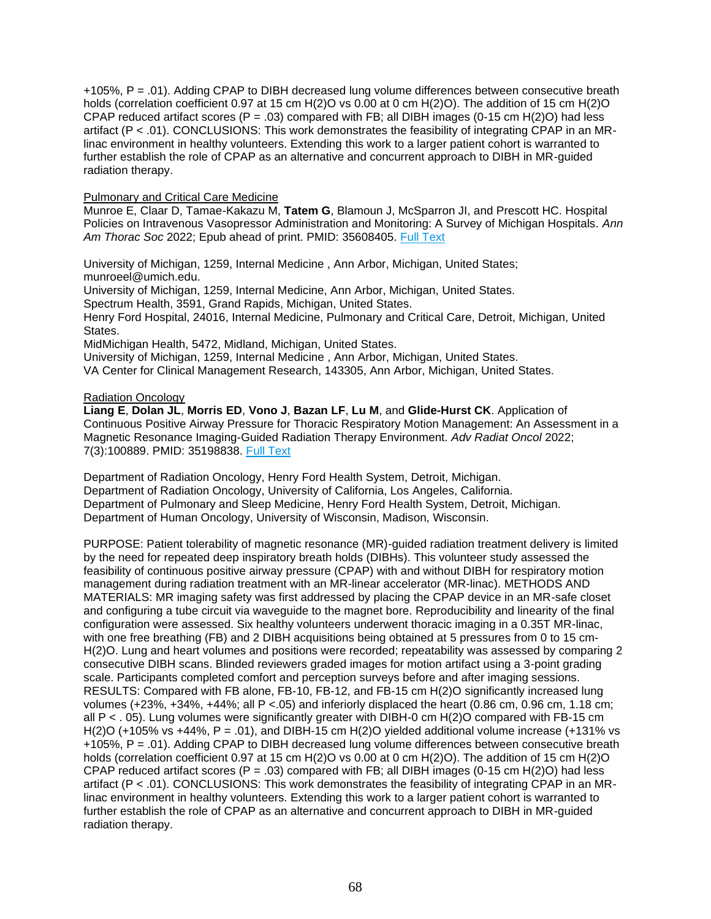+105%, P = .01). Adding CPAP to DIBH decreased lung volume differences between consecutive breath holds (correlation coefficient 0.97 at 15 cm H(2)O vs 0.00 at 0 cm H(2)O). The addition of 15 cm H(2)O CPAP reduced artifact scores (P = .03) compared with FB; all DIBH images (0-15 cm H(2)O) had less artifact (P < .01). CONCLUSIONS: This work demonstrates the feasibility of integrating CPAP in an MR-linac environment in healthy volunteers. Extending this work to a larger patient cohort is warranted to further establish the role of CPAP as an alternative and concurrent approach to DIBH in MR-guided radiation therapy.

Pulmonary and Critical Care Medicine

Munroe E, Claar D, Tamae-Kakazu M, **Tatem G**, Blamoun J, McSparron JI, and Prescott HC. Hospital Policies on Intravenous Vasopressor Administration and Monitoring: A Survey of Michigan Hospitals. *Ann Am Thorac Soc* 2022; Epub ahead of print. PMID: 35608405. Full Text

University of Michigan, 1259, Internal Medicine , Ann Arbor, Michigan, United States; munroeel@umich.edu.
University of Michigan, 1259, Internal Medicine, Ann Arbor, Michigan, United States.
Spectrum Health, 3591, Grand Rapids, Michigan, United States.
Henry Ford Hospital, 24016, Internal Medicine, Pulmonary and Critical Care, Detroit, Michigan, United States.
MidMichigan Health, 5472, Midland, Michigan, United States.
University of Michigan, 1259, Internal Medicine , Ann Arbor, Michigan, United States.
VA Center for Clinical Management Research, 143305, Ann Arbor, Michigan, United States.

Radiation Oncology

**Liang E**, **Dolan JL**, **Morris ED**, **Vono J**, **Bazan LF**, **Lu M**, and **Glide-Hurst CK**. Application of Continuous Positive Airway Pressure for Thoracic Respiratory Motion Management: An Assessment in a Magnetic Resonance Imaging-Guided Radiation Therapy Environment. *Adv Radiat Oncol* 2022; 7(3):100889. PMID: 35198838. Full Text

Department of Radiation Oncology, Henry Ford Health System, Detroit, Michigan.
Department of Radiation Oncology, University of California, Los Angeles, California.
Department of Pulmonary and Sleep Medicine, Henry Ford Health System, Detroit, Michigan.
Department of Human Oncology, University of Wisconsin, Madison, Wisconsin.

PURPOSE: Patient tolerability of magnetic resonance (MR)-guided radiation treatment delivery is limited by the need for repeated deep inspiratory breath holds (DIBHs). This volunteer study assessed the feasibility of continuous positive airway pressure (CPAP) with and without DIBH for respiratory motion management during radiation treatment with an MR-linear accelerator (MR-linac). METHODS AND MATERIALS: MR imaging safety was first addressed by placing the CPAP device in an MR-safe closet and configuring a tube circuit via waveguide to the magnet bore. Reproducibility and linearity of the final configuration were assessed. Six healthy volunteers underwent thoracic imaging in a 0.35T MR-linac, with one free breathing (FB) and 2 DIBH acquisitions being obtained at 5 pressures from 0 to 15 cm-H(2)O. Lung and heart volumes and positions were recorded; repeatability was assessed by comparing 2 consecutive DIBH scans. Blinded reviewers graded images for motion artifact using a 3-point grading scale. Participants completed comfort and perception surveys before and after imaging sessions. RESULTS: Compared with FB alone, FB-10, FB-12, and FB-15 cm H(2)O significantly increased lung volumes (+23%, +34%, +44%; all P <.05) and inferiorly displaced the heart (0.86 cm, 0.96 cm, 1.18 cm; all P < . 05). Lung volumes were significantly greater with DIBH-0 cm H(2)O compared with FB-15 cm H(2)O (+105% vs +44%, P = .01), and DIBH-15 cm H(2)O yielded additional volume increase (+131% vs +105%, P = .01). Adding CPAP to DIBH decreased lung volume differences between consecutive breath holds (correlation coefficient 0.97 at 15 cm H(2)O vs 0.00 at 0 cm H(2)O). The addition of 15 cm H(2)O CPAP reduced artifact scores (P = .03) compared with FB; all DIBH images (0-15 cm H(2)O) had less artifact (P < .01). CONCLUSIONS: This work demonstrates the feasibility of integrating CPAP in an MR-linac environment in healthy volunteers. Extending this work to a larger patient cohort is warranted to further establish the role of CPAP as an alternative and concurrent approach to DIBH in MR-guided radiation therapy.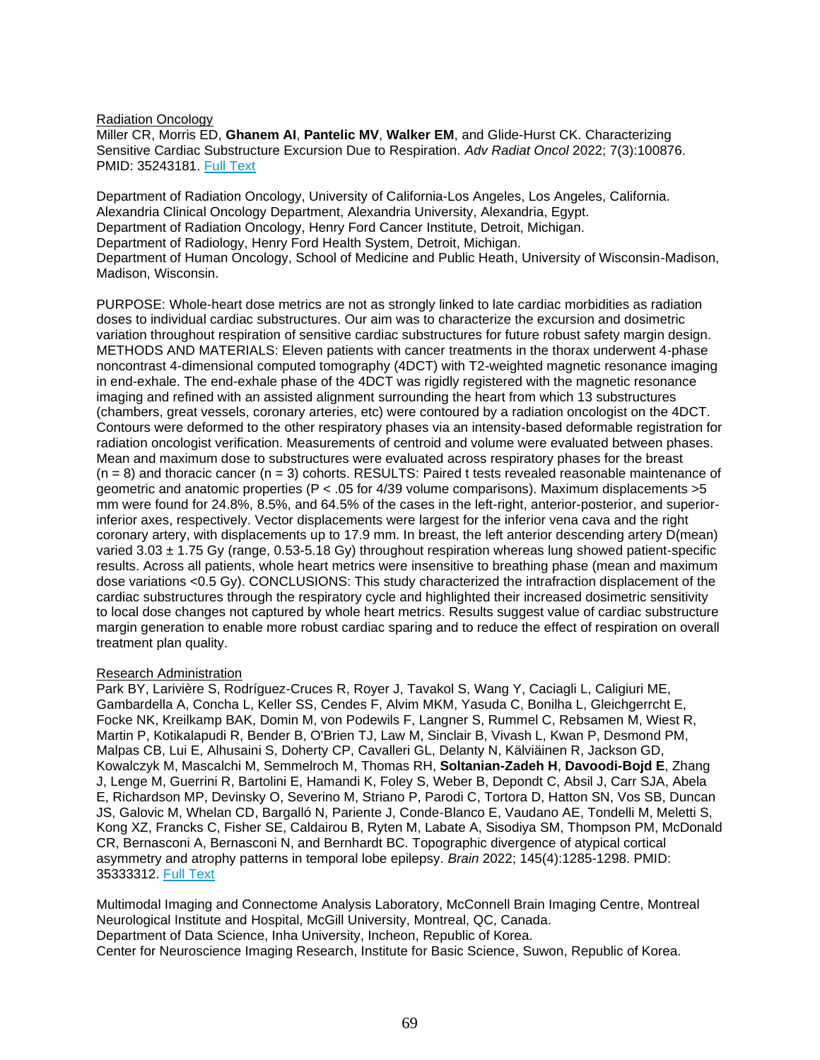Radiation Oncology

Miller CR, Morris ED, **Ghanem AI**, **Pantelic MV**, **Walker EM**, and Glide-Hurst CK. Characterizing Sensitive Cardiac Substructure Excursion Due to Respiration. *Adv Radiat Oncol* 2022; 7(3):100876. PMID: 35243181. [Full Text]

Department of Radiation Oncology, University of California-Los Angeles, Los Angeles, California.
Alexandria Clinical Oncology Department, Alexandria University, Alexandria, Egypt.
Department of Radiation Oncology, Henry Ford Cancer Institute, Detroit, Michigan.
Department of Radiology, Henry Ford Health System, Detroit, Michigan.
Department of Human Oncology, School of Medicine and Public Heath, University of Wisconsin-Madison, Madison, Wisconsin.

PURPOSE: Whole-heart dose metrics are not as strongly linked to late cardiac morbidities as radiation doses to individual cardiac substructures. Our aim was to characterize the excursion and dosimetric variation throughout respiration of sensitive cardiac substructures for future robust safety margin design. METHODS AND MATERIALS: Eleven patients with cancer treatments in the thorax underwent 4-phase noncontrast 4-dimensional computed tomography (4DCT) with T2-weighted magnetic resonance imaging in end-exhale. The end-exhale phase of the 4DCT was rigidly registered with the magnetic resonance imaging and refined with an assisted alignment surrounding the heart from which 13 substructures (chambers, great vessels, coronary arteries, etc) were contoured by a radiation oncologist on the 4DCT. Contours were deformed to the other respiratory phases via an intensity-based deformable registration for radiation oncologist verification. Measurements of centroid and volume were evaluated between phases. Mean and maximum dose to substructures were evaluated across respiratory phases for the breast (n = 8) and thoracic cancer (n = 3) cohorts. RESULTS: Paired t tests revealed reasonable maintenance of geometric and anatomic properties (P < .05 for 4/39 volume comparisons). Maximum displacements >5 mm were found for 24.8%, 8.5%, and 64.5% of the cases in the left-right, anterior-posterior, and superior-inferior axes, respectively. Vector displacements were largest for the inferior vena cava and the right coronary artery, with displacements up to 17.9 mm. In breast, the left anterior descending artery D(mean) varied 3.03 ± 1.75 Gy (range, 0.53-5.18 Gy) throughout respiration whereas lung showed patient-specific results. Across all patients, whole heart metrics were insensitive to breathing phase (mean and maximum dose variations <0.5 Gy). CONCLUSIONS: This study characterized the intrafraction displacement of the cardiac substructures through the respiratory cycle and highlighted their increased dosimetric sensitivity to local dose changes not captured by whole heart metrics. Results suggest value of cardiac substructure margin generation to enable more robust cardiac sparing and to reduce the effect of respiration on overall treatment plan quality.

Research Administration

Park BY, Larivière S, Rodríguez-Cruces R, Royer J, Tavakol S, Wang Y, Caciagli L, Caligiuri ME, Gambardella A, Concha L, Keller SS, Cendes F, Alvim MKM, Yasuda C, Bonilha L, Gleichgerrcht E, Focke NK, Kreilkamp BAK, Domin M, von Podewils F, Langner S, Rummel C, Rebsamen M, Wiest R, Martin P, Kotikalapudi R, Bender B, O'Brien TJ, Law M, Sinclair B, Vivash L, Kwan P, Desmond PM, Malpas CB, Lui E, Alhusaini S, Doherty CP, Cavalleri GL, Delanty N, Kälviäinen R, Jackson GD, Kowalczyk M, Mascalchi M, Semmelroch M, Thomas RH, **Soltanian-Zadeh H**, **Davoodi-Bojd E**, Zhang J, Lenge M, Guerrini R, Bartolini E, Hamandi K, Foley S, Weber B, Depondt C, Absil J, Carr SJA, Abela E, Richardson MP, Devinsky O, Severino M, Striano P, Parodi C, Tortora D, Hatton SN, Vos SB, Duncan JS, Galovic M, Whelan CD, Bargalló N, Pariente J, Conde-Blanco E, Vaudano AE, Tondelli M, Meletti S, Kong XZ, Francks C, Fisher SE, Caldairou B, Ryten M, Labate A, Sisodiya SM, Thompson PM, McDonald CR, Bernasconi A, Bernasconi N, and Bernhardt BC. Topographic divergence of atypical cortical asymmetry and atrophy patterns in temporal lobe epilepsy. *Brain* 2022; 145(4):1285-1298. PMID: 35333312. [Full Text]

Multimodal Imaging and Connectome Analysis Laboratory, McConnell Brain Imaging Centre, Montreal Neurological Institute and Hospital, McGill University, Montreal, QC, Canada.
Department of Data Science, Inha University, Incheon, Republic of Korea.
Center for Neuroscience Imaging Research, Institute for Basic Science, Suwon, Republic of Korea.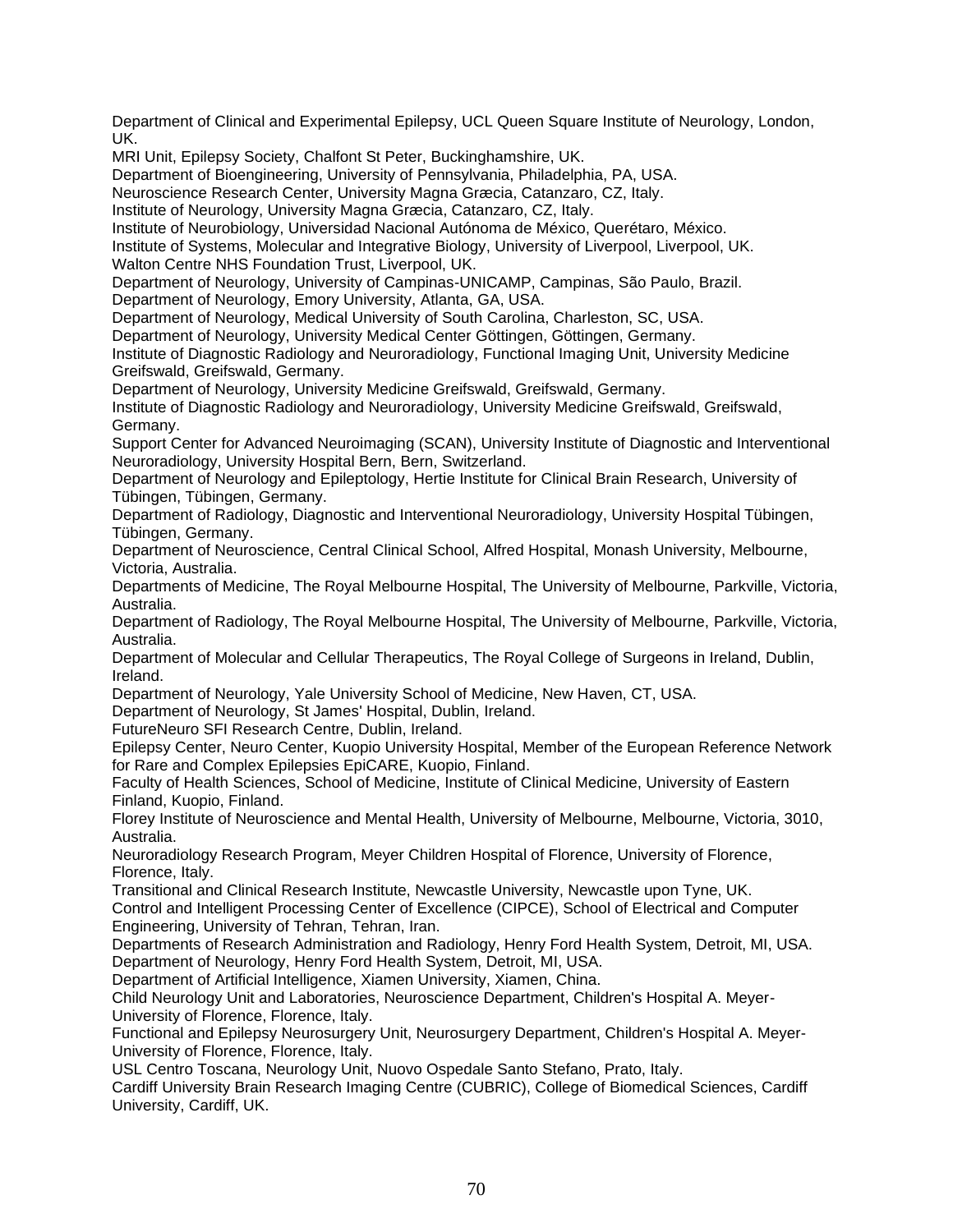Department of Clinical and Experimental Epilepsy, UCL Queen Square Institute of Neurology, London, UK.
MRI Unit, Epilepsy Society, Chalfont St Peter, Buckinghamshire, UK.
Department of Bioengineering, University of Pennsylvania, Philadelphia, PA, USA.
Neuroscience Research Center, University Magna Græcia, Catanzaro, CZ, Italy.
Institute of Neurology, University Magna Græcia, Catanzaro, CZ, Italy.
Institute of Neurobiology, Universidad Nacional Autónoma de México, Querétaro, México.
Institute of Systems, Molecular and Integrative Biology, University of Liverpool, Liverpool, UK.
Walton Centre NHS Foundation Trust, Liverpool, UK.
Department of Neurology, University of Campinas-UNICAMP, Campinas, São Paulo, Brazil.
Department of Neurology, Emory University, Atlanta, GA, USA.
Department of Neurology, Medical University of South Carolina, Charleston, SC, USA.
Department of Neurology, University Medical Center Göttingen, Göttingen, Germany.
Institute of Diagnostic Radiology and Neuroradiology, Functional Imaging Unit, University Medicine Greifswald, Greifswald, Germany.
Department of Neurology, University Medicine Greifswald, Greifswald, Germany.
Institute of Diagnostic Radiology and Neuroradiology, University Medicine Greifswald, Greifswald, Germany.
Support Center for Advanced Neuroimaging (SCAN), University Institute of Diagnostic and Interventional Neuroradiology, University Hospital Bern, Bern, Switzerland.
Department of Neurology and Epileptology, Hertie Institute for Clinical Brain Research, University of Tübingen, Tübingen, Germany.
Department of Radiology, Diagnostic and Interventional Neuroradiology, University Hospital Tübingen, Tübingen, Germany.
Department of Neuroscience, Central Clinical School, Alfred Hospital, Monash University, Melbourne, Victoria, Australia.
Departments of Medicine, The Royal Melbourne Hospital, The University of Melbourne, Parkville, Victoria, Australia.
Department of Radiology, The Royal Melbourne Hospital, The University of Melbourne, Parkville, Victoria, Australia.
Department of Molecular and Cellular Therapeutics, The Royal College of Surgeons in Ireland, Dublin, Ireland.
Department of Neurology, Yale University School of Medicine, New Haven, CT, USA.
Department of Neurology, St James' Hospital, Dublin, Ireland.
FutureNeuro SFI Research Centre, Dublin, Ireland.
Epilepsy Center, Neuro Center, Kuopio University Hospital, Member of the European Reference Network for Rare and Complex Epilepsies EpiCARE, Kuopio, Finland.
Faculty of Health Sciences, School of Medicine, Institute of Clinical Medicine, University of Eastern Finland, Kuopio, Finland.
Florey Institute of Neuroscience and Mental Health, University of Melbourne, Melbourne, Victoria, 3010, Australia.
Neuroradiology Research Program, Meyer Children Hospital of Florence, University of Florence, Florence, Italy.
Transitional and Clinical Research Institute, Newcastle University, Newcastle upon Tyne, UK.
Control and Intelligent Processing Center of Excellence (CIPCE), School of Electrical and Computer Engineering, University of Tehran, Tehran, Iran.
Departments of Research Administration and Radiology, Henry Ford Health System, Detroit, MI, USA.
Department of Neurology, Henry Ford Health System, Detroit, MI, USA.
Department of Artificial Intelligence, Xiamen University, Xiamen, China.
Child Neurology Unit and Laboratories, Neuroscience Department, Children's Hospital A. Meyer-University of Florence, Florence, Italy.
Functional and Epilepsy Neurosurgery Unit, Neurosurgery Department, Children's Hospital A. Meyer-University of Florence, Florence, Italy.
USL Centro Toscana, Neurology Unit, Nuovo Ospedale Santo Stefano, Prato, Italy.
Cardiff University Brain Research Imaging Centre (CUBRIC), College of Biomedical Sciences, Cardiff University, Cardiff, UK.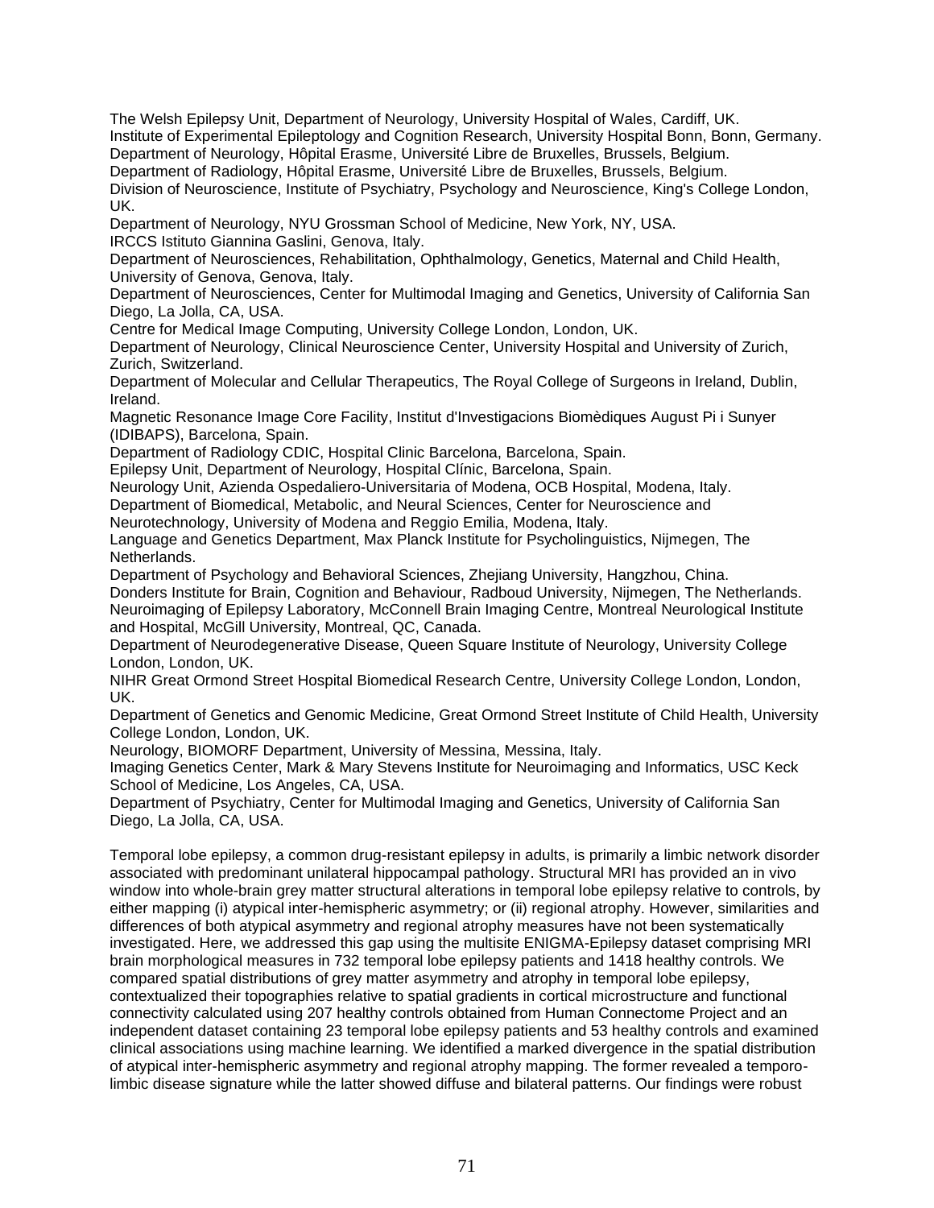The Welsh Epilepsy Unit, Department of Neurology, University Hospital of Wales, Cardiff, UK.
Institute of Experimental Epileptology and Cognition Research, University Hospital Bonn, Bonn, Germany.
Department of Neurology, Hôpital Erasme, Université Libre de Bruxelles, Brussels, Belgium.
Department of Radiology, Hôpital Erasme, Université Libre de Bruxelles, Brussels, Belgium.
Division of Neuroscience, Institute of Psychiatry, Psychology and Neuroscience, King's College London, UK.
Department of Neurology, NYU Grossman School of Medicine, New York, NY, USA.
IRCCS Istituto Giannina Gaslini, Genova, Italy.
Department of Neurosciences, Rehabilitation, Ophthalmology, Genetics, Maternal and Child Health, University of Genova, Genova, Italy.
Department of Neurosciences, Center for Multimodal Imaging and Genetics, University of California San Diego, La Jolla, CA, USA.
Centre for Medical Image Computing, University College London, London, UK.
Department of Neurology, Clinical Neuroscience Center, University Hospital and University of Zurich, Zurich, Switzerland.
Department of Molecular and Cellular Therapeutics, The Royal College of Surgeons in Ireland, Dublin, Ireland.
Magnetic Resonance Image Core Facility, Institut d'Investigacions Biomèdiques August Pi i Sunyer (IDIBAPS), Barcelona, Spain.
Department of Radiology CDIC, Hospital Clinic Barcelona, Barcelona, Spain.
Epilepsy Unit, Department of Neurology, Hospital Clínic, Barcelona, Spain.
Neurology Unit, Azienda Ospedaliero-Universitaria of Modena, OCB Hospital, Modena, Italy.
Department of Biomedical, Metabolic, and Neural Sciences, Center for Neuroscience and Neurotechnology, University of Modena and Reggio Emilia, Modena, Italy.
Language and Genetics Department, Max Planck Institute for Psycholinguistics, Nijmegen, The Netherlands.
Department of Psychology and Behavioral Sciences, Zhejiang University, Hangzhou, China.
Donders Institute for Brain, Cognition and Behaviour, Radboud University, Nijmegen, The Netherlands.
Neuroimaging of Epilepsy Laboratory, McConnell Brain Imaging Centre, Montreal Neurological Institute and Hospital, McGill University, Montreal, QC, Canada.
Department of Neurodegenerative Disease, Queen Square Institute of Neurology, University College London, London, UK.
NIHR Great Ormond Street Hospital Biomedical Research Centre, University College London, London, UK.
Department of Genetics and Genomic Medicine, Great Ormond Street Institute of Child Health, University College London, London, UK.
Neurology, BIOMORF Department, University of Messina, Messina, Italy.
Imaging Genetics Center, Mark & Mary Stevens Institute for Neuroimaging and Informatics, USC Keck School of Medicine, Los Angeles, CA, USA.
Department of Psychiatry, Center for Multimodal Imaging and Genetics, University of California San Diego, La Jolla, CA, USA.

Temporal lobe epilepsy, a common drug-resistant epilepsy in adults, is primarily a limbic network disorder associated with predominant unilateral hippocampal pathology. Structural MRI has provided an in vivo window into whole-brain grey matter structural alterations in temporal lobe epilepsy relative to controls, by either mapping (i) atypical inter-hemispheric asymmetry; or (ii) regional atrophy. However, similarities and differences of both atypical asymmetry and regional atrophy measures have not been systematically investigated. Here, we addressed this gap using the multisite ENIGMA-Epilepsy dataset comprising MRI brain morphological measures in 732 temporal lobe epilepsy patients and 1418 healthy controls. We compared spatial distributions of grey matter asymmetry and atrophy in temporal lobe epilepsy, contextualized their topographies relative to spatial gradients in cortical microstructure and functional connectivity calculated using 207 healthy controls obtained from Human Connectome Project and an independent dataset containing 23 temporal lobe epilepsy patients and 53 healthy controls and examined clinical associations using machine learning. We identified a marked divergence in the spatial distribution of atypical inter-hemispheric asymmetry and regional atrophy mapping. The former revealed a temporo-limbic disease signature while the latter showed diffuse and bilateral patterns. Our findings were robust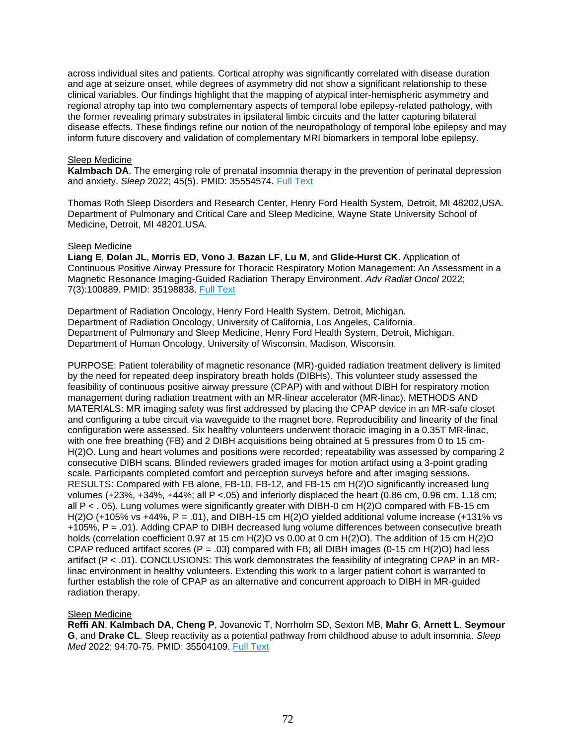across individual sites and patients. Cortical atrophy was significantly correlated with disease duration and age at seizure onset, while degrees of asymmetry did not show a significant relationship to these clinical variables. Our findings highlight that the mapping of atypical inter-hemispheric asymmetry and regional atrophy tap into two complementary aspects of temporal lobe epilepsy-related pathology, with the former revealing primary substrates in ipsilateral limbic circuits and the latter capturing bilateral disease effects. These findings refine our notion of the neuropathology of temporal lobe epilepsy and may inform future discovery and validation of complementary MRI biomarkers in temporal lobe epilepsy.

Sleep Medicine

**Kalmbach DA**. The emerging role of prenatal insomnia therapy in the prevention of perinatal depression and anxiety. *Sleep* 2022; 45(5). PMID: 35554574. Full Text

Thomas Roth Sleep Disorders and Research Center, Henry Ford Health System, Detroit, MI 48202,USA. Department of Pulmonary and Critical Care and Sleep Medicine, Wayne State University School of Medicine, Detroit, MI 48201,USA.

Sleep Medicine

**Liang E**, **Dolan JL**, **Morris ED**, **Vono J**, **Bazan LF**, **Lu M**, and **Glide-Hurst CK**. Application of Continuous Positive Airway Pressure for Thoracic Respiratory Motion Management: An Assessment in a Magnetic Resonance Imaging-Guided Radiation Therapy Environment. *Adv Radiat Oncol* 2022; 7(3):100889. PMID: 35198838. Full Text

Department of Radiation Oncology, Henry Ford Health System, Detroit, Michigan.
Department of Radiation Oncology, University of California, Los Angeles, California.
Department of Pulmonary and Sleep Medicine, Henry Ford Health System, Detroit, Michigan.
Department of Human Oncology, University of Wisconsin, Madison, Wisconsin.

PURPOSE: Patient tolerability of magnetic resonance (MR)-guided radiation treatment delivery is limited by the need for repeated deep inspiratory breath holds (DIBHs). This volunteer study assessed the feasibility of continuous positive airway pressure (CPAP) with and without DIBH for respiratory motion management during radiation treatment with an MR-linear accelerator (MR-linac). METHODS AND MATERIALS: MR imaging safety was first addressed by placing the CPAP device in an MR-safe closet and configuring a tube circuit via waveguide to the magnet bore. Reproducibility and linearity of the final configuration were assessed. Six healthy volunteers underwent thoracic imaging in a 0.35T MR-linac, with one free breathing (FB) and 2 DIBH acquisitions being obtained at 5 pressures from 0 to 15 cm-$H_2O$. Lung and heart volumes and positions were recorded; repeatability was assessed by comparing 2 consecutive DIBH scans. Blinded reviewers graded images for motion artifact using a 3-point grading scale. Participants completed comfort and perception surveys before and after imaging sessions. RESULTS: Compared with FB alone, FB-10, FB-12, and FB-15 cm $H_2O$ significantly increased lung volumes (+23%, +34%, +44%; all $P < .05$) and inferiorly displaced the heart (0.86 cm, 0.96 cm, 1.18 cm; all $P < .05$). Lung volumes were significantly greater with DIBH-0 cm $H_2O$ compared with FB-15 cm $H_2O$ (+105% vs +44%, $P = .01$), and DIBH-15 cm $H_2O$ yielded additional volume increase (+131% vs +105%, $P = .01$). Adding CPAP to DIBH decreased lung volume differences between consecutive breath holds (correlation coefficient 0.97 at 15 cm $H_2O$ vs 0.00 at 0 cm $H_2O$). The addition of 15 cm $H_2O$ CPAP reduced artifact scores ($P = .03$) compared with FB; all DIBH images (0-15 cm $H_2O$) had less artifact ($P < .01$). CONCLUSIONS: This work demonstrates the feasibility of integrating CPAP in an MR-linac environment in healthy volunteers. Extending this work to a larger patient cohort is warranted to further establish the role of CPAP as an alternative and concurrent approach to DIBH in MR-guided radiation therapy.

Sleep Medicine

**Reffi AN**, **Kalmbach DA**, **Cheng P**, Jovanovic T, Norrholm SD, Sexton MB, **Mahr G**, **Arnett L**, **Seymour G**, and **Drake CL**. Sleep reactivity as a potential pathway from childhood abuse to adult insomnia. *Sleep Med* 2022; 94:70-75. PMID: 35504109. Full Text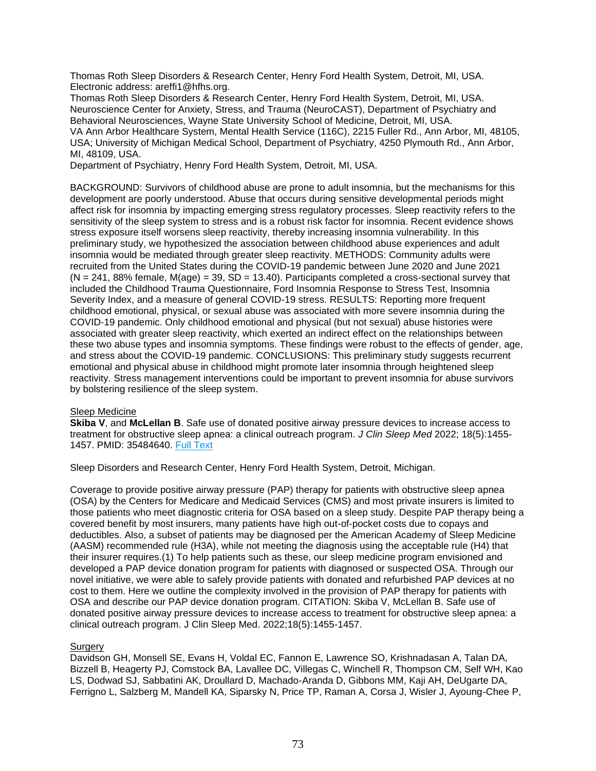Thomas Roth Sleep Disorders & Research Center, Henry Ford Health System, Detroit, MI, USA. Electronic address: areffi1@hfhs.org.
Thomas Roth Sleep Disorders & Research Center, Henry Ford Health System, Detroit, MI, USA. Neuroscience Center for Anxiety, Stress, and Trauma (NeuroCAST), Department of Psychiatry and Behavioral Neurosciences, Wayne State University School of Medicine, Detroit, MI, USA.
VA Ann Arbor Healthcare System, Mental Health Service (116C), 2215 Fuller Rd., Ann Arbor, MI, 48105, USA; University of Michigan Medical School, Department of Psychiatry, 4250 Plymouth Rd., Ann Arbor, MI, 48109, USA.
Department of Psychiatry, Henry Ford Health System, Detroit, MI, USA.

BACKGROUND: Survivors of childhood abuse are prone to adult insomnia, but the mechanisms for this development are poorly understood. Abuse that occurs during sensitive developmental periods might affect risk for insomnia by impacting emerging stress regulatory processes. Sleep reactivity refers to the sensitivity of the sleep system to stress and is a robust risk factor for insomnia. Recent evidence shows stress exposure itself worsens sleep reactivity, thereby increasing insomnia vulnerability. In this preliminary study, we hypothesized the association between childhood abuse experiences and adult insomnia would be mediated through greater sleep reactivity. METHODS: Community adults were recruited from the United States during the COVID-19 pandemic between June 2020 and June 2021 ($N = 241$, 88% female, $M(age) = 39$, $SD = 13.40$). Participants completed a cross-sectional survey that included the Childhood Trauma Questionnaire, Ford Insomnia Response to Stress Test, Insomnia Severity Index, and a measure of general COVID-19 stress. RESULTS: Reporting more frequent childhood emotional, physical, or sexual abuse was associated with more severe insomnia during the COVID-19 pandemic. Only childhood emotional and physical (but not sexual) abuse histories were associated with greater sleep reactivity, which exerted an indirect effect on the relationships between these two abuse types and insomnia symptoms. These findings were robust to the effects of gender, age, and stress about the COVID-19 pandemic. CONCLUSIONS: This preliminary study suggests recurrent emotional and physical abuse in childhood might promote later insomnia through heightened sleep reactivity. Stress management interventions could be important to prevent insomnia for abuse survivors by bolstering resilience of the sleep system.

## Sleep Medicine

**Skiba V**, and **McLellan B**. Safe use of donated positive airway pressure devices to increase access to treatment for obstructive sleep apnea: a clinical outreach program. *J Clin Sleep Med* 2022; 18(5):1455-1457. PMID: 35484640. Full Text

Sleep Disorders and Research Center, Henry Ford Health System, Detroit, Michigan.

Coverage to provide positive airway pressure (PAP) therapy for patients with obstructive sleep apnea (OSA) by the Centers for Medicare and Medicaid Services (CMS) and most private insurers is limited to those patients who meet diagnostic criteria for OSA based on a sleep study. Despite PAP therapy being a covered benefit by most insurers, many patients have high out-of-pocket costs due to copays and deductibles. Also, a subset of patients may be diagnosed per the American Academy of Sleep Medicine (AASM) recommended rule (H3A), while not meeting the diagnosis using the acceptable rule (H4) that their insurer requires.(1) To help patients such as these, our sleep medicine program envisioned and developed a PAP device donation program for patients with diagnosed or suspected OSA. Through our novel initiative, we were able to safely provide patients with donated and refurbished PAP devices at no cost to them. Here we outline the complexity involved in the provision of PAP therapy for patients with OSA and describe our PAP device donation program. CITATION: Skiba V, McLellan B. Safe use of donated positive airway pressure devices to increase access to treatment for obstructive sleep apnea: a clinical outreach program. J Clin Sleep Med. 2022;18(5):1455-1457.

## Surgery

Davidson GH, Monsell SE, Evans H, Voldal EC, Fannon E, Lawrence SO, Krishnadasan A, Talan DA, Bizzell B, Heagerty PJ, Comstock BA, Lavallee DC, Villegas C, Winchell R, Thompson CM, Self WH, Kao LS, Dodwad SJ, Sabbatini AK, Droullard D, Machado-Aranda D, Gibbons MM, Kaji AH, DeUgarte DA, Ferrigno L, Salzberg M, Mandell KA, Siparsky N, Price TP, Raman A, Corsa J, Wisler J, Ayoung-Chee P,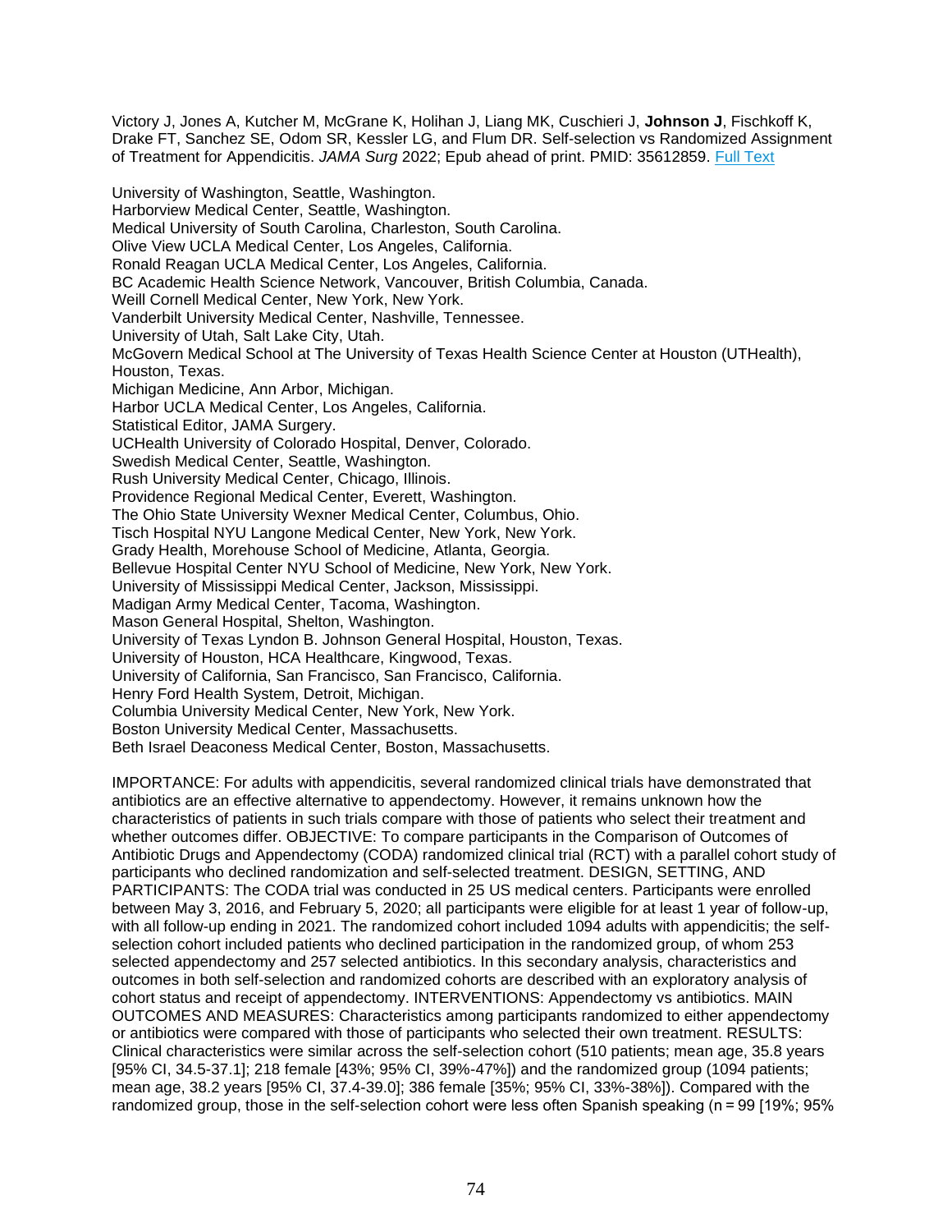Victory J, Jones A, Kutcher M, McGrane K, Holihan J, Liang MK, Cuschieri J, **Johnson J**, Fischkoff K, Drake FT, Sanchez SE, Odom SR, Kessler LG, and Flum DR. Self-selection vs Randomized Assignment of Treatment for Appendicitis. *JAMA Surg* 2022; Epub ahead of print. PMID: 35612859. [Full Text]

University of Washington, Seattle, Washington.
Harborview Medical Center, Seattle, Washington.
Medical University of South Carolina, Charleston, South Carolina.
Olive View UCLA Medical Center, Los Angeles, California.
Ronald Reagan UCLA Medical Center, Los Angeles, California.
BC Academic Health Science Network, Vancouver, British Columbia, Canada.
Weill Cornell Medical Center, New York, New York.
Vanderbilt University Medical Center, Nashville, Tennessee.
University of Utah, Salt Lake City, Utah.
McGovern Medical School at The University of Texas Health Science Center at Houston (UTHealth), Houston, Texas.
Michigan Medicine, Ann Arbor, Michigan.
Harbor UCLA Medical Center, Los Angeles, California.
Statistical Editor, JAMA Surgery.
UCHealth University of Colorado Hospital, Denver, Colorado.
Swedish Medical Center, Seattle, Washington.
Rush University Medical Center, Chicago, Illinois.
Providence Regional Medical Center, Everett, Washington.
The Ohio State University Wexner Medical Center, Columbus, Ohio.
Tisch Hospital NYU Langone Medical Center, New York, New York.
Grady Health, Morehouse School of Medicine, Atlanta, Georgia.
Bellevue Hospital Center NYU School of Medicine, New York, New York.
University of Mississippi Medical Center, Jackson, Mississippi.
Madigan Army Medical Center, Tacoma, Washington.
Mason General Hospital, Shelton, Washington.
University of Texas Lyndon B. Johnson General Hospital, Houston, Texas.
University of Houston, HCA Healthcare, Kingwood, Texas.
University of California, San Francisco, San Francisco, California.
Henry Ford Health System, Detroit, Michigan.
Columbia University Medical Center, New York, New York.
Boston University Medical Center, Massachusetts.
Beth Israel Deaconess Medical Center, Boston, Massachusetts.

IMPORTANCE: For adults with appendicitis, several randomized clinical trials have demonstrated that antibiotics are an effective alternative to appendectomy. However, it remains unknown how the characteristics of patients in such trials compare with those of patients who select their treatment and whether outcomes differ. OBJECTIVE: To compare participants in the Comparison of Outcomes of Antibiotic Drugs and Appendectomy (CODA) randomized clinical trial (RCT) with a parallel cohort study of participants who declined randomization and self-selected treatment. DESIGN, SETTING, AND PARTICIPANTS: The CODA trial was conducted in 25 US medical centers. Participants were enrolled between May 3, 2016, and February 5, 2020; all participants were eligible for at least 1 year of follow-up, with all follow-up ending in 2021. The randomized cohort included 1094 adults with appendicitis; the self-selection cohort included patients who declined participation in the randomized group, of whom 253 selected appendectomy and 257 selected antibiotics. In this secondary analysis, characteristics and outcomes in both self-selection and randomized cohorts are described with an exploratory analysis of cohort status and receipt of appendectomy. INTERVENTIONS: Appendectomy vs antibiotics. MAIN OUTCOMES AND MEASURES: Characteristics among participants randomized to either appendectomy or antibiotics were compared with those of participants who selected their own treatment. RESULTS: Clinical characteristics were similar across the self-selection cohort (510 patients; mean age, 35.8 years [95% CI, 34.5-37.1]; 218 female [43%; 95% CI, 39%-47%]) and the randomized group (1094 patients; mean age, 38.2 years [95% CI, 37.4-39.0]; 386 female [35%; 95% CI, 33%-38%]). Compared with the randomized group, those in the self-selection cohort were less often Spanish speaking (n = 99 [19%; 95%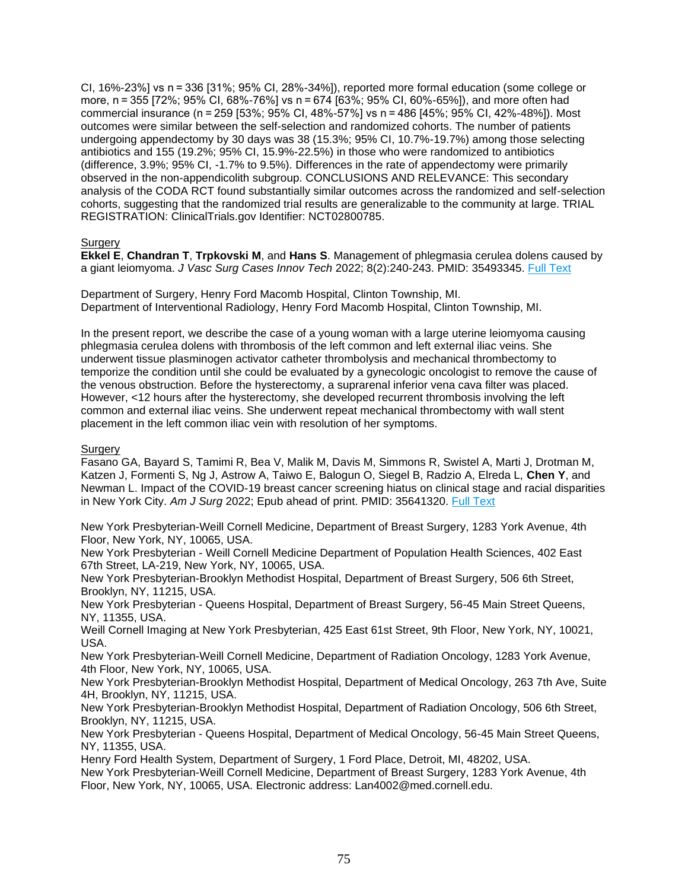CI, 16%-23%] vs n = 336 [31%; 95% CI, 28%-34%]), reported more formal education (some college or more, n = 355 [72%; 95% CI, 68%-76%] vs n = 674 [63%; 95% CI, 60%-65%]), and more often had commercial insurance (n = 259 [53%; 95% CI, 48%-57%] vs n = 486 [45%; 95% CI, 42%-48%]). Most outcomes were similar between the self-selection and randomized cohorts. The number of patients undergoing appendectomy by 30 days was 38 (15.3%; 95% CI, 10.7%-19.7%) among those selecting antibiotics and 155 (19.2%; 95% CI, 15.9%-22.5%) in those who were randomized to antibiotics (difference, 3.9%; 95% CI, -1.7% to 9.5%). Differences in the rate of appendectomy were primarily observed in the non-appendicolith subgroup. CONCLUSIONS AND RELEVANCE: This secondary analysis of the CODA RCT found substantially similar outcomes across the randomized and self-selection cohorts, suggesting that the randomized trial results are generalizable to the community at large. TRIAL REGISTRATION: ClinicalTrials.gov Identifier: NCT02800785.

Surgery

**Ekkel E**, **Chandran T**, **Trpkovski M**, and **Hans S**. Management of phlegmasia cerulea dolens caused by a giant leiomyoma. *J Vasc Surg Cases Innov Tech* 2022; 8(2):240-243. PMID: 35493345. Full Text

Department of Surgery, Henry Ford Macomb Hospital, Clinton Township, MI.
Department of Interventional Radiology, Henry Ford Macomb Hospital, Clinton Township, MI.

In the present report, we describe the case of a young woman with a large uterine leiomyoma causing phlegmasia cerulea dolens with thrombosis of the left common and left external iliac veins. She underwent tissue plasminogen activator catheter thrombolysis and mechanical thrombectomy to temporize the condition until she could be evaluated by a gynecologic oncologist to remove the cause of the venous obstruction. Before the hysterectomy, a suprarenal inferior vena cava filter was placed. However, <12 hours after the hysterectomy, she developed recurrent thrombosis involving the left common and external iliac veins. She underwent repeat mechanical thrombectomy with wall stent placement in the left common iliac vein with resolution of her symptoms.

Surgery

Fasano GA, Bayard S, Tamimi R, Bea V, Malik M, Davis M, Simmons R, Swistel A, Marti J, Drotman M, Katzen J, Formenti S, Ng J, Astrow A, Taiwo E, Balogun O, Siegel B, Radzio A, Elreda L, **Chen Y**, and Newman L. Impact of the COVID-19 breast cancer screening hiatus on clinical stage and racial disparities in New York City. *Am J Surg* 2022; Epub ahead of print. PMID: 35641320. Full Text

New York Presbyterian-Weill Cornell Medicine, Department of Breast Surgery, 1283 York Avenue, 4th Floor, New York, NY, 10065, USA.
New York Presbyterian - Weill Cornell Medicine Department of Population Health Sciences, 402 East 67th Street, LA-219, New York, NY, 10065, USA.
New York Presbyterian-Brooklyn Methodist Hospital, Department of Breast Surgery, 506 6th Street, Brooklyn, NY, 11215, USA.
New York Presbyterian - Queens Hospital, Department of Breast Surgery, 56-45 Main Street Queens, NY, 11355, USA.
Weill Cornell Imaging at New York Presbyterian, 425 East 61st Street, 9th Floor, New York, NY, 10021, USA.
New York Presbyterian-Weill Cornell Medicine, Department of Radiation Oncology, 1283 York Avenue, 4th Floor, New York, NY, 10065, USA.
New York Presbyterian-Brooklyn Methodist Hospital, Department of Medical Oncology, 263 7th Ave, Suite 4H, Brooklyn, NY, 11215, USA.
New York Presbyterian-Brooklyn Methodist Hospital, Department of Radiation Oncology, 506 6th Street, Brooklyn, NY, 11215, USA.
New York Presbyterian - Queens Hospital, Department of Medical Oncology, 56-45 Main Street Queens, NY, 11355, USA.
Henry Ford Health System, Department of Surgery, 1 Ford Place, Detroit, MI, 48202, USA.
New York Presbyterian-Weill Cornell Medicine, Department of Breast Surgery, 1283 York Avenue, 4th Floor, New York, NY, 10065, USA. Electronic address: Lan4002@med.cornell.edu.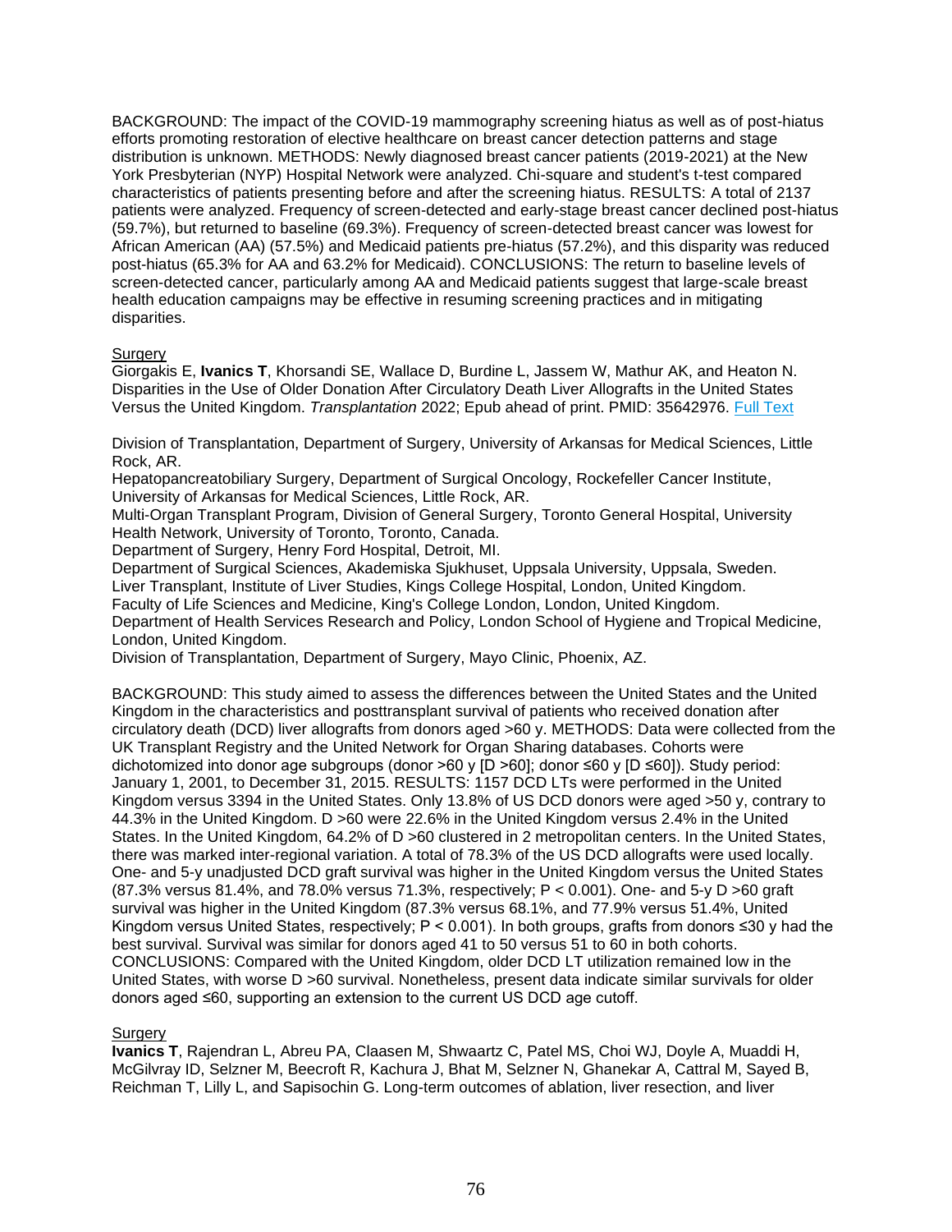BACKGROUND: The impact of the COVID-19 mammography screening hiatus as well as of post-hiatus efforts promoting restoration of elective healthcare on breast cancer detection patterns and stage distribution is unknown. METHODS: Newly diagnosed breast cancer patients (2019-2021) at the New York Presbyterian (NYP) Hospital Network were analyzed. Chi-square and student's t-test compared characteristics of patients presenting before and after the screening hiatus. RESULTS: A total of 2137 patients were analyzed. Frequency of screen-detected and early-stage breast cancer declined post-hiatus (59.7%), but returned to baseline (69.3%). Frequency of screen-detected breast cancer was lowest for African American (AA) (57.5%) and Medicaid patients pre-hiatus (57.2%), and this disparity was reduced post-hiatus (65.3% for AA and 63.2% for Medicaid). CONCLUSIONS: The return to baseline levels of screen-detected cancer, particularly among AA and Medicaid patients suggest that large-scale breast health education campaigns may be effective in resuming screening practices and in mitigating disparities.

Surgery
Giorgakis E, **Ivanics T**, Khorsandi SE, Wallace D, Burdine L, Jassem W, Mathur AK, and Heaton N. Disparities in the Use of Older Donation After Circulatory Death Liver Allografts in the United States Versus the United Kingdom. *Transplantation* 2022; Epub ahead of print. PMID: 35642976. Full Text

Division of Transplantation, Department of Surgery, University of Arkansas for Medical Sciences, Little Rock, AR.
Hepatopancreatobiliary Surgery, Department of Surgical Oncology, Rockefeller Cancer Institute, University of Arkansas for Medical Sciences, Little Rock, AR.
Multi-Organ Transplant Program, Division of General Surgery, Toronto General Hospital, University Health Network, University of Toronto, Toronto, Canada.
Department of Surgery, Henry Ford Hospital, Detroit, MI.
Department of Surgical Sciences, Akademiska Sjukhuset, Uppsala University, Uppsala, Sweden.
Liver Transplant, Institute of Liver Studies, Kings College Hospital, London, United Kingdom.
Faculty of Life Sciences and Medicine, King's College London, London, United Kingdom.
Department of Health Services Research and Policy, London School of Hygiene and Tropical Medicine, London, United Kingdom.
Division of Transplantation, Department of Surgery, Mayo Clinic, Phoenix, AZ.

BACKGROUND: This study aimed to assess the differences between the United States and the United Kingdom in the characteristics and posttransplant survival of patients who received donation after circulatory death (DCD) liver allografts from donors aged >60 y. METHODS: Data were collected from the UK Transplant Registry and the United Network for Organ Sharing databases. Cohorts were dichotomized into donor age subgroups (donor >60 y [D >60]; donor ≤60 y [D ≤60]). Study period: January 1, 2001, to December 31, 2015. RESULTS: 1157 DCD LTs were performed in the United Kingdom versus 3394 in the United States. Only 13.8% of US DCD donors were aged >50 y, contrary to 44.3% in the United Kingdom. D >60 were 22.6% in the United Kingdom versus 2.4% in the United States. In the United Kingdom, 64.2% of D >60 clustered in 2 metropolitan centers. In the United States, there was marked inter-regional variation. A total of 78.3% of the US DCD allografts were used locally. One- and 5-y unadjusted DCD graft survival was higher in the United Kingdom versus the United States (87.3% versus 81.4%, and 78.0% versus 71.3%, respectively; P < 0.001). One- and 5-y D >60 graft survival was higher in the United Kingdom (87.3% versus 68.1%, and 77.9% versus 51.4%, United Kingdom versus United States, respectively; P < 0.001). In both groups, grafts from donors ≤30 y had the best survival. Survival was similar for donors aged 41 to 50 versus 51 to 60 in both cohorts. CONCLUSIONS: Compared with the United Kingdom, older DCD LT utilization remained low in the United States, with worse D >60 survival. Nonetheless, present data indicate similar survivals for older donors aged ≤60, supporting an extension to the current US DCD age cutoff.

Surgery
**Ivanics T**, Rajendran L, Abreu PA, Claasen M, Shwaartz C, Patel MS, Choi WJ, Doyle A, Muaddi H, McGilvray ID, Selzner M, Beecroft R, Kachura J, Bhat M, Selzner N, Ghanekar A, Cattral M, Sayed B, Reichman T, Lilly L, and Sapisochin G. Long-term outcomes of ablation, liver resection, and liver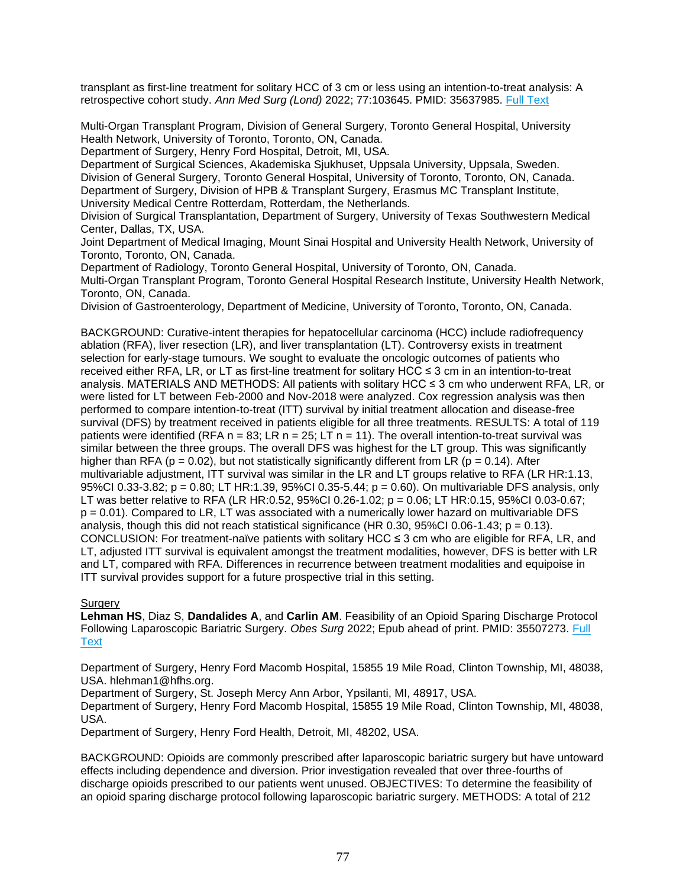transplant as first-line treatment for solitary HCC of 3 cm or less using an intention-to-treat analysis: A retrospective cohort study. *Ann Med Surg (Lond)* 2022; 77:103645. PMID: 35637985. [Full Text]

Multi-Organ Transplant Program, Division of General Surgery, Toronto General Hospital, University Health Network, University of Toronto, Toronto, ON, Canada.
Department of Surgery, Henry Ford Hospital, Detroit, MI, USA.
Department of Surgical Sciences, Akademiska Sjukhuset, Uppsala University, Uppsala, Sweden.
Division of General Surgery, Toronto General Hospital, University of Toronto, Toronto, ON, Canada.
Department of Surgery, Division of HPB & Transplant Surgery, Erasmus MC Transplant Institute, University Medical Centre Rotterdam, Rotterdam, the Netherlands.
Division of Surgical Transplantation, Department of Surgery, University of Texas Southwestern Medical Center, Dallas, TX, USA.
Joint Department of Medical Imaging, Mount Sinai Hospital and University Health Network, University of Toronto, Toronto, ON, Canada.
Department of Radiology, Toronto General Hospital, University of Toronto, ON, Canada.
Multi-Organ Transplant Program, Toronto General Hospital Research Institute, University Health Network, Toronto, ON, Canada.
Division of Gastroenterology, Department of Medicine, University of Toronto, Toronto, ON, Canada.

BACKGROUND: Curative-intent therapies for hepatocellular carcinoma (HCC) include radiofrequency ablation (RFA), liver resection (LR), and liver transplantation (LT). Controversy exists in treatment selection for early-stage tumours. We sought to evaluate the oncologic outcomes of patients who received either RFA, LR, or LT as first-line treatment for solitary HCC ≤ 3 cm in an intention-to-treat analysis. MATERIALS AND METHODS: All patients with solitary HCC ≤ 3 cm who underwent RFA, LR, or were listed for LT between Feb-2000 and Nov-2018 were analyzed. Cox regression analysis was then performed to compare intention-to-treat (ITT) survival by initial treatment allocation and disease-free survival (DFS) by treatment received in patients eligible for all three treatments. RESULTS: A total of 119 patients were identified (RFA n = 83; LR n = 25; LT n = 11). The overall intention-to-treat survival was similar between the three groups. The overall DFS was highest for the LT group. This was significantly higher than RFA (p = 0.02), but not statistically significantly different from LR (p = 0.14). After multivariable adjustment, ITT survival was similar in the LR and LT groups relative to RFA (LR HR:1.13, 95%CI 0.33-3.82; p = 0.80; LT HR:1.39, 95%CI 0.35-5.44; p = 0.60). On multivariable DFS analysis, only LT was better relative to RFA (LR HR:0.52, 95%CI 0.26-1.02; p = 0.06; LT HR:0.15, 95%CI 0.03-0.67; p = 0.01). Compared to LR, LT was associated with a numerically lower hazard on multivariable DFS analysis, though this did not reach statistical significance (HR 0.30, 95%CI 0.06-1.43; p = 0.13). CONCLUSION: For treatment-naïve patients with solitary HCC ≤ 3 cm who are eligible for RFA, LR, and LT, adjusted ITT survival is equivalent amongst the treatment modalities, however, DFS is better with LR and LT, compared with RFA. Differences in recurrence between treatment modalities and equipoise in ITT survival provides support for a future prospective trial in this setting.

Surgery

**Lehman HS**, Diaz S, **Dandalides A**, and **Carlin AM**. Feasibility of an Opioid Sparing Discharge Protocol Following Laparoscopic Bariatric Surgery. *Obes Surg* 2022; Epub ahead of print. PMID: 35507273. [Full Text]

Department of Surgery, Henry Ford Macomb Hospital, 15855 19 Mile Road, Clinton Township, MI, 48038, USA. hlehman1@hfhs.org.
Department of Surgery, St. Joseph Mercy Ann Arbor, Ypsilanti, MI, 48917, USA.
Department of Surgery, Henry Ford Macomb Hospital, 15855 19 Mile Road, Clinton Township, MI, 48038, USA.
Department of Surgery, Henry Ford Health, Detroit, MI, 48202, USA.

BACKGROUND: Opioids are commonly prescribed after laparoscopic bariatric surgery but have untoward effects including dependence and diversion. Prior investigation revealed that over three-fourths of discharge opioids prescribed to our patients went unused. OBJECTIVES: To determine the feasibility of an opioid sparing discharge protocol following laparoscopic bariatric surgery. METHODS: A total of 212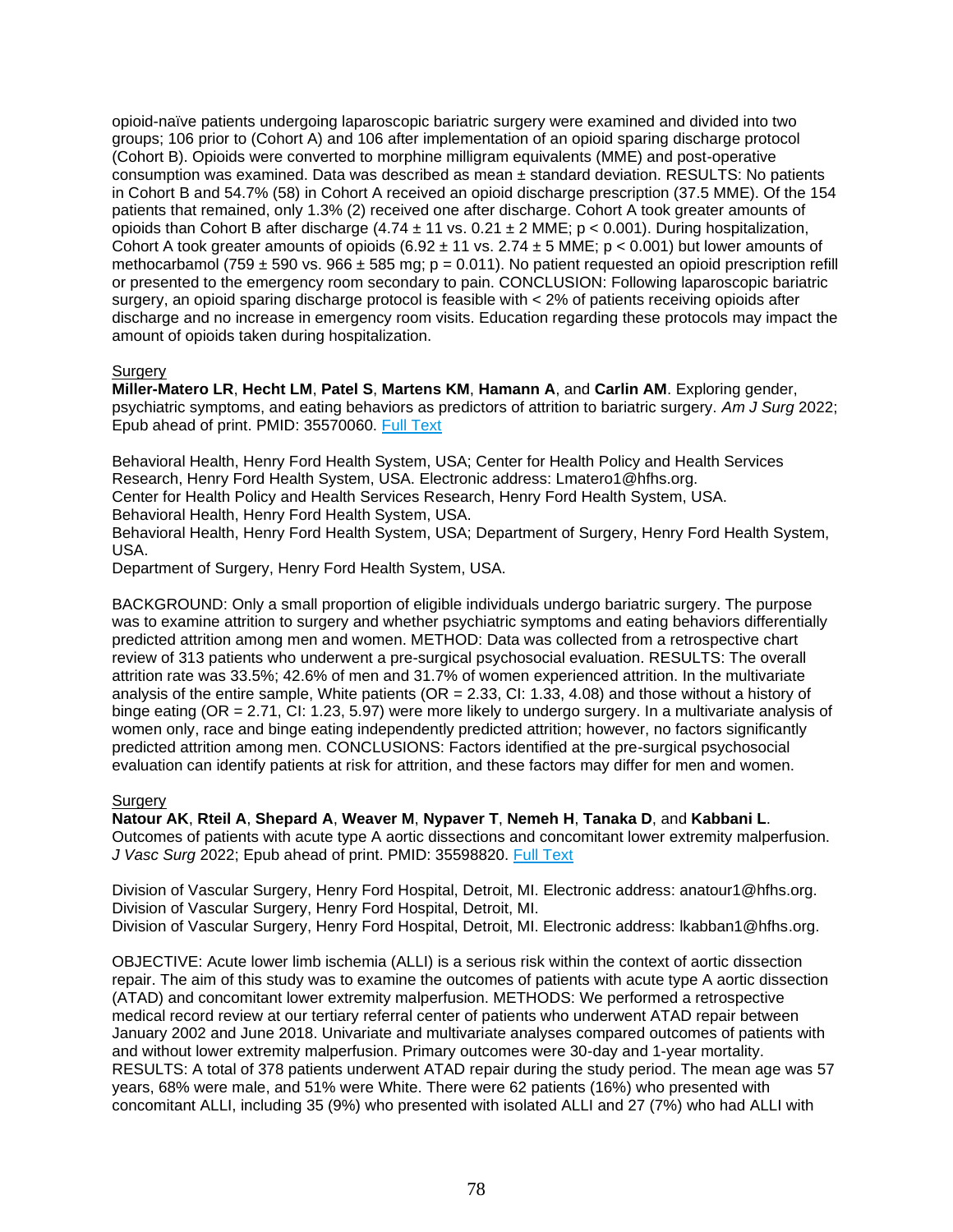opioid-naïve patients undergoing laparoscopic bariatric surgery were examined and divided into two groups; 106 prior to (Cohort A) and 106 after implementation of an opioid sparing discharge protocol (Cohort B). Opioids were converted to morphine milligram equivalents (MME) and post-operative consumption was examined. Data was described as mean ± standard deviation. RESULTS: No patients in Cohort B and 54.7% (58) in Cohort A received an opioid discharge prescription (37.5 MME). Of the 154 patients that remained, only 1.3% (2) received one after discharge. Cohort A took greater amounts of opioids than Cohort B after discharge (4.74 ± 11 vs. 0.21 ± 2 MME; $p < 0.001$). During hospitalization, Cohort A took greater amounts of opioids (6.92 ± 11 vs. 2.74 ± 5 MME; $p < 0.001$) but lower amounts of methocarbamol (759 ± 590 vs. 966 ± 585 mg; $p = 0.011$). No patient requested an opioid prescription refill or presented to the emergency room secondary to pain. CONCLUSION: Following laparoscopic bariatric surgery, an opioid sparing discharge protocol is feasible with < 2% of patients receiving opioids after discharge and no increase in emergency room visits. Education regarding these protocols may impact the amount of opioids taken during hospitalization.

Surgery

**Miller-Matero LR**, **Hecht LM**, **Patel S**, **Martens KM**, **Hamann A**, and **Carlin AM**. Exploring gender, psychiatric symptoms, and eating behaviors as predictors of attrition to bariatric surgery. *Am J Surg* 2022; Epub ahead of print. PMID: 35570060. Full Text

Behavioral Health, Henry Ford Health System, USA; Center for Health Policy and Health Services Research, Henry Ford Health System, USA. Electronic address: Lmatero1@hfhs.org.
Center for Health Policy and Health Services Research, Henry Ford Health System, USA.
Behavioral Health, Henry Ford Health System, USA.
Behavioral Health, Henry Ford Health System, USA; Department of Surgery, Henry Ford Health System, USA.
Department of Surgery, Henry Ford Health System, USA.

BACKGROUND: Only a small proportion of eligible individuals undergo bariatric surgery. The purpose was to examine attrition to surgery and whether psychiatric symptoms and eating behaviors differentially predicted attrition among men and women. METHOD: Data was collected from a retrospective chart review of 313 patients who underwent a pre-surgical psychosocial evaluation. RESULTS: The overall attrition rate was 33.5%; 42.6% of men and 31.7% of women experienced attrition. In the multivariate analysis of the entire sample, White patients (OR = 2.33, CI: 1.33, 4.08) and those without a history of binge eating (OR = 2.71, CI: 1.23, 5.97) were more likely to undergo surgery. In a multivariate analysis of women only, race and binge eating independently predicted attrition; however, no factors significantly predicted attrition among men. CONCLUSIONS: Factors identified at the pre-surgical psychosocial evaluation can identify patients at risk for attrition, and these factors may differ for men and women.

Surgery

**Natour AK**, **Rteil A**, **Shepard A**, **Weaver M**, **Nypaver T**, **Nemeh H**, **Tanaka D**, and **Kabbani L**. Outcomes of patients with acute type A aortic dissections and concomitant lower extremity malperfusion. *J Vasc Surg* 2022; Epub ahead of print. PMID: 35598820. Full Text

Division of Vascular Surgery, Henry Ford Hospital, Detroit, MI. Electronic address: anatour1@hfhs.org.
Division of Vascular Surgery, Henry Ford Hospital, Detroit, MI.
Division of Vascular Surgery, Henry Ford Hospital, Detroit, MI. Electronic address: lkabban1@hfhs.org.

OBJECTIVE: Acute lower limb ischemia (ALLI) is a serious risk within the context of aortic dissection repair. The aim of this study was to examine the outcomes of patients with acute type A aortic dissection (ATAD) and concomitant lower extremity malperfusion. METHODS: We performed a retrospective medical record review at our tertiary referral center of patients who underwent ATAD repair between January 2002 and June 2018. Univariate and multivariate analyses compared outcomes of patients with and without lower extremity malperfusion. Primary outcomes were 30-day and 1-year mortality. RESULTS: A total of 378 patients underwent ATAD repair during the study period. The mean age was 57 years, 68% were male, and 51% were White. There were 62 patients (16%) who presented with concomitant ALLI, including 35 (9%) who presented with isolated ALLI and 27 (7%) who had ALLI with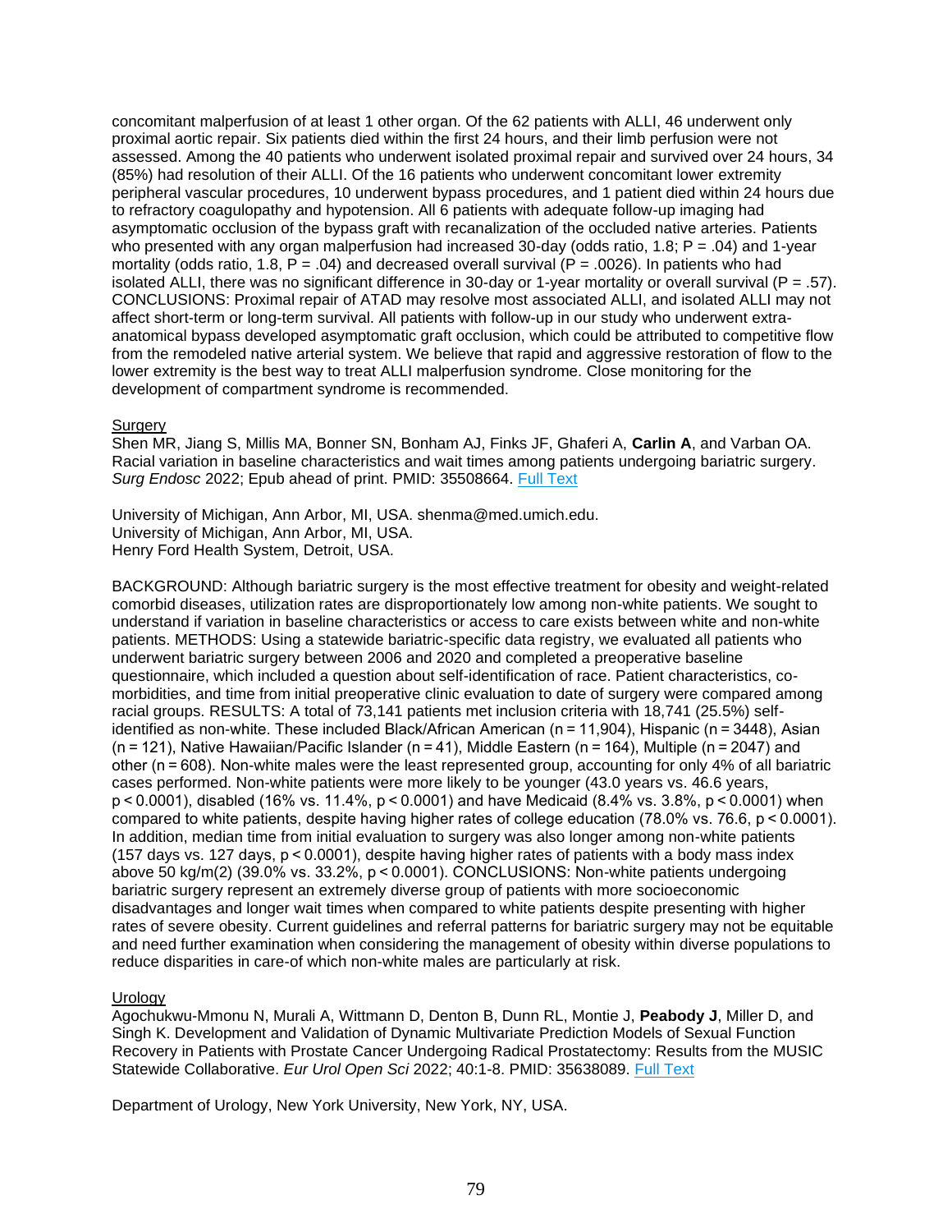concomitant malperfusion of at least 1 other organ. Of the 62 patients with ALLI, 46 underwent only proximal aortic repair. Six patients died within the first 24 hours, and their limb perfusion were not assessed. Among the 40 patients who underwent isolated proximal repair and survived over 24 hours, 34 (85%) had resolution of their ALLI. Of the 16 patients who underwent concomitant lower extremity peripheral vascular procedures, 10 underwent bypass procedures, and 1 patient died within 24 hours due to refractory coagulopathy and hypotension. All 6 patients with adequate follow-up imaging had asymptomatic occlusion of the bypass graft with recanalization of the occluded native arteries. Patients who presented with any organ malperfusion had increased 30-day (odds ratio, 1.8; P = .04) and 1-year mortality (odds ratio, 1.8, P = .04) and decreased overall survival (P = .0026). In patients who had isolated ALLI, there was no significant difference in 30-day or 1-year mortality or overall survival (P = .57). CONCLUSIONS: Proximal repair of ATAD may resolve most associated ALLI, and isolated ALLI may not affect short-term or long-term survival. All patients with follow-up in our study who underwent extra-anatomical bypass developed asymptomatic graft occlusion, which could be attributed to competitive flow from the remodeled native arterial system. We believe that rapid and aggressive restoration of flow to the lower extremity is the best way to treat ALLI malperfusion syndrome. Close monitoring for the development of compartment syndrome is recommended.

Surgery

Shen MR, Jiang S, Millis MA, Bonner SN, Bonham AJ, Finks JF, Ghaferi A, **Carlin A**, and Varban OA. Racial variation in baseline characteristics and wait times among patients undergoing bariatric surgery. *Surg Endosc* 2022; Epub ahead of print. PMID: 35508664. Full Text

University of Michigan, Ann Arbor, MI, USA. shenma@med.umich.edu.
University of Michigan, Ann Arbor, MI, USA.
Henry Ford Health System, Detroit, USA.

BACKGROUND: Although bariatric surgery is the most effective treatment for obesity and weight-related comorbid diseases, utilization rates are disproportionately low among non-white patients. We sought to understand if variation in baseline characteristics or access to care exists between white and non-white patients. METHODS: Using a statewide bariatric-specific data registry, we evaluated all patients who underwent bariatric surgery between 2006 and 2020 and completed a preoperative baseline questionnaire, which included a question about self-identification of race. Patient characteristics, co-morbidities, and time from initial preoperative clinic evaluation to date of surgery were compared among racial groups. RESULTS: A total of 73,141 patients met inclusion criteria with 18,741 (25.5%) self-identified as non-white. These included Black/African American (n = 11,904), Hispanic (n = 3448), Asian (n = 121), Native Hawaiian/Pacific Islander (n = 41), Middle Eastern (n = 164), Multiple (n = 2047) and other (n = 608). Non-white males were the least represented group, accounting for only 4% of all bariatric cases performed. Non-white patients were more likely to be younger (43.0 years vs. 46.6 years, p < 0.0001), disabled (16% vs. 11.4%, p < 0.0001) and have Medicaid (8.4% vs. 3.8%, p < 0.0001) when compared to white patients, despite having higher rates of college education (78.0% vs. 76.6, p < 0.0001). In addition, median time from initial evaluation to surgery was also longer among non-white patients (157 days vs. 127 days, p < 0.0001), despite having higher rates of patients with a body mass index above 50 kg/m(2) (39.0% vs. 33.2%, p < 0.0001). CONCLUSIONS: Non-white patients undergoing bariatric surgery represent an extremely diverse group of patients with more socioeconomic disadvantages and longer wait times when compared to white patients despite presenting with higher rates of severe obesity. Current guidelines and referral patterns for bariatric surgery may not be equitable and need further examination when considering the management of obesity within diverse populations to reduce disparities in care-of which non-white males are particularly at risk.

Urology

Agochukwu-Mmonu N, Murali A, Wittmann D, Denton B, Dunn RL, Montie J, **Peabody J**, Miller D, and Singh K. Development and Validation of Dynamic Multivariate Prediction Models of Sexual Function Recovery in Patients with Prostate Cancer Undergoing Radical Prostatectomy: Results from the MUSIC Statewide Collaborative. *Eur Urol Open Sci* 2022; 40:1-8. PMID: 35638089. Full Text

Department of Urology, New York University, New York, NY, USA.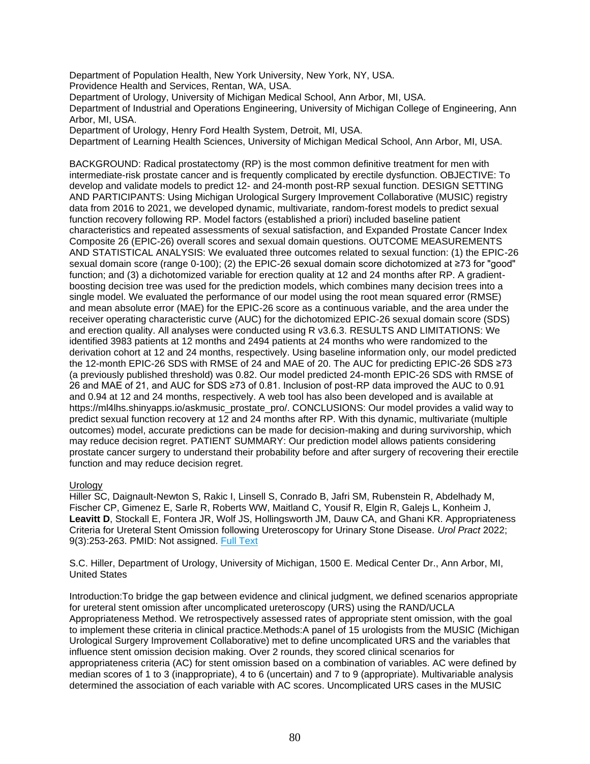Department of Population Health, New York University, New York, NY, USA.
Providence Health and Services, Rentan, WA, USA.
Department of Urology, University of Michigan Medical School, Ann Arbor, MI, USA.
Department of Industrial and Operations Engineering, University of Michigan College of Engineering, Ann Arbor, MI, USA.
Department of Urology, Henry Ford Health System, Detroit, MI, USA.
Department of Learning Health Sciences, University of Michigan Medical School, Ann Arbor, MI, USA.

BACKGROUND: Radical prostatectomy (RP) is the most common definitive treatment for men with intermediate-risk prostate cancer and is frequently complicated by erectile dysfunction. OBJECTIVE: To develop and validate models to predict 12- and 24-month post-RP sexual function. DESIGN SETTING AND PARTICIPANTS: Using Michigan Urological Surgery Improvement Collaborative (MUSIC) registry data from 2016 to 2021, we developed dynamic, multivariate, random-forest models to predict sexual function recovery following RP. Model factors (established a priori) included baseline patient characteristics and repeated assessments of sexual satisfaction, and Expanded Prostate Cancer Index Composite 26 (EPIC-26) overall scores and sexual domain questions. OUTCOME MEASUREMENTS AND STATISTICAL ANALYSIS: We evaluated three outcomes related to sexual function: (1) the EPIC-26 sexual domain score (range 0-100); (2) the EPIC-26 sexual domain score dichotomized at ≥73 for "good" function; and (3) a dichotomized variable for erection quality at 12 and 24 months after RP. A gradient-boosting decision tree was used for the prediction models, which combines many decision trees into a single model. We evaluated the performance of our model using the root mean squared error (RMSE) and mean absolute error (MAE) for the EPIC-26 score as a continuous variable, and the area under the receiver operating characteristic curve (AUC) for the dichotomized EPIC-26 sexual domain score (SDS) and erection quality. All analyses were conducted using R v3.6.3. RESULTS AND LIMITATIONS: We identified 3983 patients at 12 months and 2494 patients at 24 months who were randomized to the derivation cohort at 12 and 24 months, respectively. Using baseline information only, our model predicted the 12-month EPIC-26 SDS with RMSE of 24 and MAE of 20. The AUC for predicting EPIC-26 SDS ≥73 (a previously published threshold) was 0.82. Our model predicted 24-month EPIC-26 SDS with RMSE of 26 and MAE of 21, and AUC for SDS ≥73 of 0.81. Inclusion of post-RP data improved the AUC to 0.91 and 0.94 at 12 and 24 months, respectively. A web tool has also been developed and is available at https://ml4lhs.shinyapps.io/askmusic_prostate_pro/. CONCLUSIONS: Our model provides a valid way to predict sexual function recovery at 12 and 24 months after RP. With this dynamic, multivariate (multiple outcomes) model, accurate predictions can be made for decision-making and during survivorship, which may reduce decision regret. PATIENT SUMMARY: Our prediction model allows patients considering prostate cancer surgery to understand their probability before and after surgery of recovering their erectile function and may reduce decision regret.

Urology

Hiller SC, Daignault-Newton S, Rakic I, Linsell S, Conrado B, Jafri SM, Rubenstein R, Abdelhady M, Fischer CP, Gimenez E, Sarle R, Roberts WW, Maitland C, Yousif R, Elgin R, Galejs L, Konheim J, **Leavitt D**, Stockall E, Fontera JR, Wolf JS, Hollingsworth JM, Dauw CA, and Ghani KR. Appropriateness Criteria for Ureteral Stent Omission following Ureteroscopy for Urinary Stone Disease. *Urol Pract* 2022; 9(3):253-263. PMID: Not assigned. Full Text

S.C. Hiller, Department of Urology, University of Michigan, 1500 E. Medical Center Dr., Ann Arbor, MI, United States

Introduction:To bridge the gap between evidence and clinical judgment, we defined scenarios appropriate for ureteral stent omission after uncomplicated ureteroscopy (URS) using the RAND/UCLA Appropriateness Method. We retrospectively assessed rates of appropriate stent omission, with the goal to implement these criteria in clinical practice.Methods:A panel of 15 urologists from the MUSIC (Michigan Urological Surgery Improvement Collaborative) met to define uncomplicated URS and the variables that influence stent omission decision making. Over 2 rounds, they scored clinical scenarios for appropriateness criteria (AC) for stent omission based on a combination of variables. AC were defined by median scores of 1 to 3 (inappropriate), 4 to 6 (uncertain) and 7 to 9 (appropriate). Multivariable analysis determined the association of each variable with AC scores. Uncomplicated URS cases in the MUSIC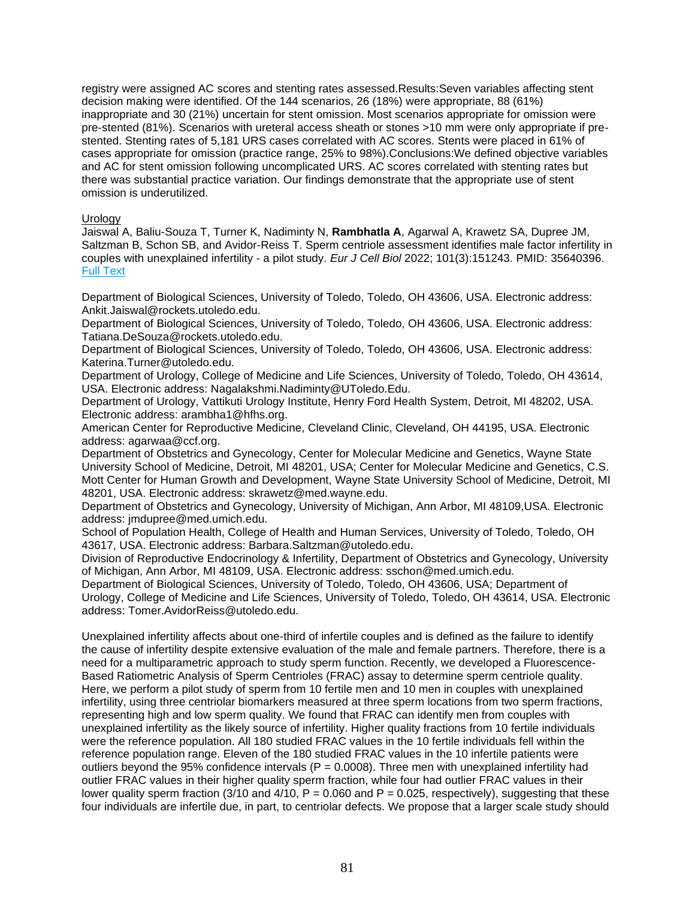registry were assigned AC scores and stenting rates assessed.Results:Seven variables affecting stent decision making were identified. Of the 144 scenarios, 26 (18%) were appropriate, 88 (61%) inappropriate and 30 (21%) uncertain for stent omission. Most scenarios appropriate for omission were pre-stented (81%). Scenarios with ureteral access sheath or stones >10 mm were only appropriate if pre-stented. Stenting rates of 5,181 URS cases correlated with AC scores. Stents were placed in 61% of cases appropriate for omission (practice range, 25% to 98%).Conclusions:We defined objective variables and AC for stent omission following uncomplicated URS. AC scores correlated with stenting rates but there was substantial practice variation. Our findings demonstrate that the appropriate use of stent omission is underutilized.

Urology

Jaiswal A, Baliu-Souza T, Turner K, Nadiminty N, **Rambhatla A**, Agarwal A, Krawetz SA, Dupree JM, Saltzman B, Schon SB, and Avidor-Reiss T. Sperm centriole assessment identifies male factor infertility in couples with unexplained infertility - a pilot study. *Eur J Cell Biol* 2022; 101(3):151243. PMID: 35640396. Full Text

Department of Biological Sciences, University of Toledo, Toledo, OH 43606, USA. Electronic address: Ankit.Jaiswal@rockets.utoledo.edu.
Department of Biological Sciences, University of Toledo, Toledo, OH 43606, USA. Electronic address: Tatiana.DeSouza@rockets.utoledo.edu.
Department of Biological Sciences, University of Toledo, Toledo, OH 43606, USA. Electronic address: Katerina.Turner@utoledo.edu.
Department of Urology, College of Medicine and Life Sciences, University of Toledo, Toledo, OH 43614, USA. Electronic address: Nagalakshmi.Nadiminty@UToledo.Edu.
Department of Urology, Vattikuti Urology Institute, Henry Ford Health System, Detroit, MI 48202, USA. Electronic address: arambha1@hfhs.org.
American Center for Reproductive Medicine, Cleveland Clinic, Cleveland, OH 44195, USA. Electronic address: agarwaa@ccf.org.
Department of Obstetrics and Gynecology, Center for Molecular Medicine and Genetics, Wayne State University School of Medicine, Detroit, MI 48201, USA; Center for Molecular Medicine and Genetics, C.S. Mott Center for Human Growth and Development, Wayne State University School of Medicine, Detroit, MI 48201, USA. Electronic address: skrawetz@med.wayne.edu.
Department of Obstetrics and Gynecology, University of Michigan, Ann Arbor, MI 48109,USA. Electronic address: jmdupree@med.umich.edu.
School of Population Health, College of Health and Human Services, University of Toledo, Toledo, OH 43617, USA. Electronic address: Barbara.Saltzman@utoledo.edu.
Division of Reproductive Endocrinology & Infertility, Department of Obstetrics and Gynecology, University of Michigan, Ann Arbor, MI 48109, USA. Electronic address: sschon@med.umich.edu.
Department of Biological Sciences, University of Toledo, Toledo, OH 43606, USA; Department of Urology, College of Medicine and Life Sciences, University of Toledo, Toledo, OH 43614, USA. Electronic address: Tomer.AvidorReiss@utoledo.edu.

Unexplained infertility affects about one-third of infertile couples and is defined as the failure to identify the cause of infertility despite extensive evaluation of the male and female partners. Therefore, there is a need for a multiparametric approach to study sperm function. Recently, we developed a Fluorescence-Based Ratiometric Analysis of Sperm Centrioles (FRAC) assay to determine sperm centriole quality. Here, we perform a pilot study of sperm from 10 fertile men and 10 men in couples with unexplained infertility, using three centriolar biomarkers measured at three sperm locations from two sperm fractions, representing high and low sperm quality. We found that FRAC can identify men from couples with unexplained infertility as the likely source of infertility. Higher quality fractions from 10 fertile individuals were the reference population. All 180 studied FRAC values in the 10 fertile individuals fell within the reference population range. Eleven of the 180 studied FRAC values in the 10 infertile patients were outliers beyond the 95% confidence intervals ($P = 0.0008$). Three men with unexplained infertility had outlier FRAC values in their higher quality sperm fraction, while four had outlier FRAC values in their lower quality sperm fraction (3/10 and 4/10, $P = 0.060$ and $P = 0.025$, respectively), suggesting that these four individuals are infertile due, in part, to centriolar defects. We propose that a larger scale study should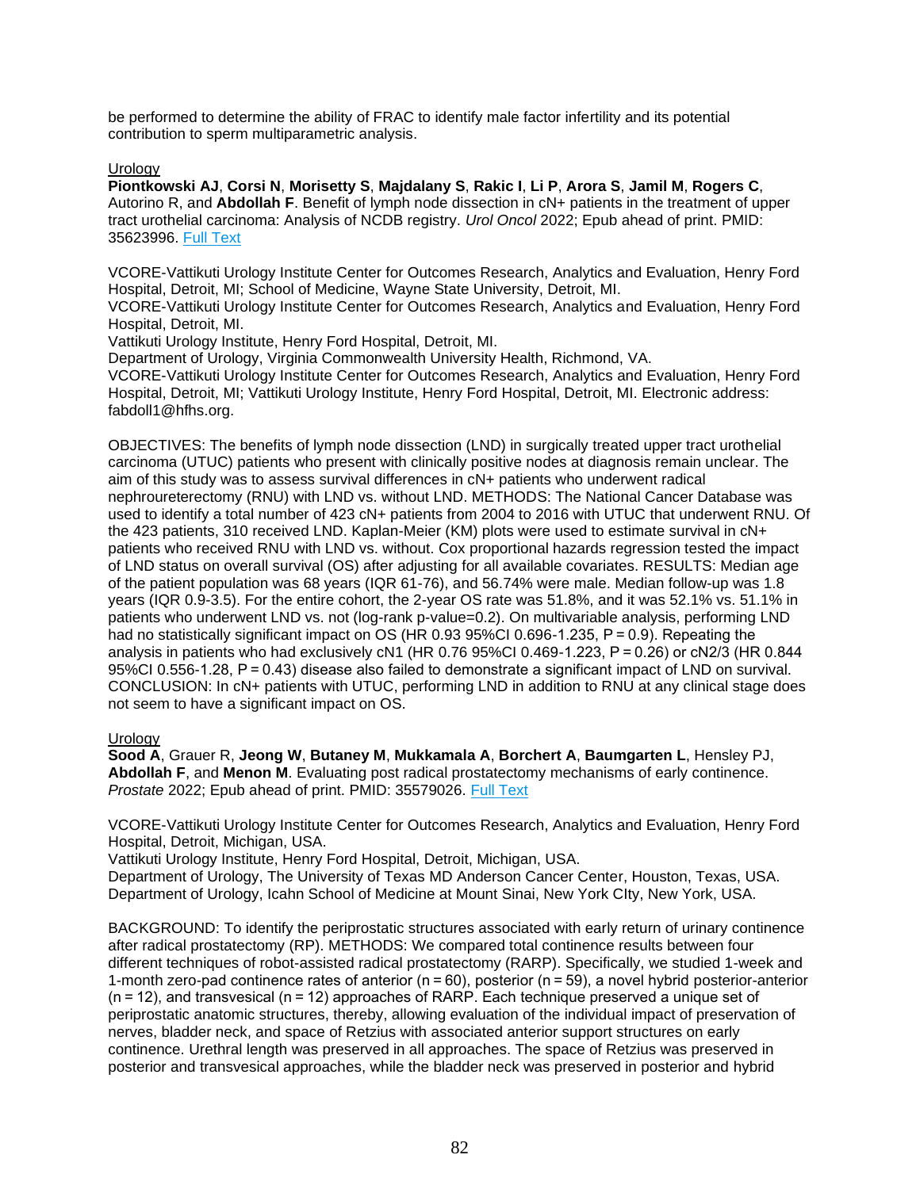be performed to determine the ability of FRAC to identify male factor infertility and its potential contribution to sperm multiparametric analysis.

Urology

**Piontkowski AJ**, **Corsi N**, **Morisetty S**, **Majdalany S**, **Rakic I**, **Li P**, **Arora S**, **Jamil M**, **Rogers C**, Autorino R, and **Abdollah F**. Benefit of lymph node dissection in cN+ patients in the treatment of upper tract urothelial carcinoma: Analysis of NCDB registry. *Urol Oncol* 2022; Epub ahead of print. PMID: 35623996. Full Text

VCORE-Vattikuti Urology Institute Center for Outcomes Research, Analytics and Evaluation, Henry Ford Hospital, Detroit, MI; School of Medicine, Wayne State University, Detroit, MI.
VCORE-Vattikuti Urology Institute Center for Outcomes Research, Analytics and Evaluation, Henry Ford Hospital, Detroit, MI.
Vattikuti Urology Institute, Henry Ford Hospital, Detroit, MI.
Department of Urology, Virginia Commonwealth University Health, Richmond, VA.
VCORE-Vattikuti Urology Institute Center for Outcomes Research, Analytics and Evaluation, Henry Ford Hospital, Detroit, MI; Vattikuti Urology Institute, Henry Ford Hospital, Detroit, MI. Electronic address: fabdoll1@hfhs.org.

OBJECTIVES: The benefits of lymph node dissection (LND) in surgically treated upper tract urothelial carcinoma (UTUC) patients who present with clinically positive nodes at diagnosis remain unclear. The aim of this study was to assess survival differences in cN+ patients who underwent radical nephroureterectomy (RNU) with LND vs. without LND. METHODS: The National Cancer Database was used to identify a total number of 423 cN+ patients from 2004 to 2016 with UTUC that underwent RNU. Of the 423 patients, 310 received LND. Kaplan-Meier (KM) plots were used to estimate survival in cN+ patients who received RNU with LND vs. without. Cox proportional hazards regression tested the impact of LND status on overall survival (OS) after adjusting for all available covariates. RESULTS: Median age of the patient population was 68 years (IQR 61-76), and 56.74% were male. Median follow-up was 1.8 years (IQR 0.9-3.5). For the entire cohort, the 2-year OS rate was 51.8%, and it was 52.1% vs. 51.1% in patients who underwent LND vs. not (log-rank p-value=0.2). On multivariable analysis, performing LND had no statistically significant impact on OS (HR 0.93 95%CI 0.696-1.235, P = 0.9). Repeating the analysis in patients who had exclusively cN1 (HR 0.76 95%CI 0.469-1.223, P = 0.26) or cN2/3 (HR 0.844 95%CI 0.556-1.28, P = 0.43) disease also failed to demonstrate a significant impact of LND on survival. CONCLUSION: In cN+ patients with UTUC, performing LND in addition to RNU at any clinical stage does not seem to have a significant impact on OS.

Urology

**Sood A**, Grauer R, **Jeong W**, **Butaney M**, **Mukkamala A**, **Borchert A**, **Baumgarten L**, Hensley PJ, **Abdollah F**, and **Menon M**. Evaluating post radical prostatectomy mechanisms of early continence. *Prostate* 2022; Epub ahead of print. PMID: 35579026. Full Text

VCORE-Vattikuti Urology Institute Center for Outcomes Research, Analytics and Evaluation, Henry Ford Hospital, Detroit, Michigan, USA.
Vattikuti Urology Institute, Henry Ford Hospital, Detroit, Michigan, USA.
Department of Urology, The University of Texas MD Anderson Cancer Center, Houston, Texas, USA.
Department of Urology, Icahn School of Medicine at Mount Sinai, New York CIty, New York, USA.

BACKGROUND: To identify the periprostatic structures associated with early return of urinary continence after radical prostatectomy (RP). METHODS: We compared total continence results between four different techniques of robot-assisted radical prostatectomy (RARP). Specifically, we studied 1-week and 1-month zero-pad continence rates of anterior (n = 60), posterior (n = 59), a novel hybrid posterior-anterior (n = 12), and transvesical (n = 12) approaches of RARP. Each technique preserved a unique set of periprostatic anatomic structures, thereby, allowing evaluation of the individual impact of preservation of nerves, bladder neck, and space of Retzius with associated anterior support structures on early continence. Urethral length was preserved in all approaches. The space of Retzius was preserved in posterior and transvesical approaches, while the bladder neck was preserved in posterior and hybrid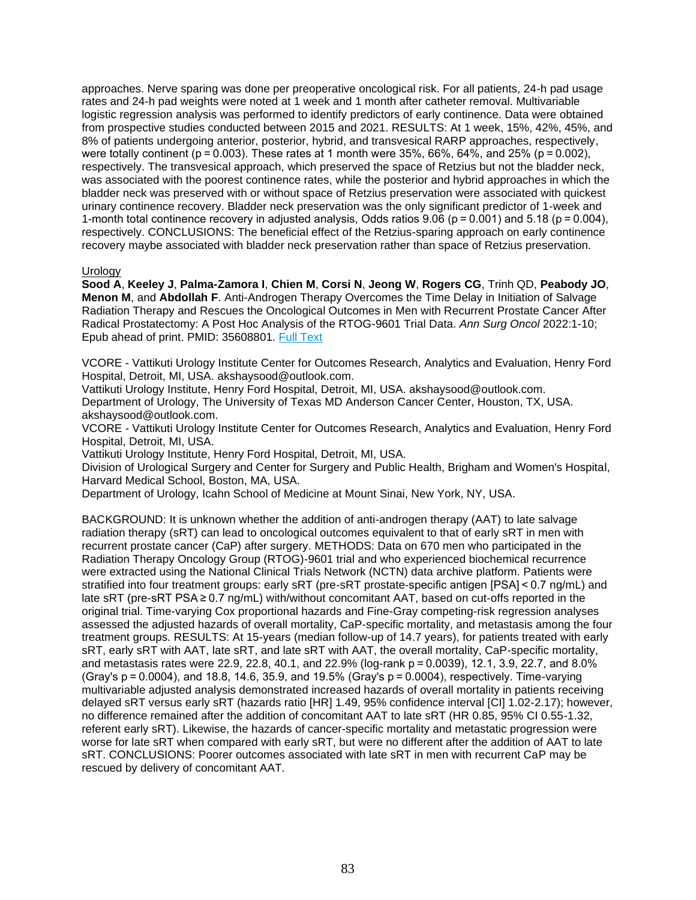approaches. Nerve sparing was done per preoperative oncological risk. For all patients, 24-h pad usage rates and 24-h pad weights were noted at 1 week and 1 month after catheter removal. Multivariable logistic regression analysis was performed to identify predictors of early continence. Data were obtained from prospective studies conducted between 2015 and 2021. RESULTS: At 1 week, 15%, 42%, 45%, and 8% of patients undergoing anterior, posterior, hybrid, and transvesical RARP approaches, respectively, were totally continent (p = 0.003). These rates at 1 month were 35%, 66%, 64%, and 25% (p = 0.002), respectively. The transvesical approach, which preserved the space of Retzius but not the bladder neck, was associated with the poorest continence rates, while the posterior and hybrid approaches in which the bladder neck was preserved with or without space of Retzius preservation were associated with quickest urinary continence recovery. Bladder neck preservation was the only significant predictor of 1-week and 1-month total continence recovery in adjusted analysis, Odds ratios 9.06 (p = 0.001) and 5.18 (p = 0.004), respectively. CONCLUSIONS: The beneficial effect of the Retzius-sparing approach on early continence recovery maybe associated with bladder neck preservation rather than space of Retzius preservation.

Urology

**Sood A**, **Keeley J**, **Palma-Zamora I**, **Chien M**, **Corsi N**, **Jeong W**, **Rogers CG**, Trinh QD, **Peabody JO**, **Menon M**, and **Abdollah F**. Anti-Androgen Therapy Overcomes the Time Delay in Initiation of Salvage Radiation Therapy and Rescues the Oncological Outcomes in Men with Recurrent Prostate Cancer After Radical Prostatectomy: A Post Hoc Analysis of the RTOG-9601 Trial Data. *Ann Surg Oncol* 2022:1-10; Epub ahead of print. PMID: 35608801. Full Text

VCORE - Vattikuti Urology Institute Center for Outcomes Research, Analytics and Evaluation, Henry Ford Hospital, Detroit, MI, USA. akshaysood@outlook.com.
Vattikuti Urology Institute, Henry Ford Hospital, Detroit, MI, USA. akshaysood@outlook.com.
Department of Urology, The University of Texas MD Anderson Cancer Center, Houston, TX, USA. akshaysood@outlook.com.
VCORE - Vattikuti Urology Institute Center for Outcomes Research, Analytics and Evaluation, Henry Ford Hospital, Detroit, MI, USA.
Vattikuti Urology Institute, Henry Ford Hospital, Detroit, MI, USA.
Division of Urological Surgery and Center for Surgery and Public Health, Brigham and Women's Hospital, Harvard Medical School, Boston, MA, USA.
Department of Urology, Icahn School of Medicine at Mount Sinai, New York, NY, USA.

BACKGROUND: It is unknown whether the addition of anti-androgen therapy (AAT) to late salvage radiation therapy (sRT) can lead to oncological outcomes equivalent to that of early sRT in men with recurrent prostate cancer (CaP) after surgery. METHODS: Data on 670 men who participated in the Radiation Therapy Oncology Group (RTOG)-9601 trial and who experienced biochemical recurrence were extracted using the National Clinical Trials Network (NCTN) data archive platform. Patients were stratified into four treatment groups: early sRT (pre-sRT prostate-specific antigen [PSA] < 0.7 ng/mL) and late sRT (pre-sRT PSA ≥ 0.7 ng/mL) with/without concomitant AAT, based on cut-offs reported in the original trial. Time-varying Cox proportional hazards and Fine-Gray competing-risk regression analyses assessed the adjusted hazards of overall mortality, CaP-specific mortality, and metastasis among the four treatment groups. RESULTS: At 15-years (median follow-up of 14.7 years), for patients treated with early sRT, early sRT with AAT, late sRT, and late sRT with AAT, the overall mortality, CaP-specific mortality, and metastasis rates were 22.9, 22.8, 40.1, and 22.9% (log-rank p = 0.0039), 12.1, 3.9, 22.7, and 8.0% (Gray's p = 0.0004), and 18.8, 14.6, 35.9, and 19.5% (Gray's p = 0.0004), respectively. Time-varying multivariable adjusted analysis demonstrated increased hazards of overall mortality in patients receiving delayed sRT versus early sRT (hazards ratio [HR] 1.49, 95% confidence interval [CI] 1.02-2.17); however, no difference remained after the addition of concomitant AAT to late sRT (HR 0.85, 95% CI 0.55-1.32, referent early sRT). Likewise, the hazards of cancer-specific mortality and metastatic progression were worse for late sRT when compared with early sRT, but were no different after the addition of AAT to late sRT. CONCLUSIONS: Poorer outcomes associated with late sRT in men with recurrent CaP may be rescued by delivery of concomitant AAT.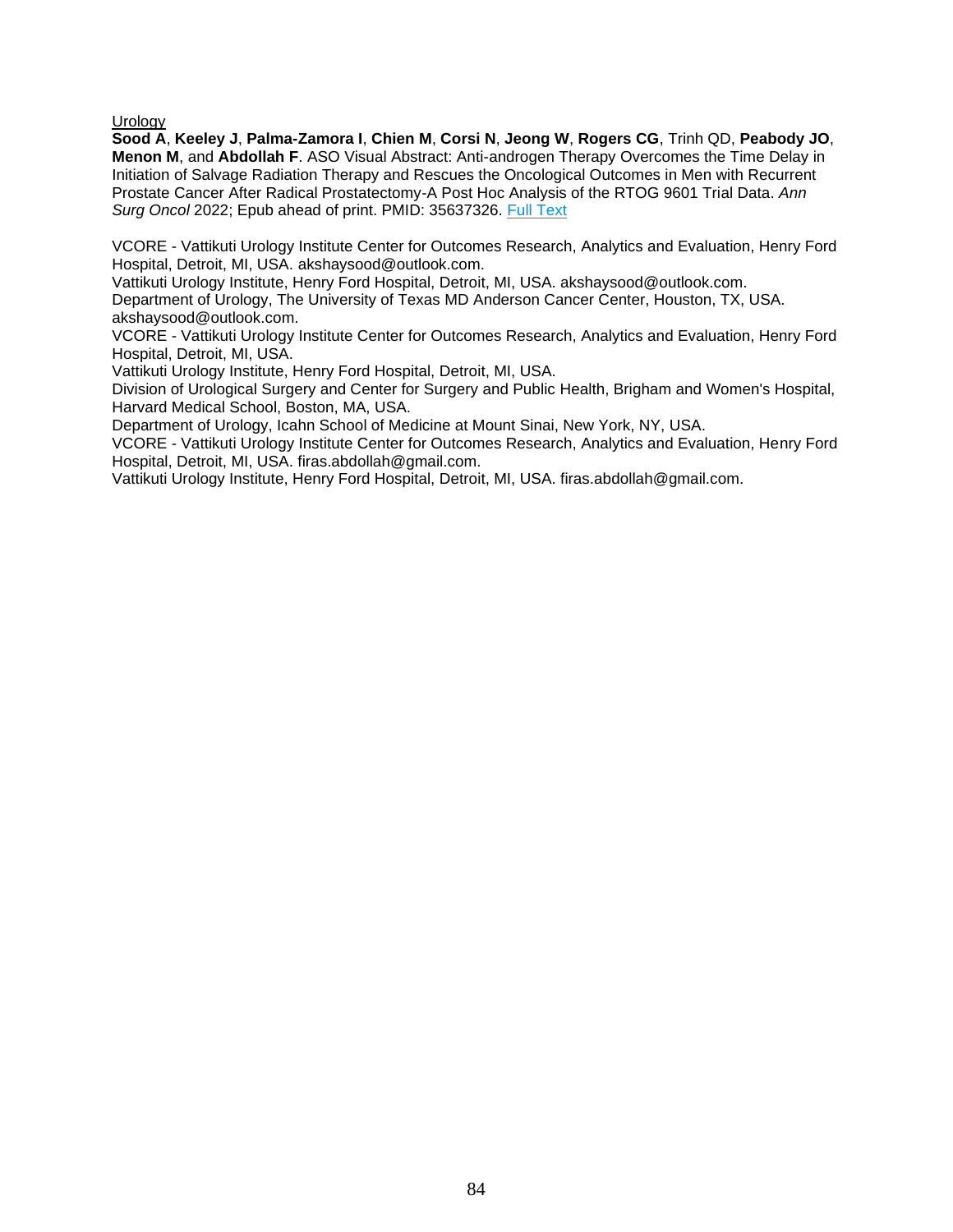<u>Urology</u>

**Sood A**, **Keeley J**, **Palma-Zamora I**, **Chien M**, **Corsi N**, **Jeong W**, **Rogers CG**, Trinh QD, **Peabody JO**, **Menon M**, and **Abdollah F**. ASO Visual Abstract: Anti-androgen Therapy Overcomes the Time Delay in Initiation of Salvage Radiation Therapy and Rescues the Oncological Outcomes in Men with Recurrent Prostate Cancer After Radical Prostatectomy-A Post Hoc Analysis of the RTOG 9601 Trial Data. *Ann Surg Oncol* 2022; Epub ahead of print. PMID: 35637326. Full Text

VCORE - Vattikuti Urology Institute Center for Outcomes Research, Analytics and Evaluation, Henry Ford Hospital, Detroit, MI, USA. akshaysood@outlook.com.
Vattikuti Urology Institute, Henry Ford Hospital, Detroit, MI, USA. akshaysood@outlook.com.
Department of Urology, The University of Texas MD Anderson Cancer Center, Houston, TX, USA. akshaysood@outlook.com.
VCORE - Vattikuti Urology Institute Center for Outcomes Research, Analytics and Evaluation, Henry Ford Hospital, Detroit, MI, USA.
Vattikuti Urology Institute, Henry Ford Hospital, Detroit, MI, USA.
Division of Urological Surgery and Center for Surgery and Public Health, Brigham and Women's Hospital, Harvard Medical School, Boston, MA, USA.
Department of Urology, Icahn School of Medicine at Mount Sinai, New York, NY, USA.
VCORE - Vattikuti Urology Institute Center for Outcomes Research, Analytics and Evaluation, Henry Ford Hospital, Detroit, MI, USA. firas.abdollah@gmail.com.
Vattikuti Urology Institute, Henry Ford Hospital, Detroit, MI, USA. firas.abdollah@gmail.com.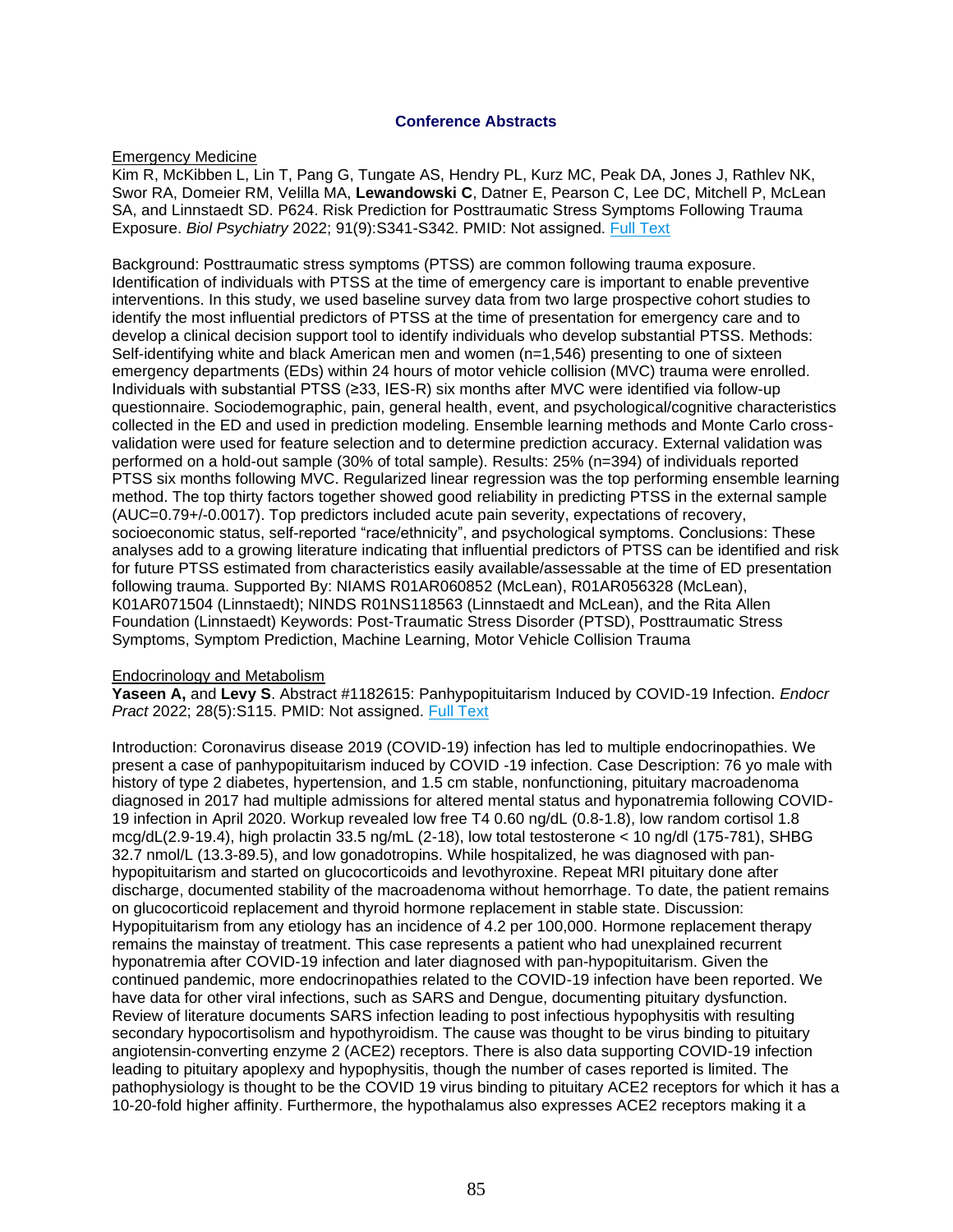**Conference Abstracts**

Emergency Medicine

Kim R, McKibben L, Lin T, Pang G, Tungate AS, Hendry PL, Kurz MC, Peak DA, Jones J, Rathlev NK, Swor RA, Domeier RM, Velilla MA, **Lewandowski C**, Datner E, Pearson C, Lee DC, Mitchell P, McLean SA, and Linnstaedt SD. P624. Risk Prediction for Posttraumatic Stress Symptoms Following Trauma Exposure. *Biol Psychiatry* 2022; 91(9):S341-S342. PMID: Not assigned. Full Text

Background: Posttraumatic stress symptoms (PTSS) are common following trauma exposure. Identification of individuals with PTSS at the time of emergency care is important to enable preventive interventions. In this study, we used baseline survey data from two large prospective cohort studies to identify the most influential predictors of PTSS at the time of presentation for emergency care and to develop a clinical decision support tool to identify individuals who develop substantial PTSS. Methods: Self-identifying white and black American men and women (n=1,546) presenting to one of sixteen emergency departments (EDs) within 24 hours of motor vehicle collision (MVC) trauma were enrolled. Individuals with substantial PTSS (≥33, IES-R) six months after MVC were identified via follow-up questionnaire. Sociodemographic, pain, general health, event, and psychological/cognitive characteristics collected in the ED and used in prediction modeling. Ensemble learning methods and Monte Carlo cross-validation were used for feature selection and to determine prediction accuracy. External validation was performed on a hold-out sample (30% of total sample). Results: 25% (n=394) of individuals reported PTSS six months following MVC. Regularized linear regression was the top performing ensemble learning method. The top thirty factors together showed good reliability in predicting PTSS in the external sample (AUC=0.79+/-0.0017). Top predictors included acute pain severity, expectations of recovery, socioeconomic status, self-reported "race/ethnicity", and psychological symptoms. Conclusions: These analyses add to a growing literature indicating that influential predictors of PTSS can be identified and risk for future PTSS estimated from characteristics easily available/assessable at the time of ED presentation following trauma. Supported By: NIAMS R01AR060852 (McLean), R01AR056328 (McLean), K01AR071504 (Linnstaedt); NINDS R01NS118563 (Linnstaedt and McLean), and the Rita Allen Foundation (Linnstaedt) Keywords: Post-Traumatic Stress Disorder (PTSD), Posttraumatic Stress Symptoms, Symptom Prediction, Machine Learning, Motor Vehicle Collision Trauma

Endocrinology and Metabolism

**Yaseen A,** and **Levy S**. Abstract #1182615: Panhypopituitarism Induced by COVID-19 Infection. *Endocr Pract* 2022; 28(5):S115. PMID: Not assigned. Full Text

Introduction: Coronavirus disease 2019 (COVID-19) infection has led to multiple endocrinopathies. We present a case of panhypopituitarism induced by COVID -19 infection. Case Description: 76 yo male with history of type 2 diabetes, hypertension, and 1.5 cm stable, nonfunctioning, pituitary macroadenoma diagnosed in 2017 had multiple admissions for altered mental status and hyponatremia following COVID-19 infection in April 2020. Workup revealed low free T4 0.60 ng/dL (0.8-1.8), low random cortisol 1.8 mcg/dL(2.9-19.4), high prolactin 33.5 ng/mL (2-18), low total testosterone < 10 ng/dl (175-781), SHBG 32.7 nmol/L (13.3-89.5), and low gonadotropins. While hospitalized, he was diagnosed with pan-hypopituitarism and started on glucocorticoids and levothyroxine. Repeat MRI pituitary done after discharge, documented stability of the macroadenoma without hemorrhage. To date, the patient remains on glucocorticoid replacement and thyroid hormone replacement in stable state. Discussion: Hypopituitarism from any etiology has an incidence of 4.2 per 100,000. Hormone replacement therapy remains the mainstay of treatment. This case represents a patient who had unexplained recurrent hyponatremia after COVID-19 infection and later diagnosed with pan-hypopituitarism. Given the continued pandemic, more endocrinopathies related to the COVID-19 infection have been reported. We have data for other viral infections, such as SARS and Dengue, documenting pituitary dysfunction. Review of literature documents SARS infection leading to post infectious hypophysitis with resulting secondary hypocortisolism and hypothyroidism. The cause was thought to be virus binding to pituitary angiotensin-converting enzyme 2 (ACE2) receptors. There is also data supporting COVID-19 infection leading to pituitary apoplexy and hypophysitis, though the number of cases reported is limited. The pathophysiology is thought to be the COVID 19 virus binding to pituitary ACE2 receptors for which it has a 10-20-fold higher affinity. Furthermore, the hypothalamus also expresses ACE2 receptors making it a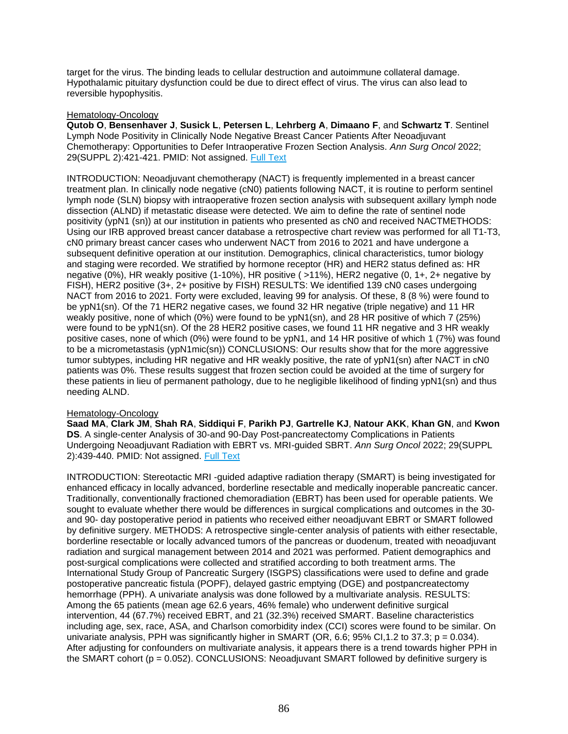target for the virus. The binding leads to cellular destruction and autoimmune collateral damage. Hypothalamic pituitary dysfunction could be due to direct effect of virus. The virus can also lead to reversible hypophysitis.

Hematology-Oncology

**Qutob O**, **Bensenhaver J**, **Susick L**, **Petersen L**, **Lehrberg A**, **Dimaano F**, and **Schwartz T**. Sentinel Lymph Node Positivity in Clinically Node Negative Breast Cancer Patients After Neoadjuvant Chemotherapy: Opportunities to Defer Intraoperative Frozen Section Analysis. *Ann Surg Oncol* 2022; 29(SUPPL 2):421-421. PMID: Not assigned. Full Text

INTRODUCTION: Neoadjuvant chemotherapy (NACT) is frequently implemented in a breast cancer treatment plan. In clinically node negative (cN0) patients following NACT, it is routine to perform sentinel lymph node (SLN) biopsy with intraoperative frozen section analysis with subsequent axillary lymph node dissection (ALND) if metastatic disease were detected. We aim to define the rate of sentinel node positivity (ypN1 (sn)) at our institution in patients who presented as cN0 and received NACTMETHODS: Using our IRB approved breast cancer database a retrospective chart review was performed for all T1-T3, cN0 primary breast cancer cases who underwent NACT from 2016 to 2021 and have undergone a subsequent definitive operation at our institution. Demographics, clinical characteristics, tumor biology and staging were recorded. We stratified by hormone receptor (HR) and HER2 status defined as: HR negative (0%), HR weakly positive (1-10%), HR positive ( >11%), HER2 negative (0, 1+, 2+ negative by FISH), HER2 positive (3+, 2+ positive by FISH) RESULTS: We identified 139 cN0 cases undergoing NACT from 2016 to 2021. Forty were excluded, leaving 99 for analysis. Of these, 8 (8 %) were found to be ypN1(sn). Of the 71 HER2 negative cases, we found 32 HR negative (triple negative) and 11 HR weakly positive, none of which (0%) were found to be ypN1(sn), and 28 HR positive of which 7 (25%) were found to be ypN1(sn). Of the 28 HER2 positive cases, we found 11 HR negative and 3 HR weakly positive cases, none of which (0%) were found to be ypN1, and 14 HR positive of which 1 (7%) was found to be a micrometastasis (ypN1mic(sn)) CONCLUSIONS: Our results show that for the more aggressive tumor subtypes, including HR negative and HR weakly positive, the rate of ypN1(sn) after NACT in cN0 patients was 0%. These results suggest that frozen section could be avoided at the time of surgery for these patients in lieu of permanent pathology, due to he negligible likelihood of finding ypN1(sn) and thus needing ALND.

Hematology-Oncology

**Saad MA**, **Clark JM**, **Shah RA**, **Siddiqui F**, **Parikh PJ**, **Gartrelle KJ**, **Natour AKK**, **Khan GN**, and **Kwon DS**. A single-center Analysis of 30-and 90-Day Post-pancreatectomy Complications in Patients Undergoing Neoadjuvant Radiation with EBRT vs. MRI-guided SBRT. *Ann Surg Oncol* 2022; 29(SUPPL 2):439-440. PMID: Not assigned. Full Text

INTRODUCTION: Stereotactic MRI -guided adaptive radiation therapy (SMART) is being investigated for enhanced efficacy in locally advanced, borderline resectable and medically inoperable pancreatic cancer. Traditionally, conventionally fractioned chemoradiation (EBRT) has been used for operable patients. We sought to evaluate whether there would be differences in surgical complications and outcomes in the 30- and 90- day postoperative period in patients who received either neoadjuvant EBRT or SMART followed by definitive surgery. METHODS: A retrospective single-center analysis of patients with either resectable, borderline resectable or locally advanced tumors of the pancreas or duodenum, treated with neoadjuvant radiation and surgical management between 2014 and 2021 was performed. Patient demographics and post-surgical complications were collected and stratified according to both treatment arms. The International Study Group of Pancreatic Surgery (ISGPS) classifications were used to define and grade postoperative pancreatic fistula (POPF), delayed gastric emptying (DGE) and postpancreatectomy hemorrhage (PPH). A univariate analysis was done followed by a multivariate analysis. RESULTS: Among the 65 patients (mean age 62.6 years, 46% female) who underwent definitive surgical intervention, 44 (67.7%) received EBRT, and 21 (32.3%) received SMART. Baseline characteristics including age, sex, race, ASA, and Charlson comorbidity index (CCI) scores were found to be similar. On univariate analysis, PPH was significantly higher in SMART (OR, 6.6; 95% CI,1.2 to 37.3; $p = 0.034$). After adjusting for confounders on multivariate analysis, it appears there is a trend towards higher PPH in the SMART cohort ($p = 0.052$). CONCLUSIONS: Neoadjuvant SMART followed by definitive surgery is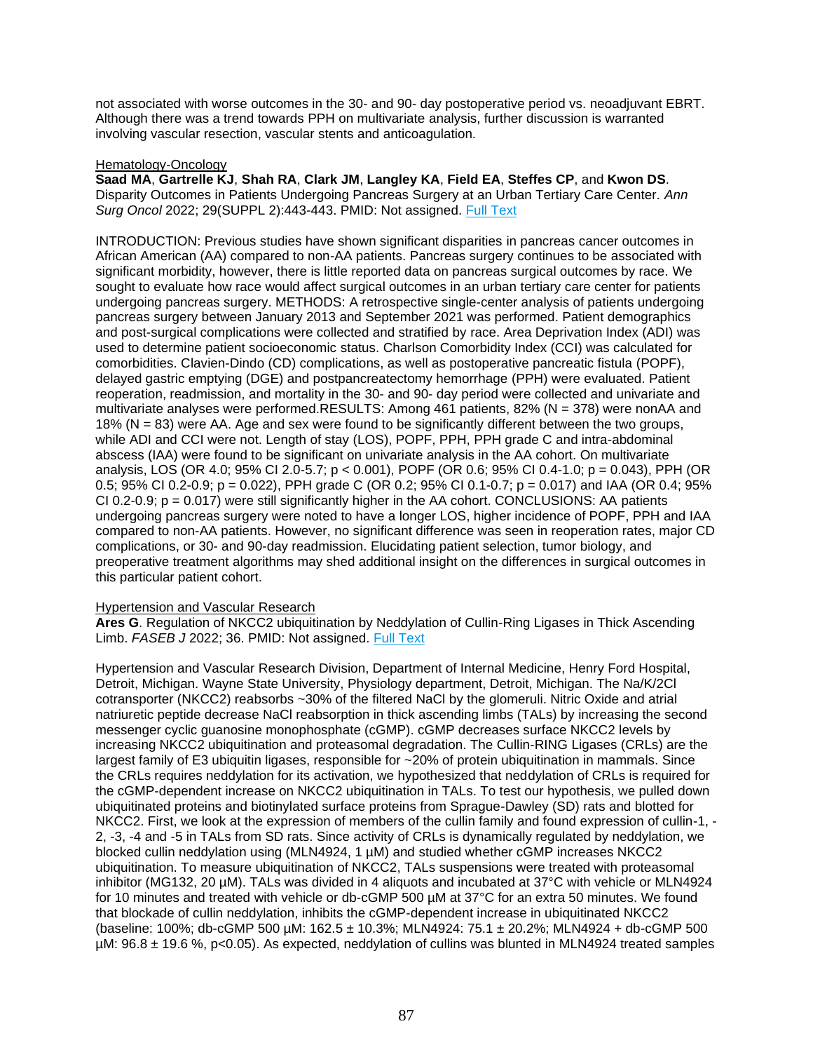not associated with worse outcomes in the 30- and 90- day postoperative period vs. neoadjuvant EBRT. Although there was a trend towards PPH on multivariate analysis, further discussion is warranted involving vascular resection, vascular stents and anticoagulation.

Hematology-Oncology

**Saad MA**, **Gartrelle KJ**, **Shah RA**, **Clark JM**, **Langley KA**, **Field EA**, **Steffes CP**, and **Kwon DS**. Disparity Outcomes in Patients Undergoing Pancreas Surgery at an Urban Tertiary Care Center. *Ann Surg Oncol* 2022; 29(SUPPL 2):443-443. PMID: Not assigned. Full Text

INTRODUCTION: Previous studies have shown significant disparities in pancreas cancer outcomes in African American (AA) compared to non-AA patients. Pancreas surgery continues to be associated with significant morbidity, however, there is little reported data on pancreas surgical outcomes by race. We sought to evaluate how race would affect surgical outcomes in an urban tertiary care center for patients undergoing pancreas surgery. METHODS: A retrospective single-center analysis of patients undergoing pancreas surgery between January 2013 and September 2021 was performed. Patient demographics and post-surgical complications were collected and stratified by race. Area Deprivation Index (ADI) was used to determine patient socioeconomic status. Charlson Comorbidity Index (CCI) was calculated for comorbidities. Clavien-Dindo (CD) complications, as well as postoperative pancreatic fistula (POPF), delayed gastric emptying (DGE) and postpancreatectomy hemorrhage (PPH) were evaluated. Patient reoperation, readmission, and mortality in the 30- and 90- day period were collected and univariate and multivariate analyses were performed.RESULTS: Among 461 patients, 82% (N = 378) were nonAA and 18% (N = 83) were AA. Age and sex were found to be significantly different between the two groups, while ADI and CCI were not. Length of stay (LOS), POPF, PPH, PPH grade C and intra-abdominal abscess (IAA) were found to be significant on univariate analysis in the AA cohort. On multivariate analysis, LOS (OR 4.0; 95% CI 2.0-5.7; $p < 0.001$), POPF (OR 0.6; 95% CI 0.4-1.0; $p = 0.043$), PPH (OR 0.5; 95% CI 0.2-0.9; $p = 0.022$), PPH grade C (OR 0.2; 95% CI 0.1-0.7; $p = 0.017$) and IAA (OR 0.4; 95% CI 0.2-0.9; $p = 0.017$) were still significantly higher in the AA cohort. CONCLUSIONS: AA patients undergoing pancreas surgery were noted to have a longer LOS, higher incidence of POPF, PPH and IAA compared to non-AA patients. However, no significant difference was seen in reoperation rates, major CD complications, or 30- and 90-day readmission. Elucidating patient selection, tumor biology, and preoperative treatment algorithms may shed additional insight on the differences in surgical outcomes in this particular patient cohort.

Hypertension and Vascular Research

**Ares G**. Regulation of NKCC2 ubiquitination by Neddylation of Cullin-Ring Ligases in Thick Ascending Limb. *FASEB J* 2022; 36. PMID: Not assigned. Full Text

Hypertension and Vascular Research Division, Department of Internal Medicine, Henry Ford Hospital, Detroit, Michigan. Wayne State University, Physiology department, Detroit, Michigan. The Na/K/2Cl cotransporter (NKCC2) reabsorbs ~30% of the filtered NaCl by the glomeruli. Nitric Oxide and atrial natriuretic peptide decrease NaCl reabsorption in thick ascending limbs (TALs) by increasing the second messenger cyclic guanosine monophosphate (cGMP). cGMP decreases surface NKCC2 levels by increasing NKCC2 ubiquitination and proteasomal degradation. The Cullin-RING Ligases (CRLs) are the largest family of E3 ubiquitin ligases, responsible for ~20% of protein ubiquitination in mammals. Since the CRLs requires neddylation for its activation, we hypothesized that neddylation of CRLs is required for the cGMP-dependent increase on NKCC2 ubiquitination in TALs. To test our hypothesis, we pulled down ubiquitinated proteins and biotinylated surface proteins from Sprague-Dawley (SD) rats and blotted for NKCC2. First, we look at the expression of members of the cullin family and found expression of cullin-1, -2, -3, -4 and -5 in TALs from SD rats. Since activity of CRLs is dynamically regulated by neddylation, we blocked cullin neddylation using (MLN4924, 1 µM) and studied whether cGMP increases NKCC2 ubiquitination. To measure ubiquitination of NKCC2, TALs suspensions were treated with proteasomal inhibitor (MG132, 20 µM). TALs was divided in 4 aliquots and incubated at 37°C with vehicle or MLN4924 for 10 minutes and treated with vehicle or db-cGMP 500 µM at 37°C for an extra 50 minutes. We found that blockade of cullin neddylation, inhibits the cGMP-dependent increase in ubiquitinated NKCC2 (baseline: 100%; db-cGMP 500 µM: 162.5 ± 10.3%; MLN4924: 75.1 ± 20.2%; MLN4924 + db-cGMP 500 µM: 96.8 ± 19.6 %, $p<0.05$). As expected, neddylation of cullins was blunted in MLN4924 treated samples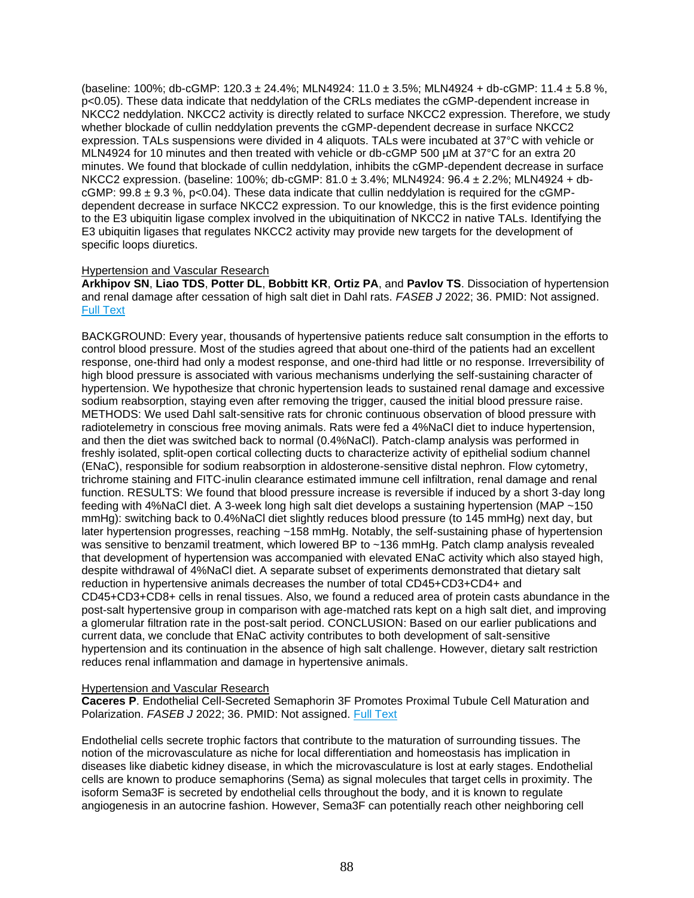(baseline: 100%; db-cGMP: 120.3 ± 24.4%; MLN4924: 11.0 ± 3.5%; MLN4924 + db-cGMP: 11.4 ± 5.8 %, $p<0.05$). These data indicate that neddylation of the CRLs mediates the cGMP-dependent increase in NKCC2 neddylation. NKCC2 activity is directly related to surface NKCC2 expression. Therefore, we study whether blockade of cullin neddylation prevents the cGMP-dependent decrease in surface NKCC2 expression. TALs suspensions were divided in 4 aliquots. TALs were incubated at 37°C with vehicle or MLN4924 for 10 minutes and then treated with vehicle or db-cGMP 500 µM at 37°C for an extra 20 minutes. We found that blockade of cullin neddylation, inhibits the cGMP-dependent decrease in surface NKCC2 expression. (baseline: 100%; db-cGMP: 81.0 ± 3.4%; MLN4924: 96.4 ± 2.2%; MLN4924 + db-cGMP: 99.8 ± 9.3 %, $p<0.04$). These data indicate that cullin neddylation is required for the cGMP-dependent decrease in surface NKCC2 expression. To our knowledge, this is the first evidence pointing to the E3 ubiquitin ligase complex involved in the ubiquitination of NKCC2 in native TALs. Identifying the E3 ubiquitin ligases that regulates NKCC2 activity may provide new targets for the development of specific loops diuretics.

Hypertension and Vascular Research
**Arkhipov SN**, **Liao TDS**, **Potter DL**, **Bobbitt KR**, **Ortiz PA**, and **Pavlov TS**. Dissociation of hypertension and renal damage after cessation of high salt diet in Dahl rats. *FASEB J* 2022; 36. PMID: Not assigned. [Full Text]

BACKGROUND: Every year, thousands of hypertensive patients reduce salt consumption in the efforts to control blood pressure. Most of the studies agreed that about one-third of the patients had an excellent response, one-third had only a modest response, and one-third had little or no response. Irreversibility of high blood pressure is associated with various mechanisms underlying the self-sustaining character of hypertension. We hypothesize that chronic hypertension leads to sustained renal damage and excessive sodium reabsorption, staying even after removing the trigger, caused the initial blood pressure raise. METHODS: We used Dahl salt-sensitive rats for chronic continuous observation of blood pressure with radiotelemetry in conscious free moving animals. Rats were fed a 4%NaCl diet to induce hypertension, and then the diet was switched back to normal (0.4%NaCl). Patch-clamp analysis was performed in freshly isolated, split-open cortical collecting ducts to characterize activity of epithelial sodium channel (ENaC), responsible for sodium reabsorption in aldosterone-sensitive distal nephron. Flow cytometry, trichrome staining and FITC-inulin clearance estimated immune cell infiltration, renal damage and renal function. RESULTS: We found that blood pressure increase is reversible if induced by a short 3-day long feeding with 4%NaCl diet. A 3-week long high salt diet develops a sustaining hypertension (MAP ~150 mmHg): switching back to 0.4%NaCl diet slightly reduces blood pressure (to 145 mmHg) next day, but later hypertension progresses, reaching ~158 mmHg. Notably, the self-sustaining phase of hypertension was sensitive to benzamil treatment, which lowered BP to ~136 mmHg. Patch clamp analysis revealed that development of hypertension was accompanied with elevated ENaC activity which also stayed high, despite withdrawal of 4%NaCl diet. A separate subset of experiments demonstrated that dietary salt reduction in hypertensive animals decreases the number of total CD45+CD3+CD4+ and CD45+CD3+CD8+ cells in renal tissues. Also, we found a reduced area of protein casts abundance in the post-salt hypertensive group in comparison with age-matched rats kept on a high salt diet, and improving a glomerular filtration rate in the post-salt period. CONCLUSION: Based on our earlier publications and current data, we conclude that ENaC activity contributes to both development of salt-sensitive hypertension and its continuation in the absence of high salt challenge. However, dietary salt restriction reduces renal inflammation and damage in hypertensive animals.

Hypertension and Vascular Research
**Caceres P**. Endothelial Cell-Secreted Semaphorin 3F Promotes Proximal Tubule Cell Maturation and Polarization. *FASEB J* 2022; 36. PMID: Not assigned. [Full Text]

Endothelial cells secrete trophic factors that contribute to the maturation of surrounding tissues. The notion of the microvasculature as niche for local differentiation and homeostasis has implication in diseases like diabetic kidney disease, in which the microvasculature is lost at early stages. Endothelial cells are known to produce semaphorins (Sema) as signal molecules that target cells in proximity. The isoform Sema3F is secreted by endothelial cells throughout the body, and it is known to regulate angiogenesis in an autocrine fashion. However, Sema3F can potentially reach other neighboring cell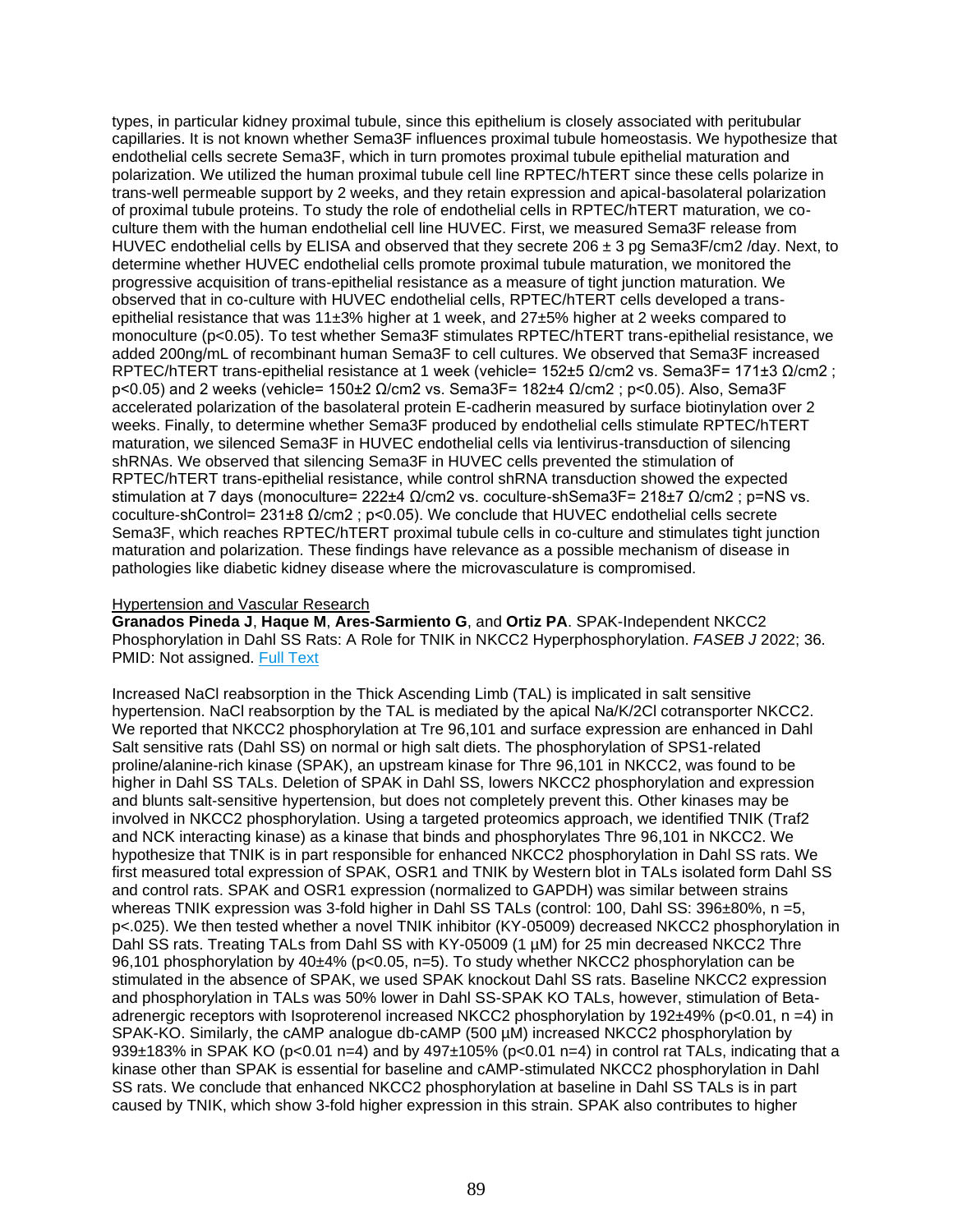types, in particular kidney proximal tubule, since this epithelium is closely associated with peritubular capillaries. It is not known whether Sema3F influences proximal tubule homeostasis. We hypothesize that endothelial cells secrete Sema3F, which in turn promotes proximal tubule epithelial maturation and polarization. We utilized the human proximal tubule cell line RPTEC/hTERT since these cells polarize in trans-well permeable support by 2 weeks, and they retain expression and apical-basolateral polarization of proximal tubule proteins. To study the role of endothelial cells in RPTEC/hTERT maturation, we co-culture them with the human endothelial cell line HUVEC. First, we measured Sema3F release from HUVEC endothelial cells by ELISA and observed that they secrete 206 ± 3 pg Sema3F/cm2 /day. Next, to determine whether HUVEC endothelial cells promote proximal tubule maturation, we monitored the progressive acquisition of trans-epithelial resistance as a measure of tight junction maturation. We observed that in co-culture with HUVEC endothelial cells, RPTEC/hTERT cells developed a trans-epithelial resistance that was 11±3% higher at 1 week, and 27±5% higher at 2 weeks compared to monoculture ($p<0.05$). To test whether Sema3F stimulates RPTEC/hTERT trans-epithelial resistance, we added 200ng/mL of recombinant human Sema3F to cell cultures. We observed that Sema3F increased RPTEC/hTERT trans-epithelial resistance at 1 week (vehicle= 152±5 Ω/cm2 vs. Sema3F= 171±3 Ω/cm2 ; $p<0.05$) and 2 weeks (vehicle= 150±2 Ω/cm2 vs. Sema3F= 182±4 Ω/cm2 ; $p<0.05$). Also, Sema3F accelerated polarization of the basolateral protein E-cadherin measured by surface biotinylation over 2 weeks. Finally, to determine whether Sema3F produced by endothelial cells stimulate RPTEC/hTERT maturation, we silenced Sema3F in HUVEC endothelial cells via lentivirus-transduction of silencing shRNAs. We observed that silencing Sema3F in HUVEC cells prevented the stimulation of RPTEC/hTERT trans-epithelial resistance, while control shRNA transduction showed the expected stimulation at 7 days (monoculture= 222±4 Ω/cm2 vs. coculture-shSema3F= 218±7 Ω/cm2 ; p=NS vs. coculture-shControl= 231±8 Ω/cm2 ; $p<0.05$). We conclude that HUVEC endothelial cells secrete Sema3F, which reaches RPTEC/hTERT proximal tubule cells in co-culture and stimulates tight junction maturation and polarization. These findings have relevance as a possible mechanism of disease in pathologies like diabetic kidney disease where the microvasculature is compromised.

Hypertension and Vascular Research

**Granados Pineda J**, **Haque M**, **Ares-Sarmiento G**, and **Ortiz PA**. SPAK-Independent NKCC2 Phosphorylation in Dahl SS Rats: A Role for TNIK in NKCC2 Hyperphosphorylation. *FASEB J* 2022; 36. PMID: Not assigned. Full Text

Increased NaCl reabsorption in the Thick Ascending Limb (TAL) is implicated in salt sensitive hypertension. NaCl reabsorption by the TAL is mediated by the apical Na/K/2Cl cotransporter NKCC2. We reported that NKCC2 phosphorylation at Tre 96,101 and surface expression are enhanced in Dahl Salt sensitive rats (Dahl SS) on normal or high salt diets. The phosphorylation of SPS1-related proline/alanine-rich kinase (SPAK), an upstream kinase for Thre 96,101 in NKCC2, was found to be higher in Dahl SS TALs. Deletion of SPAK in Dahl SS, lowers NKCC2 phosphorylation and expression and blunts salt-sensitive hypertension, but does not completely prevent this. Other kinases may be involved in NKCC2 phosphorylation. Using a targeted proteomics approach, we identified TNIK (Traf2 and NCK interacting kinase) as a kinase that binds and phosphorylates Thre 96,101 in NKCC2. We hypothesize that TNIK is in part responsible for enhanced NKCC2 phosphorylation in Dahl SS rats. We first measured total expression of SPAK, OSR1 and TNIK by Western blot in TALs isolated form Dahl SS and control rats. SPAK and OSR1 expression (normalized to GAPDH) was similar between strains whereas TNIK expression was 3-fold higher in Dahl SS TALs (control: 100, Dahl SS: 396±80%, n =5, $p<.025$). We then tested whether a novel TNIK inhibitor (KY-05009) decreased NKCC2 phosphorylation in Dahl SS rats. Treating TALs from Dahl SS with KY-05009 (1 µM) for 25 min decreased NKCC2 Thre 96,101 phosphorylation by 40±4% ($p<0.05$, n=5). To study whether NKCC2 phosphorylation can be stimulated in the absence of SPAK, we used SPAK knockout Dahl SS rats. Baseline NKCC2 expression and phosphorylation in TALs was 50% lower in Dahl SS-SPAK KO TALs, however, stimulation of Beta-adrenergic receptors with Isoproterenol increased NKCC2 phosphorylation by 192±49% ($p<0.01$, n =4) in SPAK-KO. Similarly, the cAMP analogue db-cAMP (500 µM) increased NKCC2 phosphorylation by 939±183% in SPAK KO ($p<0.01$ n=4) and by 497±105% ($p<0.01$ n=4) in control rat TALs, indicating that a kinase other than SPAK is essential for baseline and cAMP-stimulated NKCC2 phosphorylation in Dahl SS rats. We conclude that enhanced NKCC2 phosphorylation at baseline in Dahl SS TALs is in part caused by TNIK, which show 3-fold higher expression in this strain. SPAK also contributes to higher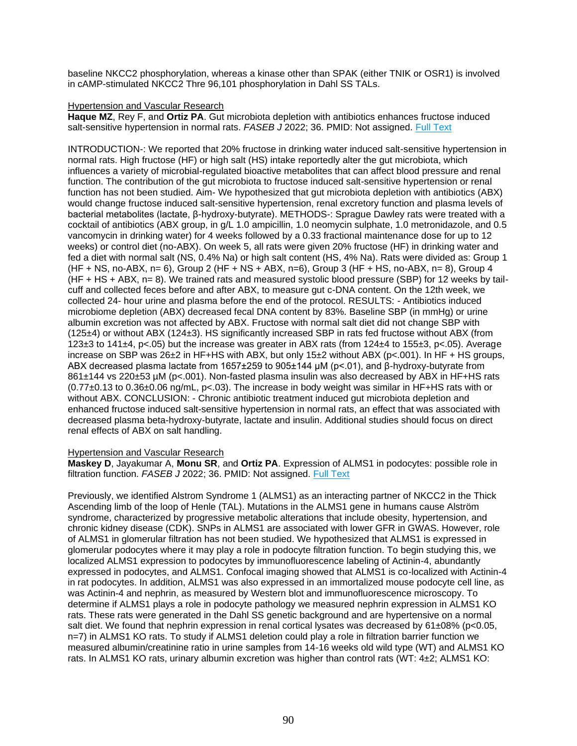baseline NKCC2 phosphorylation, whereas a kinase other than SPAK (either TNIK or OSR1) is involved in cAMP-stimulated NKCC2 Thre 96,101 phosphorylation in Dahl SS TALs.

Hypertension and Vascular Research

**Haque MZ**, Rey F, and **Ortiz PA**. Gut microbiota depletion with antibiotics enhances fructose induced salt-sensitive hypertension in normal rats. *FASEB J* 2022; 36. PMID: Not assigned. Full Text

INTRODUCTION-: We reported that 20% fructose in drinking water induced salt-sensitive hypertension in normal rats. High fructose (HF) or high salt (HS) intake reportedly alter the gut microbiota, which influences a variety of microbial-regulated bioactive metabolites that can affect blood pressure and renal function. The contribution of the gut microbiota to fructose induced salt-sensitive hypertension or renal function has not been studied. Aim- We hypothesized that gut microbiota depletion with antibiotics (ABX) would change fructose induced salt-sensitive hypertension, renal excretory function and plasma levels of bacterial metabolites (lactate, β-hydroxy-butyrate). METHODS-: Sprague Dawley rats were treated with a cocktail of antibiotics (ABX group, in g/L 1.0 ampicillin, 1.0 neomycin sulphate, 1.0 metronidazole, and 0.5 vancomycin in drinking water) for 4 weeks followed by a 0.33 fractional maintenance dose for up to 12 weeks) or control diet (no-ABX). On week 5, all rats were given 20% fructose (HF) in drinking water and fed a diet with normal salt (NS, 0.4% Na) or high salt content (HS, 4% Na). Rats were divided as: Group 1 (HF + NS, no-ABX, n= 6), Group 2 (HF + NS + ABX, n=6), Group 3 (HF + HS, no-ABX, n= 8), Group 4 (HF + HS + ABX, n= 8). We trained rats and measured systolic blood pressure (SBP) for 12 weeks by tail-cuff and collected feces before and after ABX, to measure gut c-DNA content. On the 12th week, we collected 24- hour urine and plasma before the end of the protocol. RESULTS: - Antibiotics induced microbiome depletion (ABX) decreased fecal DNA content by 83%. Baseline SBP (in mmHg) or urine albumin excretion was not affected by ABX. Fructose with normal salt diet did not change SBP with (125±4) or without ABX (124±3). HS significantly increased SBP in rats fed fructose without ABX (from 123±3 to 141±4, $p<.05$) but the increase was greater in ABX rats (from 124±4 to 155±3, $p<.05$). Average increase on SBP was 26±2 in HF+HS with ABX, but only 15±2 without ABX ($p<.001$). In HF + HS groups, ABX decreased plasma lactate from 1657±259 to 905±144 µM ($p<.01$), and β-hydroxy-butyrate from 861±144 vs 220±53 µM ($p<.001$). Non-fasted plasma insulin was also decreased by ABX in HF+HS rats (0.77±0.13 to 0.36±0.06 ng/mL, $p<.03$). The increase in body weight was similar in HF+HS rats with or without ABX. CONCLUSION: - Chronic antibiotic treatment induced gut microbiota depletion and enhanced fructose induced salt-sensitive hypertension in normal rats, an effect that was associated with decreased plasma beta-hydroxy-butyrate, lactate and insulin. Additional studies should focus on direct renal effects of ABX on salt handling.

Hypertension and Vascular Research

**Maskey D**, Jayakumar A, **Monu SR**, and **Ortiz PA**. Expression of ALMS1 in podocytes: possible role in filtration function. *FASEB J* 2022; 36. PMID: Not assigned. Full Text

Previously, we identified Alstrom Syndrome 1 (ALMS1) as an interacting partner of NKCC2 in the Thick Ascending limb of the loop of Henle (TAL). Mutations in the ALMS1 gene in humans cause Alström syndrome, characterized by progressive metabolic alterations that include obesity, hypertension, and chronic kidney disease (CDK). SNPs in ALMS1 are associated with lower GFR in GWAS. However, role of ALMS1 in glomerular filtration has not been studied. We hypothesized that ALMS1 is expressed in glomerular podocytes where it may play a role in podocyte filtration function. To begin studying this, we localized ALMS1 expression to podocytes by immunofluorescence labeling of Actinin-4, abundantly expressed in podocytes, and ALMS1. Confocal imaging showed that ALMS1 is co-localized with Actinin-4 in rat podocytes. In addition, ALMS1 was also expressed in an immortalized mouse podocyte cell line, as was Actinin-4 and nephrin, as measured by Western blot and immunofluorescence microscopy. To determine if ALMS1 plays a role in podocyte pathology we measured nephrin expression in ALMS1 KO rats. These rats were generated in the Dahl SS genetic background and are hypertensive on a normal salt diet. We found that nephrin expression in renal cortical lysates was decreased by 61±08% ($p<0.05$, n=7) in ALMS1 KO rats. To study if ALMS1 deletion could play a role in filtration barrier function we measured albumin/creatinine ratio in urine samples from 14-16 weeks old wild type (WT) and ALMS1 KO rats. In ALMS1 KO rats, urinary albumin excretion was higher than control rats (WT: 4±2; ALMS1 KO: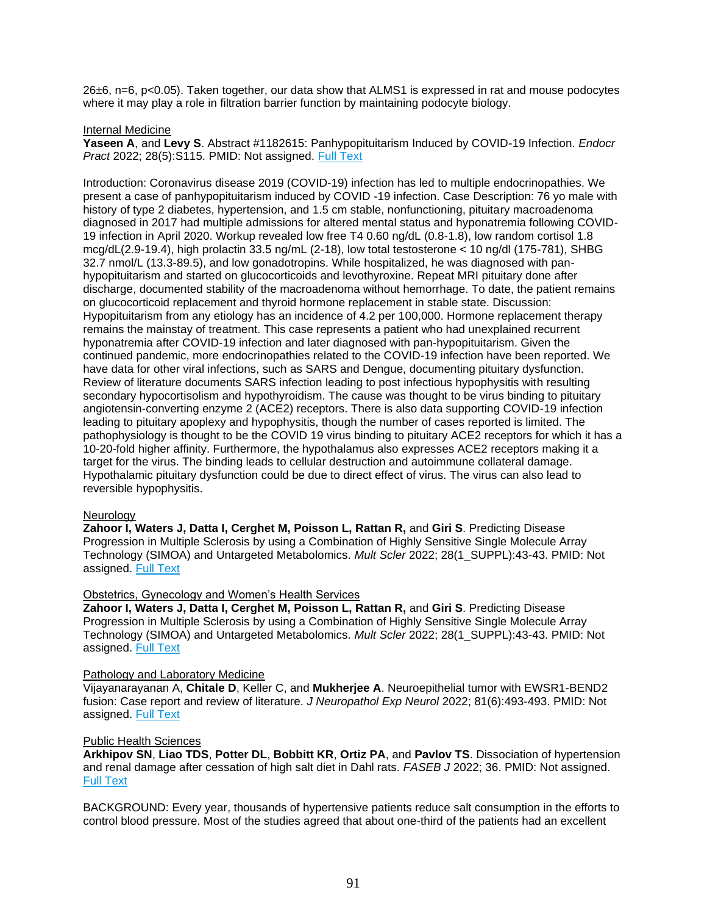26±6, n=6, p<0.05). Taken together, our data show that ALMS1 is expressed in rat and mouse podocytes where it may play a role in filtration barrier function by maintaining podocyte biology.

Internal Medicine

**Yaseen A**, and **Levy S**. Abstract #1182615: Panhypopituitarism Induced by COVID-19 Infection. *Endocr Pract* 2022; 28(5):S115. PMID: Not assigned. Full Text

Introduction: Coronavirus disease 2019 (COVID-19) infection has led to multiple endocrinopathies. We present a case of panhypopituitarism induced by COVID -19 infection. Case Description: 76 yo male with history of type 2 diabetes, hypertension, and 1.5 cm stable, nonfunctioning, pituitary macroadenoma diagnosed in 2017 had multiple admissions for altered mental status and hyponatremia following COVID-19 infection in April 2020. Workup revealed low free T4 0.60 ng/dL (0.8-1.8), low random cortisol 1.8 mcg/dL(2.9-19.4), high prolactin 33.5 ng/mL (2-18), low total testosterone < 10 ng/dl (175-781), SHBG 32.7 nmol/L (13.3-89.5), and low gonadotropins. While hospitalized, he was diagnosed with pan-hypopituitarism and started on glucocorticoids and levothyroxine. Repeat MRI pituitary done after discharge, documented stability of the macroadenoma without hemorrhage. To date, the patient remains on glucocorticoid replacement and thyroid hormone replacement in stable state. Discussion: Hypopituitarism from any etiology has an incidence of 4.2 per 100,000. Hormone replacement therapy remains the mainstay of treatment. This case represents a patient who had unexplained recurrent hyponatremia after COVID-19 infection and later diagnosed with pan-hypopituitarism. Given the continued pandemic, more endocrinopathies related to the COVID-19 infection have been reported. We have data for other viral infections, such as SARS and Dengue, documenting pituitary dysfunction. Review of literature documents SARS infection leading to post infectious hypophysitis with resulting secondary hypocortisolism and hypothyroidism. The cause was thought to be virus binding to pituitary angiotensin-converting enzyme 2 (ACE2) receptors. There is also data supporting COVID-19 infection leading to pituitary apoplexy and hypophysitis, though the number of cases reported is limited. The pathophysiology is thought to be the COVID 19 virus binding to pituitary ACE2 receptors for which it has a 10-20-fold higher affinity. Furthermore, the hypothalamus also expresses ACE2 receptors making it a target for the virus. The binding leads to cellular destruction and autoimmune collateral damage. Hypothalamic pituitary dysfunction could be due to direct effect of virus. The virus can also lead to reversible hypophysitis.

Neurology

**Zahoor I, Waters J, Datta I, Cerghet M, Poisson L, Rattan R,** and **Giri S**. Predicting Disease Progression in Multiple Sclerosis by using a Combination of Highly Sensitive Single Molecule Array Technology (SIMOA) and Untargeted Metabolomics. *Mult Scler* 2022; 28(1_SUPPL):43-43. PMID: Not assigned. Full Text

Obstetrics, Gynecology and Women's Health Services

**Zahoor I, Waters J, Datta I, Cerghet M, Poisson L, Rattan R,** and **Giri S**. Predicting Disease Progression in Multiple Sclerosis by using a Combination of Highly Sensitive Single Molecule Array Technology (SIMOA) and Untargeted Metabolomics. *Mult Scler* 2022; 28(1_SUPPL):43-43. PMID: Not assigned. Full Text

Pathology and Laboratory Medicine

Vijayanarayanan A, **Chitale D**, Keller C, and **Mukherjee A**. Neuroepithelial tumor with EWSR1-BEND2 fusion: Case report and review of literature. *J Neuropathol Exp Neurol* 2022; 81(6):493-493. PMID: Not assigned. Full Text

Public Health Sciences

**Arkhipov SN**, **Liao TDS**, **Potter DL**, **Bobbitt KR**, **Ortiz PA**, and **Pavlov TS**. Dissociation of hypertension and renal damage after cessation of high salt diet in Dahl rats. *FASEB J* 2022; 36. PMID: Not assigned. Full Text

BACKGROUND: Every year, thousands of hypertensive patients reduce salt consumption in the efforts to control blood pressure. Most of the studies agreed that about one-third of the patients had an excellent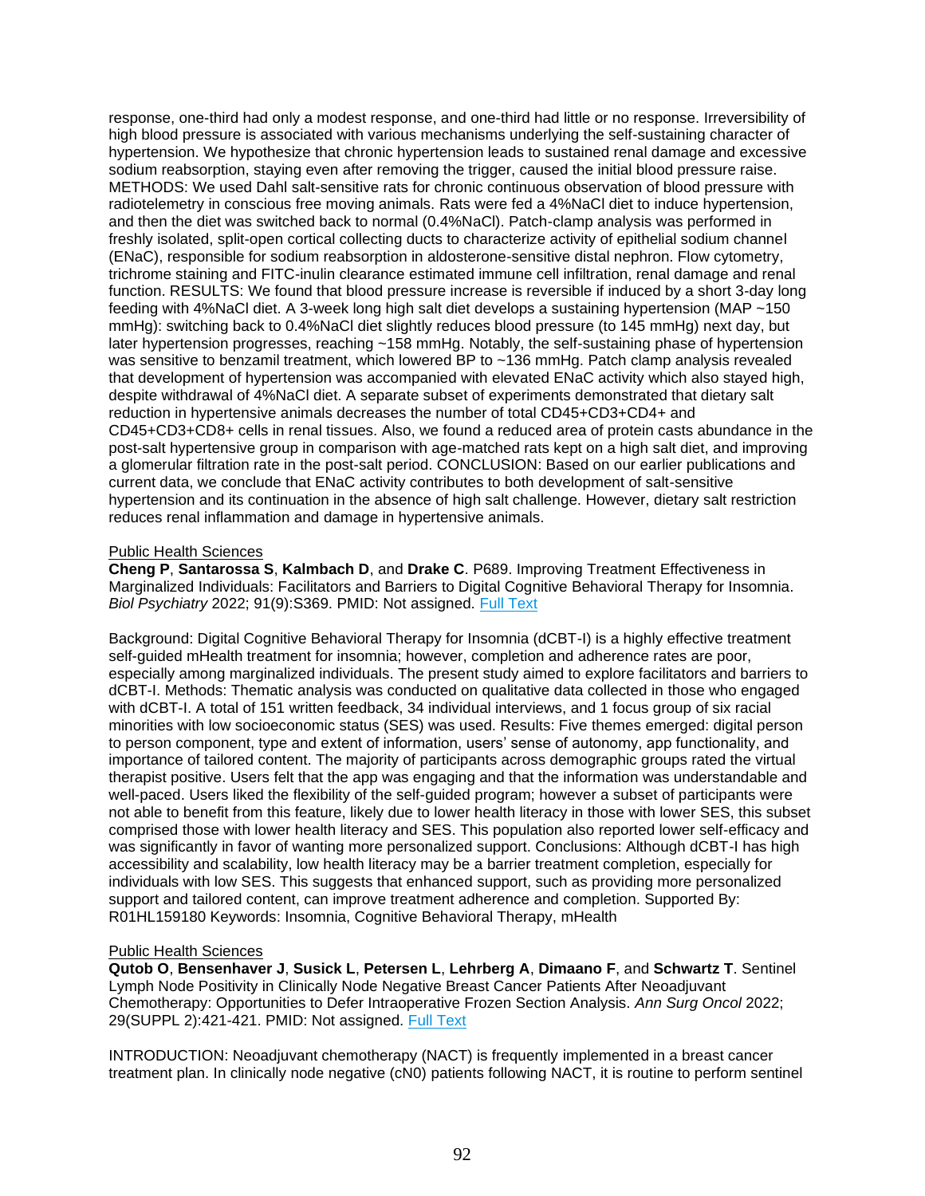response, one-third had only a modest response, and one-third had little or no response. Irreversibility of high blood pressure is associated with various mechanisms underlying the self-sustaining character of hypertension. We hypothesize that chronic hypertension leads to sustained renal damage and excessive sodium reabsorption, staying even after removing the trigger, caused the initial blood pressure raise. METHODS: We used Dahl salt-sensitive rats for chronic continuous observation of blood pressure with radiotelemetry in conscious free moving animals. Rats were fed a 4%NaCl diet to induce hypertension, and then the diet was switched back to normal (0.4%NaCl). Patch-clamp analysis was performed in freshly isolated, split-open cortical collecting ducts to characterize activity of epithelial sodium channel (ENaC), responsible for sodium reabsorption in aldosterone-sensitive distal nephron. Flow cytometry, trichrome staining and FITC-inulin clearance estimated immune cell infiltration, renal damage and renal function. RESULTS: We found that blood pressure increase is reversible if induced by a short 3-day long feeding with 4%NaCl diet. A 3-week long high salt diet develops a sustaining hypertension (MAP ~150 mmHg): switching back to 0.4%NaCl diet slightly reduces blood pressure (to 145 mmHg) next day, but later hypertension progresses, reaching ~158 mmHg. Notably, the self-sustaining phase of hypertension was sensitive to benzamil treatment, which lowered BP to ~136 mmHg. Patch clamp analysis revealed that development of hypertension was accompanied with elevated ENaC activity which also stayed high, despite withdrawal of 4%NaCl diet. A separate subset of experiments demonstrated that dietary salt reduction in hypertensive animals decreases the number of total CD45+CD3+CD4+ and CD45+CD3+CD8+ cells in renal tissues. Also, we found a reduced area of protein casts abundance in the post-salt hypertensive group in comparison with age-matched rats kept on a high salt diet, and improving a glomerular filtration rate in the post-salt period. CONCLUSION: Based on our earlier publications and current data, we conclude that ENaC activity contributes to both development of salt-sensitive hypertension and its continuation in the absence of high salt challenge. However, dietary salt restriction reduces renal inflammation and damage in hypertensive animals.

Public Health Sciences

**Cheng P**, **Santarossa S**, **Kalmbach D**, and **Drake C**. P689. Improving Treatment Effectiveness in Marginalized Individuals: Facilitators and Barriers to Digital Cognitive Behavioral Therapy for Insomnia. *Biol Psychiatry* 2022; 91(9):S369. PMID: Not assigned. Full Text

Background: Digital Cognitive Behavioral Therapy for Insomnia (dCBT-I) is a highly effective treatment self-guided mHealth treatment for insomnia; however, completion and adherence rates are poor, especially among marginalized individuals. The present study aimed to explore facilitators and barriers to dCBT-I. Methods: Thematic analysis was conducted on qualitative data collected in those who engaged with dCBT-I. A total of 151 written feedback, 34 individual interviews, and 1 focus group of six racial minorities with low socioeconomic status (SES) was used. Results: Five themes emerged: digital person to person component, type and extent of information, users' sense of autonomy, app functionality, and importance of tailored content. The majority of participants across demographic groups rated the virtual therapist positive. Users felt that the app was engaging and that the information was understandable and well-paced. Users liked the flexibility of the self-guided program; however a subset of participants were not able to benefit from this feature, likely due to lower health literacy in those with lower SES, this subset comprised those with lower health literacy and SES. This population also reported lower self-efficacy and was significantly in favor of wanting more personalized support. Conclusions: Although dCBT-I has high accessibility and scalability, low health literacy may be a barrier treatment completion, especially for individuals with low SES. This suggests that enhanced support, such as providing more personalized support and tailored content, can improve treatment adherence and completion. Supported By: R01HL159180 Keywords: Insomnia, Cognitive Behavioral Therapy, mHealth

Public Health Sciences

**Qutob O**, **Bensenhaver J**, **Susick L**, **Petersen L**, **Lehrberg A**, **Dimaano F**, and **Schwartz T**. Sentinel Lymph Node Positivity in Clinically Node Negative Breast Cancer Patients After Neoadjuvant Chemotherapy: Opportunities to Defer Intraoperative Frozen Section Analysis. *Ann Surg Oncol* 2022; 29(SUPPL 2):421-421. PMID: Not assigned. Full Text

INTRODUCTION: Neoadjuvant chemotherapy (NACT) is frequently implemented in a breast cancer treatment plan. In clinically node negative (cN0) patients following NACT, it is routine to perform sentinel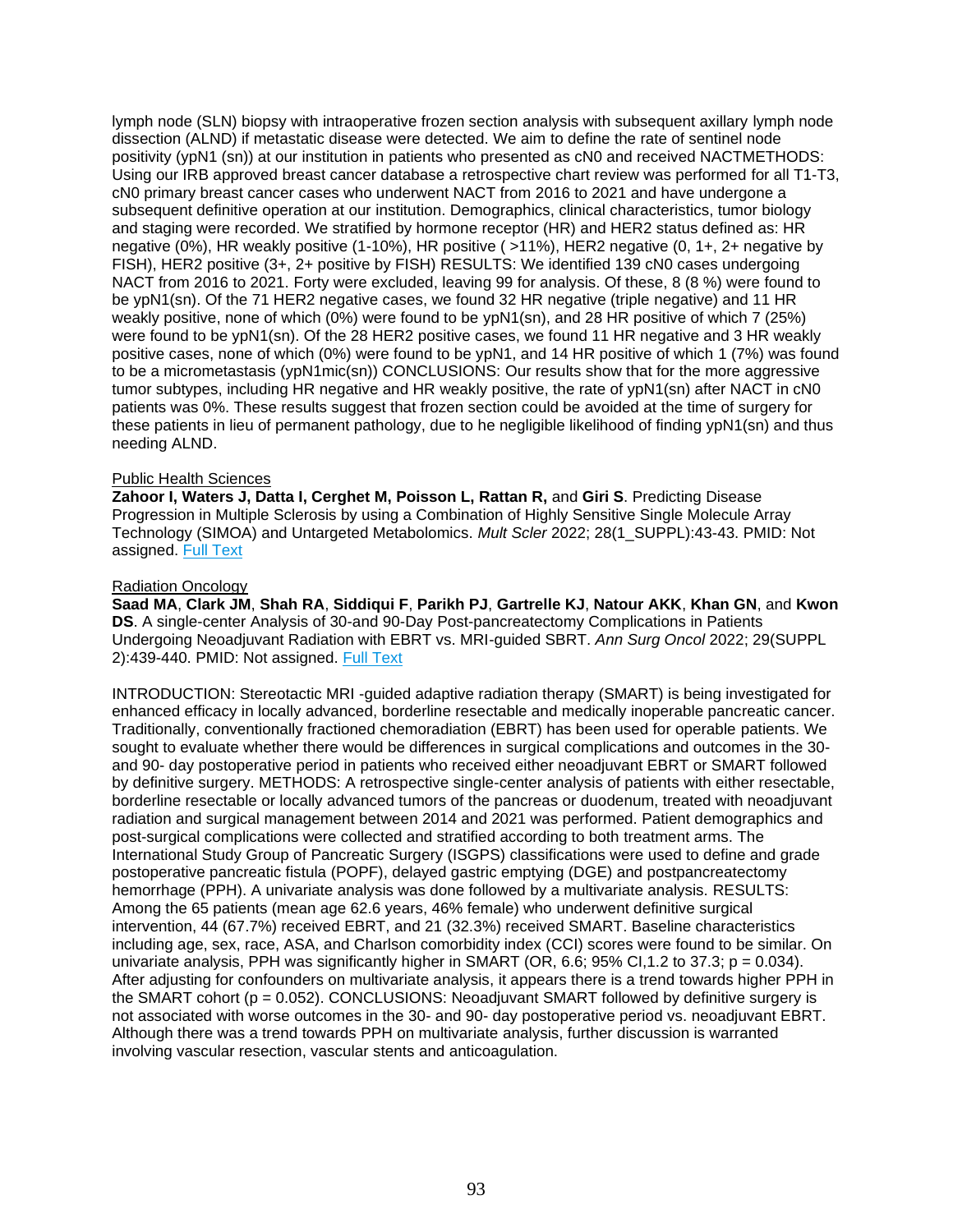lymph node (SLN) biopsy with intraoperative frozen section analysis with subsequent axillary lymph node dissection (ALND) if metastatic disease were detected. We aim to define the rate of sentinel node positivity (ypN1 (sn)) at our institution in patients who presented as cN0 and received NACTMETHODS: Using our IRB approved breast cancer database a retrospective chart review was performed for all T1-T3, cN0 primary breast cancer cases who underwent NACT from 2016 to 2021 and have undergone a subsequent definitive operation at our institution. Demographics, clinical characteristics, tumor biology and staging were recorded. We stratified by hormone receptor (HR) and HER2 status defined as: HR negative (0%), HR weakly positive (1-10%), HR positive ( >11%), HER2 negative (0, 1+, 2+ negative by FISH), HER2 positive (3+, 2+ positive by FISH) RESULTS: We identified 139 cN0 cases undergoing NACT from 2016 to 2021. Forty were excluded, leaving 99 for analysis. Of these, 8 (8 %) were found to be ypN1(sn). Of the 71 HER2 negative cases, we found 32 HR negative (triple negative) and 11 HR weakly positive, none of which (0%) were found to be ypN1(sn), and 28 HR positive of which 7 (25%) were found to be ypN1(sn). Of the 28 HER2 positive cases, we found 11 HR negative and 3 HR weakly positive cases, none of which (0%) were found to be ypN1, and 14 HR positive of which 1 (7%) was found to be a micrometastasis (ypN1mic(sn)) CONCLUSIONS: Our results show that for the more aggressive tumor subtypes, including HR negative and HR weakly positive, the rate of ypN1(sn) after NACT in cN0 patients was 0%. These results suggest that frozen section could be avoided at the time of surgery for these patients in lieu of permanent pathology, due to he negligible likelihood of finding ypN1(sn) and thus needing ALND.

Public Health Sciences

**Zahoor I, Waters J, Datta I, Cerghet M, Poisson L, Rattan R,** and **Giri S**. Predicting Disease Progression in Multiple Sclerosis by using a Combination of Highly Sensitive Single Molecule Array Technology (SIMOA) and Untargeted Metabolomics. *Mult Scler* 2022; 28(1_SUPPL):43-43. PMID: Not assigned. Full Text

Radiation Oncology

**Saad MA**, **Clark JM**, **Shah RA**, **Siddiqui F**, **Parikh PJ**, **Gartrelle KJ**, **Natour AKK**, **Khan GN**, and **Kwon DS**. A single-center Analysis of 30-and 90-Day Post-pancreatectomy Complications in Patients Undergoing Neoadjuvant Radiation with EBRT vs. MRI-guided SBRT. *Ann Surg Oncol* 2022; 29(SUPPL 2):439-440. PMID: Not assigned. Full Text

INTRODUCTION: Stereotactic MRI -guided adaptive radiation therapy (SMART) is being investigated for enhanced efficacy in locally advanced, borderline resectable and medically inoperable pancreatic cancer. Traditionally, conventionally fractioned chemoradiation (EBRT) has been used for operable patients. We sought to evaluate whether there would be differences in surgical complications and outcomes in the 30- and 90- day postoperative period in patients who received either neoadjuvant EBRT or SMART followed by definitive surgery. METHODS: A retrospective single-center analysis of patients with either resectable, borderline resectable or locally advanced tumors of the pancreas or duodenum, treated with neoadjuvant radiation and surgical management between 2014 and 2021 was performed. Patient demographics and post-surgical complications were collected and stratified according to both treatment arms. The International Study Group of Pancreatic Surgery (ISGPS) classifications were used to define and grade postoperative pancreatic fistula (POPF), delayed gastric emptying (DGE) and postpancreatectomy hemorrhage (PPH). A univariate analysis was done followed by a multivariate analysis. RESULTS: Among the 65 patients (mean age 62.6 years, 46% female) who underwent definitive surgical intervention, 44 (67.7%) received EBRT, and 21 (32.3%) received SMART. Baseline characteristics including age, sex, race, ASA, and Charlson comorbidity index (CCI) scores were found to be similar. On univariate analysis, PPH was significantly higher in SMART (OR, 6.6; 95% CI,1.2 to 37.3; $p = 0.034$). After adjusting for confounders on multivariate analysis, it appears there is a trend towards higher PPH in the SMART cohort ($p = 0.052$). CONCLUSIONS: Neoadjuvant SMART followed by definitive surgery is not associated with worse outcomes in the 30- and 90- day postoperative period vs. neoadjuvant EBRT. Although there was a trend towards PPH on multivariate analysis, further discussion is warranted involving vascular resection, vascular stents and anticoagulation.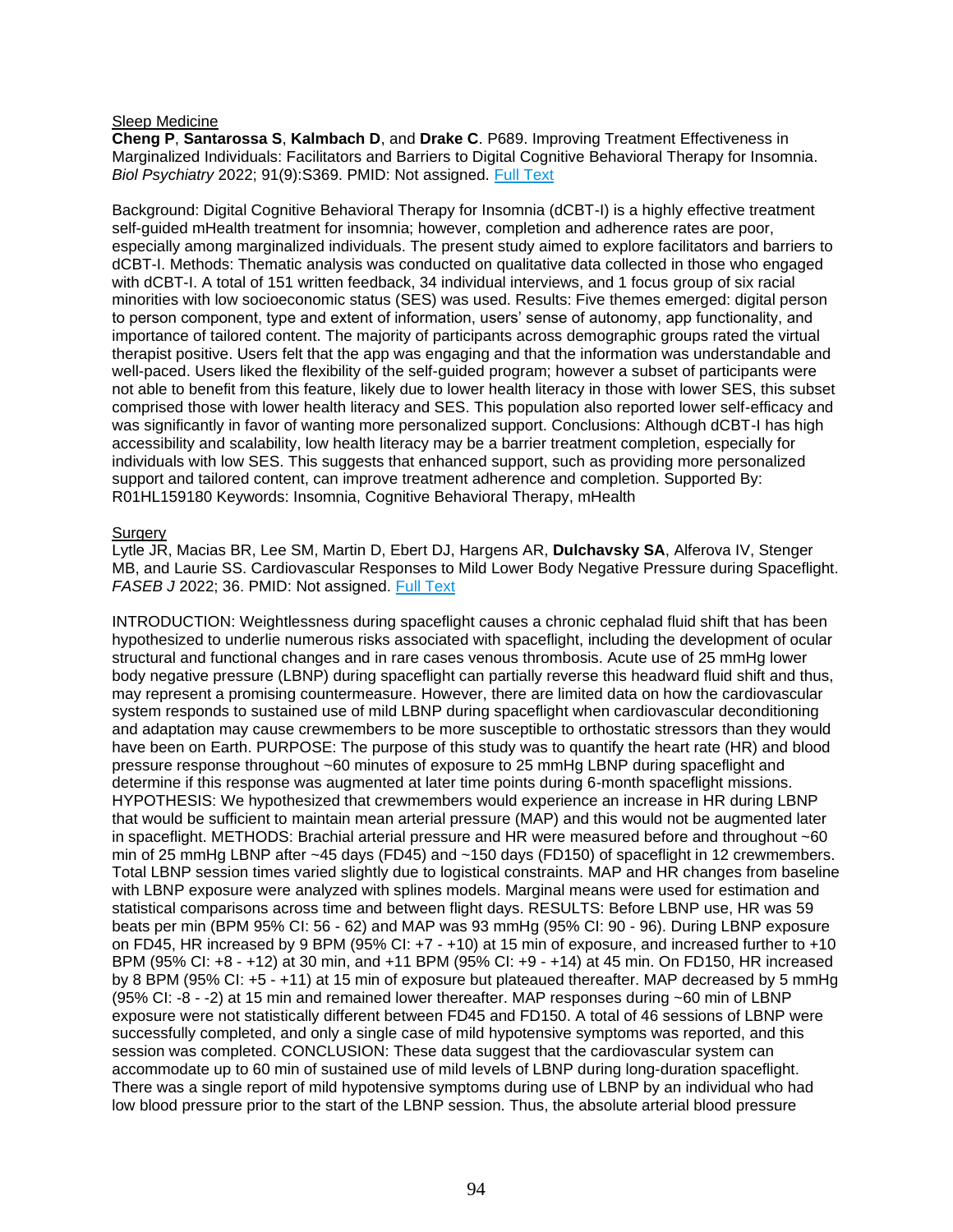<u>Sleep Medicine</u>

**Cheng P**, **Santarossa S**, **Kalmbach D**, and **Drake C**. P689. Improving Treatment Effectiveness in Marginalized Individuals: Facilitators and Barriers to Digital Cognitive Behavioral Therapy for Insomnia. *Biol Psychiatry* 2022; 91(9):S369. PMID: Not assigned. Full Text

Background: Digital Cognitive Behavioral Therapy for Insomnia (dCBT-I) is a highly effective treatment self-guided mHealth treatment for insomnia; however, completion and adherence rates are poor, especially among marginalized individuals. The present study aimed to explore facilitators and barriers to dCBT-I. Methods: Thematic analysis was conducted on qualitative data collected in those who engaged with dCBT-I. A total of 151 written feedback, 34 individual interviews, and 1 focus group of six racial minorities with low socioeconomic status (SES) was used. Results: Five themes emerged: digital person to person component, type and extent of information, users' sense of autonomy, app functionality, and importance of tailored content. The majority of participants across demographic groups rated the virtual therapist positive. Users felt that the app was engaging and that the information was understandable and well-paced. Users liked the flexibility of the self-guided program; however a subset of participants were not able to benefit from this feature, likely due to lower health literacy in those with lower SES, this subset comprised those with lower health literacy and SES. This population also reported lower self-efficacy and was significantly in favor of wanting more personalized support. Conclusions: Although dCBT-I has high accessibility and scalability, low health literacy may be a barrier treatment completion, especially for individuals with low SES. This suggests that enhanced support, such as providing more personalized support and tailored content, can improve treatment adherence and completion. Supported By: R01HL159180 Keywords: Insomnia, Cognitive Behavioral Therapy, mHealth

<u>Surgery</u>

Lytle JR, Macias BR, Lee SM, Martin D, Ebert DJ, Hargens AR, **Dulchavsky SA**, Alferova IV, Stenger MB, and Laurie SS. Cardiovascular Responses to Mild Lower Body Negative Pressure during Spaceflight. *FASEB J* 2022; 36. PMID: Not assigned. Full Text

INTRODUCTION: Weightlessness during spaceflight causes a chronic cephalad fluid shift that has been hypothesized to underlie numerous risks associated with spaceflight, including the development of ocular structural and functional changes and in rare cases venous thrombosis. Acute use of 25 mmHg lower body negative pressure (LBNP) during spaceflight can partially reverse this headward fluid shift and thus, may represent a promising countermeasure. However, there are limited data on how the cardiovascular system responds to sustained use of mild LBNP during spaceflight when cardiovascular deconditioning and adaptation may cause crewmembers to be more susceptible to orthostatic stressors than they would have been on Earth. PURPOSE: The purpose of this study was to quantify the heart rate (HR) and blood pressure response throughout ~60 minutes of exposure to 25 mmHg LBNP during spaceflight and determine if this response was augmented at later time points during 6-month spaceflight missions. HYPOTHESIS: We hypothesized that crewmembers would experience an increase in HR during LBNP that would be sufficient to maintain mean arterial pressure (MAP) and this would not be augmented later in spaceflight. METHODS: Brachial arterial pressure and HR were measured before and throughout ~60 min of 25 mmHg LBNP after ~45 days (FD45) and ~150 days (FD150) of spaceflight in 12 crewmembers. Total LBNP session times varied slightly due to logistical constraints. MAP and HR changes from baseline with LBNP exposure were analyzed with splines models. Marginal means were used for estimation and statistical comparisons across time and between flight days. RESULTS: Before LBNP use, HR was 59 beats per min (BPM 95% CI: 56 - 62) and MAP was 93 mmHg (95% CI: 90 - 96). During LBNP exposure on FD45, HR increased by 9 BPM (95% CI: +7 - +10) at 15 min of exposure, and increased further to +10 BPM (95% CI: +8 - +12) at 30 min, and +11 BPM (95% CI: +9 - +14) at 45 min. On FD150, HR increased by 8 BPM (95% CI: +5 - +11) at 15 min of exposure but plateaued thereafter. MAP decreased by 5 mmHg (95% CI: -8 - -2) at 15 min and remained lower thereafter. MAP responses during ~60 min of LBNP exposure were not statistically different between FD45 and FD150. A total of 46 sessions of LBNP were successfully completed, and only a single case of mild hypotensive symptoms was reported, and this session was completed. CONCLUSION: These data suggest that the cardiovascular system can accommodate up to 60 min of sustained use of mild levels of LBNP during long-duration spaceflight. There was a single report of mild hypotensive symptoms during use of LBNP by an individual who had low blood pressure prior to the start of the LBNP session. Thus, the absolute arterial blood pressure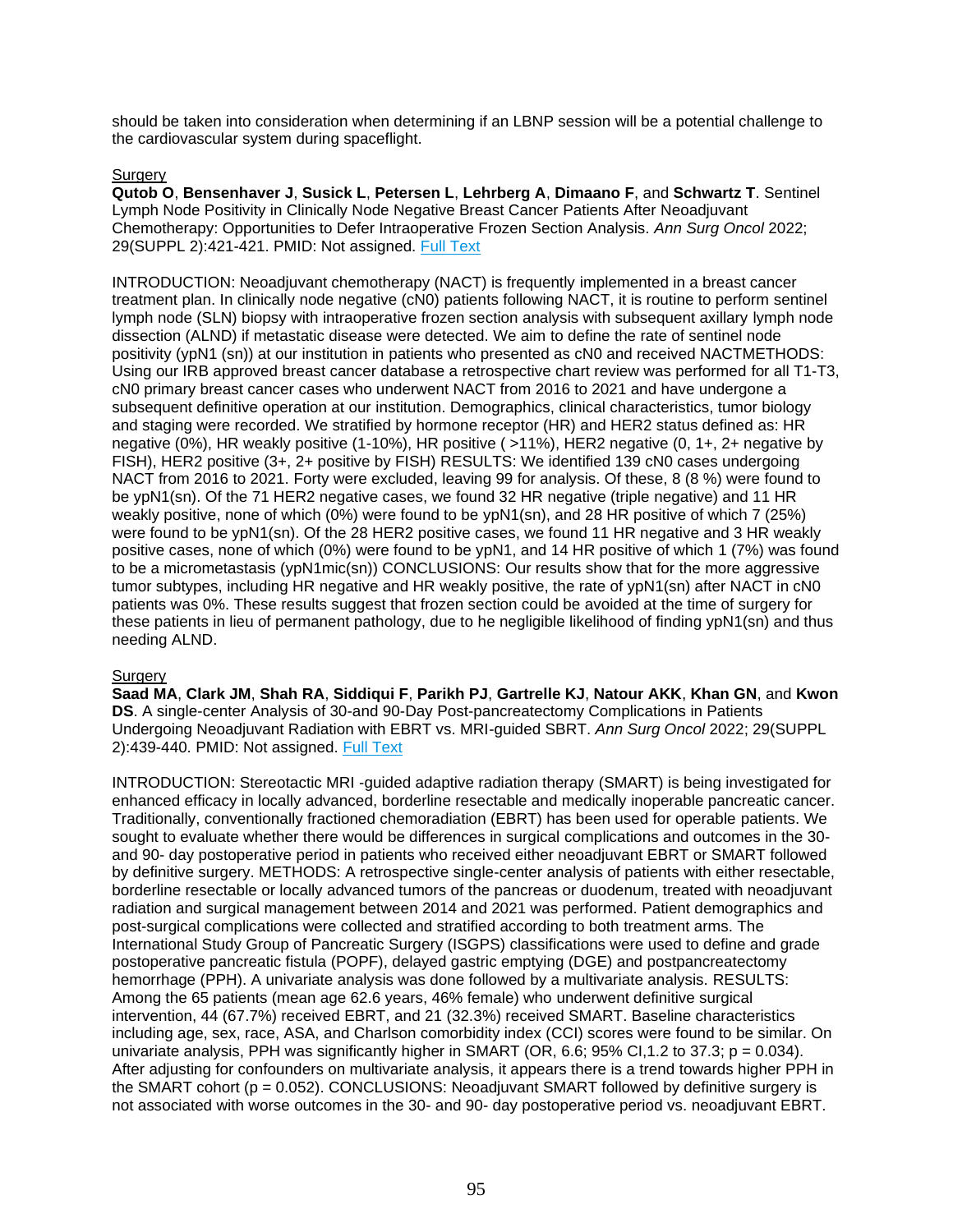should be taken into consideration when determining if an LBNP session will be a potential challenge to the cardiovascular system during spaceflight.

Surgery

**Qutob O**, **Bensenhaver J**, **Susick L**, **Petersen L**, **Lehrberg A**, **Dimaano F**, and **Schwartz T**. Sentinel Lymph Node Positivity in Clinically Node Negative Breast Cancer Patients After Neoadjuvant Chemotherapy: Opportunities to Defer Intraoperative Frozen Section Analysis. *Ann Surg Oncol* 2022; 29(SUPPL 2):421-421. PMID: Not assigned. Full Text

INTRODUCTION: Neoadjuvant chemotherapy (NACT) is frequently implemented in a breast cancer treatment plan. In clinically node negative (cN0) patients following NACT, it is routine to perform sentinel lymph node (SLN) biopsy with intraoperative frozen section analysis with subsequent axillary lymph node dissection (ALND) if metastatic disease were detected. We aim to define the rate of sentinel node positivity (ypN1 (sn)) at our institution in patients who presented as cN0 and received NACTMETHODS: Using our IRB approved breast cancer database a retrospective chart review was performed for all T1-T3, cN0 primary breast cancer cases who underwent NACT from 2016 to 2021 and have undergone a subsequent definitive operation at our institution. Demographics, clinical characteristics, tumor biology and staging were recorded. We stratified by hormone receptor (HR) and HER2 status defined as: HR negative (0%), HR weakly positive (1-10%), HR positive ( >11%), HER2 negative (0, 1+, 2+ negative by FISH), HER2 positive (3+, 2+ positive by FISH) RESULTS: We identified 139 cN0 cases undergoing NACT from 2016 to 2021. Forty were excluded, leaving 99 for analysis. Of these, 8 (8 %) were found to be ypN1(sn). Of the 71 HER2 negative cases, we found 32 HR negative (triple negative) and 11 HR weakly positive, none of which (0%) were found to be ypN1(sn), and 28 HR positive of which 7 (25%) were found to be ypN1(sn). Of the 28 HER2 positive cases, we found 11 HR negative and 3 HR weakly positive cases, none of which (0%) were found to be ypN1, and 14 HR positive of which 1 (7%) was found to be a micrometastasis (ypN1mic(sn)) CONCLUSIONS: Our results show that for the more aggressive tumor subtypes, including HR negative and HR weakly positive, the rate of ypN1(sn) after NACT in cN0 patients was 0%. These results suggest that frozen section could be avoided at the time of surgery for these patients in lieu of permanent pathology, due to he negligible likelihood of finding ypN1(sn) and thus needing ALND.

Surgery

**Saad MA**, **Clark JM**, **Shah RA**, **Siddiqui F**, **Parikh PJ**, **Gartrelle KJ**, **Natour AKK**, **Khan GN**, and **Kwon DS**. A single-center Analysis of 30-and 90-Day Post-pancreatectomy Complications in Patients Undergoing Neoadjuvant Radiation with EBRT vs. MRI-guided SBRT. *Ann Surg Oncol* 2022; 29(SUPPL 2):439-440. PMID: Not assigned. Full Text

INTRODUCTION: Stereotactic MRI -guided adaptive radiation therapy (SMART) is being investigated for enhanced efficacy in locally advanced, borderline resectable and medically inoperable pancreatic cancer. Traditionally, conventionally fractioned chemoradiation (EBRT) has been used for operable patients. We sought to evaluate whether there would be differences in surgical complications and outcomes in the 30- and 90- day postoperative period in patients who received either neoadjuvant EBRT or SMART followed by definitive surgery. METHODS: A retrospective single-center analysis of patients with either resectable, borderline resectable or locally advanced tumors of the pancreas or duodenum, treated with neoadjuvant radiation and surgical management between 2014 and 2021 was performed. Patient demographics and post-surgical complications were collected and stratified according to both treatment arms. The International Study Group of Pancreatic Surgery (ISGPS) classifications were used to define and grade postoperative pancreatic fistula (POPF), delayed gastric emptying (DGE) and postpancreatectomy hemorrhage (PPH). A univariate analysis was done followed by a multivariate analysis. RESULTS: Among the 65 patients (mean age 62.6 years, 46% female) who underwent definitive surgical intervention, 44 (67.7%) received EBRT, and 21 (32.3%) received SMART. Baseline characteristics including age, sex, race, ASA, and Charlson comorbidity index (CCI) scores were found to be similar. On univariate analysis, PPH was significantly higher in SMART (OR, 6.6; 95% CI,1.2 to 37.3; $p = 0.034$). After adjusting for confounders on multivariate analysis, it appears there is a trend towards higher PPH in the SMART cohort ($p = 0.052$). CONCLUSIONS: Neoadjuvant SMART followed by definitive surgery is not associated with worse outcomes in the 30- and 90- day postoperative period vs. neoadjuvant EBRT.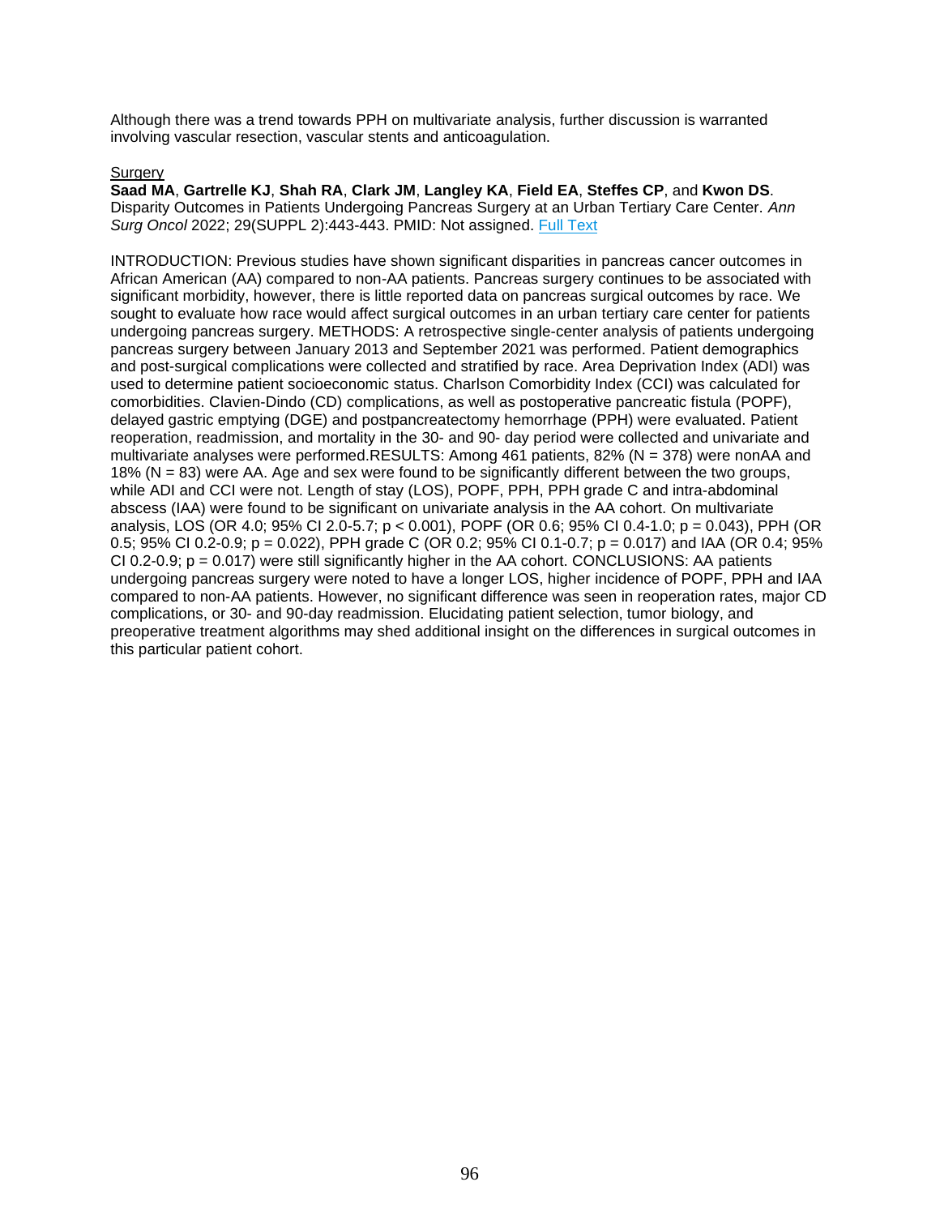Although there was a trend towards PPH on multivariate analysis, further discussion is warranted involving vascular resection, vascular stents and anticoagulation.

Surgery

**Saad MA**, **Gartrelle KJ**, **Shah RA**, **Clark JM**, **Langley KA**, **Field EA**, **Steffes CP**, and **Kwon DS**. Disparity Outcomes in Patients Undergoing Pancreas Surgery at an Urban Tertiary Care Center. *Ann Surg Oncol* 2022; 29(SUPPL 2):443-443. PMID: Not assigned. Full Text

INTRODUCTION: Previous studies have shown significant disparities in pancreas cancer outcomes in African American (AA) compared to non-AA patients. Pancreas surgery continues to be associated with significant morbidity, however, there is little reported data on pancreas surgical outcomes by race. We sought to evaluate how race would affect surgical outcomes in an urban tertiary care center for patients undergoing pancreas surgery. METHODS: A retrospective single-center analysis of patients undergoing pancreas surgery between January 2013 and September 2021 was performed. Patient demographics and post-surgical complications were collected and stratified by race. Area Deprivation Index (ADI) was used to determine patient socioeconomic status. Charlson Comorbidity Index (CCI) was calculated for comorbidities. Clavien-Dindo (CD) complications, as well as postoperative pancreatic fistula (POPF), delayed gastric emptying (DGE) and postpancreatectomy hemorrhage (PPH) were evaluated. Patient reoperation, readmission, and mortality in the 30- and 90- day period were collected and univariate and multivariate analyses were performed.RESULTS: Among 461 patients, 82% (N = 378) were nonAA and 18% (N = 83) were AA. Age and sex were found to be significantly different between the two groups, while ADI and CCI were not. Length of stay (LOS), POPF, PPH, PPH grade C and intra-abdominal abscess (IAA) were found to be significant on univariate analysis in the AA cohort. On multivariate analysis, LOS (OR 4.0; 95% CI 2.0-5.7; $p < 0.001$), POPF (OR 0.6; 95% CI 0.4-1.0; $p = 0.043$), PPH (OR 0.5; 95% CI 0.2-0.9; $p = 0.022$), PPH grade C (OR 0.2; 95% CI 0.1-0.7; $p = 0.017$) and IAA (OR 0.4; 95% CI 0.2-0.9; $p = 0.017$) were still significantly higher in the AA cohort. CONCLUSIONS: AA patients undergoing pancreas surgery were noted to have a longer LOS, higher incidence of POPF, PPH and IAA compared to non-AA patients. However, no significant difference was seen in reoperation rates, major CD complications, or 30- and 90-day readmission. Elucidating patient selection, tumor biology, and preoperative treatment algorithms may shed additional insight on the differences in surgical outcomes in this particular patient cohort.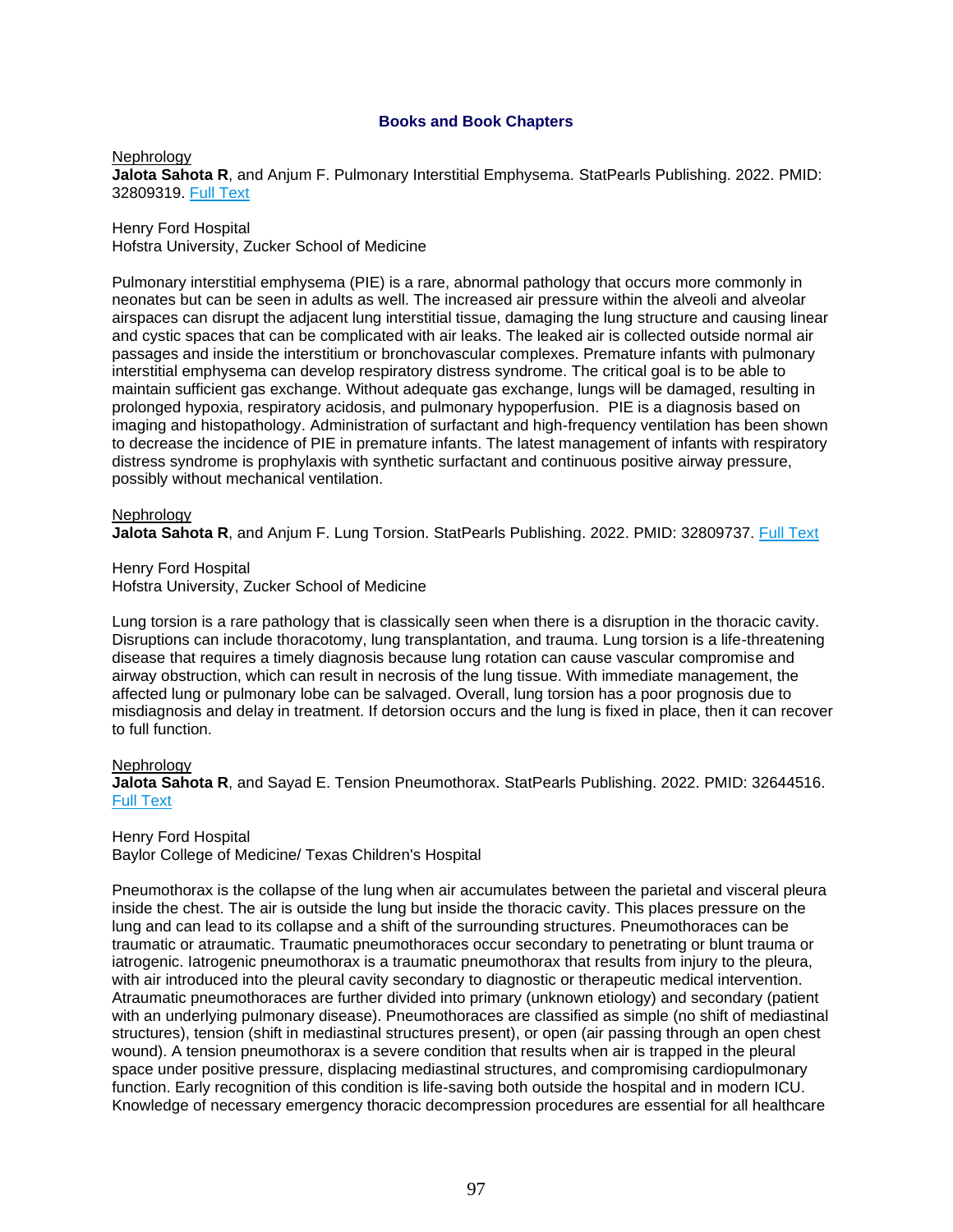## Books and Book Chapters

Nephrology
**Jalota Sahota R**, and Anjum F. Pulmonary Interstitial Emphysema. StatPearls Publishing. 2022. PMID: 32809319. Full Text

Henry Ford Hospital
Hofstra University, Zucker School of Medicine

Pulmonary interstitial emphysema (PIE) is a rare, abnormal pathology that occurs more commonly in neonates but can be seen in adults as well. The increased air pressure within the alveoli and alveolar airspaces can disrupt the adjacent lung interstitial tissue, damaging the lung structure and causing linear and cystic spaces that can be complicated with air leaks. The leaked air is collected outside normal air passages and inside the interstitium or bronchovascular complexes. Premature infants with pulmonary interstitial emphysema can develop respiratory distress syndrome. The critical goal is to be able to maintain sufficient gas exchange. Without adequate gas exchange, lungs will be damaged, resulting in prolonged hypoxia, respiratory acidosis, and pulmonary hypoperfusion. PIE is a diagnosis based on imaging and histopathology. Administration of surfactant and high-frequency ventilation has been shown to decrease the incidence of PIE in premature infants. The latest management of infants with respiratory distress syndrome is prophylaxis with synthetic surfactant and continuous positive airway pressure, possibly without mechanical ventilation.

Nephrology
**Jalota Sahota R**, and Anjum F. Lung Torsion. StatPearls Publishing. 2022. PMID: 32809737. Full Text

Henry Ford Hospital
Hofstra University, Zucker School of Medicine

Lung torsion is a rare pathology that is classically seen when there is a disruption in the thoracic cavity. Disruptions can include thoracotomy, lung transplantation, and trauma. Lung torsion is a life-threatening disease that requires a timely diagnosis because lung rotation can cause vascular compromise and airway obstruction, which can result in necrosis of the lung tissue. With immediate management, the affected lung or pulmonary lobe can be salvaged. Overall, lung torsion has a poor prognosis due to misdiagnosis and delay in treatment. If detorsion occurs and the lung is fixed in place, then it can recover to full function.

Nephrology
**Jalota Sahota R**, and Sayad E. Tension Pneumothorax. StatPearls Publishing. 2022. PMID: 32644516. Full Text

Henry Ford Hospital
Baylor College of Medicine/ Texas Children's Hospital

Pneumothorax is the collapse of the lung when air accumulates between the parietal and visceral pleura inside the chest. The air is outside the lung but inside the thoracic cavity. This places pressure on the lung and can lead to its collapse and a shift of the surrounding structures. Pneumothoraces can be traumatic or atraumatic. Traumatic pneumothoraces occur secondary to penetrating or blunt trauma or iatrogenic. Iatrogenic pneumothorax is a traumatic pneumothorax that results from injury to the pleura, with air introduced into the pleural cavity secondary to diagnostic or therapeutic medical intervention. Atraumatic pneumothoraces are further divided into primary (unknown etiology) and secondary (patient with an underlying pulmonary disease). Pneumothoraces are classified as simple (no shift of mediastinal structures), tension (shift in mediastinal structures present), or open (air passing through an open chest wound). A tension pneumothorax is a severe condition that results when air is trapped in the pleural space under positive pressure, displacing mediastinal structures, and compromising cardiopulmonary function. Early recognition of this condition is life-saving both outside the hospital and in modern ICU. Knowledge of necessary emergency thoracic decompression procedures are essential for all healthcare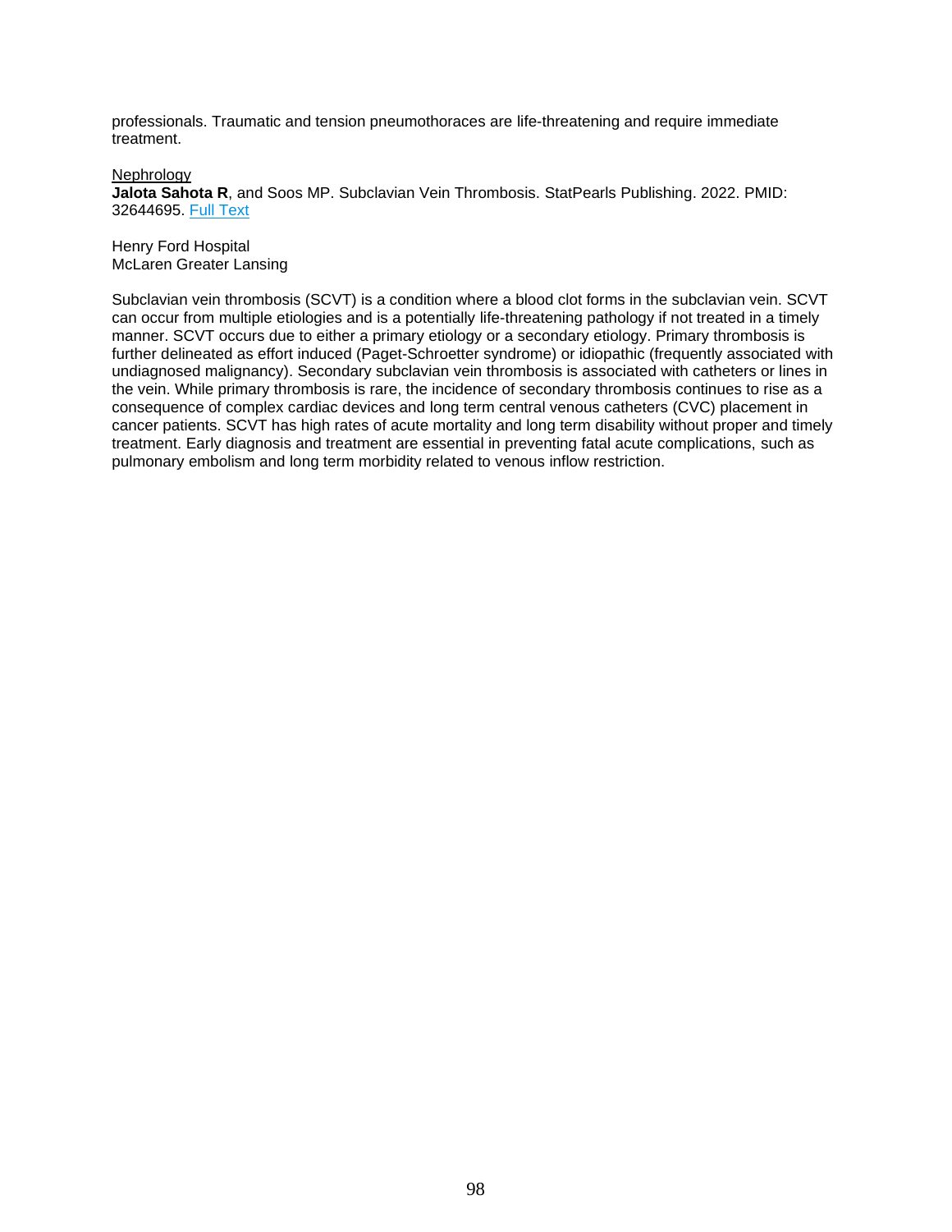professionals. Traumatic and tension pneumothoraces are life-threatening and require immediate treatment.

Nephrology
**Jalota Sahota R**, and Soos MP. Subclavian Vein Thrombosis. StatPearls Publishing. 2022. PMID: 32644695. Full Text

Henry Ford Hospital
McLaren Greater Lansing

Subclavian vein thrombosis (SCVT) is a condition where a blood clot forms in the subclavian vein. SCVT can occur from multiple etiologies and is a potentially life-threatening pathology if not treated in a timely manner. SCVT occurs due to either a primary etiology or a secondary etiology. Primary thrombosis is further delineated as effort induced (Paget-Schroetter syndrome) or idiopathic (frequently associated with undiagnosed malignancy). Secondary subclavian vein thrombosis is associated with catheters or lines in the vein. While primary thrombosis is rare, the incidence of secondary thrombosis continues to rise as a consequence of complex cardiac devices and long term central venous catheters (CVC) placement in cancer patients. SCVT has high rates of acute mortality and long term disability without proper and timely treatment. Early diagnosis and treatment are essential in preventing fatal acute complications, such as pulmonary embolism and long term morbidity related to venous inflow restriction.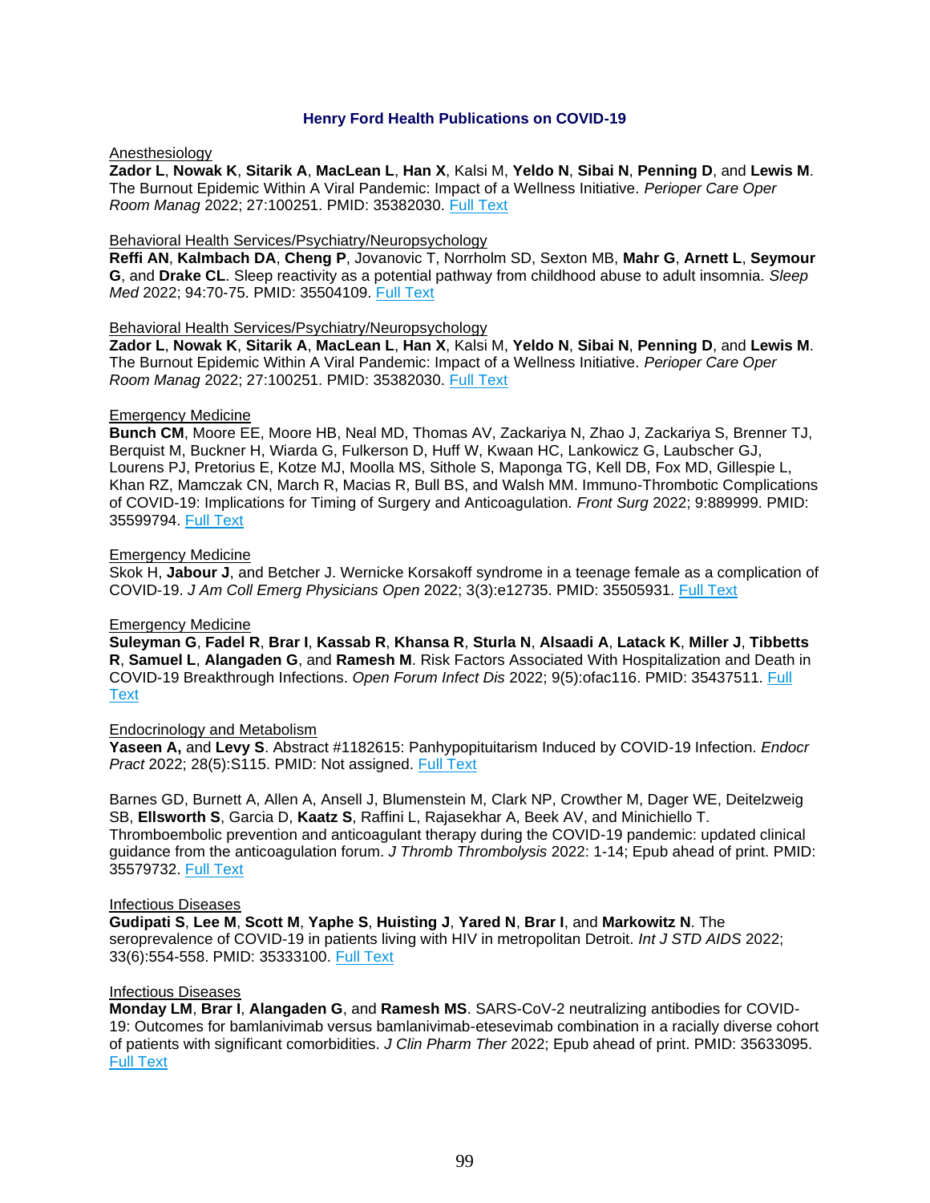## Henry Ford Health Publications on COVID-19

Anesthesiology

**Zador L**, **Nowak K**, **Sitarik A**, **MacLean L**, **Han X**, Kalsi M, **Yeldo N**, **Sibai N**, **Penning D**, and **Lewis M**. The Burnout Epidemic Within A Viral Pandemic: Impact of a Wellness Initiative. *Perioper Care Oper Room Manag* 2022; 27:100251. PMID: 35382030. Full Text

Behavioral Health Services/Psychiatry/Neuropsychology

**Reffi AN**, **Kalmbach DA**, **Cheng P**, Jovanovic T, Norrholm SD, Sexton MB, **Mahr G**, **Arnett L**, **Seymour G**, and **Drake CL**. Sleep reactivity as a potential pathway from childhood abuse to adult insomnia. *Sleep Med* 2022; 94:70-75. PMID: 35504109. Full Text

Behavioral Health Services/Psychiatry/Neuropsychology

**Zador L**, **Nowak K**, **Sitarik A**, **MacLean L**, **Han X**, Kalsi M, **Yeldo N**, **Sibai N**, **Penning D**, and **Lewis M**. The Burnout Epidemic Within A Viral Pandemic: Impact of a Wellness Initiative. *Perioper Care Oper Room Manag* 2022; 27:100251. PMID: 35382030. Full Text

Emergency Medicine

**Bunch CM**, Moore EE, Moore HB, Neal MD, Thomas AV, Zackariya N, Zhao J, Zackariya S, Brenner TJ, Berquist M, Buckner H, Wiarda G, Fulkerson D, Huff W, Kwaan HC, Lankowicz G, Laubscher GJ, Lourens PJ, Pretorius E, Kotze MJ, Moolla MS, Sithole S, Maponga TG, Kell DB, Fox MD, Gillespie L, Khan RZ, Mamczak CN, March R, Macias R, Bull BS, and Walsh MM. Immuno-Thrombotic Complications of COVID-19: Implications for Timing of Surgery and Anticoagulation. *Front Surg* 2022; 9:889999. PMID: 35599794. Full Text

Emergency Medicine

Skok H, **Jabour J**, and Betcher J. Wernicke Korsakoff syndrome in a teenage female as a complication of COVID-19. *J Am Coll Emerg Physicians Open* 2022; 3(3):e12735. PMID: 35505931. Full Text

Emergency Medicine

**Suleyman G**, **Fadel R**, **Brar I**, **Kassab R**, **Khansa R**, **Sturla N**, **Alsaadi A**, **Latack K**, **Miller J**, **Tibbetts R**, **Samuel L**, **Alangaden G**, and **Ramesh M**. Risk Factors Associated With Hospitalization and Death in COVID-19 Breakthrough Infections. *Open Forum Infect Dis* 2022; 9(5):ofac116. PMID: 35437511. Full Text

Endocrinology and Metabolism

**Yaseen A,** and **Levy S**. Abstract #1182615: Panhypopituitarism Induced by COVID-19 Infection. *Endocr Pract* 2022; 28(5):S115. PMID: Not assigned. Full Text

Barnes GD, Burnett A, Allen A, Ansell J, Blumenstein M, Clark NP, Crowther M, Dager WE, Deitelzweig SB, **Ellsworth S**, Garcia D, **Kaatz S**, Raffini L, Rajasekhar A, Beek AV, and Minichiello T. Thromboembolic prevention and anticoagulant therapy during the COVID-19 pandemic: updated clinical guidance from the anticoagulation forum. *J Thromb Thrombolysis* 2022: 1-14; Epub ahead of print. PMID: 35579732. Full Text

Infectious Diseases

**Gudipati S**, **Lee M**, **Scott M**, **Yaphe S**, **Huisting J**, **Yared N**, **Brar I**, and **Markowitz N**. The seroprevalence of COVID-19 in patients living with HIV in metropolitan Detroit. *Int J STD AIDS* 2022; 33(6):554-558. PMID: 35333100. Full Text

Infectious Diseases

**Monday LM**, **Brar I**, **Alangaden G**, and **Ramesh MS**. SARS-CoV-2 neutralizing antibodies for COVID-19: Outcomes for bamlanivimab versus bamlanivimab-etesevimab combination in a racially diverse cohort of patients with significant comorbidities. *J Clin Pharm Ther* 2022; Epub ahead of print. PMID: 35633095. Full Text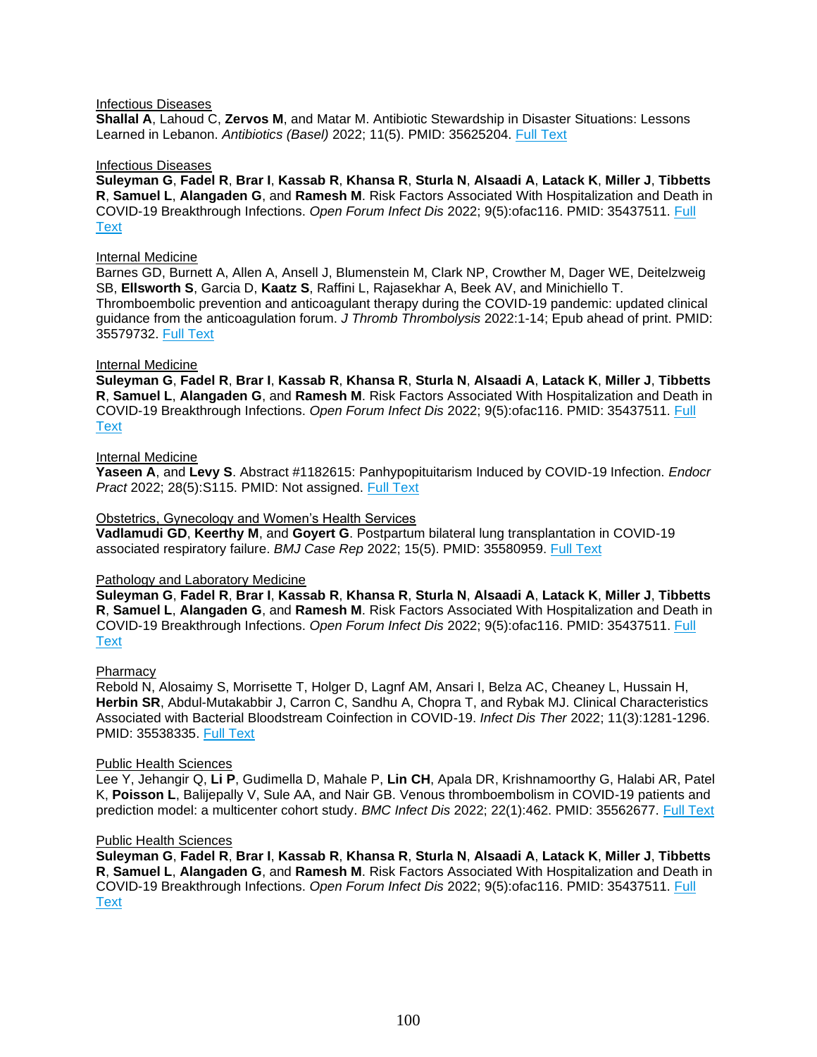Infectious Diseases
**Shallal A**, Lahoud C, **Zervos M**, and Matar M. Antibiotic Stewardship in Disaster Situations: Lessons Learned in Lebanon. *Antibiotics (Basel)* 2022; 11(5). PMID: 35625204. Full Text

Infectious Diseases
**Suleyman G**, **Fadel R**, **Brar I**, **Kassab R**, **Khansa R**, **Sturla N**, **Alsaadi A**, **Latack K**, **Miller J**, **Tibbetts R**, **Samuel L**, **Alangaden G**, and **Ramesh M**. Risk Factors Associated With Hospitalization and Death in COVID-19 Breakthrough Infections. *Open Forum Infect Dis* 2022; 9(5):ofac116. PMID: 35437511. Full Text

Internal Medicine
Barnes GD, Burnett A, Allen A, Ansell J, Blumenstein M, Clark NP, Crowther M, Dager WE, Deitelzweig SB, **Ellsworth S**, Garcia D, **Kaatz S**, Raffini L, Rajasekhar A, Beek AV, and Minichiello T. Thromboembolic prevention and anticoagulant therapy during the COVID-19 pandemic: updated clinical guidance from the anticoagulation forum. *J Thromb Thrombolysis* 2022:1-14; Epub ahead of print. PMID: 35579732. Full Text

Internal Medicine
**Suleyman G**, **Fadel R**, **Brar I**, **Kassab R**, **Khansa R**, **Sturla N**, **Alsaadi A**, **Latack K**, **Miller J**, **Tibbetts R**, **Samuel L**, **Alangaden G**, and **Ramesh M**. Risk Factors Associated With Hospitalization and Death in COVID-19 Breakthrough Infections. *Open Forum Infect Dis* 2022; 9(5):ofac116. PMID: 35437511. Full Text

Internal Medicine
**Yaseen A**, and **Levy S**. Abstract #1182615: Panhypopituitarism Induced by COVID-19 Infection. *Endocr Pract* 2022; 28(5):S115. PMID: Not assigned. Full Text

Obstetrics, Gynecology and Women's Health Services
**Vadlamudi GD**, **Keerthy M**, and **Goyert G**. Postpartum bilateral lung transplantation in COVID-19 associated respiratory failure. *BMJ Case Rep* 2022; 15(5). PMID: 35580959. Full Text

Pathology and Laboratory Medicine
**Suleyman G**, **Fadel R**, **Brar I**, **Kassab R**, **Khansa R**, **Sturla N**, **Alsaadi A**, **Latack K**, **Miller J**, **Tibbetts R**, **Samuel L**, **Alangaden G**, and **Ramesh M**. Risk Factors Associated With Hospitalization and Death in COVID-19 Breakthrough Infections. *Open Forum Infect Dis* 2022; 9(5):ofac116. PMID: 35437511. Full Text

Pharmacy
Rebold N, Alosaimy S, Morrisette T, Holger D, Lagnf AM, Ansari I, Belza AC, Cheaney L, Hussain H, **Herbin SR**, Abdul-Mutakabbir J, Carron C, Sandhu A, Chopra T, and Rybak MJ. Clinical Characteristics Associated with Bacterial Bloodstream Coinfection in COVID-19. *Infect Dis Ther* 2022; 11(3):1281-1296. PMID: 35538335. Full Text

Public Health Sciences
Lee Y, Jehangir Q, **Li P**, Gudimella D, Mahale P, **Lin CH**, Apala DR, Krishnamoorthy G, Halabi AR, Patel K, **Poisson L**, Balijepally V, Sule AA, and Nair GB. Venous thromboembolism in COVID-19 patients and prediction model: a multicenter cohort study. *BMC Infect Dis* 2022; 22(1):462. PMID: 35562677. Full Text

Public Health Sciences
**Suleyman G**, **Fadel R**, **Brar I**, **Kassab R**, **Khansa R**, **Sturla N**, **Alsaadi A**, **Latack K**, **Miller J**, **Tibbetts R**, **Samuel L**, **Alangaden G**, and **Ramesh M**. Risk Factors Associated With Hospitalization and Death in COVID-19 Breakthrough Infections. *Open Forum Infect Dis* 2022; 9(5):ofac116. PMID: 35437511. Full Text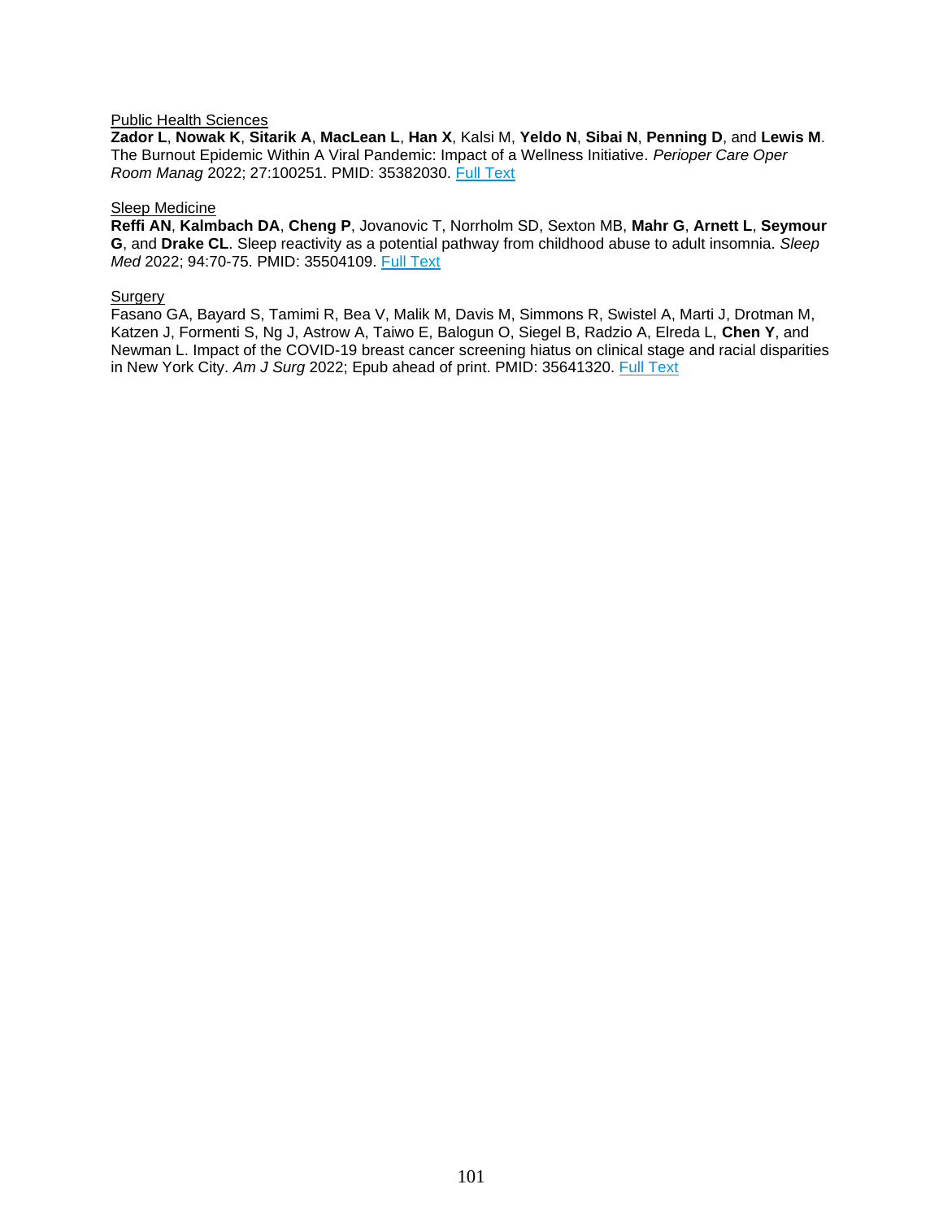Public Health Sciences

**Zador L**, **Nowak K**, **Sitarik A**, **MacLean L**, **Han X**, Kalsi M, **Yeldo N**, **Sibai N**, **Penning D**, and **Lewis M**. The Burnout Epidemic Within A Viral Pandemic: Impact of a Wellness Initiative. *Perioper Care Oper Room Manag* 2022; 27:100251. PMID: 35382030. Full Text

Sleep Medicine

**Reffi AN**, **Kalmbach DA**, **Cheng P**, Jovanovic T, Norrholm SD, Sexton MB, **Mahr G**, **Arnett L**, **Seymour G**, and **Drake CL**. Sleep reactivity as a potential pathway from childhood abuse to adult insomnia. *Sleep Med* 2022; 94:70-75. PMID: 35504109. Full Text

Surgery

Fasano GA, Bayard S, Tamimi R, Bea V, Malik M, Davis M, Simmons R, Swistel A, Marti J, Drotman M, Katzen J, Formenti S, Ng J, Astrow A, Taiwo E, Balogun O, Siegel B, Radzio A, Elreda L, **Chen Y**, and Newman L. Impact of the COVID-19 breast cancer screening hiatus on clinical stage and racial disparities in New York City. *Am J Surg* 2022; Epub ahead of print. PMID: 35641320. Full Text